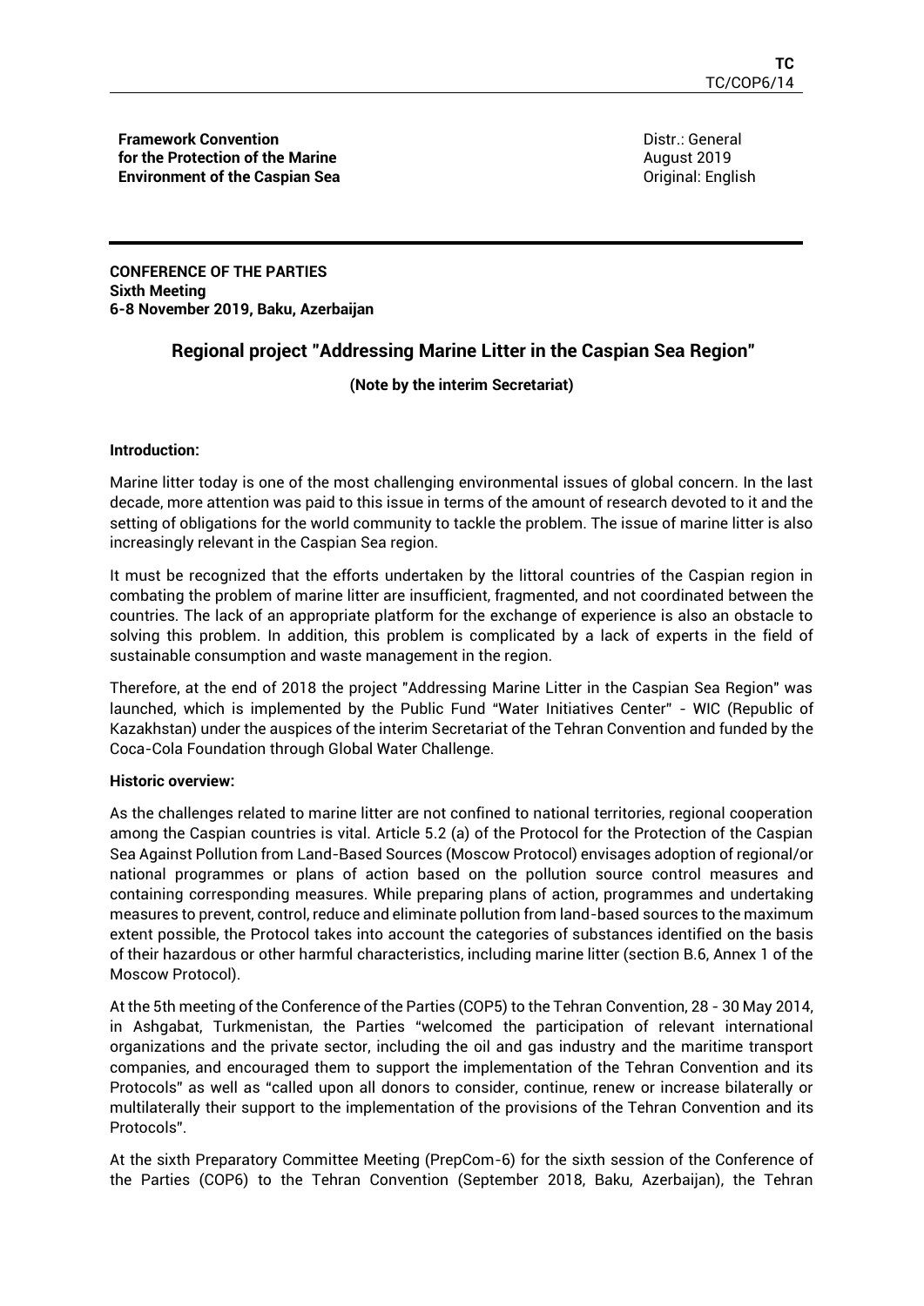**Framework Convention for the Protection of the Marine Environment of the Caspian Sea**

Distr.: General
August 2019
Original: English

**CONFERENCE OF THE PARTIES**
**Sixth Meeting**
**6-8 November 2019, Baku, Azerbaijan**

## Regional project "Addressing Marine Litter in the Caspian Sea Region"

**(Note by the interim Secretariat)**

**Introduction:**

Marine litter today is one of the most challenging environmental issues of global concern. In the last decade, more attention was paid to this issue in terms of the amount of research devoted to it and the setting of obligations for the world community to tackle the problem. The issue of marine litter is also increasingly relevant in the Caspian Sea region.

It must be recognized that the efforts undertaken by the littoral countries of the Caspian region in combating the problem of marine litter are insufficient, fragmented, and not coordinated between the countries. The lack of an appropriate platform for the exchange of experience is also an obstacle to solving this problem. In addition, this problem is complicated by a lack of experts in the field of sustainable consumption and waste management in the region.

Therefore, at the end of 2018 the project "Addressing Marine Litter in the Caspian Sea Region" was launched, which is implemented by the Public Fund "Water Initiatives Center" - WIC (Republic of Kazakhstan) under the auspices of the interim Secretariat of the Tehran Convention and funded by the Coca-Cola Foundation through Global Water Challenge.

**Historic overview:**

As the challenges related to marine litter are not confined to national territories, regional cooperation among the Caspian countries is vital. Article 5.2 (a) of the Protocol for the Protection of the Caspian Sea Against Pollution from Land-Based Sources (Moscow Protocol) envisages adoption of regional/or national programmes or plans of action based on the pollution source control measures and containing corresponding measures. While preparing plans of action, programmes and undertaking measures to prevent, control, reduce and eliminate pollution from land-based sources to the maximum extent possible, the Protocol takes into account the categories of substances identified on the basis of their hazardous or other harmful characteristics, including marine litter (section B.6, Annex 1 of the Moscow Protocol).

At the 5th meeting of the Conference of the Parties (COP5) to the Tehran Convention, 28 - 30 May 2014, in Ashgabat, Turkmenistan, the Parties "welcomed the participation of relevant international organizations and the private sector, including the oil and gas industry and the maritime transport companies, and encouraged them to support the implementation of the Tehran Convention and its Protocols" as well as "called upon all donors to consider, continue, renew or increase bilaterally or multilaterally their support to the implementation of the provisions of the Tehran Convention and its Protocols".

At the sixth Preparatory Committee Meeting (PrepCom-6) for the sixth session of the Conference of the Parties (COP6) to the Tehran Convention (September 2018, Baku, Azerbaijan), the Tehran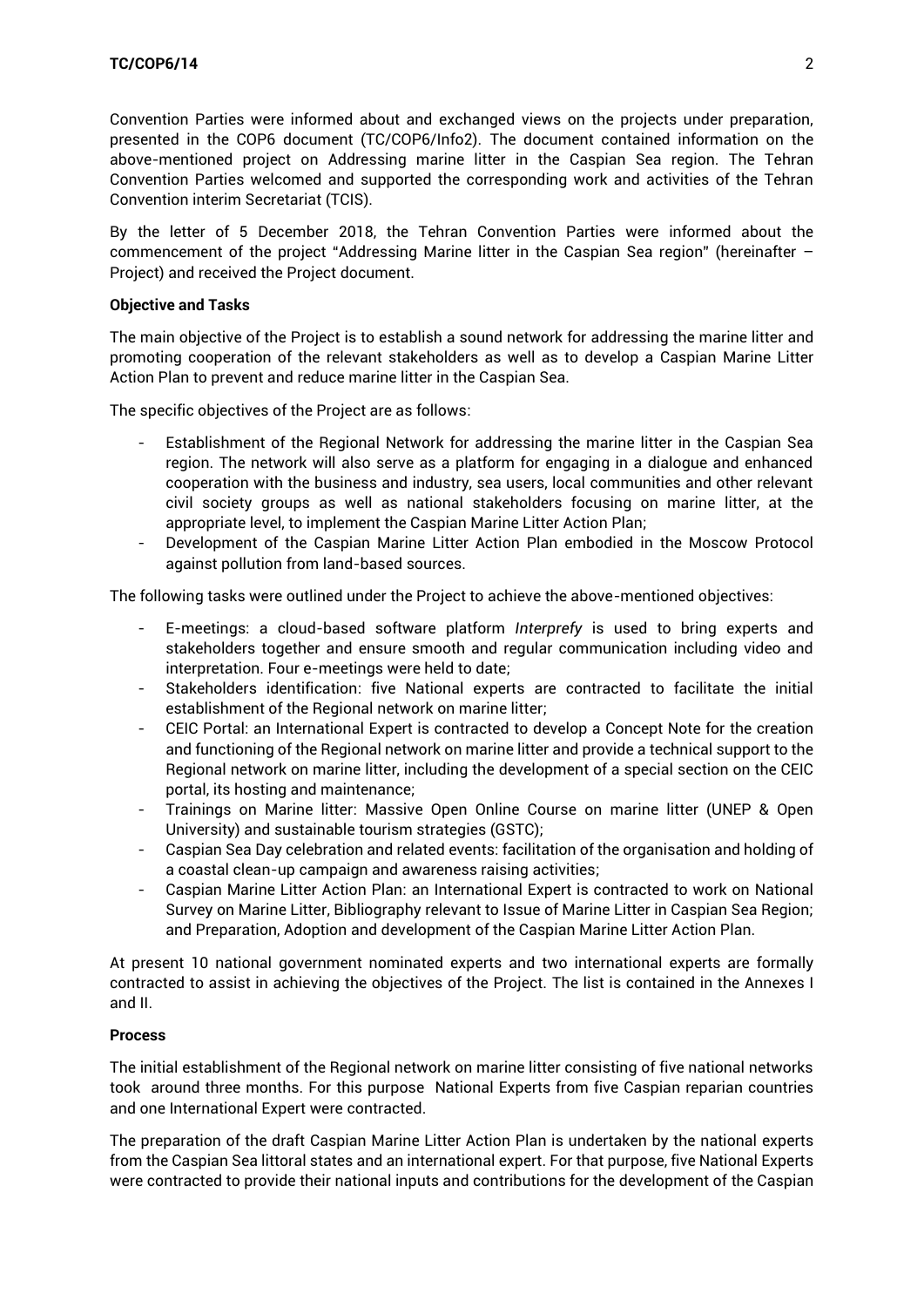Convention Parties were informed about and exchanged views on the projects under preparation, presented in the COP6 document (TC/COP6/Info2). The document contained information on the above-mentioned project on Addressing marine litter in the Caspian Sea region. The Tehran Convention Parties welcomed and supported the corresponding work and activities of the Tehran Convention interim Secretariat (TCIS).

By the letter of 5 December 2018, the Tehran Convention Parties were informed about the commencement of the project "Addressing Marine litter in the Caspian Sea region" (hereinafter – Project) and received the Project document.

**Objective and Tasks**

The main objective of the Project is to establish a sound network for addressing the marine litter and promoting cooperation of the relevant stakeholders as well as to develop a Caspian Marine Litter Action Plan to prevent and reduce marine litter in the Caspian Sea.

The specific objectives of the Project are as follows:

- Establishment of the Regional Network for addressing the marine litter in the Caspian Sea region. The network will also serve as a platform for engaging in a dialogue and enhanced cooperation with the business and industry, sea users, local communities and other relevant civil society groups as well as national stakeholders focusing on marine litter, at the appropriate level, to implement the Caspian Marine Litter Action Plan;
- Development of the Caspian Marine Litter Action Plan embodied in the Moscow Protocol against pollution from land-based sources.

The following tasks were outlined under the Project to achieve the above-mentioned objectives:

- E-meetings: a cloud-based software platform *Interprefy* is used to bring experts and stakeholders together and ensure smooth and regular communication including video and interpretation. Four e-meetings were held to date;
- Stakeholders identification: five National experts are contracted to facilitate the initial establishment of the Regional network on marine litter;
- CEIC Portal: an International Expert is contracted to develop a Concept Note for the creation and functioning of the Regional network on marine litter and provide a technical support to the Regional network on marine litter, including the development of a special section on the CEIC portal, its hosting and maintenance;
- Trainings on Marine litter: Massive Open Online Course on marine litter (UNEP & Open University) and sustainable tourism strategies (GSTC);
- Caspian Sea Day celebration and related events: facilitation of the organisation and holding of a coastal clean-up campaign and awareness raising activities;
- Caspian Marine Litter Action Plan: an International Expert is contracted to work on National Survey on Marine Litter, Bibliography relevant to Issue of Marine Litter in Caspian Sea Region; and Preparation, Adoption and development of the Caspian Marine Litter Action Plan.

At present 10 national government nominated experts and two international experts are formally contracted to assist in achieving the objectives of the Project. The list is contained in the Annexes I and II.

**Process**

The initial establishment of the Regional network on marine litter consisting of five national networks took around three months. For this purpose National Experts from five Caspian reparian countries and one International Expert were contracted.

The preparation of the draft Caspian Marine Litter Action Plan is undertaken by the national experts from the Caspian Sea littoral states and an international expert. For that purpose, five National Experts were contracted to provide their national inputs and contributions for the development of the Caspian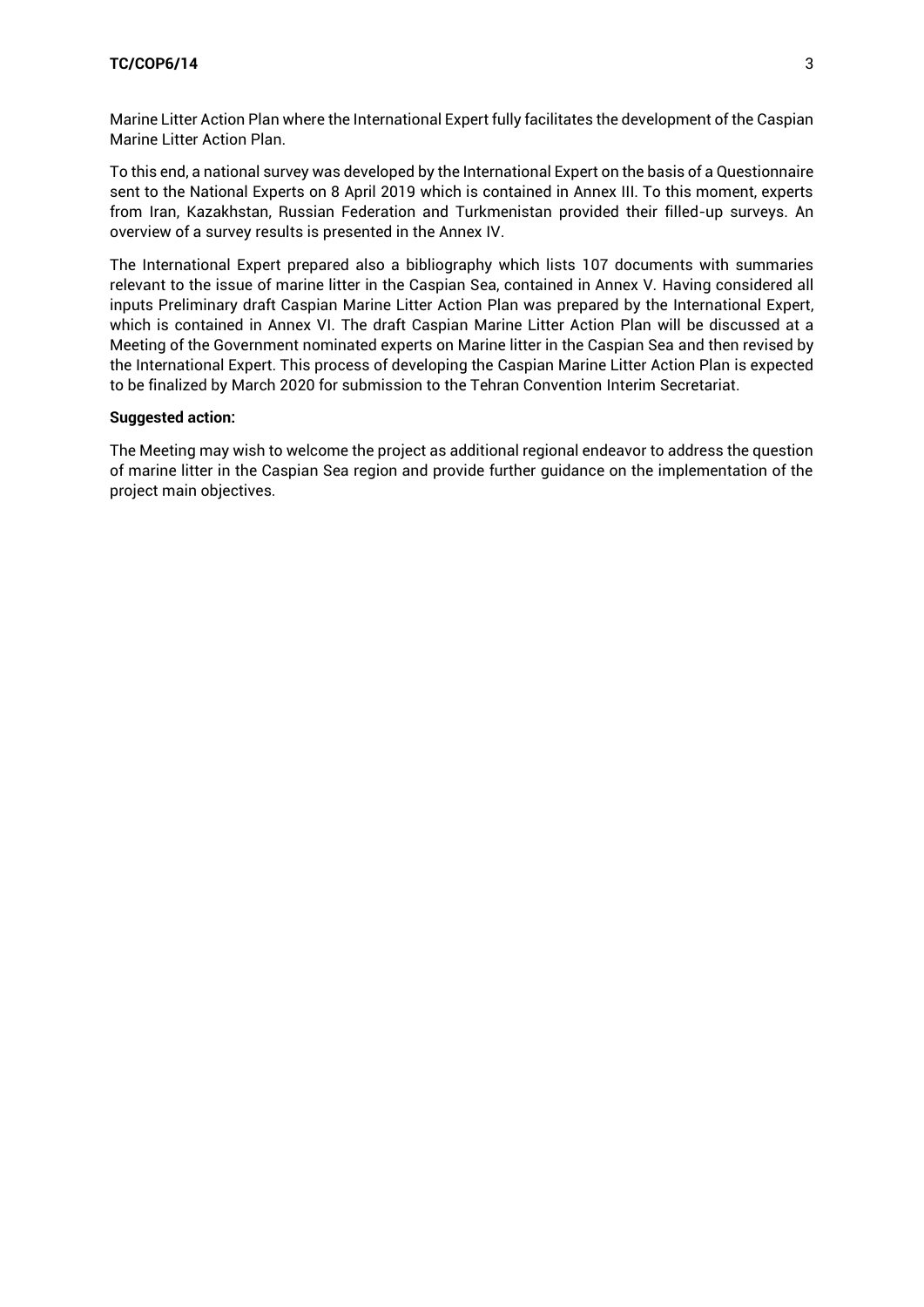Marine Litter Action Plan where the International Expert fully facilitates the development of the Caspian Marine Litter Action Plan.

To this end, a national survey was developed by the International Expert on the basis of a Questionnaire sent to the National Experts on 8 April 2019 which is contained in Annex III. To this moment, experts from Iran, Kazakhstan, Russian Federation and Turkmenistan provided their filled-up surveys. An overview of a survey results is presented in the Annex IV.

The International Expert prepared also a bibliography which lists 107 documents with summaries relevant to the issue of marine litter in the Caspian Sea, contained in Annex V. Having considered all inputs Preliminary draft Caspian Marine Litter Action Plan was prepared by the International Expert, which is contained in Annex VI. The draft Caspian Marine Litter Action Plan will be discussed at a Meeting of the Government nominated experts on Marine litter in the Caspian Sea and then revised by the International Expert. This process of developing the Caspian Marine Litter Action Plan is expected to be finalized by March 2020 for submission to the Tehran Convention Interim Secretariat.

**Suggested action:**

The Meeting may wish to welcome the project as additional regional endeavor to address the question of marine litter in the Caspian Sea region and provide further guidance on the implementation of the project main objectives.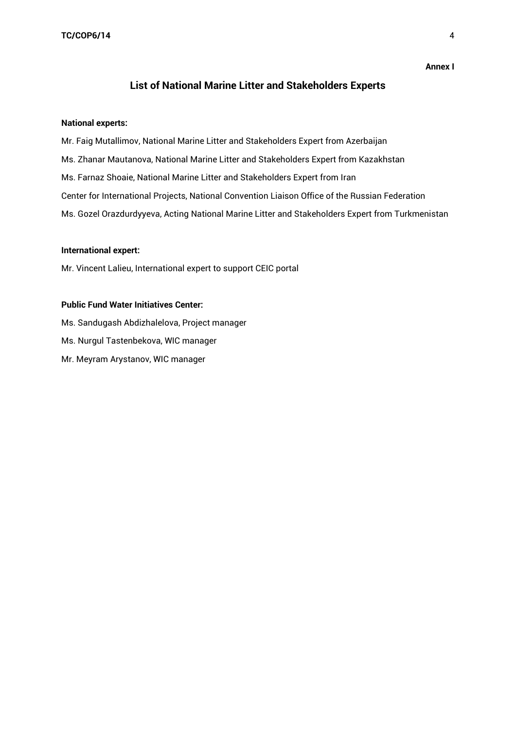**Annex I**

## List of National Marine Litter and Stakeholders Experts

**National experts:**

Mr. Faig Mutallimov, National Marine Litter and Stakeholders Expert from Azerbaijan

Ms. Zhanar Mautanova, National Marine Litter and Stakeholders Expert from Kazakhstan

Ms. Farnaz Shoaie, National Marine Litter and Stakeholders Expert from Iran

Center for International Projects, National Convention Liaison Office of the Russian Federation

Ms. Gozel Orazdurdyyeva, Acting National Marine Litter and Stakeholders Expert from Turkmenistan

**International expert:**

Mr. Vincent Lalieu, International expert to support CEIC portal

**Public Fund Water Initiatives Center:**

Ms. Sandugash Abdizhalelova, Project manager

Ms. Nurgul Tastenbekova, WIC manager

Mr. Meyram Arystanov, WIC manager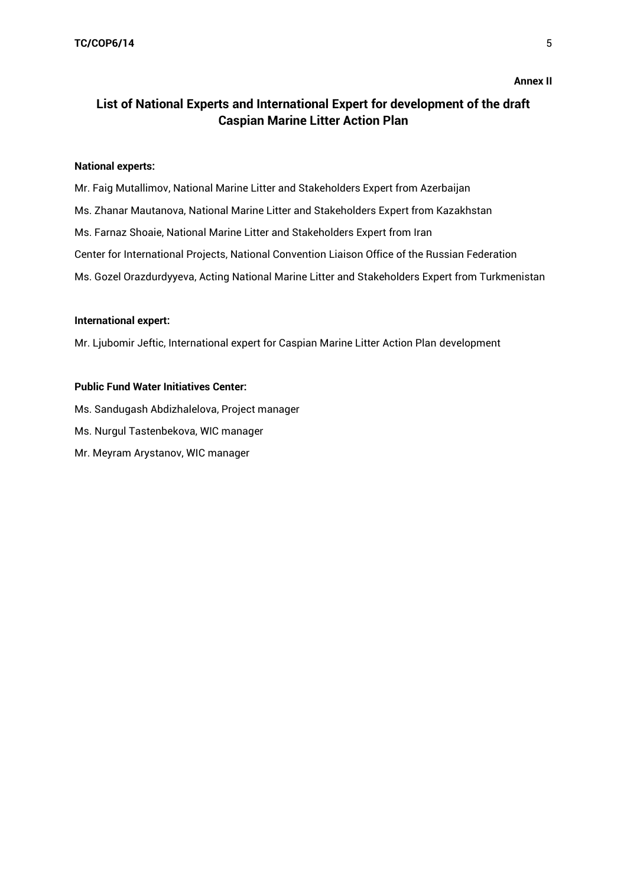**Annex II**

# List of National Experts and International Expert for development of the draft Caspian Marine Litter Action Plan

**National experts:**

Mr. Faig Mutallimov, National Marine Litter and Stakeholders Expert from Azerbaijan

Ms. Zhanar Mautanova, National Marine Litter and Stakeholders Expert from Kazakhstan

Ms. Farnaz Shoaie, National Marine Litter and Stakeholders Expert from Iran

Center for International Projects, National Convention Liaison Office of the Russian Federation

Ms. Gozel Orazdurdyyeva, Acting National Marine Litter and Stakeholders Expert from Turkmenistan

**International expert:**

Mr. Ljubomir Jeftic, International expert for Caspian Marine Litter Action Plan development

**Public Fund Water Initiatives Center:**

Ms. Sandugash Abdizhalelova, Project manager

Ms. Nurgul Tastenbekova, WIC manager

Mr. Meyram Arystanov, WIC manager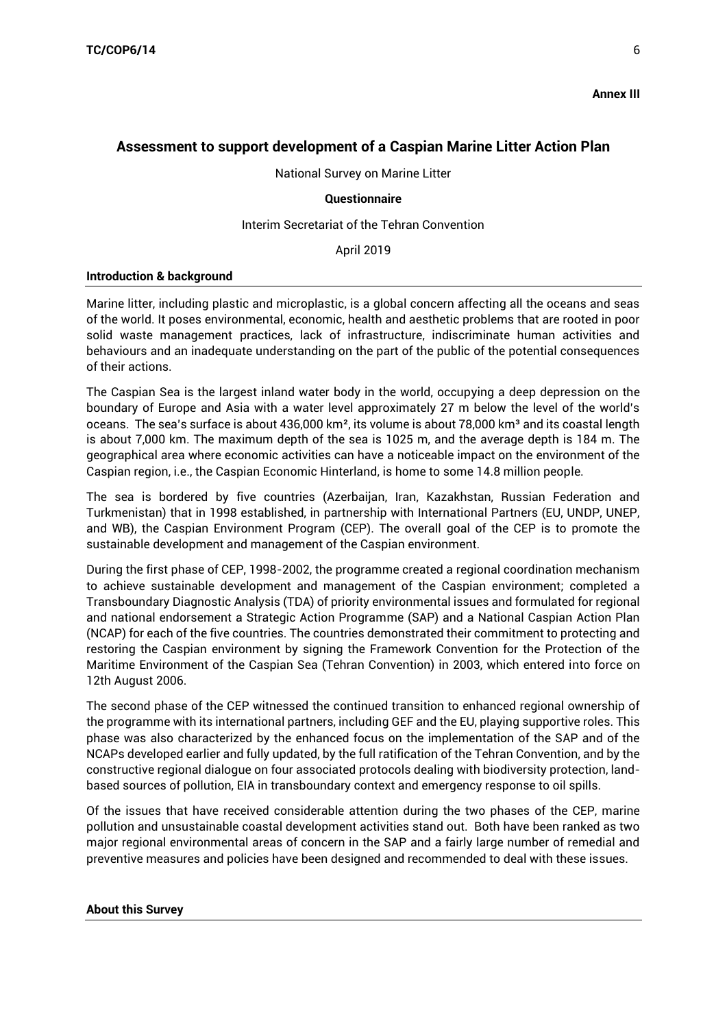**Annex III**

## Assessment to support development of a Caspian Marine Litter Action Plan

National Survey on Marine Litter

**Questionnaire**

Interim Secretariat of the Tehran Convention

April 2019

### Introduction & background

Marine litter, including plastic and microplastic, is a global concern affecting all the oceans and seas of the world. It poses environmental, economic, health and aesthetic problems that are rooted in poor solid waste management practices, lack of infrastructure, indiscriminate human activities and behaviours and an inadequate understanding on the part of the public of the potential consequences of their actions.

The Caspian Sea is the largest inland water body in the world, occupying a deep depression on the boundary of Europe and Asia with a water level approximately 27 m below the level of the world's oceans. The sea's surface is about 436,000 km², its volume is about 78,000 km³ and its coastal length is about 7,000 km. The maximum depth of the sea is 1025 m, and the average depth is 184 m. The geographical area where economic activities can have a noticeable impact on the environment of the Caspian region, i.e., the Caspian Economic Hinterland, is home to some 14.8 million people.

The sea is bordered by five countries (Azerbaijan, Iran, Kazakhstan, Russian Federation and Turkmenistan) that in 1998 established, in partnership with International Partners (EU, UNDP, UNEP, and WB), the Caspian Environment Program (CEP). The overall goal of the CEP is to promote the sustainable development and management of the Caspian environment.

During the first phase of CEP, 1998-2002, the programme created a regional coordination mechanism to achieve sustainable development and management of the Caspian environment; completed a Transboundary Diagnostic Analysis (TDA) of priority environmental issues and formulated for regional and national endorsement a Strategic Action Programme (SAP) and a National Caspian Action Plan (NCAP) for each of the five countries. The countries demonstrated their commitment to protecting and restoring the Caspian environment by signing the Framework Convention for the Protection of the Maritime Environment of the Caspian Sea (Tehran Convention) in 2003, which entered into force on 12th August 2006.

The second phase of the CEP witnessed the continued transition to enhanced regional ownership of the programme with its international partners, including GEF and the EU, playing supportive roles. This phase was also characterized by the enhanced focus on the implementation of the SAP and of the NCAPs developed earlier and fully updated, by the full ratification of the Tehran Convention, and by the constructive regional dialogue on four associated protocols dealing with biodiversity protection, land-based sources of pollution, EIA in transboundary context and emergency response to oil spills.

Of the issues that have received considerable attention during the two phases of the CEP, marine pollution and unsustainable coastal development activities stand out. Both have been ranked as two major regional environmental areas of concern in the SAP and a fairly large number of remedial and preventive measures and policies have been designed and recommended to deal with these issues.

### About this Survey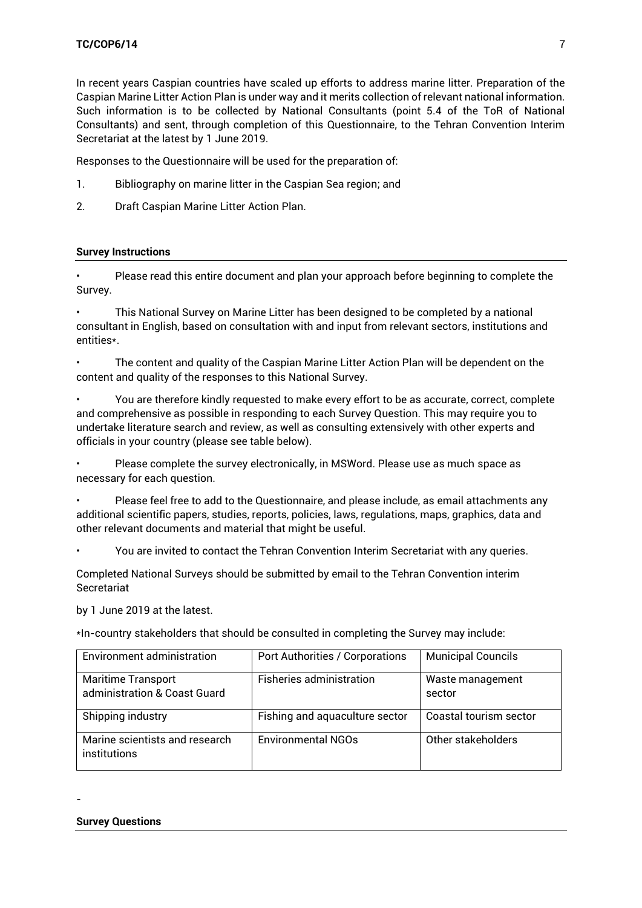In recent years Caspian countries have scaled up efforts to address marine litter. Preparation of the Caspian Marine Litter Action Plan is under way and it merits collection of relevant national information. Such information is to be collected by National Consultants (point 5.4 of the ToR of National Consultants) and sent, through completion of this Questionnaire, to the Tehran Convention Interim Secretariat at the latest by 1 June 2019.

Responses to the Questionnaire will be used for the preparation of:

1. Bibliography on marine litter in the Caspian Sea region; and
2. Draft Caspian Marine Litter Action Plan.

**Survey Instructions**

- Please read this entire document and plan your approach before beginning to complete the Survey.
- This National Survey on Marine Litter has been designed to be completed by a national consultant in English, based on consultation with and input from relevant sectors, institutions and entities*.
- The content and quality of the Caspian Marine Litter Action Plan will be dependent on the content and quality of the responses to this National Survey.
- You are therefore kindly requested to make every effort to be as accurate, correct, complete and comprehensive as possible in responding to each Survey Question. This may require you to undertake literature search and review, as well as consulting extensively with other experts and officials in your country (please see table below).
- Please complete the survey electronically, in MSWord. Please use as much space as necessary for each question.
- Please feel free to add to the Questionnaire, and please include, as email attachments any additional scientific papers, studies, reports, policies, laws, regulations, maps, graphics, data and other relevant documents and material that might be useful.
- You are invited to contact the Tehran Convention Interim Secretariat with any queries.

Completed National Surveys should be submitted by email to the Tehran Convention interim Secretariat

by 1 June 2019 at the latest.

*In-country stakeholders that should be consulted in completing the Survey may include:

| Environment administration | Port Authorities / Corporations | Municipal Councils |
|---|---|---|
| Maritime Transport administration & Coast Guard | Fisheries administration | Waste management sector |
| Shipping industry | Fishing and aquaculture sector | Coastal tourism sector |
| Marine scientists and research institutions | Environmental NGOs | Other stakeholders |

-

**Survey Questions**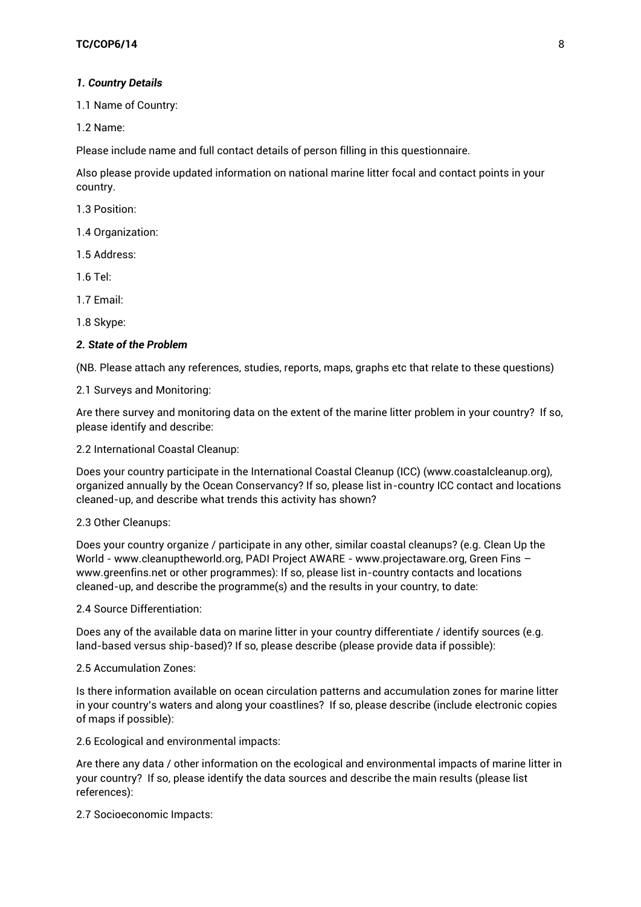***1. Country Details***

1.1 Name of Country:

1.2 Name:

Please include name and full contact details of person filling in this questionnaire.

Also please provide updated information on national marine litter focal and contact points in your country.

1.3 Position:

1.4 Organization:

1.5 Address:

1.6 Tel:

1.7 Email:

1.8 Skype:

***2. State of the Problem***

(NB. Please attach any references, studies, reports, maps, graphs etc that relate to these questions)

2.1 Surveys and Monitoring:

Are there survey and monitoring data on the extent of the marine litter problem in your country? If so, please identify and describe:

2.2 International Coastal Cleanup:

Does your country participate in the International Coastal Cleanup (ICC) (www.coastalcleanup.org), organized annually by the Ocean Conservancy? If so, please list in-country ICC contact and locations cleaned-up, and describe what trends this activity has shown?

2.3 Other Cleanups:

Does your country organize / participate in any other, similar coastal cleanups? (e.g. Clean Up the World - www.cleanuptheworld.org, PADI Project AWARE - www.projectaware.org, Green Fins – www.greenfins.net or other programmes): If so, please list in-country contacts and locations cleaned-up, and describe the programme(s) and the results in your country, to date:

2.4 Source Differentiation:

Does any of the available data on marine litter in your country differentiate / identify sources (e.g. land-based versus ship-based)? If so, please describe (please provide data if possible):

2.5 Accumulation Zones:

Is there information available on ocean circulation patterns and accumulation zones for marine litter in your country's waters and along your coastlines? If so, please describe (include electronic copies of maps if possible):

2.6 Ecological and environmental impacts:

Are there any data / other information on the ecological and environmental impacts of marine litter in your country? If so, please identify the data sources and describe the main results (please list references):

2.7 Socioeconomic Impacts: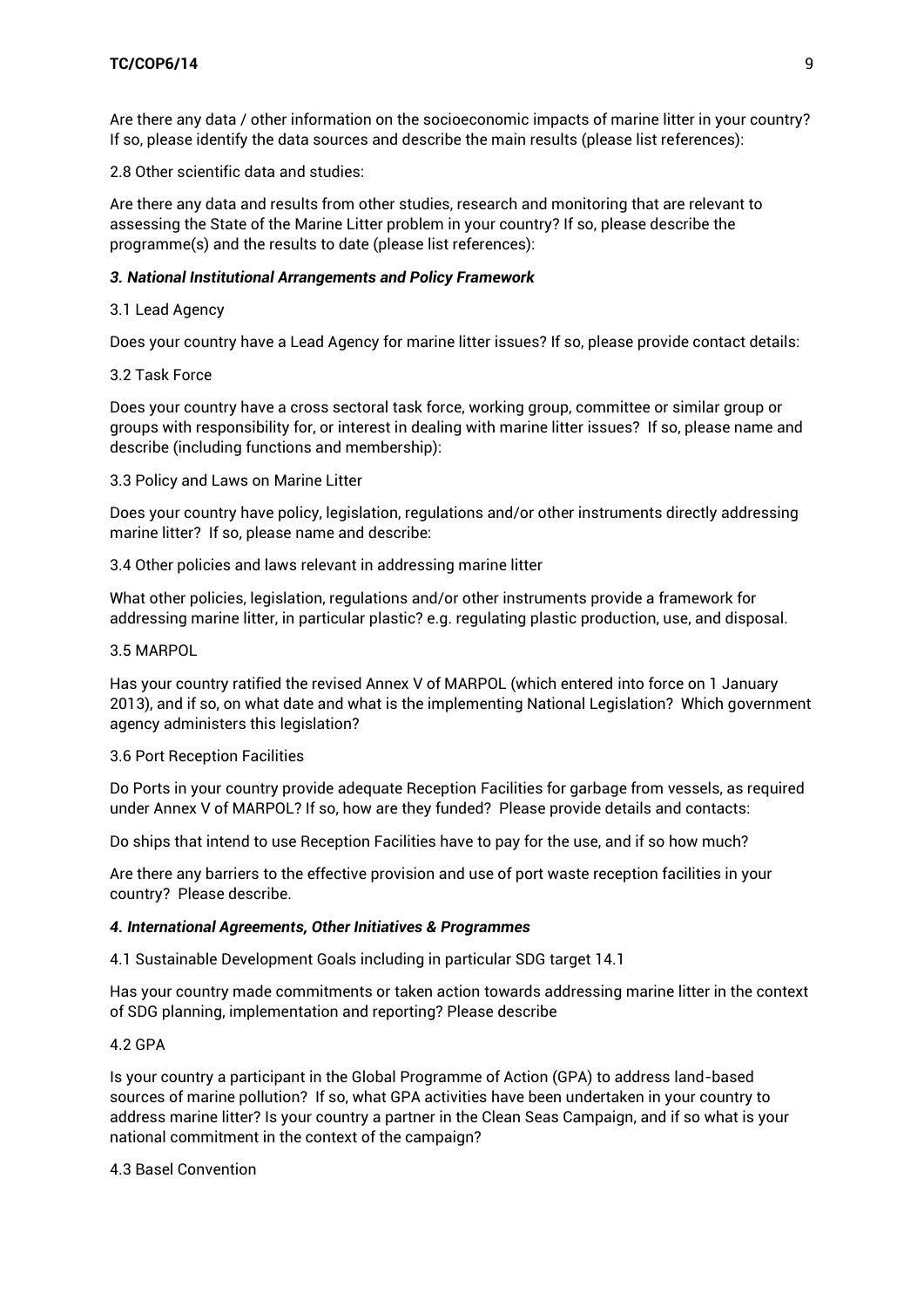Are there any data / other information on the socioeconomic impacts of marine litter in your country? If so, please identify the data sources and describe the main results (please list references):

2.8 Other scientific data and studies:

Are there any data and results from other studies, research and monitoring that are relevant to assessing the State of the Marine Litter problem in your country? If so, please describe the programme(s) and the results to date (please list references):

### *3. National Institutional Arrangements and Policy Framework*

3.1 Lead Agency

Does your country have a Lead Agency for marine litter issues? If so, please provide contact details:

3.2 Task Force

Does your country have a cross sectoral task force, working group, committee or similar group or groups with responsibility for, or interest in dealing with marine litter issues? If so, please name and describe (including functions and membership):

3.3 Policy and Laws on Marine Litter

Does your country have policy, legislation, regulations and/or other instruments directly addressing marine litter? If so, please name and describe:

3.4 Other policies and laws relevant in addressing marine litter

What other policies, legislation, regulations and/or other instruments provide a framework for addressing marine litter, in particular plastic? e.g. regulating plastic production, use, and disposal.

3.5 MARPOL

Has your country ratified the revised Annex V of MARPOL (which entered into force on 1 January 2013), and if so, on what date and what is the implementing National Legislation? Which government agency administers this legislation?

3.6 Port Reception Facilities

Do Ports in your country provide adequate Reception Facilities for garbage from vessels, as required under Annex V of MARPOL? If so, how are they funded? Please provide details and contacts:

Do ships that intend to use Reception Facilities have to pay for the use, and if so how much?

Are there any barriers to the effective provision and use of port waste reception facilities in your country? Please describe.

### *4. International Agreements, Other Initiatives & Programmes*

4.1 Sustainable Development Goals including in particular SDG target 14.1

Has your country made commitments or taken action towards addressing marine litter in the context of SDG planning, implementation and reporting? Please describe

4.2 GPA

Is your country a participant in the Global Programme of Action (GPA) to address land-based sources of marine pollution? If so, what GPA activities have been undertaken in your country to address marine litter? Is your country a partner in the Clean Seas Campaign, and if so what is your national commitment in the context of the campaign?

4.3 Basel Convention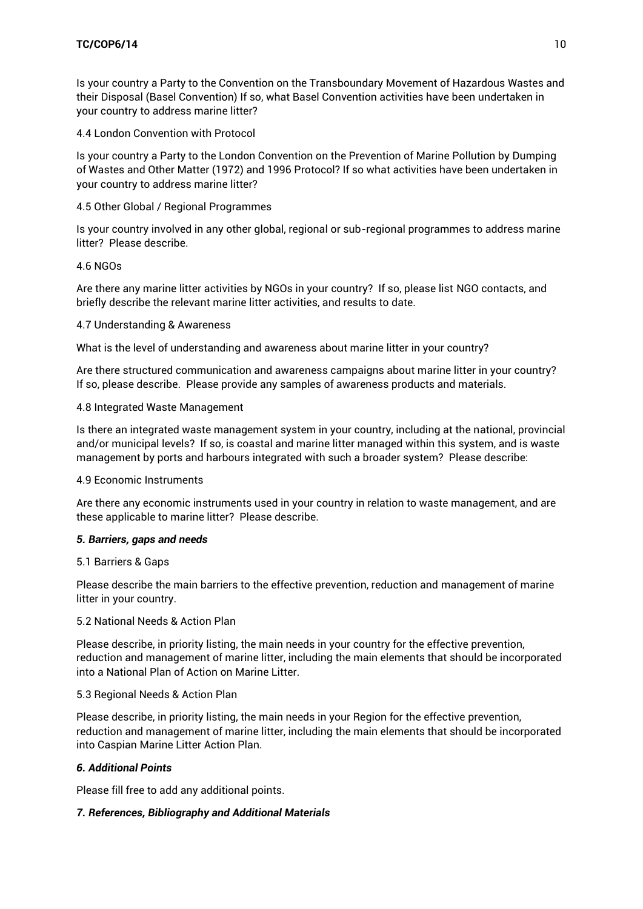Is your country a Party to the Convention on the Transboundary Movement of Hazardous Wastes and their Disposal (Basel Convention) If so, what Basel Convention activities have been undertaken in your country to address marine litter?

4.4 London Convention with Protocol

Is your country a Party to the London Convention on the Prevention of Marine Pollution by Dumping of Wastes and Other Matter (1972) and 1996 Protocol? If so what activities have been undertaken in your country to address marine litter?

4.5 Other Global / Regional Programmes

Is your country involved in any other global, regional or sub-regional programmes to address marine litter? Please describe.

4.6 NGOs

Are there any marine litter activities by NGOs in your country? If so, please list NGO contacts, and briefly describe the relevant marine litter activities, and results to date.

4.7 Understanding & Awareness

What is the level of understanding and awareness about marine litter in your country?

Are there structured communication and awareness campaigns about marine litter in your country? If so, please describe. Please provide any samples of awareness products and materials.

4.8 Integrated Waste Management

Is there an integrated waste management system in your country, including at the national, provincial and/or municipal levels? If so, is coastal and marine litter managed within this system, and is waste management by ports and harbours integrated with such a broader system? Please describe:

4.9 Economic Instruments

Are there any economic instruments used in your country in relation to waste management, and are these applicable to marine litter? Please describe.

***5. Barriers, gaps and needs***

5.1 Barriers & Gaps

Please describe the main barriers to the effective prevention, reduction and management of marine litter in your country.

5.2 National Needs & Action Plan

Please describe, in priority listing, the main needs in your country for the effective prevention, reduction and management of marine litter, including the main elements that should be incorporated into a National Plan of Action on Marine Litter.

5.3 Regional Needs & Action Plan

Please describe, in priority listing, the main needs in your Region for the effective prevention, reduction and management of marine litter, including the main elements that should be incorporated into Caspian Marine Litter Action Plan.

***6. Additional Points***

Please fill free to add any additional points.

***7. References, Bibliography and Additional Materials***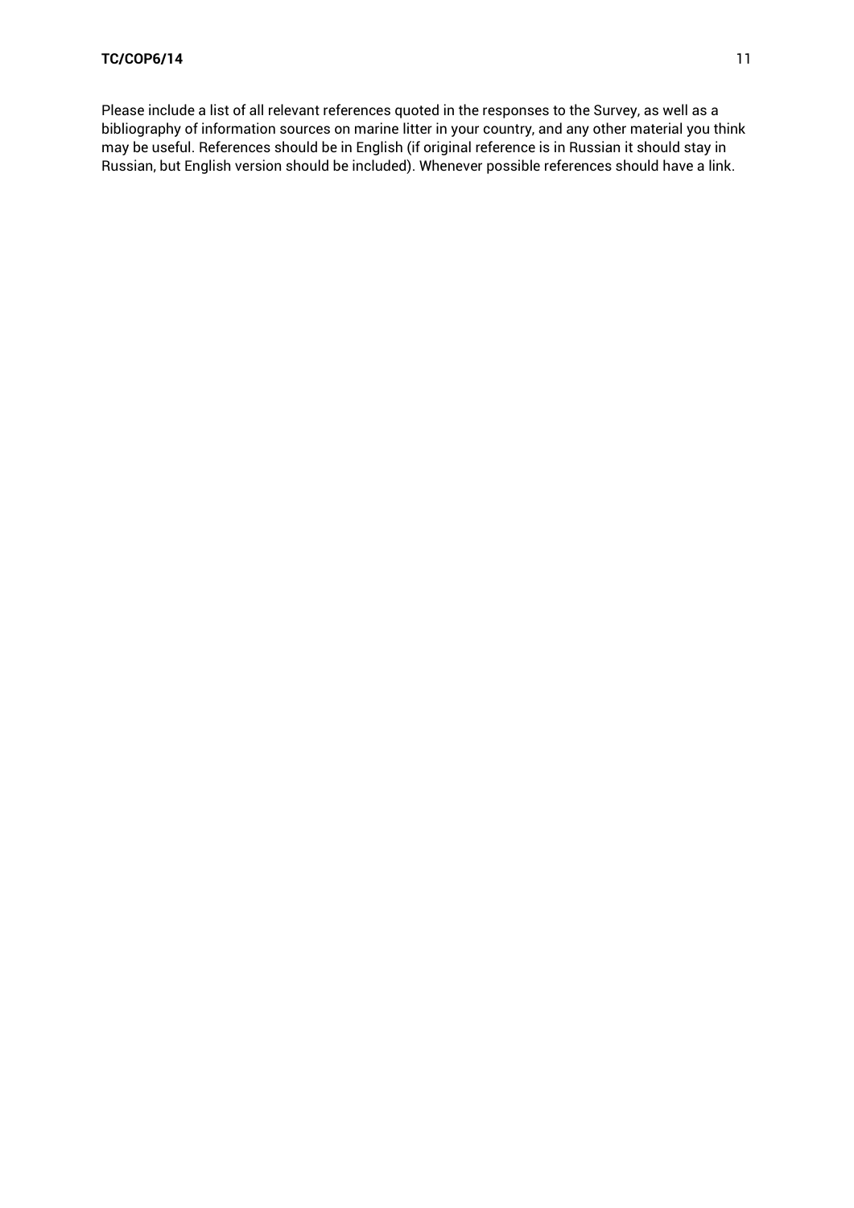Please include a list of all relevant references quoted in the responses to the Survey, as well as a bibliography of information sources on marine litter in your country, and any other material you think may be useful. References should be in English (if original reference is in Russian it should stay in Russian, but English version should be included). Whenever possible references should have a link.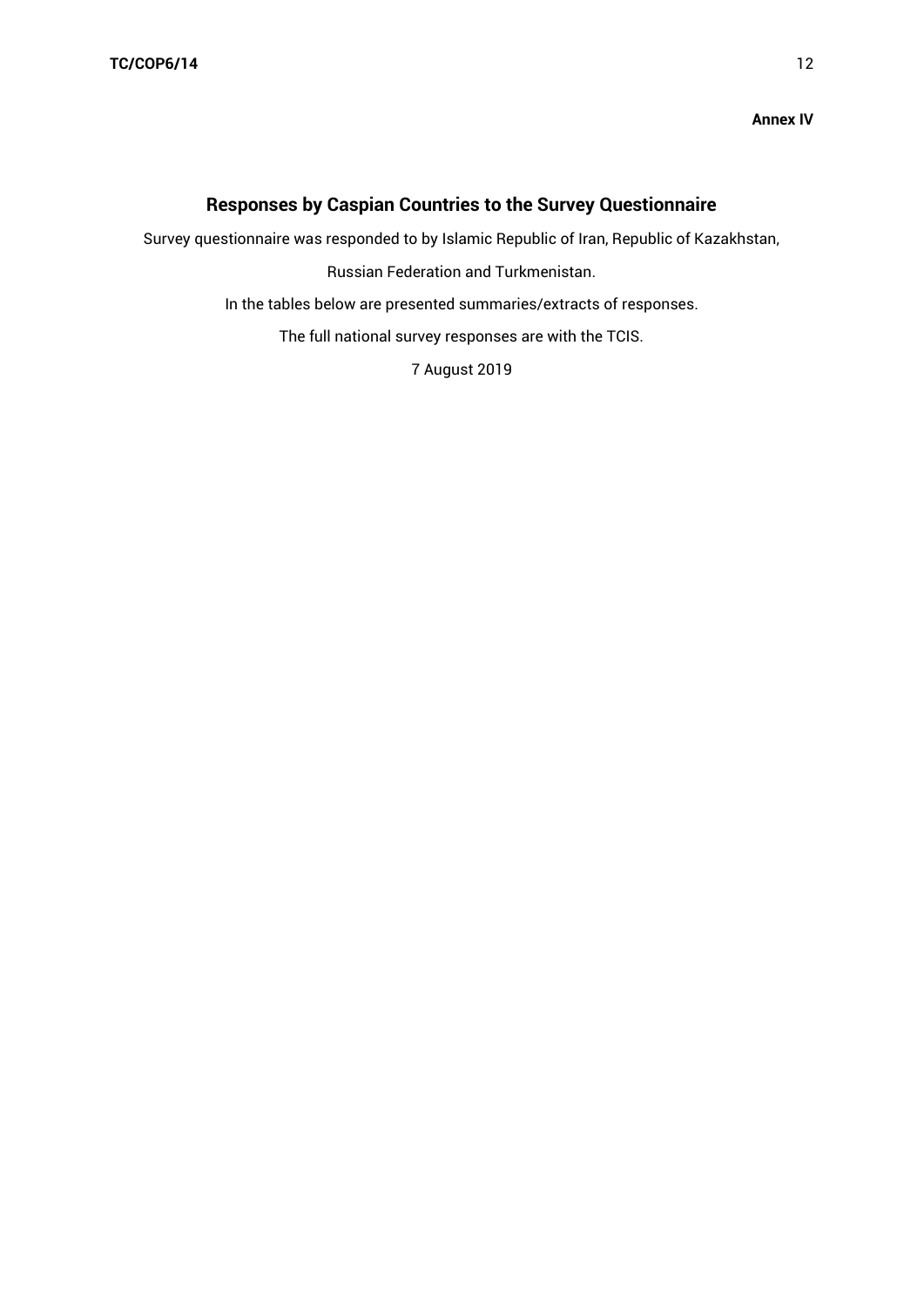**Annex IV**

## Responses by Caspian Countries to the Survey Questionnaire

Survey questionnaire was responded to by Islamic Republic of Iran, Republic of Kazakhstan, Russian Federation and Turkmenistan.

In the tables below are presented summaries/extracts of responses.

The full national survey responses are with the TCIS.

7 August 2019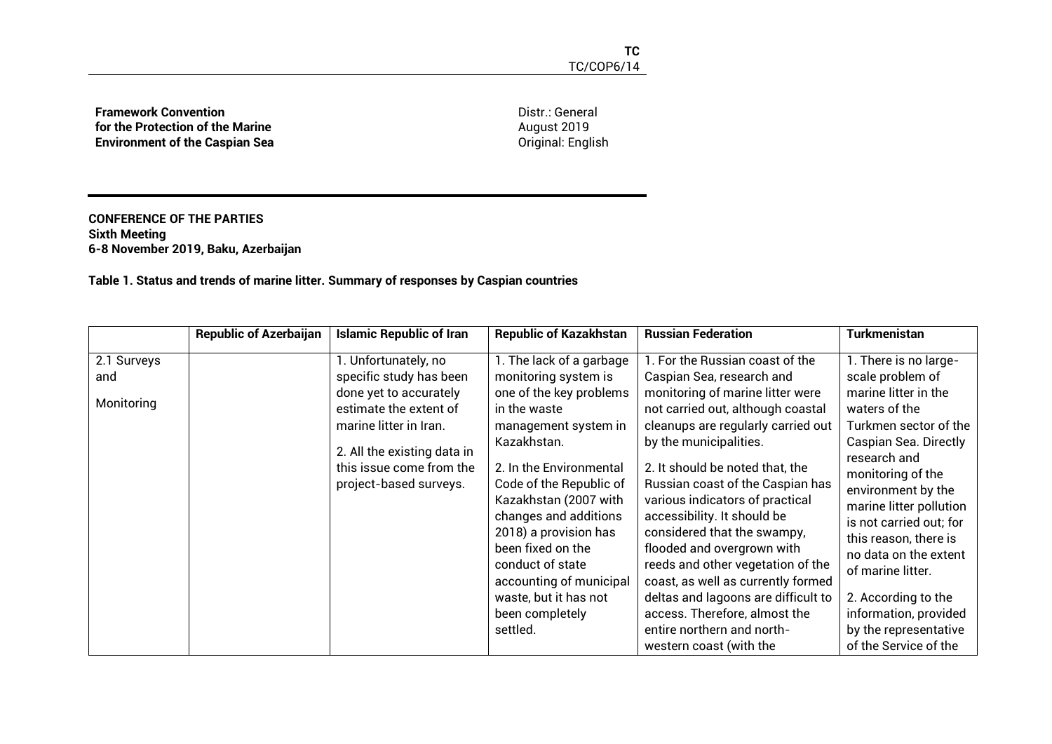**Framework Convention for the Protection of the Marine Environment of the Caspian Sea**

Distr.: General
August 2019
Original: English

**CONFERENCE OF THE PARTIES**
**Sixth Meeting**
**6-8 November 2019, Baku, Azerbaijan**

**Table 1. Status and trends of marine litter. Summary of responses by Caspian countries**

| | Republic of Azerbaijan | Islamic Republic of Iran | Republic of Kazakhstan | Russian Federation | Turkmenistan |
|---|---|---|---|---|---|
| 2.1 Surveys and Monitoring | | 1. Unfortunately, no specific study has been done yet to accurately estimate the extent of marine litter in Iran.<br><br>2. All the existing data in this issue come from the project-based surveys. | 1. The lack of a garbage monitoring system is one of the key problems in the waste management system in Kazakhstan.<br><br>2. In the Environmental Code of the Republic of Kazakhstan (2007 with changes and additions 2018) a provision has been fixed on the conduct of state accounting of municipal waste, but it has not been completely settled. | 1. For the Russian coast of the Caspian Sea, research and monitoring of marine litter were not carried out, although coastal cleanups are regularly carried out by the municipalities.<br><br>2. It should be noted that, the Russian coast of the Caspian has various indicators of practical accessibility. It should be considered that the swampy, flooded and overgrown with reeds and other vegetation of the coast, as well as currently formed deltas and lagoons are difficult to access. Therefore, almost the entire northern and north-western coast (with the | 1. There is no large-scale problem of marine litter in the waters of the Turkmen sector of the Caspian Sea. Directly research and monitoring of the environment by the marine litter pollution is not carried out; for this reason, there is no data on the extent of marine litter.<br><br>2. According to the information, provided by the representative of the Service of the |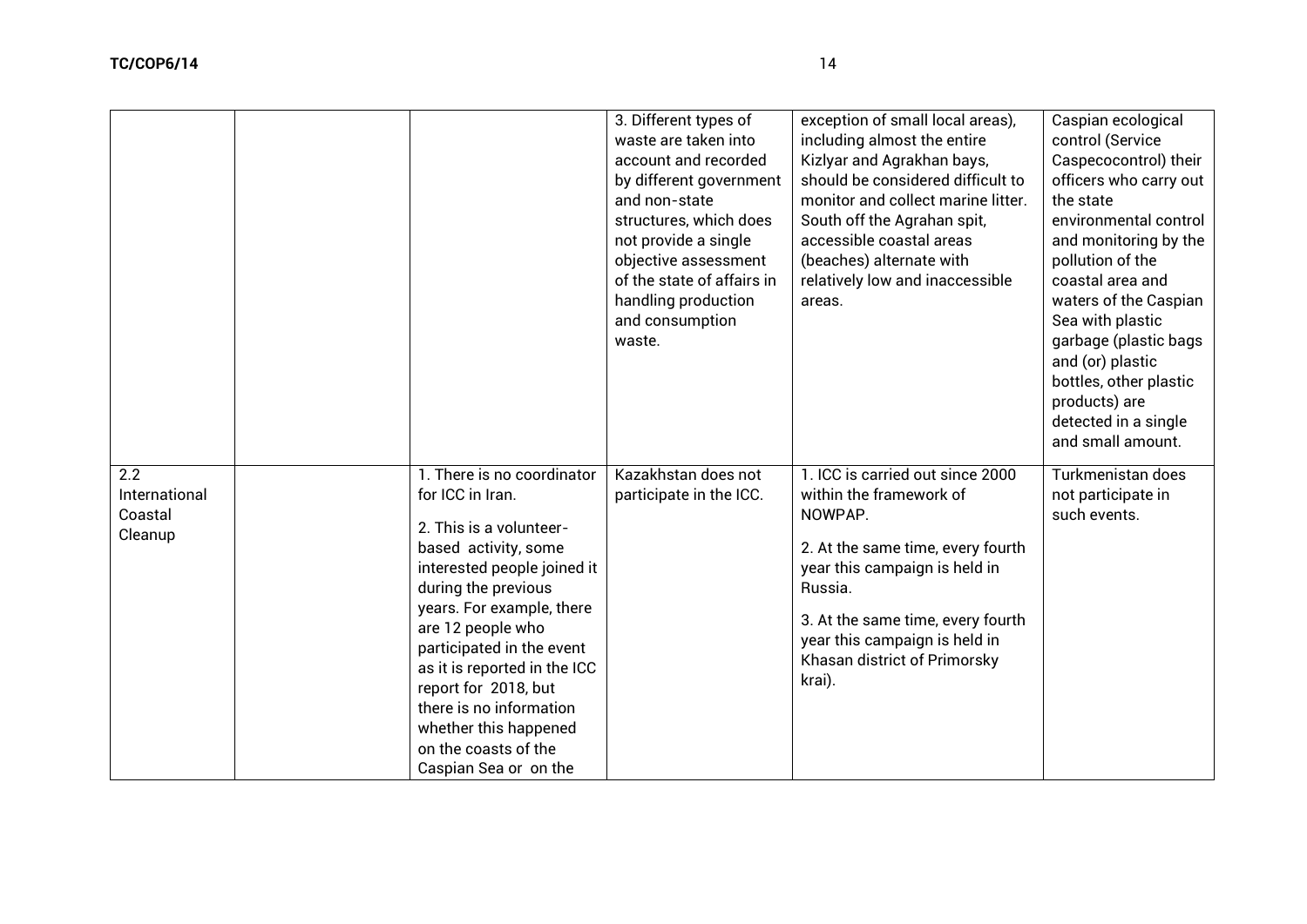| | | | 3. Different types of waste are taken into account and recorded by different government and non-state structures, which does not provide a single objective assessment of the state of affairs in handling production and consumption waste. | exception of small local areas), including almost the entire Kizlyar and Agrakhan bays, should be considered difficult to monitor and collect marine litter. South off the Agrahan spit, accessible coastal areas (beaches) alternate with relatively low and inaccessible areas. | Caspian ecological control (Service Caspecocontrol) their officers who carry out the state environmental control and monitoring by the pollution of the coastal area and waters of the Caspian Sea with plastic garbage (plastic bags and (or) plastic bottles, other plastic products) are detected in a single and small amount. |
|---|---|---|---|---|---|
| 2.2 International Coastal Cleanup | | 1. There is no coordinator for ICC in Iran.<br><br>2. This is a volunteer-based activity, some interested people joined it during the previous years. For example, there are 12 people who participated in the event as it is reported in the ICC report for 2018, but there is no information whether this happened on the coasts of the Caspian Sea or on the | Kazakhstan does not participate in the ICC. | 1. ICC is carried out since 2000 within the framework of NOWPAP.<br><br>2. At the same time, every fourth year this campaign is held in Russia.<br><br>3. At the same time, every fourth year this campaign is held in Khasan district of Primorsky krai). | Turkmenistan does not participate in such events. |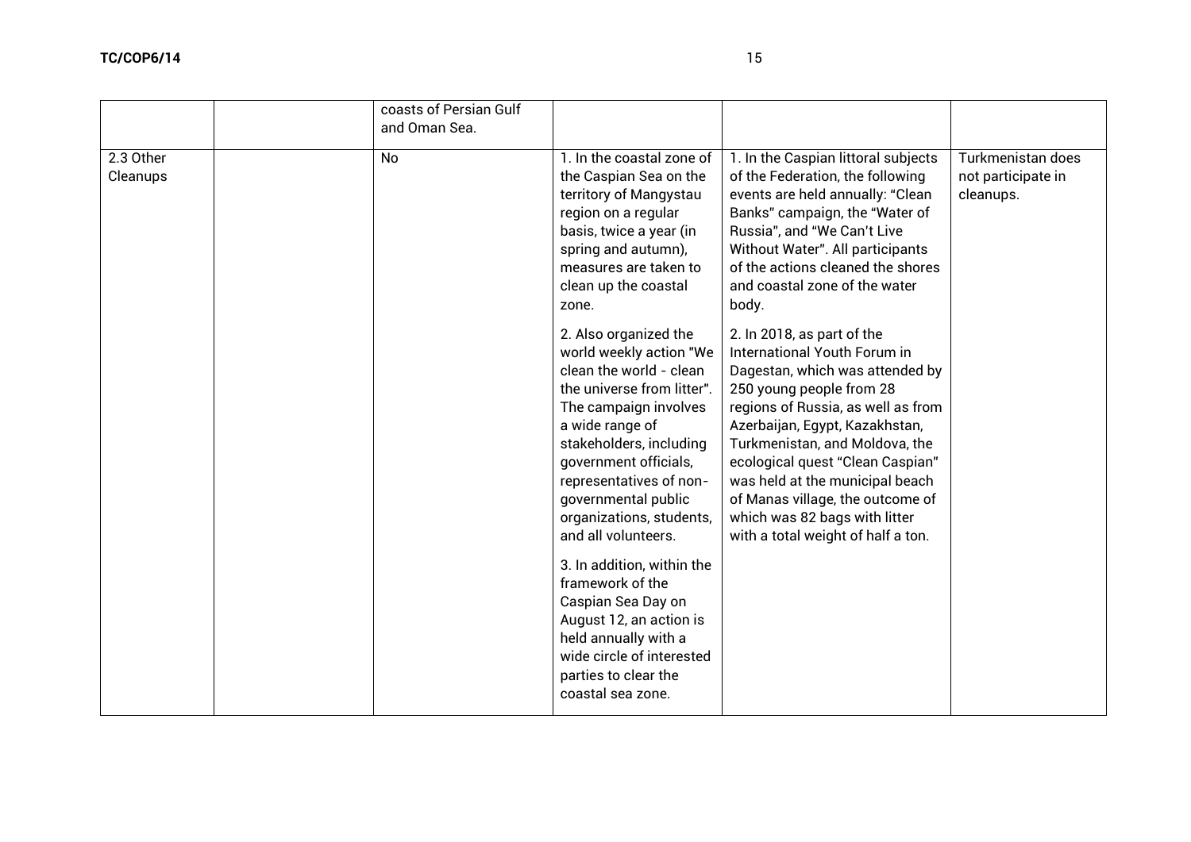| | | | | | |
|---|---|---|---|---|---|
| | | coasts of Persian Gulf and Oman Sea. | | | |
| 2.3 Other Cleanups | | No | 1. In the coastal zone of the Caspian Sea on the territory of Mangystau region on a regular basis, twice a year (in spring and autumn), measures are taken to clean up the coastal zone.<br><br>2. Also organized the world weekly action "We clean the world - clean the universe from litter". The campaign involves a wide range of stakeholders, including government officials, representatives of non-governmental public organizations, students, and all volunteers.<br><br>3. In addition, within the framework of the Caspian Sea Day on August 12, an action is held annually with a wide circle of interested parties to clear the coastal sea zone. | 1. In the Caspian littoral subjects of the Federation, the following events are held annually: "Clean Banks" campaign, the "Water of Russia", and "We Can't Live Without Water". All participants of the actions cleaned the shores and coastal zone of the water body.<br><br>2. In 2018, as part of the International Youth Forum in Dagestan, which was attended by 250 young people from 28 regions of Russia, as well as from Azerbaijan, Egypt, Kazakhstan, Turkmenistan, and Moldova, the ecological quest "Clean Caspian" was held at the municipal beach of Manas village, the outcome of which was 82 bags with litter with a total weight of half a ton. | Turkmenistan does not participate in cleanups. |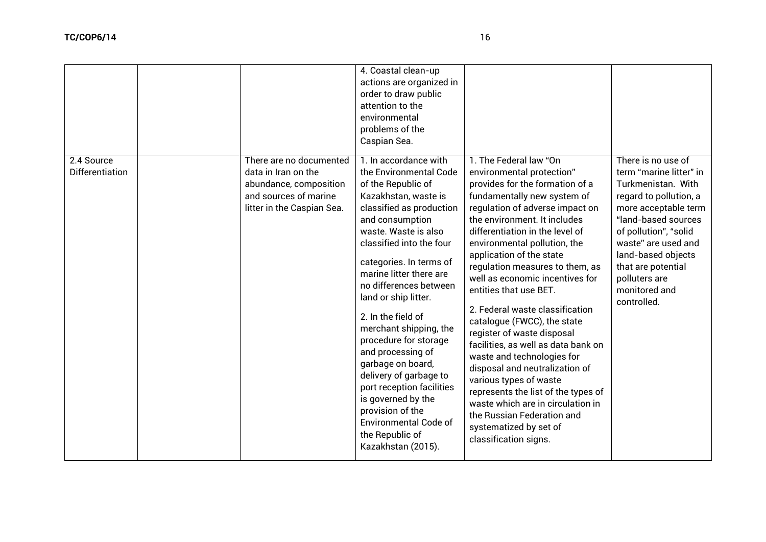| | | | | | |
|---|---|---|---|---|---|
| | | | 4. Coastal clean-up actions are organized in order to draw public attention to the environmental problems of the Caspian Sea. | | |
| 2.4 Source Differentiation | | There are no documented data in Iran on the abundance, composition and sources of marine litter in the Caspian Sea. | 1. In accordance with the Environmental Code of the Republic of Kazakhstan, waste is classified as production and consumption waste. Waste is also classified into the four categories. In terms of marine litter there are no differences between land or ship litter.<br><br>2. In the field of merchant shipping, the procedure for storage and processing of garbage on board, delivery of garbage to port reception facilities is governed by the provision of the Environmental Code of the Republic of Kazakhstan (2015). | 1. The Federal law "On environmental protection" provides for the formation of a fundamentally new system of regulation of adverse impact on the environment. It includes differentiation in the level of environmental pollution, the application of the state regulation measures to them, as well as economic incentives for entities that use BET.<br><br>2. Federal waste classification catalogue (FWCC), the state register of waste disposal facilities, as well as data bank on waste and technologies for disposal and neutralization of various types of waste represents the list of the types of waste which are in circulation in the Russian Federation and systematized by set of classification signs. | There is no use of term "marine litter" in Turkmenistan. With regard to pollution, a more acceptable term "land-based sources of pollution", "solid waste" are used and land-based objects that are potential polluters are monitored and controlled. |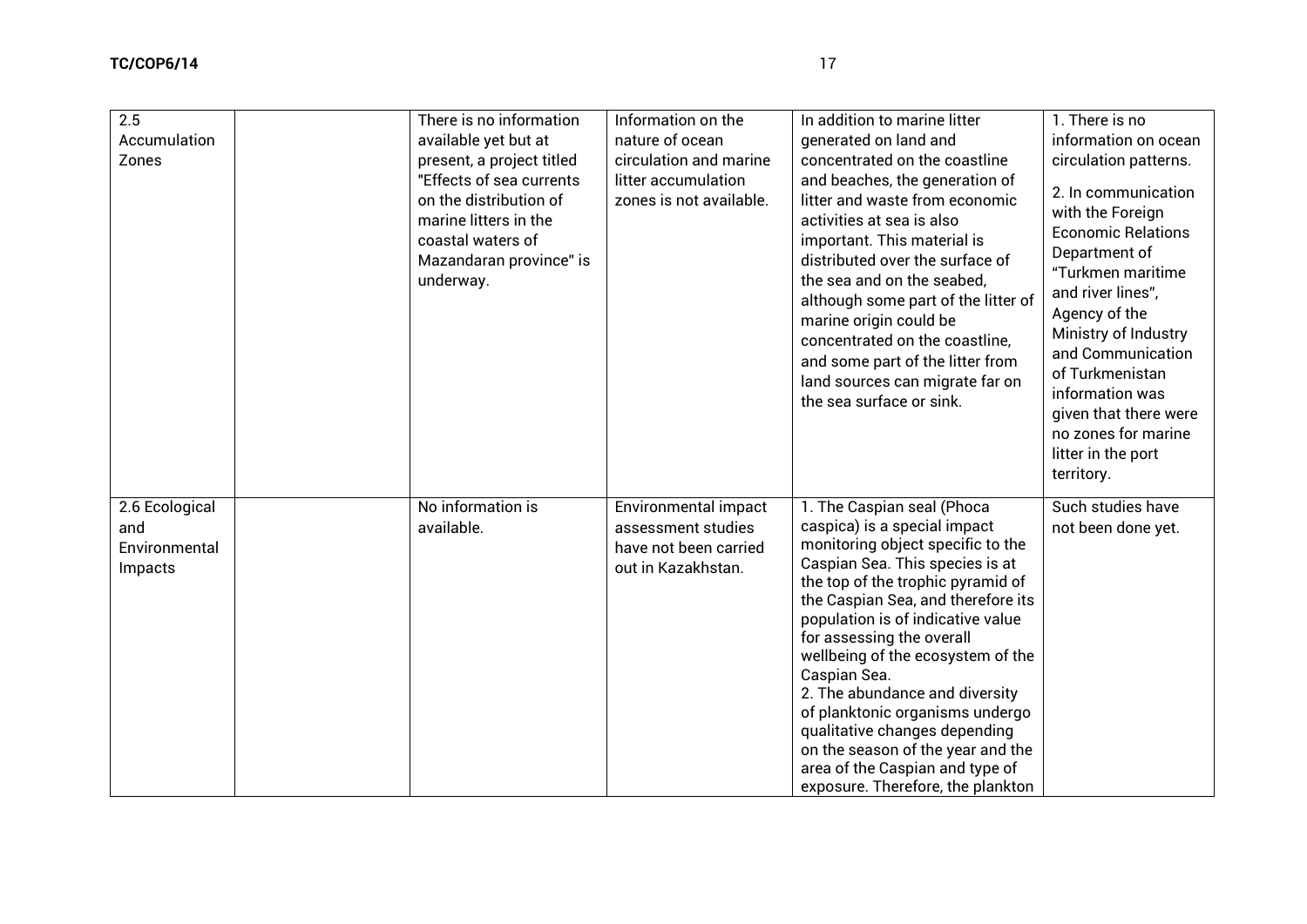| 2.5 Accumulation Zones | | There is no information available yet but at present, a project titled "Effects of sea currents on the distribution of marine litters in the coastal waters of Mazandaran province" is underway. | Information on the nature of ocean circulation and marine litter accumulation zones is not available. | In addition to marine litter generated on land and concentrated on the coastline and beaches, the generation of litter and waste from economic activities at sea is also important. This material is distributed over the surface of the sea and on the seabed, although some part of the litter of marine origin could be concentrated on the coastline, and some part of the litter from land sources can migrate far on the sea surface or sink. | 1. There is no information on ocean circulation patterns.<br>2. In communication with the Foreign Economic Relations Department of "Turkmen maritime and river lines", Agency of the Ministry of Industry and Communication of Turkmenistan information was given that there were no zones for marine litter in the port territory. |
|---|---|---|---|---|---|
| 2.6 Ecological and Environmental Impacts | | No information is available. | Environmental impact assessment studies have not been carried out in Kazakhstan. | 1. The Caspian seal (Phoca caspica) is a special impact monitoring object specific to the Caspian Sea. This species is at the top of the trophic pyramid of the Caspian Sea, and therefore its population is of indicative value for assessing the overall wellbeing of the ecosystem of the Caspian Sea.<br>2. The abundance and diversity of planktonic organisms undergo qualitative changes depending on the season of the year and the area of the Caspian and type of exposure. Therefore, the plankton | Such studies have not been done yet. |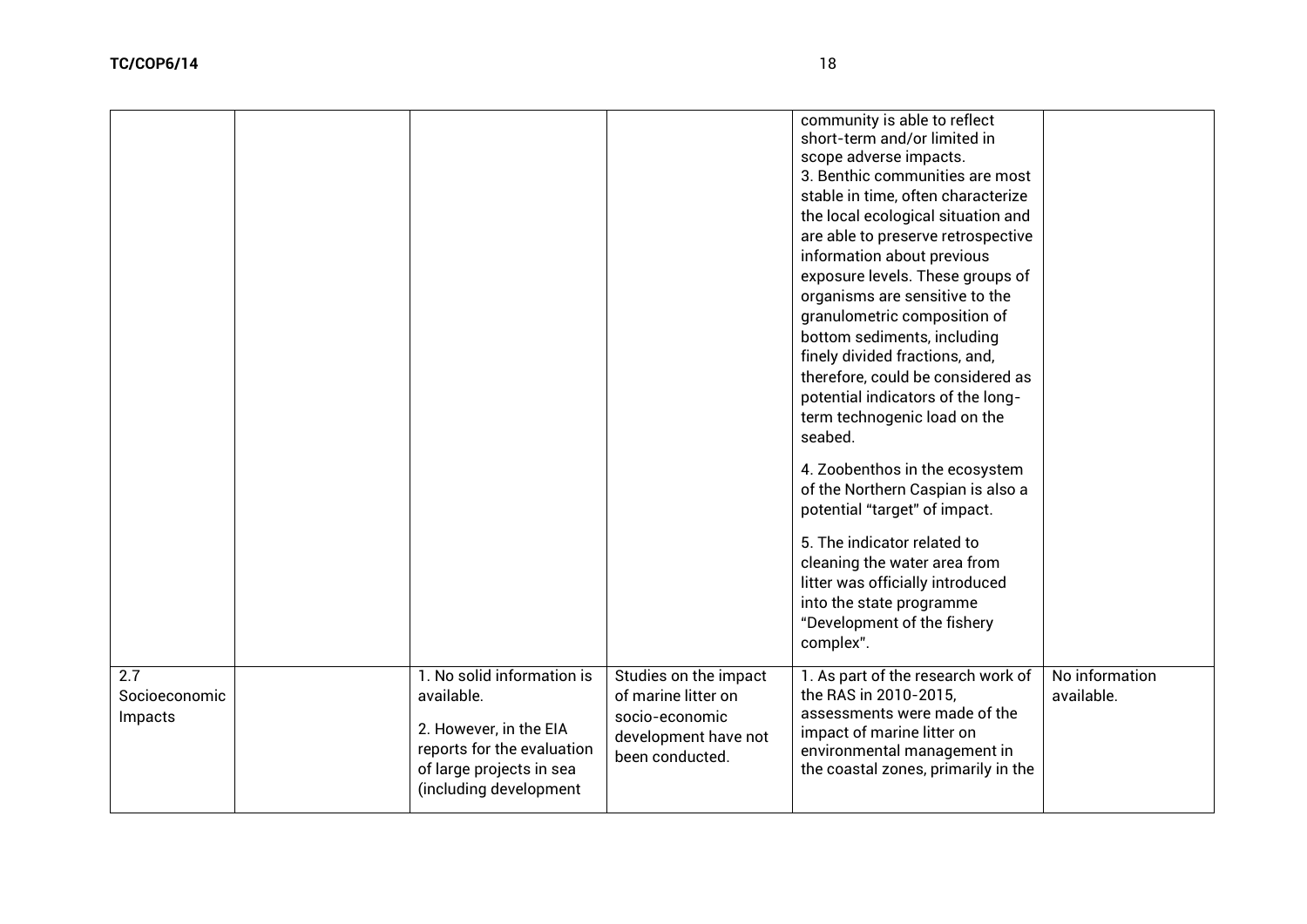| | | | | | |
|---|---|---|---|---|---|
| | | | | community is able to reflect short-term and/or limited in scope adverse impacts.<br>3. Benthic communities are most stable in time, often characterize the local ecological situation and are able to preserve retrospective information about previous exposure levels. These groups of organisms are sensitive to the granulometric composition of bottom sediments, including finely divided fractions, and, therefore, could be considered as potential indicators of the long-term technogenic load on the seabed.<br><br>4. Zoobenthos in the ecosystem of the Northern Caspian is also a potential "target" of impact.<br><br>5. The indicator related to cleaning the water area from litter was officially introduced into the state programme "Development of the fishery complex". | |
| 2.7 Socioeconomic Impacts | | 1. No solid information is available.<br><br>2. However, in the EIA reports for the evaluation of large projects in sea (including development | Studies on the impact of marine litter on socio-economic development have not been conducted. | 1. As part of the research work of the RAS in 2010-2015, assessments were made of the impact of marine litter on environmental management in the coastal zones, primarily in the | No information available. |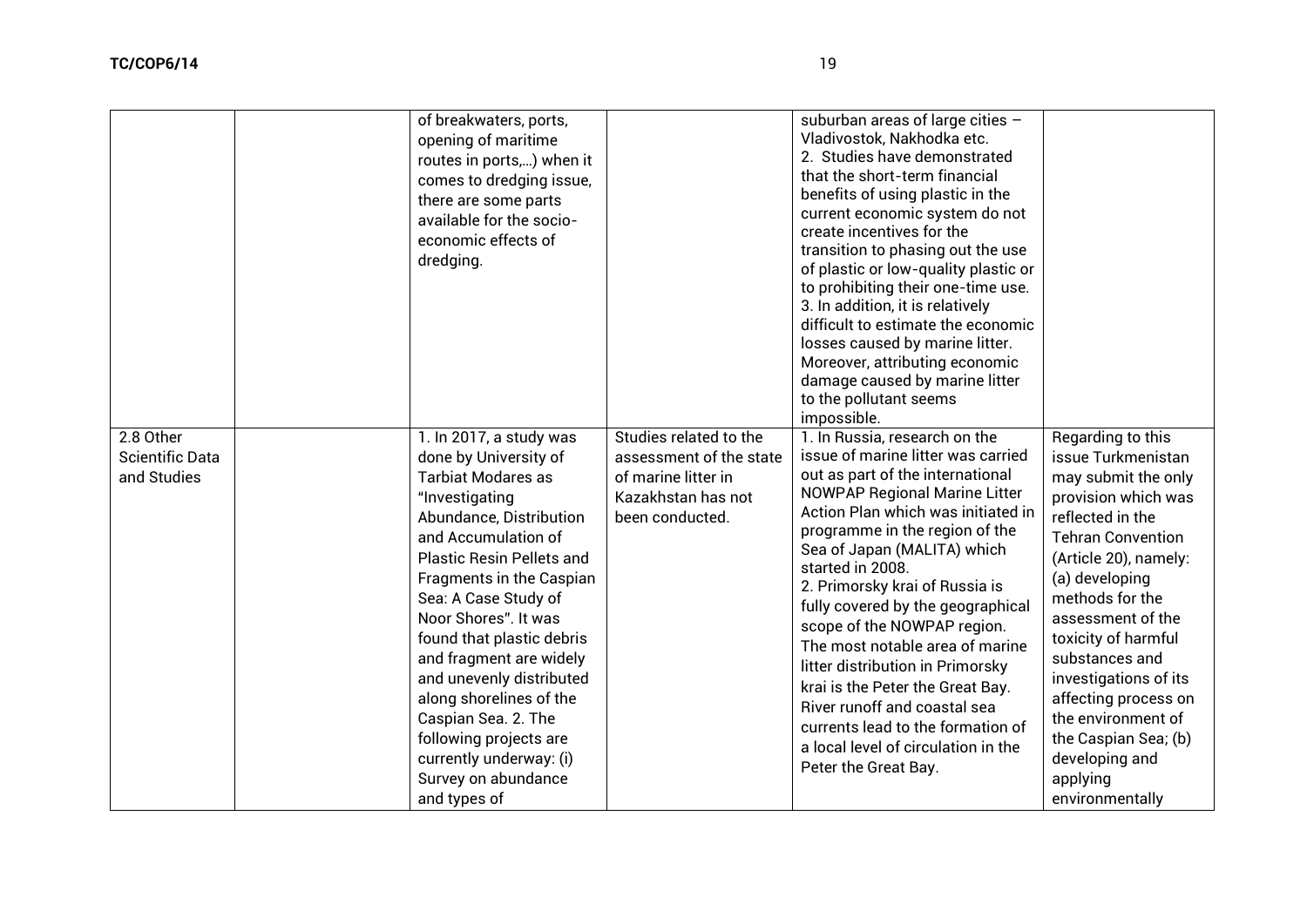| | | | | | |
|---|---|---|---|---|---|
| | | of breakwaters, ports, opening of maritime routes in ports,...) when it comes to dredging issue, there are some parts available for the socio-economic effects of dredging. | | suburban areas of large cities – Vladivostok, Nakhodka etc. 2. Studies have demonstrated that the short-term financial benefits of using plastic in the current economic system do not create incentives for the transition to phasing out the use of plastic or low-quality plastic or to prohibiting their one-time use. 3. In addition, it is relatively difficult to estimate the economic losses caused by marine litter. Moreover, attributing economic damage caused by marine litter to the pollutant seems impossible. | |
| 2.8 Other Scientific Data and Studies | | 1. In 2017, a study was done by University of Tarbiat Modares as "Investigating Abundance, Distribution and Accumulation of Plastic Resin Pellets and Fragments in the Caspian Sea: A Case Study of Noor Shores". It was found that plastic debris and fragment are widely and unevenly distributed along shorelines of the Caspian Sea. 2. The following projects are currently underway: (i) Survey on abundance and types of | Studies related to the assessment of the state of marine litter in Kazakhstan has not been conducted. | 1. In Russia, research on the issue of marine litter was carried out as part of the international NOWPAP Regional Marine Litter Action Plan which was initiated in programme in the region of the Sea of Japan (MALITA) which started in 2008. 2. Primorsky krai of Russia is fully covered by the geographical scope of the NOWPAP region. The most notable area of marine litter distribution in Primorsky krai is the Peter the Great Bay. River runoff and coastal sea currents lead to the formation of a local level of circulation in the Peter the Great Bay. | Regarding to this issue Turkmenistan may submit the only provision which was reflected in the Tehran Convention (Article 20), namely: (a) developing methods for the assessment of the toxicity of harmful substances and investigations of its affecting process on the environment of the Caspian Sea; (b) developing and applying environmentally |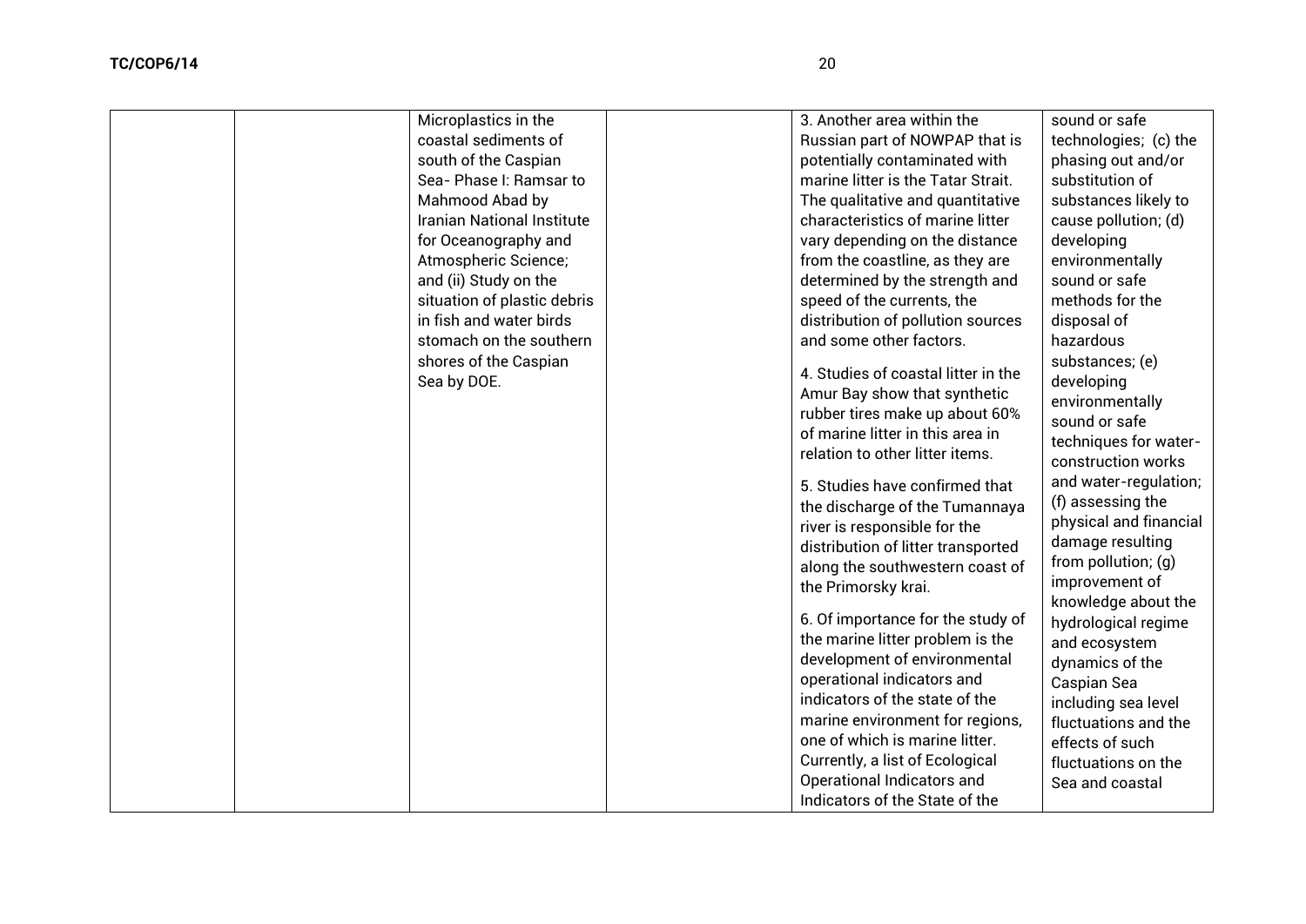| | | | | | |
|---|---|---|---|---|---|
| | | Microplastics in the coastal sediments of south of the Caspian Sea- Phase I: Ramsar to Mahmood Abad by Iranian National Institute for Oceanography and Atmospheric Science; and (ii) Study on the situation of plastic debris in fish and water birds stomach on the southern shores of the Caspian Sea by DOE. | | 3. Another area within the Russian part of NOWPAP that is potentially contaminated with marine litter is the Tatar Strait. The qualitative and quantitative characteristics of marine litter vary depending on the distance from the coastline, as they are determined by the strength and speed of the currents, the distribution of pollution sources and some other factors.<br><br>4. Studies of coastal litter in the Amur Bay show that synthetic rubber tires make up about 60% of marine litter in this area in relation to other litter items.<br><br>5. Studies have confirmed that the discharge of the Tumannaya river is responsible for the distribution of litter transported along the southwestern coast of the Primorsky krai.<br><br>6. Of importance for the study of the marine litter problem is the development of environmental operational indicators and indicators of the state of the marine environment for regions, one of which is marine litter. Currently, a list of Ecological Operational Indicators and Indicators of the State of the | sound or safe technologies; (c) the phasing out and/or substitution of substances likely to cause pollution; (d) developing environmentally sound or safe methods for the disposal of hazardous substances; (e) developing environmentally sound or safe techniques for water-construction works and water-regulation; (f) assessing the physical and financial damage resulting from pollution; (g) improvement of knowledge about the hydrological regime and ecosystem dynamics of the Caspian Sea including sea level fluctuations and the effects of such fluctuations on the Sea and coastal |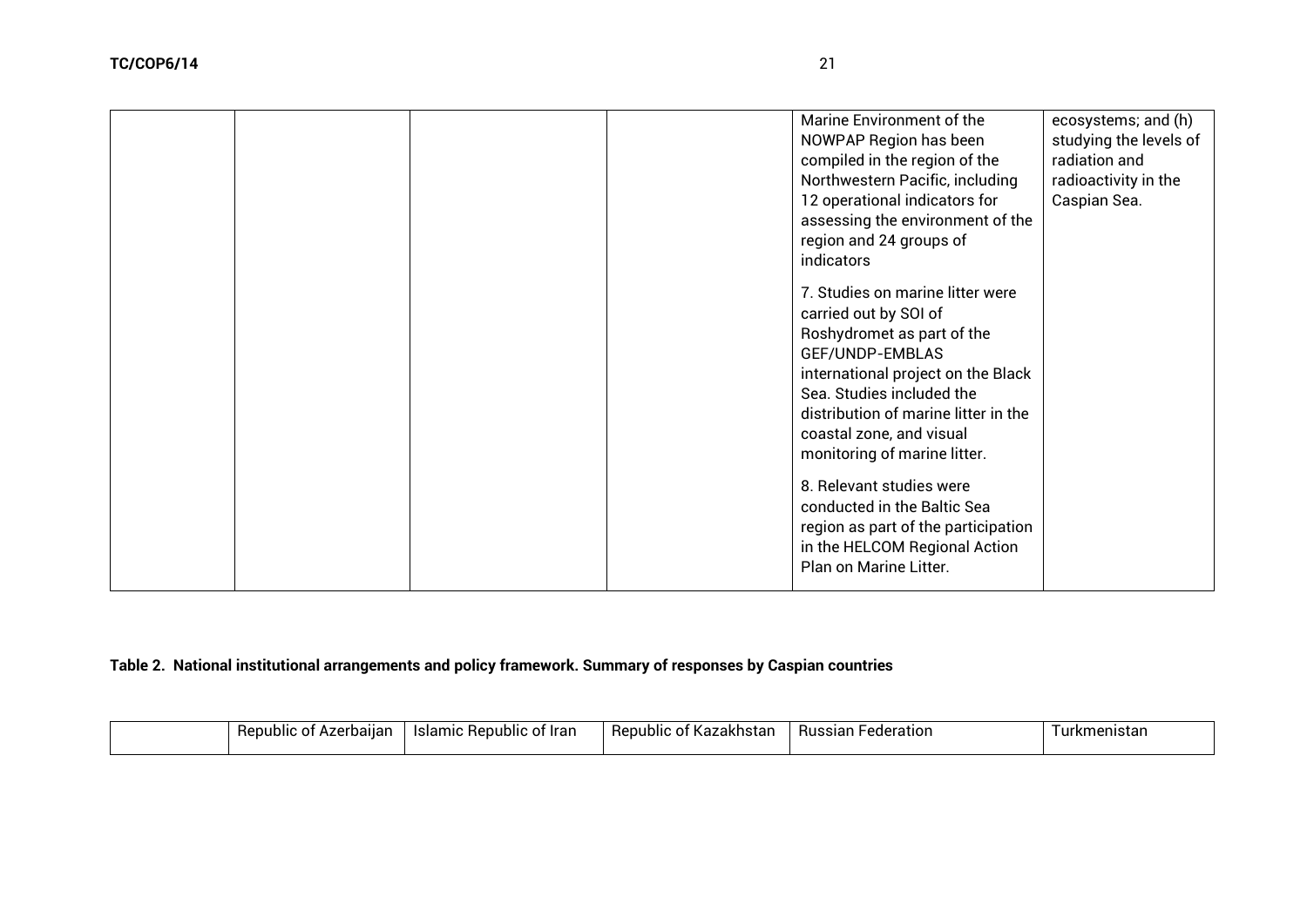| | | | | | |
|---|---|---|---|---|---|
| | | | | Marine Environment of the NOWPAP Region has been compiled in the region of the Northwestern Pacific, including 12 operational indicators for assessing the environment of the region and 24 groups of indicators<br><br>7. Studies on marine litter were carried out by SOI of Roshydromet as part of the GEF/UNDP-EMBLAS international project on the Black Sea. Studies included the distribution of marine litter in the coastal zone, and visual monitoring of marine litter.<br><br>8. Relevant studies were conducted in the Baltic Sea region as part of the participation in the HELCOM Regional Action Plan on Marine Litter. | ecosystems; and (h) studying the levels of radiation and radioactivity in the Caspian Sea. |

**Table 2. National institutional arrangements and policy framework. Summary of responses by Caspian countries**

| | Republic of Azerbaijan | Islamic Republic of Iran | Republic of Kazakhstan | Russian Federation | Turkmenistan |
|---|---|---|---|---|---|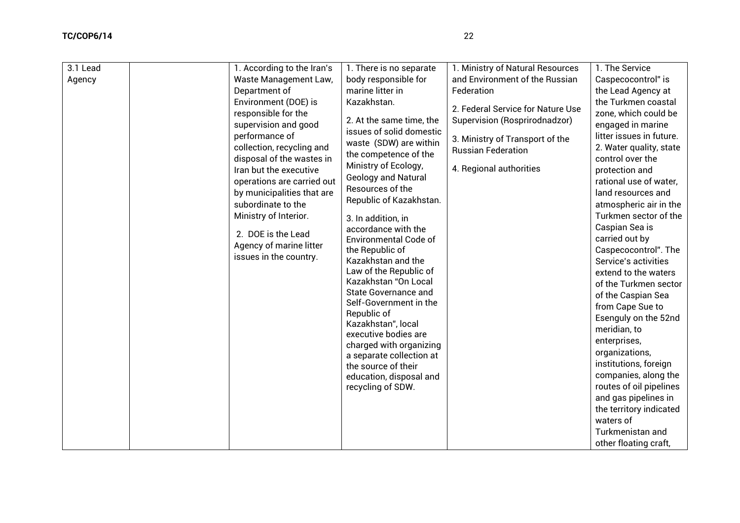| 3.1 Lead Agency | | 1. According to the Iran's Waste Management Law, Department of Environment (DOE) is responsible for the supervision and good performance of collection, recycling and disposal of the wastes in Iran but the executive operations are carried out by municipalities that are subordinate to the Ministry of Interior.<br><br>2. DOE is the Lead Agency of marine litter issues in the country. | 1. There is no separate body responsible for marine litter in Kazakhstan.<br><br>2. At the same time, the issues of solid domestic waste (SDW) are within the competence of the Ministry of Ecology, Geology and Natural Resources of the Republic of Kazakhstan.<br><br>3. In addition, in accordance with the Environmental Code of the Republic of Kazakhstan and the Law of the Republic of Kazakhstan "On Local State Governance and Self-Government in the Republic of Kazakhstan", local executive bodies are charged with organizing a separate collection at the source of their education, disposal and recycling of SDW. | 1. Ministry of Natural Resources and Environment of the Russian Federation<br><br>2. Federal Service for Nature Use Supervision (Rosprirodnadzor)<br><br>3. Ministry of Transport of the Russian Federation<br><br>4. Regional authorities | 1. The Service Caspecocontrol" is the Lead Agency at the Turkmen coastal zone, which could be engaged in marine litter issues in future.<br>2. Water quality, state control over the protection and rational use of water, land resources and atmospheric air in the Turkmen sector of the Caspian Sea is carried out by Caspecocontrol". The Service's activities extend to the waters of the Turkmen sector of the Caspian Sea from Cape Sue to Esenguly on the 52nd meridian, to enterprises, organizations, institutions, foreign companies, along the routes of oil pipelines and gas pipelines in the territory indicated waters of Turkmenistan and other floating craft, |
|---|---|---|---|---|---|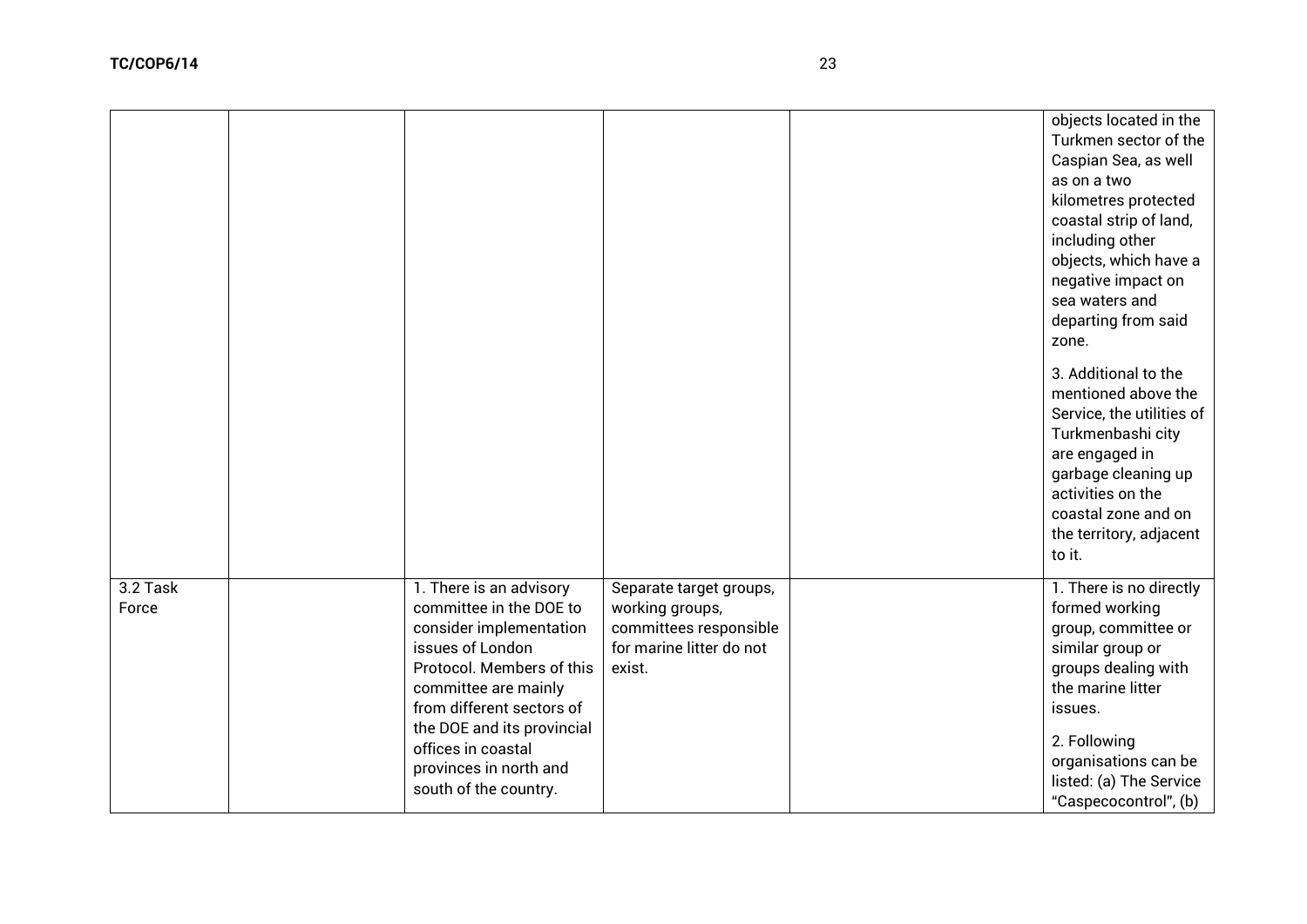| | | | | | |
|---|---|---|---|---|---|
| | | | | | objects located in the Turkmen sector of the Caspian Sea, as well as on a two kilometres protected coastal strip of land, including other objects, which have a negative impact on sea waters and departing from said zone.<br><br>3. Additional to the mentioned above the Service, the utilities of Turkmenbashi city are engaged in garbage cleaning up activities on the coastal zone and on the territory, adjacent to it. |
| 3.2 Task Force | | 1. There is an advisory committee in the DOE to consider implementation issues of London Protocol. Members of this committee are mainly from different sectors of the DOE and its provincial offices in coastal provinces in north and south of the country. | Separate target groups, working groups, committees responsible for marine litter do not exist. | | 1. There is no directly formed working group, committee or similar group or groups dealing with the marine litter issues.<br><br>2. Following organisations can be listed: (a) The Service "Caspecocontrol", (b) |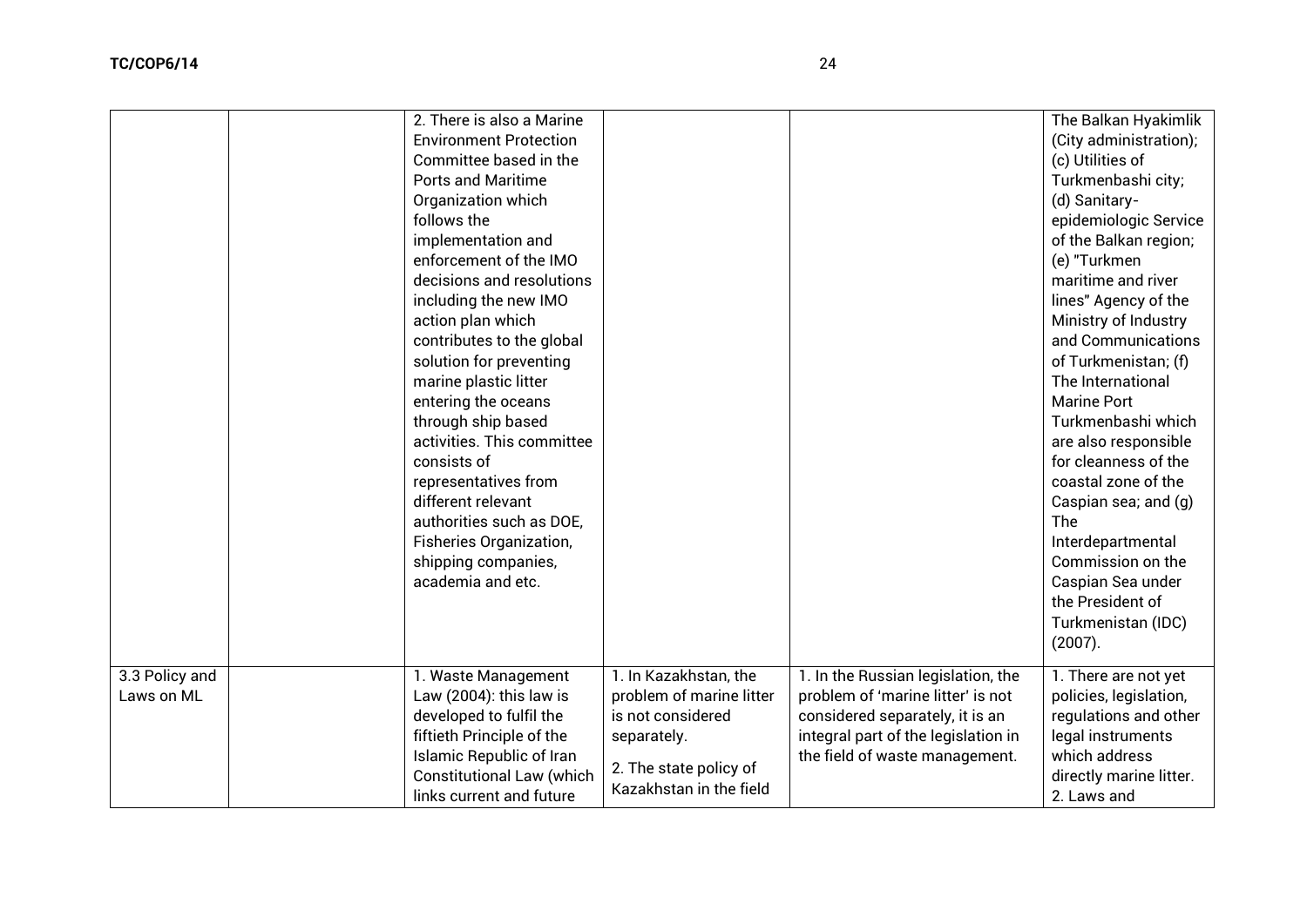| | | | | | |
|---|---|---|---|---|---|
| | | 2. There is also a Marine Environment Protection Committee based in the Ports and Maritime Organization which follows the implementation and enforcement of the IMO decisions and resolutions including the new IMO action plan which contributes to the global solution for preventing marine plastic litter entering the oceans through ship based activities. This committee consists of representatives from different relevant authorities such as DOE, Fisheries Organization, shipping companies, academia and etc. | | | The Balkan Hyakimlik (City administration); (c) Utilities of Turkmenbashi city; (d) Sanitary-epidemiologic Service of the Balkan region; (e) "Turkmen maritime and river lines" Agency of the Ministry of Industry and Communications of Turkmenistan; (f) The International Marine Port Turkmenbashi which are also responsible for cleanness of the coastal zone of the Caspian sea; and (g) The Interdepartmental Commission on the Caspian Sea under the President of Turkmenistan (IDC) (2007). |
| 3.3 Policy and Laws on ML | | 1. Waste Management Law (2004): this law is developed to fulfil the fiftieth Principle of the Islamic Republic of Iran Constitutional Law (which links current and future | 1. In Kazakhstan, the problem of marine litter is not considered separately.<br><br>2. The state policy of Kazakhstan in the field | 1. In the Russian legislation, the problem of 'marine litter' is not considered separately, it is an integral part of the legislation in the field of waste management. | 1. There are not yet policies, legislation, regulations and other legal instruments which address directly marine litter.<br>2. Laws and |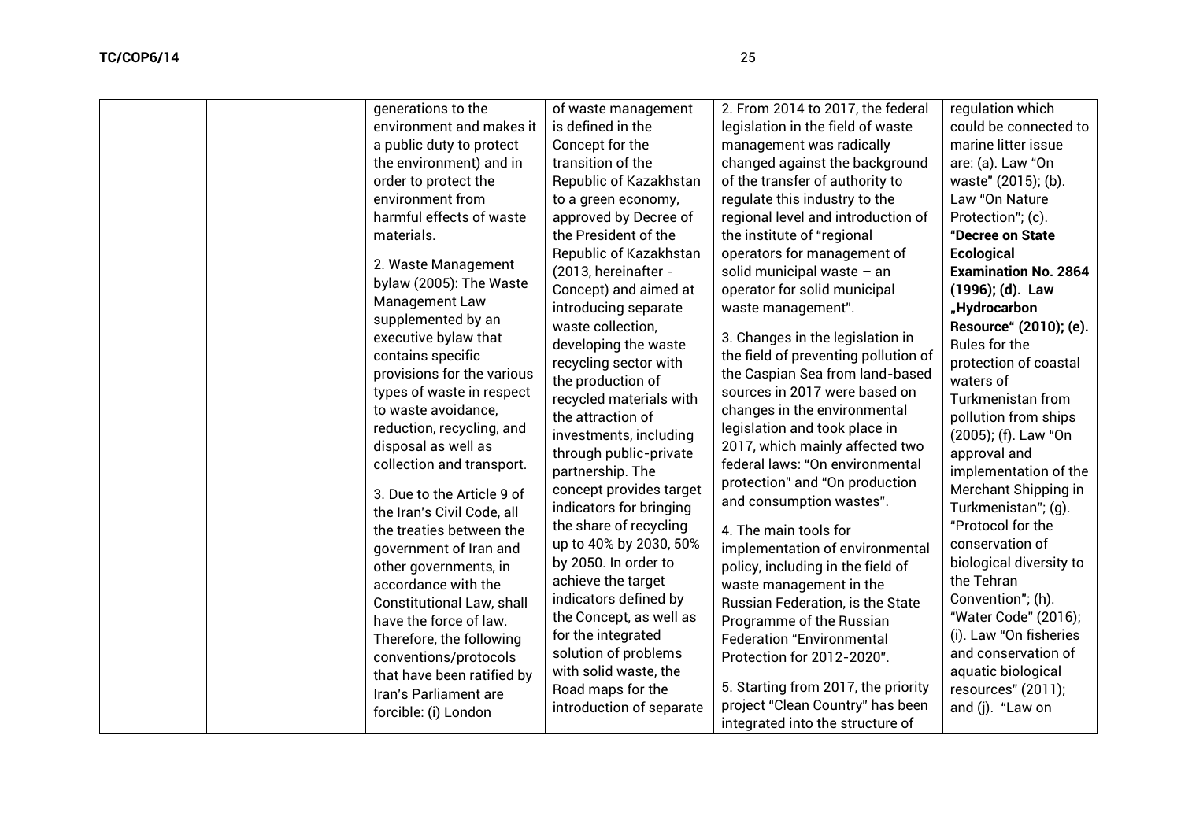| | | generations to the environment and makes it a public duty to protect the environment) and in order to protect the environment from harmful effects of waste materials.<br><br>2. Waste Management bylaw (2005): The Waste Management Law supplemented by an executive bylaw that contains specific provisions for the various types of waste in respect to waste avoidance, reduction, recycling, and disposal as well as collection and transport.<br><br>3. Due to the Article 9 of the Iran's Civil Code, all the treaties between the government of Iran and other governments, in accordance with the Constitutional Law, shall have the force of law. Therefore, the following conventions/protocols that have been ratified by Iran's Parliament are forcible: (i) London | of waste management is defined in the Concept for the transition of the Republic of Kazakhstan to a green economy, approved by Decree of the President of the Republic of Kazakhstan (2013, hereinafter - Concept) and aimed at introducing separate waste collection, developing the waste recycling sector with the production of recycled materials with the attraction of investments, including through public-private partnership. The concept provides target indicators for bringing the share of recycling up to 40% by 2030, 50% by 2050. In order to achieve the target indicators defined by the Concept, as well as for the integrated solution of problems with solid waste, the Road maps for the introduction of separate | 2. From 2014 to 2017, the federal legislation in the field of waste management was radically changed against the background of the transfer of authority to regulate this industry to the regional level and introduction of the institute of "regional operators for management of solid municipal waste – an operator for solid municipal waste management".<br><br>3. Changes in the legislation in the field of preventing pollution of the Caspian Sea from land-based sources in 2017 were based on changes in the environmental legislation and took place in 2017, which mainly affected two federal laws: "On environmental protection" and "On production and consumption wastes".<br><br>4. The main tools for implementation of environmental policy, including in the field of waste management in the Russian Federation, is the State Programme of the Russian Federation "Environmental Protection for 2012-2020".<br><br>5. Starting from 2017, the priority project "Clean Country" has been integrated into the structure of | regulation which could be connected to marine litter issue are: (a). Law "On waste" (2015); (b). Law "On Nature Protection"; (c). **"Decree on State Ecological Examination No. 2864 (1996); (d). Law „Hydrocarbon Resource" (2010); (e).** Rules for the protection of coastal waters of Turkmenistan from pollution from ships (2005); (f). Law "On approval and implementation of the Merchant Shipping in Turkmenistan"; (g). "Protocol for the conservation of biological diversity to the Tehran Convention"; (h). "Water Code" (2016); (i). Law "On fisheries and conservation of aquatic biological resources" (2011); and (j). "Law on |
|---|---|---|---|---|---|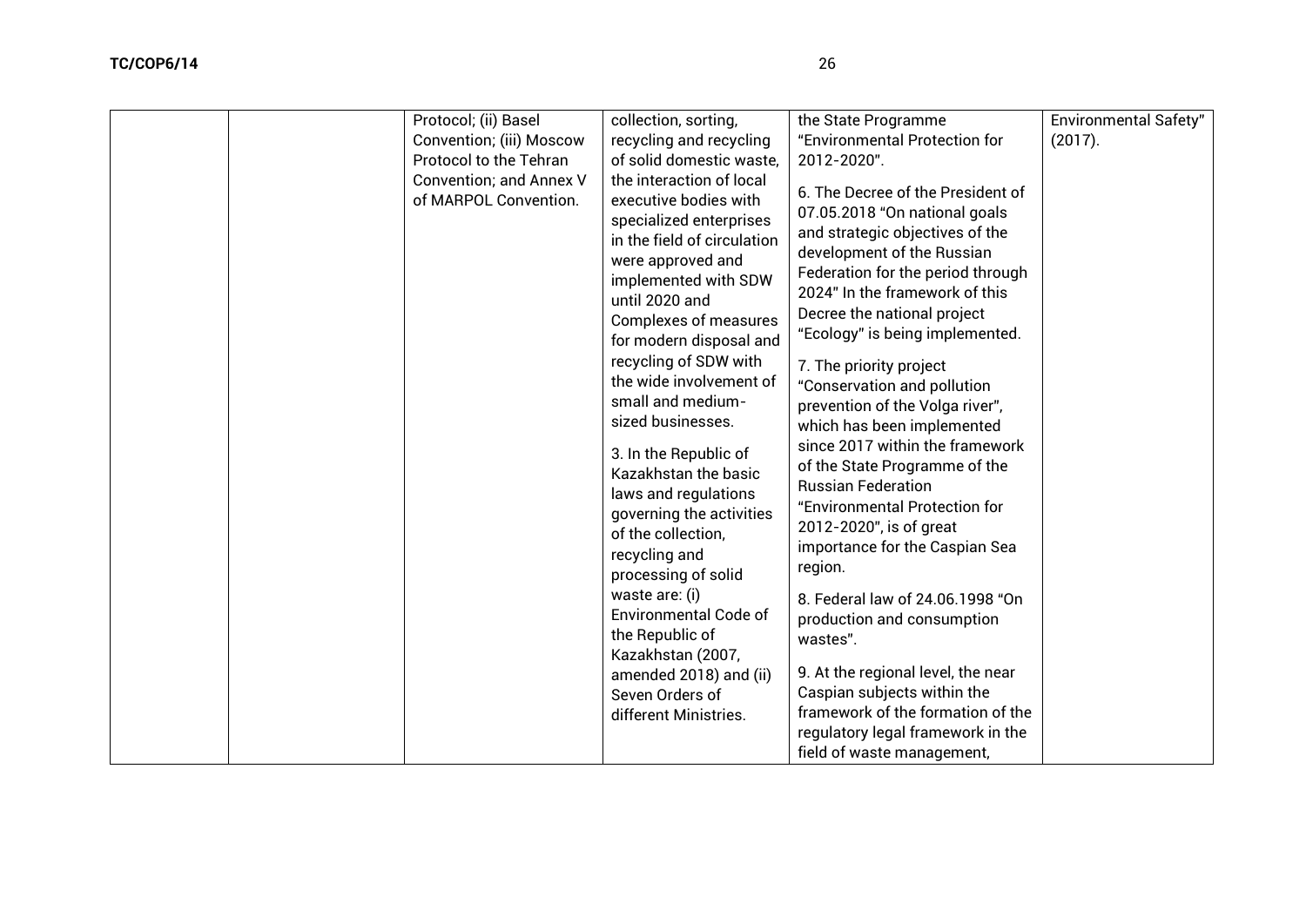| | | Protocol; (ii) Basel Convention; (iii) Moscow Protocol to the Tehran Convention; and Annex V of MARPOL Convention. | collection, sorting, recycling and recycling of solid domestic waste, the interaction of local executive bodies with specialized enterprises in the field of circulation were approved and implemented with SDW until 2020 and Complexes of measures for modern disposal and recycling of SDW with the wide involvement of small and medium-sized businesses.<br><br>3. In the Republic of Kazakhstan the basic laws and regulations governing the activities of the collection, recycling and processing of solid waste are: (i) Environmental Code of the Republic of Kazakhstan (2007, amended 2018) and (ii) Seven Orders of different Ministries. | the State Programme "Environmental Protection for 2012-2020".<br><br>6. The Decree of the President of 07.05.2018 "On national goals and strategic objectives of the development of the Russian Federation for the period through 2024" In the framework of this Decree the national project "Ecology" is being implemented.<br><br>7. The priority project "Conservation and pollution prevention of the Volga river", which has been implemented since 2017 within the framework of the State Programme of the Russian Federation "Environmental Protection for 2012-2020", is of great importance for the Caspian Sea region.<br><br>8. Federal law of 24.06.1998 "On production and consumption wastes".<br><br>9. At the regional level, the near Caspian subjects within the framework of the formation of the regulatory legal framework in the field of waste management, | Environmental Safety" (2017). |
|---|---|---|---|---|---|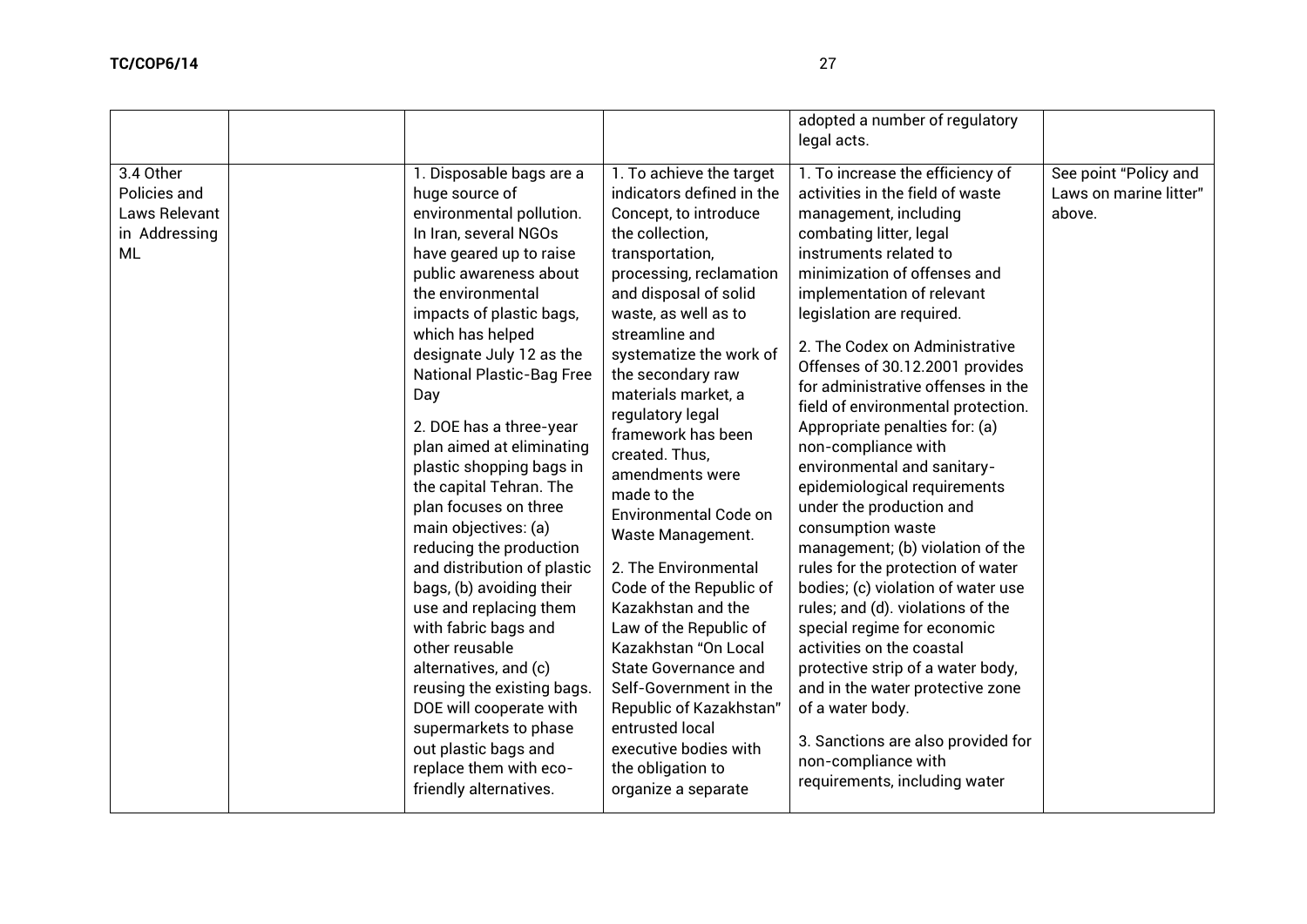| | | | | | |
|---|---|---|---|---|---|
| | | | | adopted a number of regulatory legal acts. | |
| 3.4 Other Policies and Laws Relevant in Addressing ML | | 1. Disposable bags are a huge source of environmental pollution. In Iran, several NGOs have geared up to raise public awareness about the environmental impacts of plastic bags, which has helped designate July 12 as the National Plastic-Bag Free Day<br><br>2. DOE has a three-year plan aimed at eliminating plastic shopping bags in the capital Tehran. The plan focuses on three main objectives: (a) reducing the production and distribution of plastic bags, (b) avoiding their use and replacing them with fabric bags and other reusable alternatives, and (c) reusing the existing bags. DOE will cooperate with supermarkets to phase out plastic bags and replace them with eco-friendly alternatives. | 1. To achieve the target indicators defined in the Concept, to introduce the collection, transportation, processing, reclamation and disposal of solid waste, as well as to streamline and systematize the work of the secondary raw materials market, a regulatory legal framework has been created. Thus, amendments were made to the Environmental Code on Waste Management.<br><br>2. The Environmental Code of the Republic of Kazakhstan and the Law of the Republic of Kazakhstan "On Local State Governance and Self-Government in the Republic of Kazakhstan" entrusted local executive bodies with the obligation to organize a separate | 1. To increase the efficiency of activities in the field of waste management, including combating litter, legal instruments related to minimization of offenses and implementation of relevant legislation are required.<br><br>2. The Codex on Administrative Offenses of 30.12.2001 provides for administrative offenses in the field of environmental protection. Appropriate penalties for: (a) non-compliance with environmental and sanitary-epidemiological requirements under the production and consumption waste management; (b) violation of the rules for the protection of water bodies; (c) violation of water use rules; and (d). violations of the special regime for economic activities on the coastal protective strip of a water body, and in the water protective zone of a water body.<br><br>3. Sanctions are also provided for non-compliance with requirements, including water | See point "Policy and Laws on marine litter" above. |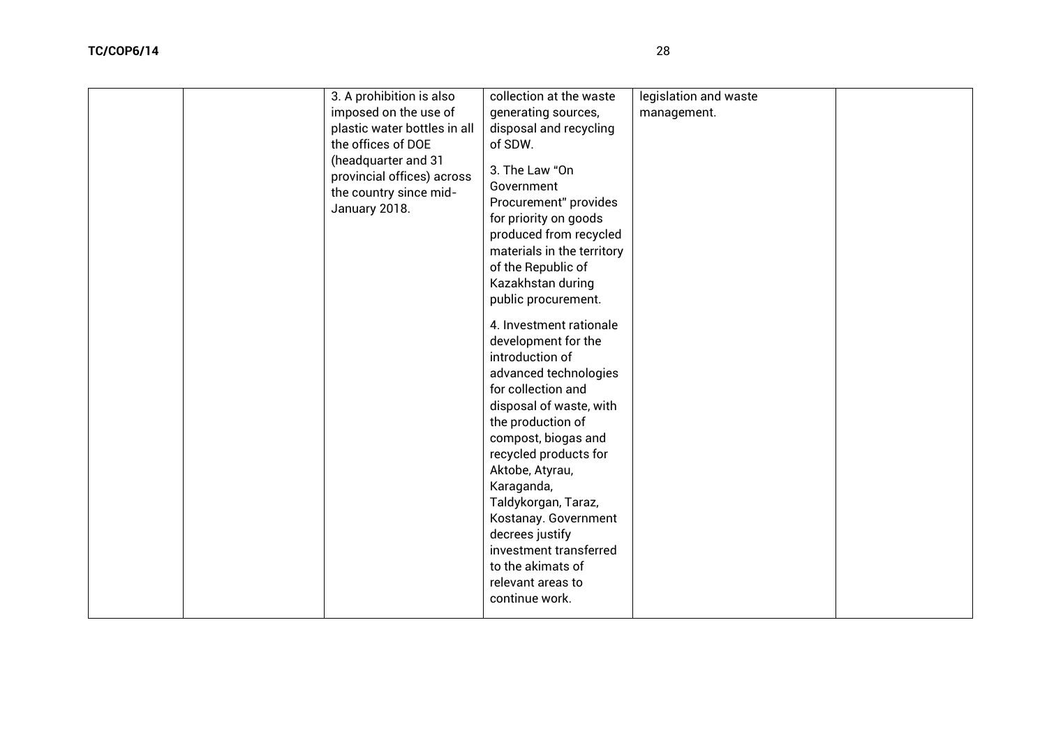| | | | | | |
|---|---|---|---|---|---|
| | | 3. A prohibition is also imposed on the use of plastic water bottles in all the offices of DOE (headquarter and 31 provincial offices) across the country since mid-January 2018. | collection at the waste generating sources, disposal and recycling of SDW.<br><br>3. The Law "On Government Procurement" provides for priority on goods produced from recycled materials in the territory of the Republic of Kazakhstan during public procurement.<br><br>4. Investment rationale development for the introduction of advanced technologies for collection and disposal of waste, with the production of compost, biogas and recycled products for Aktobe, Atyrau, Karaganda, Taldykorgan, Taraz, Kostanay. Government decrees justify investment transferred to the akimats of relevant areas to continue work. | legislation and waste management. | |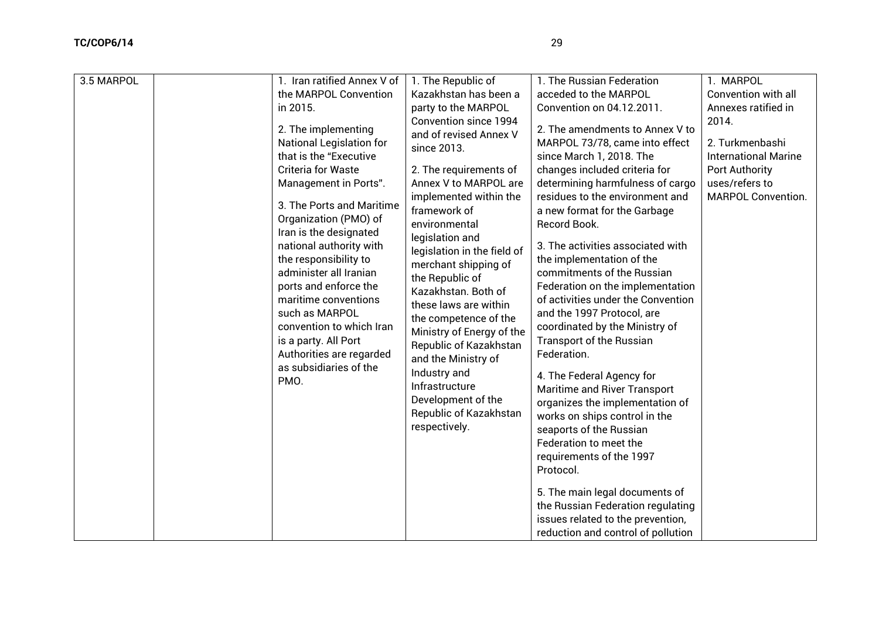| 3.5 MARPOL | | 1. Iran ratified Annex V of the MARPOL Convention in 2015.<br><br>2. The implementing National Legislation for that is the "Executive Criteria for Waste Management in Ports".<br><br>3. The Ports and Maritime Organization (PMO) of Iran is the designated national authority with the responsibility to administer all Iranian ports and enforce the maritime conventions such as MARPOL convention to which Iran is a party. All Port Authorities are regarded as subsidiaries of the PMO. | 1. The Republic of Kazakhstan has been a party to the MARPOL Convention since 1994 and of revised Annex V since 2013.<br><br>2. The requirements of Annex V to MARPOL are implemented within the framework of environmental legislation and legislation in the field of merchant shipping of the Republic of Kazakhstan. Both of these laws are within the competence of the Ministry of Energy of the Republic of Kazakhstan and the Ministry of Industry and Infrastructure Development of the Republic of Kazakhstan respectively. | 1. The Russian Federation acceded to the MARPOL Convention on 04.12.2011.<br><br>2. The amendments to Annex V to MARPOL 73/78, came into effect since March 1, 2018. The changes included criteria for determining harmfulness of cargo residues to the environment and a new format for the Garbage Record Book.<br><br>3. The activities associated with the implementation of the commitments of the Russian Federation on the implementation of activities under the Convention and the 1997 Protocol, are coordinated by the Ministry of Transport of the Russian Federation.<br><br>4. The Federal Agency for Maritime and River Transport organizes the implementation of works on ships control in the seaports of the Russian Federation to meet the requirements of the 1997 Protocol.<br><br>5. The main legal documents of the Russian Federation regulating issues related to the prevention, reduction and control of pollution | 1. MARPOL Convention with all Annexes ratified in 2014.<br><br>2. Turkmenbashi International Marine Port Authority uses/refers to MARPOL Convention. |
|---|---|---|---|---|---|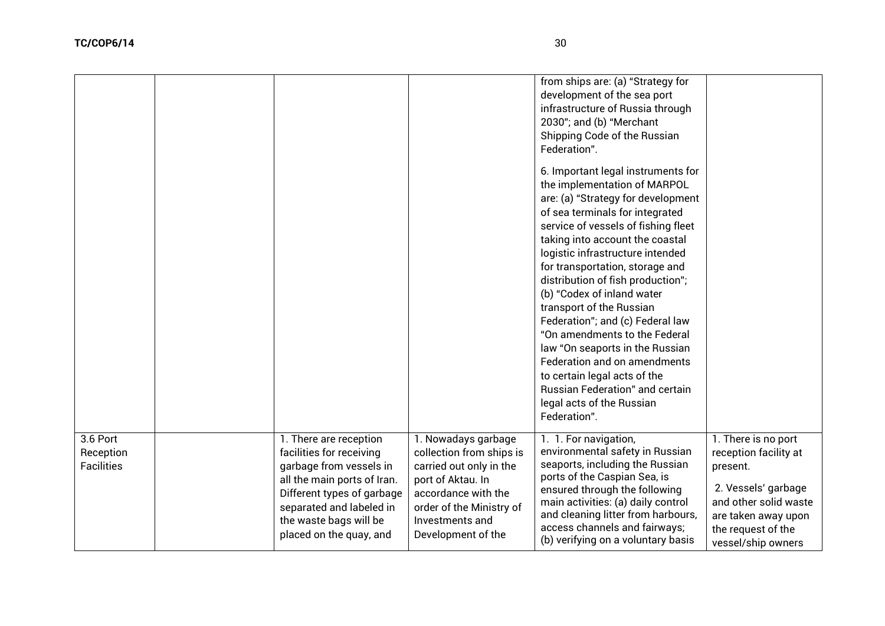| | | | | | |
|---|---|---|---|---|---|
| | | | | from ships are: (a) "Strategy for development of the sea port infrastructure of Russia through 2030"; and (b) "Merchant Shipping Code of the Russian Federation".<br><br>6. Important legal instruments for the implementation of MARPOL are: (a) "Strategy for development of sea terminals for integrated service of vessels of fishing fleet taking into account the coastal logistic infrastructure intended for transportation, storage and distribution of fish production"; (b) "Codex of inland water transport of the Russian Federation"; and (c) Federal law "On amendments to the Federal law "On seaports in the Russian Federation and on amendments to certain legal acts of the Russian Federation" and certain legal acts of the Russian Federation". | |
| 3.6 Port Reception Facilities | | 1. There are reception facilities for receiving garbage from vessels in all the main ports of Iran. Different types of garbage separated and labeled in the waste bags will be placed on the quay, and | 1. Nowadays garbage collection from ships is carried out only in the port of Aktau. In accordance with the order of the Ministry of Investments and Development of the | 1. 1. For navigation, environmental safety in Russian seaports, including the Russian ports of the Caspian Sea, is ensured through the following main activities: (a) daily control and cleaning litter from harbours, access channels and fairways; (b) verifying on a voluntary basis | 1. There is no port reception facility at present.<br><br>2. Vessels' garbage and other solid waste are taken away upon the request of the vessel/ship owners |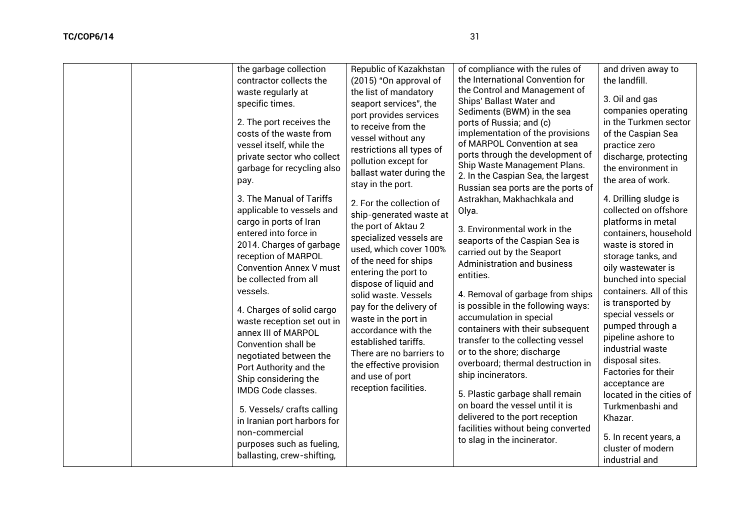| | | the garbage collection contractor collects the waste regularly at specific times.<br><br>2. The port receives the costs of the waste from vessel itself, while the private sector who collect garbage for recycling also pay.<br><br>3. The Manual of Tariffs applicable to vessels and cargo in ports of Iran entered into force in 2014. Charges of garbage reception of MARPOL Convention Annex V must be collected from all vessels.<br><br>4. Charges of solid cargo waste reception set out in annex III of MARPOL Convention shall be negotiated between the Port Authority and the Ship considering the IMDG Code classes.<br><br>5. Vessels/ crafts calling in Iranian port harbors for non-commercial purposes such as fueling, ballasting, crew-shifting, | Republic of Kazakhstan (2015) "On approval of the list of mandatory seaport services", the port provides services to receive from the vessel without any restrictions all types of pollution except for ballast water during the stay in the port.<br><br>2. For the collection of ship-generated waste at the port of Aktau 2 specialized vessels are used, which cover 100% of the need for ships entering the port to dispose of liquid and solid waste. Vessels pay for the delivery of waste in the port in accordance with the established tariffs. There are no barriers to the effective provision and use of port reception facilities. | of compliance with the rules of the International Convention for the Control and Management of Ships' Ballast Water and Sediments (BWM) in the sea ports of Russia; and (c) implementation of the provisions of MARPOL Convention at sea ports through the development of Ship Waste Management Plans.<br>2. In the Caspian Sea, the largest Russian sea ports are the ports of Astrakhan, Makhachkala and Olya.<br><br>3. Environmental work in the seaports of the Caspian Sea is carried out by the Seaport Administration and business entities.<br><br>4. Removal of garbage from ships is possible in the following ways: accumulation in special containers with their subsequent transfer to the collecting vessel or to the shore; discharge overboard; thermal destruction in ship incinerators.<br><br>5. Plastic garbage shall remain on board the vessel until it is delivered to the port reception facilities without being converted to slag in the incinerator. | and driven away to the landfill.<br><br>3. Oil and gas companies operating in the Turkmen sector of the Caspian Sea practice zero discharge, protecting the environment in the area of work.<br><br>4. Drilling sludge is collected on offshore platforms in metal containers, household waste is stored in storage tanks, and oily wastewater is bunched into special containers. All of this is transported by special vessels or pumped through a pipeline ashore to industrial waste disposal sites. Factories for their acceptance are located in the cities of Turkmenbashi and Khazar.<br><br>5. In recent years, a cluster of modern industrial and |
|---|---|---|---|---|---|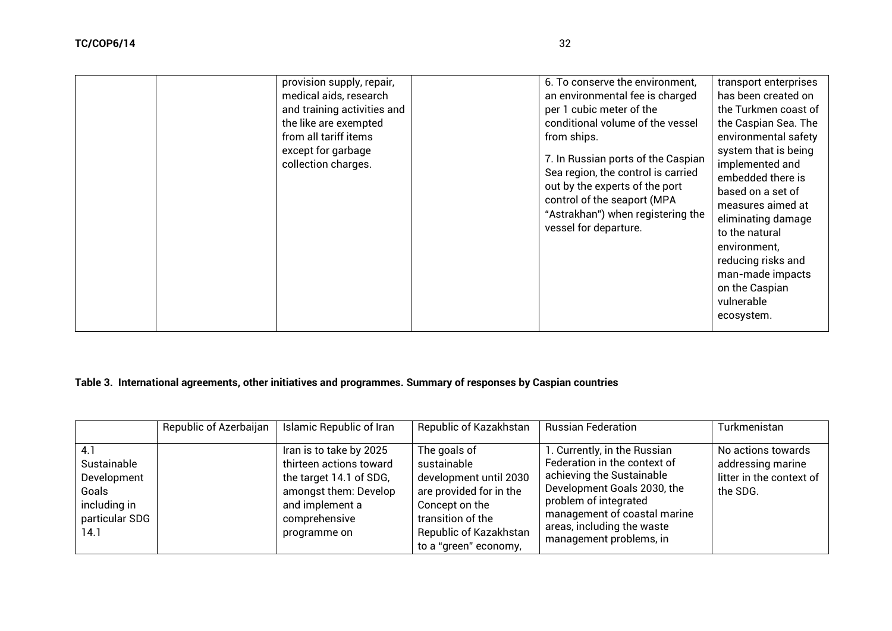| | | | | | |
|---|---|---|---|---|---|
| | | provision supply, repair, medical aids, research and training activities and the like are exempted from all tariff items except for garbage collection charges. | | 6. To conserve the environment, an environmental fee is charged per 1 cubic meter of the conditional volume of the vessel from ships.<br><br>7. In Russian ports of the Caspian Sea region, the control is carried out by the experts of the port control of the seaport (MPA "Astrakhan") when registering the vessel for departure. | transport enterprises has been created on the Turkmen coast of the Caspian Sea. The environmental safety system that is being implemented and embedded there is based on a set of measures aimed at eliminating damage to the natural environment, reducing risks and man-made impacts on the Caspian vulnerable ecosystem. |

**Table 3. International agreements, other initiatives and programmes. Summary of responses by Caspian countries**

| | Republic of Azerbaijan | Islamic Republic of Iran | Republic of Kazakhstan | Russian Federation | Turkmenistan |
|---|---|---|---|---|---|
| 4.1 Sustainable Development Goals including in particular SDG 14.1 | | Iran is to take by 2025 thirteen actions toward the target 14.1 of SDG, amongst them: Develop and implement a comprehensive programme on | The goals of sustainable development until 2030 are provided for in the Concept on the transition of the Republic of Kazakhstan to a "green" economy, | 1. Currently, in the Russian Federation in the context of achieving the Sustainable Development Goals 2030, the problem of integrated management of coastal marine areas, including the waste management problems, in | No actions towards addressing marine litter in the context of the SDG. |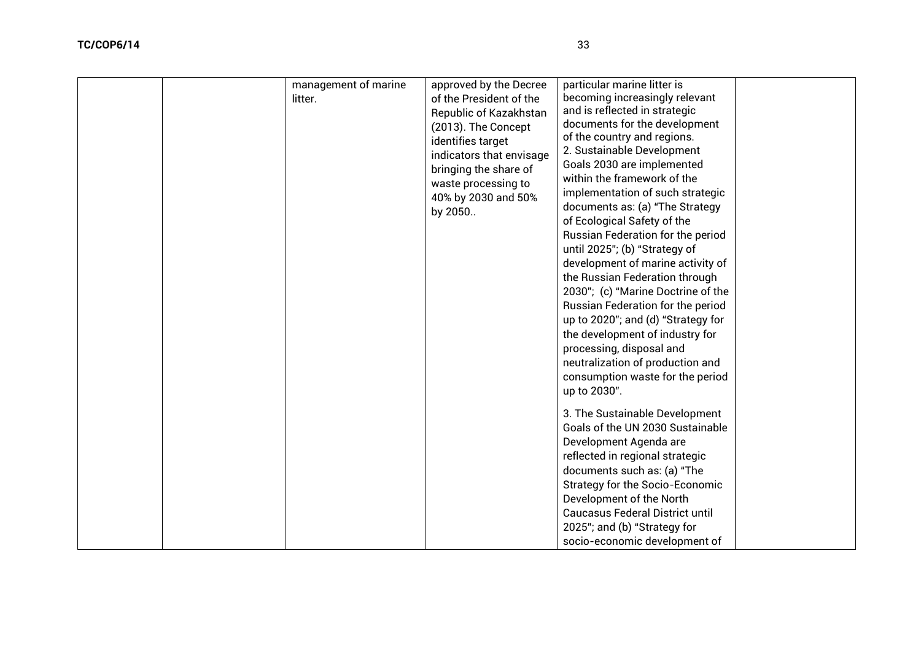| | | | | | |
|---|---|---|---|---|---|
| | | management of marine litter. | approved by the Decree of the President of the Republic of Kazakhstan (2013). The Concept identifies target indicators that envisage bringing the share of waste processing to 40% by 2030 and 50% by 2050.. | particular marine litter is becoming increasingly relevant and is reflected in strategic documents for the development of the country and regions.<br>2. Sustainable Development Goals 2030 are implemented within the framework of the implementation of such strategic documents as: (a) "The Strategy of Ecological Safety of the Russian Federation for the period until 2025"; (b) "Strategy of development of marine activity of the Russian Federation through 2030"; (c) "Marine Doctrine of the Russian Federation for the period up to 2020"; and (d) "Strategy for the development of industry for processing, disposal and neutralization of production and consumption waste for the period up to 2030".<br><br>3. The Sustainable Development Goals of the UN 2030 Sustainable Development Agenda are reflected in regional strategic documents such as: (a) "The Strategy for the Socio-Economic Development of the North Caucasus Federal District until 2025"; and (b) "Strategy for socio-economic development of | |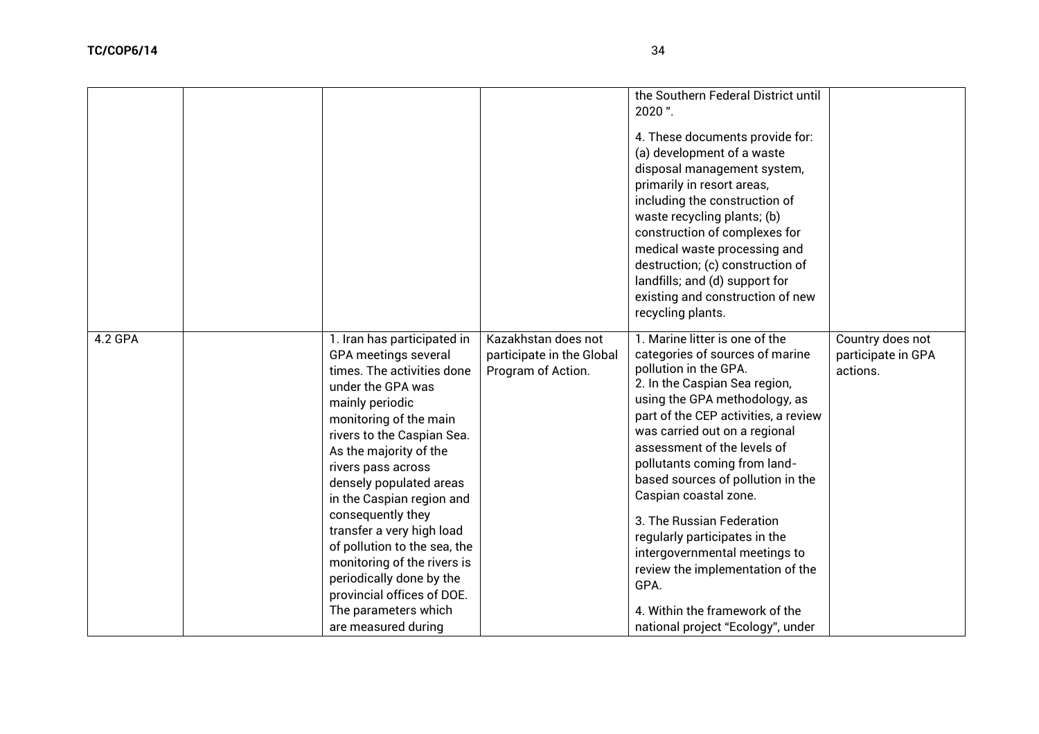| | | | | | |
|---|---|---|---|---|---|
| | | | | the Southern Federal District until 2020 ".<br><br>4. These documents provide for: (a) development of a waste disposal management system, primarily in resort areas, including the construction of waste recycling plants; (b) construction of complexes for medical waste processing and destruction; (c) construction of landfills; and (d) support for existing and construction of new recycling plants. | |
| 4.2 GPA | | 1. Iran has participated in GPA meetings several times. The activities done under the GPA was mainly periodic monitoring of the main rivers to the Caspian Sea. As the majority of the rivers pass across densely populated areas in the Caspian region and consequently they transfer a very high load of pollution to the sea, the monitoring of the rivers is periodically done by the provincial offices of DOE. The parameters which are measured during | Kazakhstan does not participate in the Global Program of Action. | 1. Marine litter is one of the categories of sources of marine pollution in the GPA.<br>2. In the Caspian Sea region, using the GPA methodology, as part of the CEP activities, a review was carried out on a regional assessment of the levels of pollutants coming from land-based sources of pollution in the Caspian coastal zone.<br><br>3. The Russian Federation regularly participates in the intergovernmental meetings to review the implementation of the GPA.<br><br>4. Within the framework of the national project "Ecology", under | Country does not participate in GPA actions. |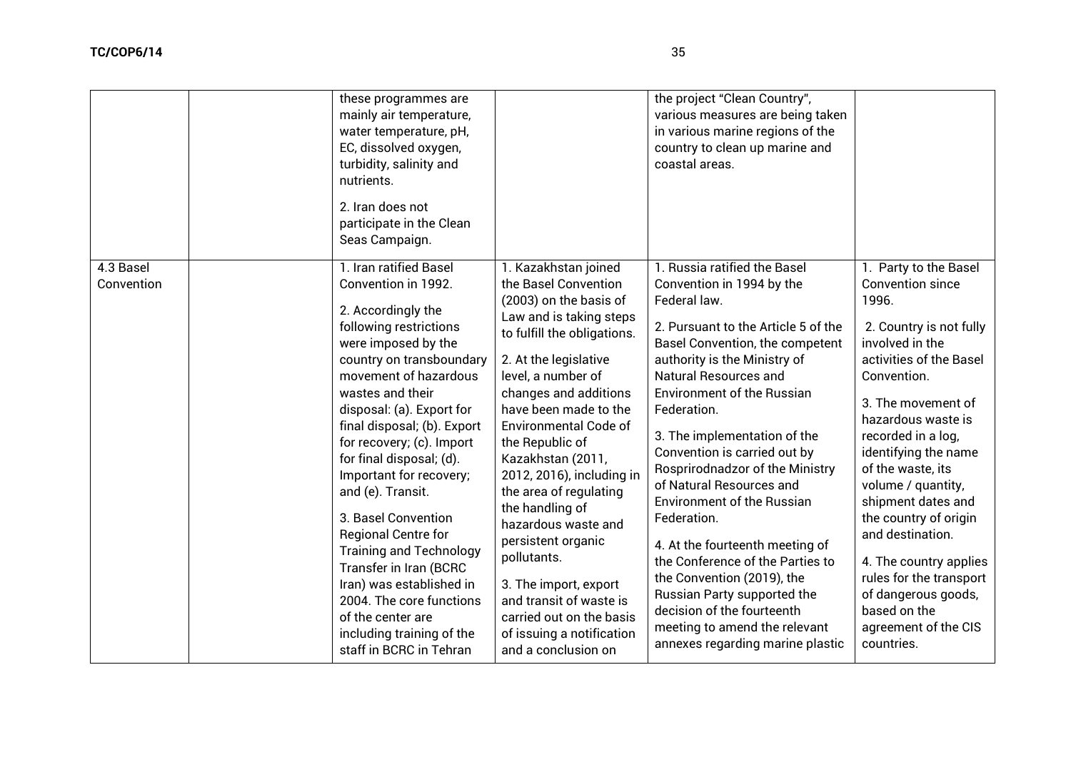| | | | | | |
|---|---|---|---|---|---|
| | | these programmes are mainly air temperature, water temperature, pH, EC, dissolved oxygen, turbidity, salinity and nutrients.<br><br>2. Iran does not participate in the Clean Seas Campaign. | | the project "Clean Country", various measures are being taken in various marine regions of the country to clean up marine and coastal areas. | |
| 4.3 Basel Convention | | 1. Iran ratified Basel Convention in 1992.<br><br>2. Accordingly the following restrictions were imposed by the country on transboundary movement of hazardous wastes and their disposal: (a). Export for final disposal; (b). Export for recovery; (c). Import for final disposal; (d). Important for recovery; and (e). Transit.<br><br>3. Basel Convention Regional Centre for Training and Technology Transfer in Iran (BCRC Iran) was established in 2004. The core functions of the center are including training of the staff in BCRC in Tehran | 1. Kazakhstan joined the Basel Convention (2003) on the basis of Law and is taking steps to fulfill the obligations.<br><br>2. At the legislative level, a number of changes and additions have been made to the Environmental Code of the Republic of Kazakhstan (2011, 2012, 2016), including in the area of regulating the handling of hazardous waste and persistent organic pollutants.<br><br>3. The import, export and transit of waste is carried out on the basis of issuing a notification and a conclusion on | 1. Russia ratified the Basel Convention in 1994 by the Federal law.<br><br>2. Pursuant to the Article 5 of the Basel Convention, the competent authority is the Ministry of Natural Resources and Environment of the Russian Federation.<br><br>3. The implementation of the Convention is carried out by Rosprirodnadzor of the Ministry of Natural Resources and Environment of the Russian Federation.<br><br>4. At the fourteenth meeting of the Conference of the Parties to the Convention (2019), the Russian Party supported the decision of the fourteenth meeting to amend the relevant annexes regarding marine plastic | 1. Party to the Basel Convention since 1996.<br><br>2. Country is not fully involved in the activities of the Basel Convention.<br><br>3. The movement of hazardous waste is recorded in a log, identifying the name of the waste, its volume / quantity, shipment dates and the country of origin and destination.<br><br>4. The country applies rules for the transport of dangerous goods, based on the agreement of the CIS countries. |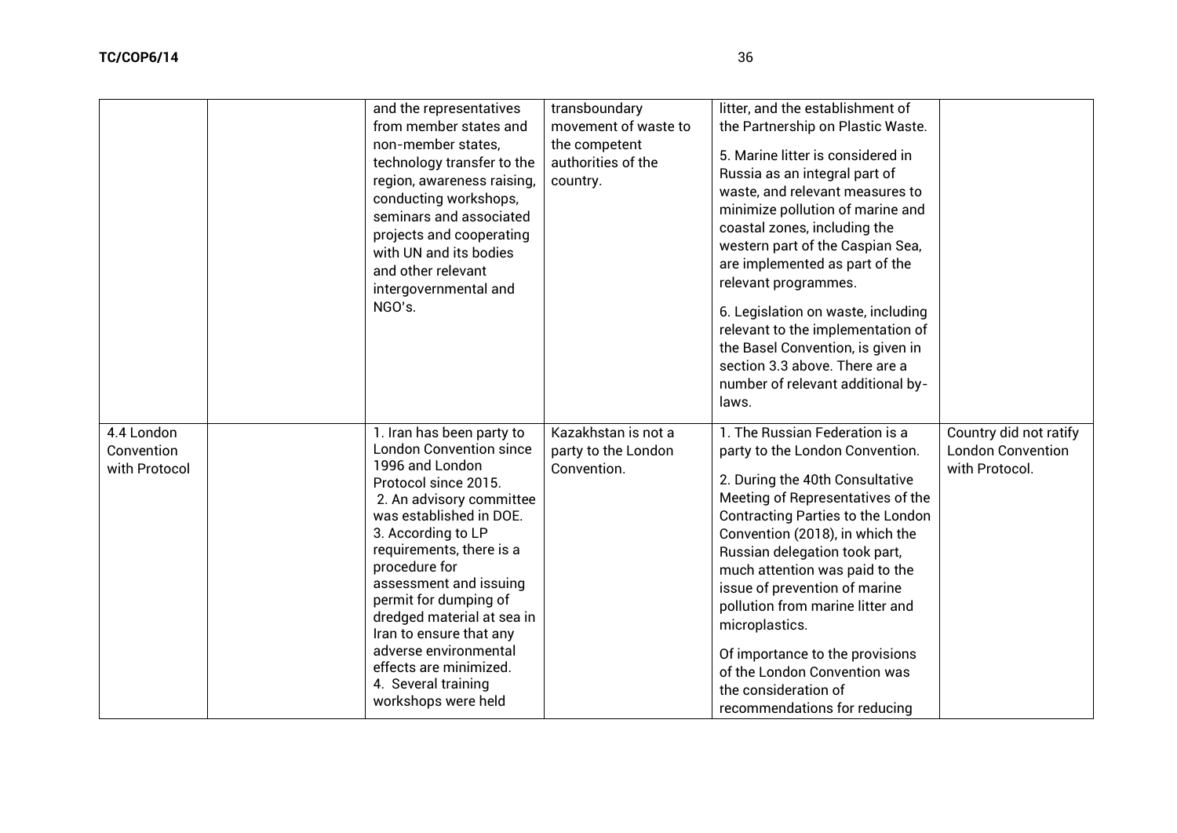| | | | | | |
|---|---|---|---|---|---|
| | | and the representatives from member states and non-member states, technology transfer to the region, awareness raising, conducting workshops, seminars and associated projects and cooperating with UN and its bodies and other relevant intergovernmental and NGO's. | transboundary movement of waste to the competent authorities of the country. | litter, and the establishment of the Partnership on Plastic Waste.<br><br>5. Marine litter is considered in Russia as an integral part of waste, and relevant measures to minimize pollution of marine and coastal zones, including the western part of the Caspian Sea, are implemented as part of the relevant programmes.<br><br>6. Legislation on waste, including relevant to the implementation of the Basel Convention, is given in section 3.3 above. There are a number of relevant additional by-laws. | |
| 4.4 London Convention with Protocol | | 1. Iran has been party to London Convention since 1996 and London Protocol since 2015.<br>2. An advisory committee was established in DOE.<br>3. According to LP requirements, there is a procedure for assessment and issuing permit for dumping of dredged material at sea in Iran to ensure that any adverse environmental effects are minimized.<br>4. Several training workshops were held | Kazakhstan is not a party to the London Convention. | 1. The Russian Federation is a party to the London Convention.<br><br>2. During the 40th Consultative Meeting of Representatives of the Contracting Parties to the London Convention (2018), in which the Russian delegation took part, much attention was paid to the issue of prevention of marine pollution from marine litter and microplastics.<br><br>Of importance to the provisions of the London Convention was the consideration of recommendations for reducing | Country did not ratify London Convention with Protocol. |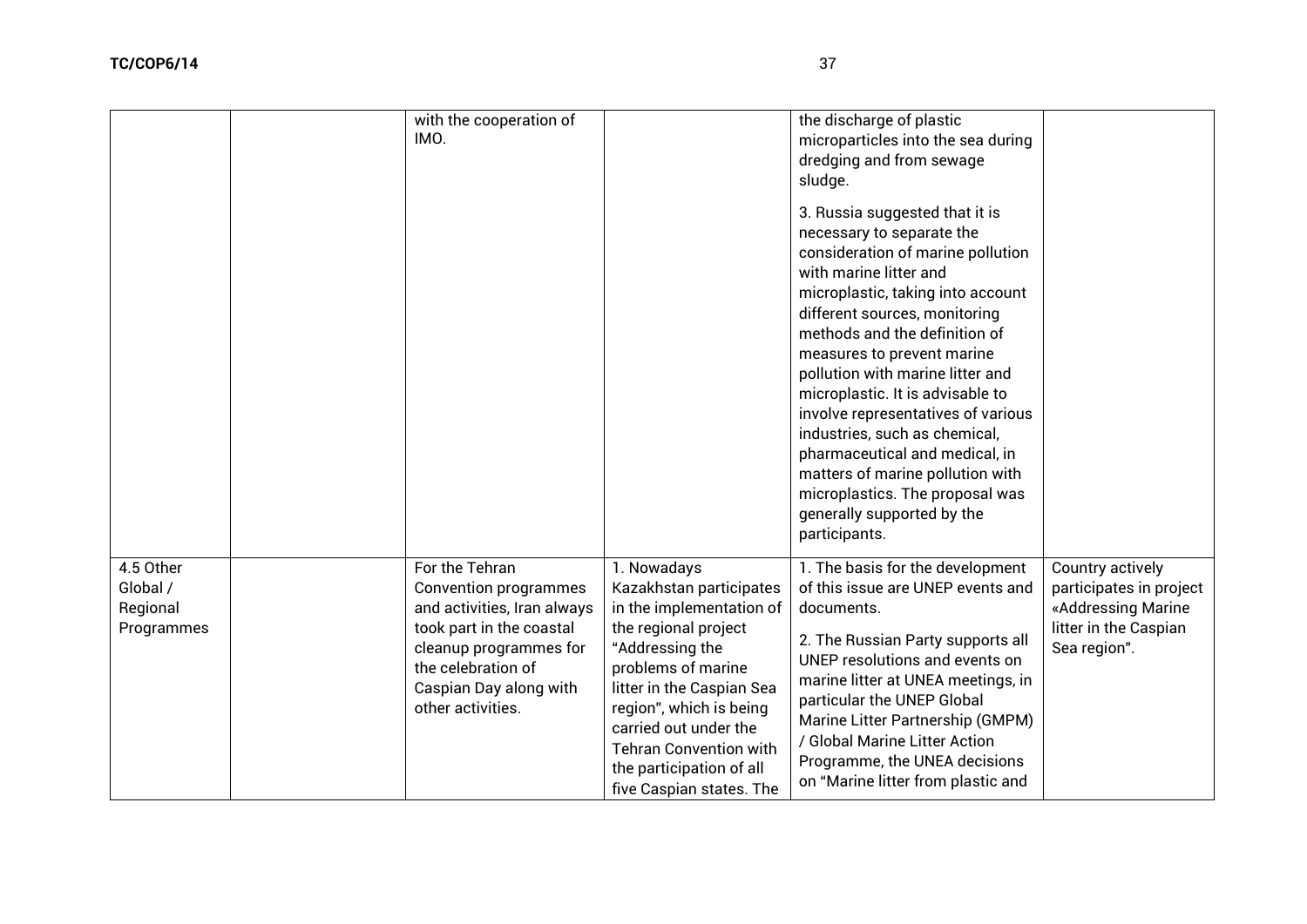| | | | | | |
|---|---|---|---|---|---|
| | | with the cooperation of IMO. | | the discharge of plastic microparticles into the sea during dredging and from sewage sludge.<br><br>3. Russia suggested that it is necessary to separate the consideration of marine pollution with marine litter and microplastic, taking into account different sources, monitoring methods and the definition of measures to prevent marine pollution with marine litter and microplastic. It is advisable to involve representatives of various industries, such as chemical, pharmaceutical and medical, in matters of marine pollution with microplastics. The proposal was generally supported by the participants. | |
| 4.5 Other Global / Regional Programmes | | For the Tehran Convention programmes and activities, Iran always took part in the coastal cleanup programmes for the celebration of Caspian Day along with other activities. | 1. Nowadays Kazakhstan participates in the implementation of the regional project "Addressing the problems of marine litter in the Caspian Sea region", which is being carried out under the Tehran Convention with the participation of all five Caspian states. The | 1. The basis for the development of this issue are UNEP events and documents.<br><br>2. The Russian Party supports all UNEP resolutions and events on marine litter at UNEA meetings, in particular the UNEP Global Marine Litter Partnership (GMPM) / Global Marine Litter Action Programme, the UNEA decisions on "Marine litter from plastic and | Country actively participates in project «Addressing Marine litter in the Caspian Sea region". |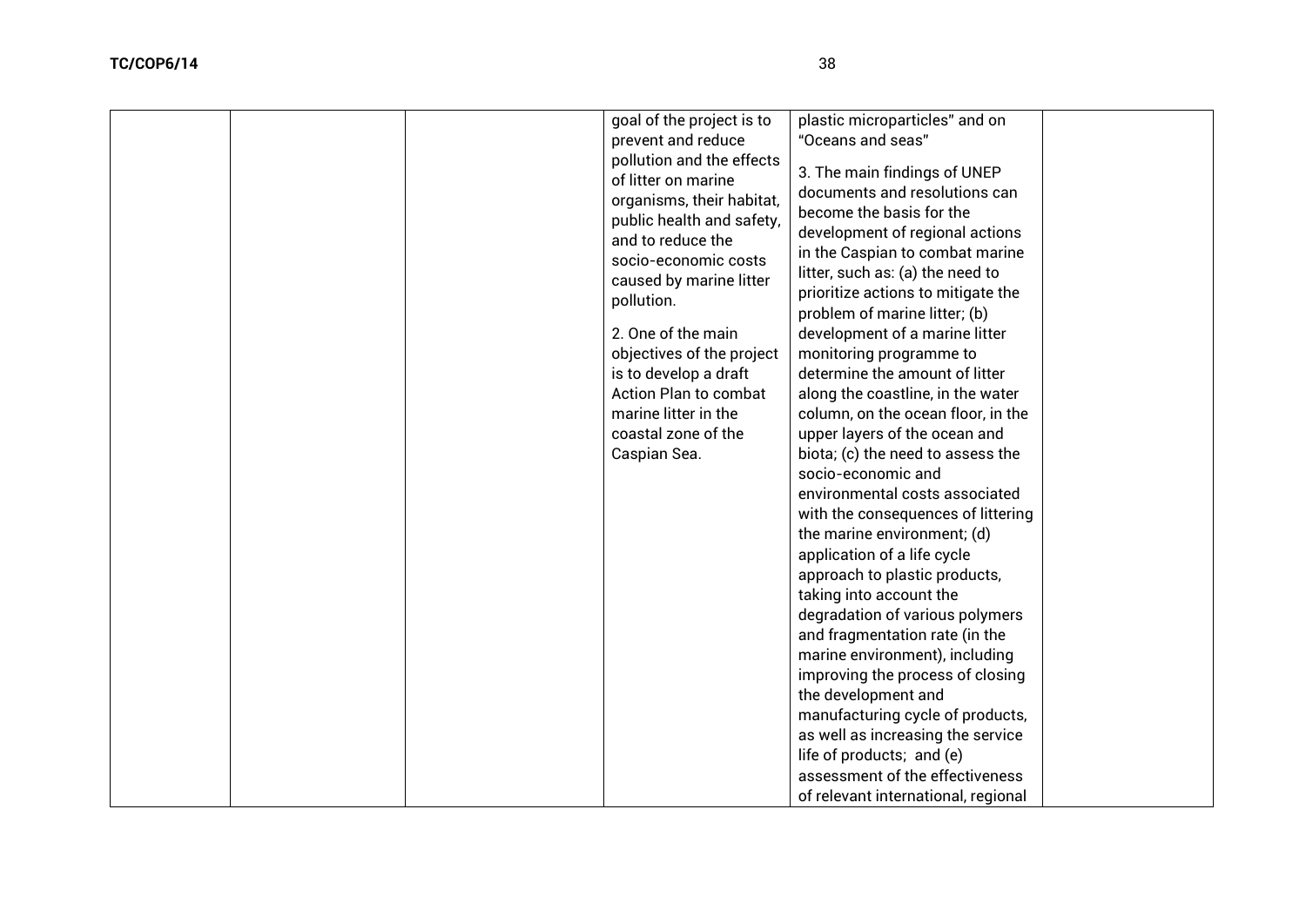| | | | | | |
|---|---|---|---|---|---|
| | | | goal of the project is to prevent and reduce pollution and the effects of litter on marine organisms, their habitat, public health and safety, and to reduce the socio-economic costs caused by marine litter pollution.<br><br>2. One of the main objectives of the project is to develop a draft Action Plan to combat marine litter in the coastal zone of the Caspian Sea. | plastic microparticles" and on "Oceans and seas"<br><br>3. The main findings of UNEP documents and resolutions can become the basis for the development of regional actions in the Caspian to combat marine litter, such as: (a) the need to prioritize actions to mitigate the problem of marine litter; (b) development of a marine litter monitoring programme to determine the amount of litter along the coastline, in the water column, on the ocean floor, in the upper layers of the ocean and biota; (c) the need to assess the socio-economic and environmental costs associated with the consequences of littering the marine environment; (d) application of a life cycle approach to plastic products, taking into account the degradation of various polymers and fragmentation rate (in the marine environment), including improving the process of closing the development and manufacturing cycle of products, as well as increasing the service life of products; and (e) assessment of the effectiveness of relevant international, regional | |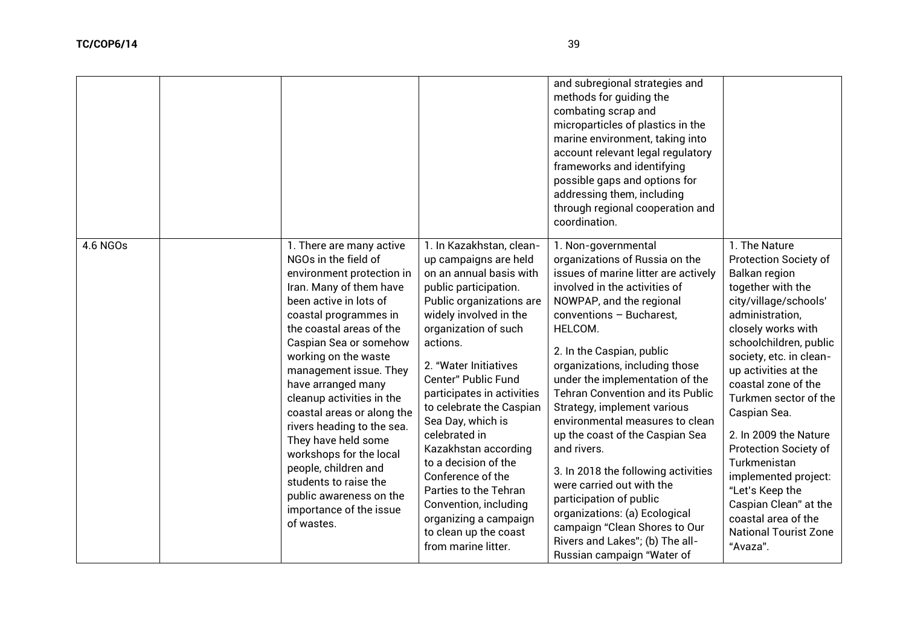| | | | | | |
|---|---|---|---|---|---|
| | | | | and subregional strategies and methods for guiding the combating scrap and microparticles of plastics in the marine environment, taking into account relevant legal regulatory frameworks and identifying possible gaps and options for addressing them, including through regional cooperation and coordination. | |
| 4.6 NGOs | | 1. There are many active NGOs in the field of environment protection in Iran. Many of them have been active in lots of coastal programmes in the coastal areas of the Caspian Sea or somehow working on the waste management issue. They have arranged many cleanup activities in the coastal areas or along the rivers heading to the sea. They have held some workshops for the local people, children and students to raise the public awareness on the importance of the issue of wastes. | 1. In Kazakhstan, clean-up campaigns are held on an annual basis with public participation. Public organizations are widely involved in the organization of such actions.<br><br>2. "Water Initiatives Center" Public Fund participates in activities to celebrate the Caspian Sea Day, which is celebrated in Kazakhstan according to a decision of the Conference of the Parties to the Tehran Convention, including organizing a campaign to clean up the coast from marine litter. | 1. Non-governmental organizations of Russia on the issues of marine litter are actively involved in the activities of NOWPAP, and the regional conventions – Bucharest, HELCOM.<br><br>2. In the Caspian, public organizations, including those under the implementation of the Tehran Convention and its Public Strategy, implement various environmental measures to clean up the coast of the Caspian Sea and rivers.<br><br>3. In 2018 the following activities were carried out with the participation of public organizations: (a) Ecological campaign "Clean Shores to Our Rivers and Lakes"; (b) The all-Russian campaign "Water of | 1. The Nature Protection Society of Balkan region together with the city/village/schools' administration, closely works with schoolchildren, public society, etc. in clean-up activities at the coastal zone of the Turkmen sector of the Caspian Sea.<br><br>2. In 2009 the Nature Protection Society of Turkmenistan implemented project: "Let's Keep the Caspian Clean" at the coastal area of the National Tourist Zone "Avaza". |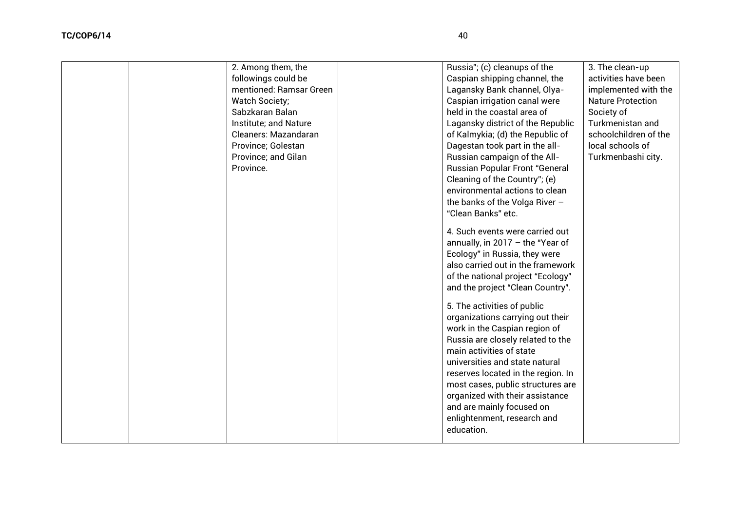|  |  |  |  |  |  |
|---|---|---|---|---|---|
|  |  | 2. Among them, the followings could be mentioned: Ramsar Green Watch Society; Sabzkaran Balan Institute; and Nature Cleaners: Mazandaran Province; Golestan Province; and Gilan Province. |  | Russia"; (c) cleanups of the Caspian shipping channel, the Lagansky Bank channel, Olya-Caspian irrigation canal were held in the coastal area of Lagansky district of the Republic of Kalmykia; (d) the Republic of Dagestan took part in the all-Russian campaign of the All-Russian Popular Front "General Cleaning of the Country"; (e) environmental actions to clean the banks of the Volga River – "Clean Banks" etc.<br><br>4. Such events were carried out annually, in 2017 – the "Year of Ecology" in Russia, they were also carried out in the framework of the national project "Ecology" and the project "Clean Country".<br><br>5. The activities of public organizations carrying out their work in the Caspian region of Russia are closely related to the main activities of state universities and state natural reserves located in the region. In most cases, public structures are organized with their assistance and are mainly focused on enlightenment, research and education. | 3. The clean-up activities have been implemented with the Nature Protection Society of Turkmenistan and schoolchildren of the local schools of Turkmenbashi city. |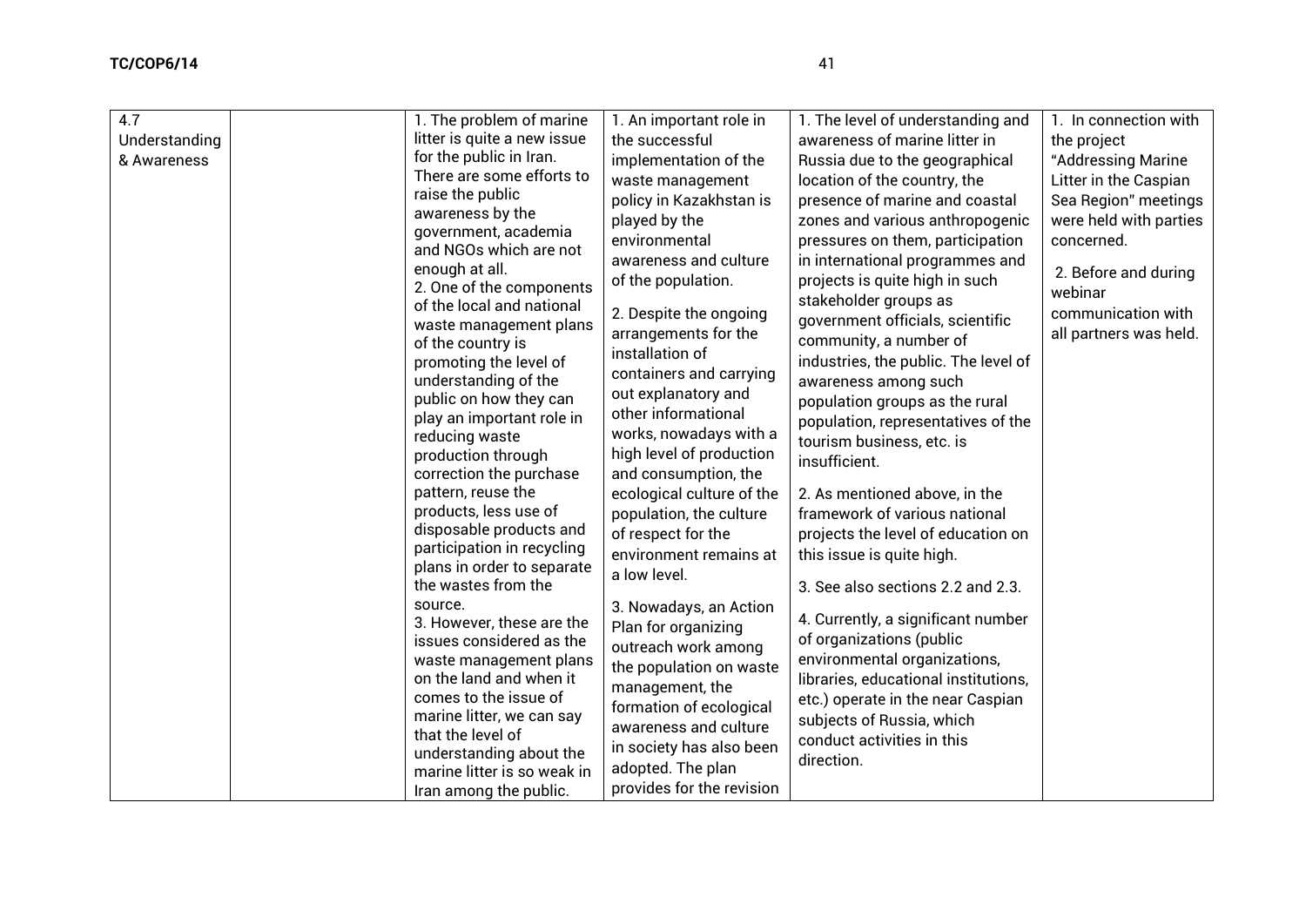| 4.7 Understanding & Awareness | | 1. The problem of marine litter is quite a new issue for the public in Iran. There are some efforts to raise the public awareness by the government, academia and NGOs which are not enough at all.<br>2. One of the components of the local and national waste management plans of the country is promoting the level of understanding of the public on how they can play an important role in reducing waste production through correction the purchase pattern, reuse the products, less use of disposable products and participation in recycling plans in order to separate the wastes from the source.<br>3. However, these are the issues considered as the waste management plans on the land and when it comes to the issue of marine litter, we can say that the level of understanding about the marine litter is so weak in Iran among the public. | 1. An important role in the successful implementation of the waste management policy in Kazakhstan is played by the environmental awareness and culture of the population.<br>2. Despite the ongoing arrangements for the installation of containers and carrying out explanatory and other informational works, nowadays with a high level of production and consumption, the ecological culture of the population, the culture of respect for the environment remains at a low level.<br>3. Nowadays, an Action Plan for organizing outreach work among the population on waste management, the formation of ecological awareness and culture in society has also been adopted. The plan provides for the revision | 1. The level of understanding and awareness of marine litter in Russia due to the geographical location of the country, the presence of marine and coastal zones and various anthropogenic pressures on them, participation in international programmes and projects is quite high in such stakeholder groups as government officials, scientific community, a number of industries, the public. The level of awareness among such population groups as the rural population, representatives of the tourism business, etc. is insufficient.<br>2. As mentioned above, in the framework of various national projects the level of education on this issue is quite high.<br>3. See also sections 2.2 and 2.3.<br>4. Currently, a significant number of organizations (public environmental organizations, libraries, educational institutions, etc.) operate in the near Caspian subjects of Russia, which conduct activities in this direction. | 1. In connection with the project "Addressing Marine Litter in the Caspian Sea Region" meetings were held with parties concerned.<br>2. Before and during webinar communication with all partners was held. |
|---|---|---|---|---|---|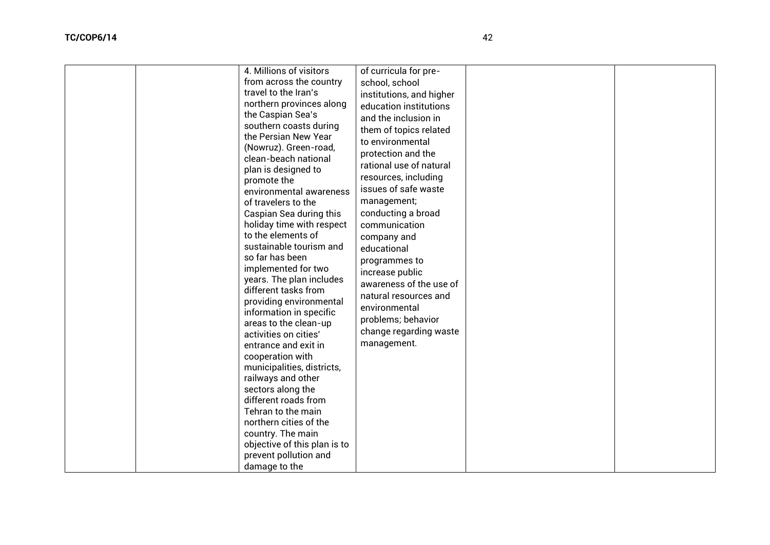|  |  |  |  |  |  |
|---|---|---|---|---|---|
|  |  | 4. Millions of visitors from across the country travel to the Iran's northern provinces along the Caspian Sea's southern coasts during the Persian New Year (Nowruz). Green-road, clean-beach national plan is designed to promote the environmental awareness of travelers to the Caspian Sea during this holiday time with respect to the elements of sustainable tourism and so far has been implemented for two years. The plan includes different tasks from providing environmental information in specific areas to the clean-up activities on cities' entrance and exit in cooperation with municipalities, districts, railways and other sectors along the different roads from Tehran to the main northern cities of the country. The main objective of this plan is to prevent pollution and damage to the | of curricula for pre-school, school institutions, and higher education institutions and the inclusion in them of topics related to environmental protection and the rational use of natural resources, including issues of safe waste management; conducting a broad communication company and educational programmes to increase public awareness of the use of natural resources and environmental problems; behavior change regarding waste management. |  |  |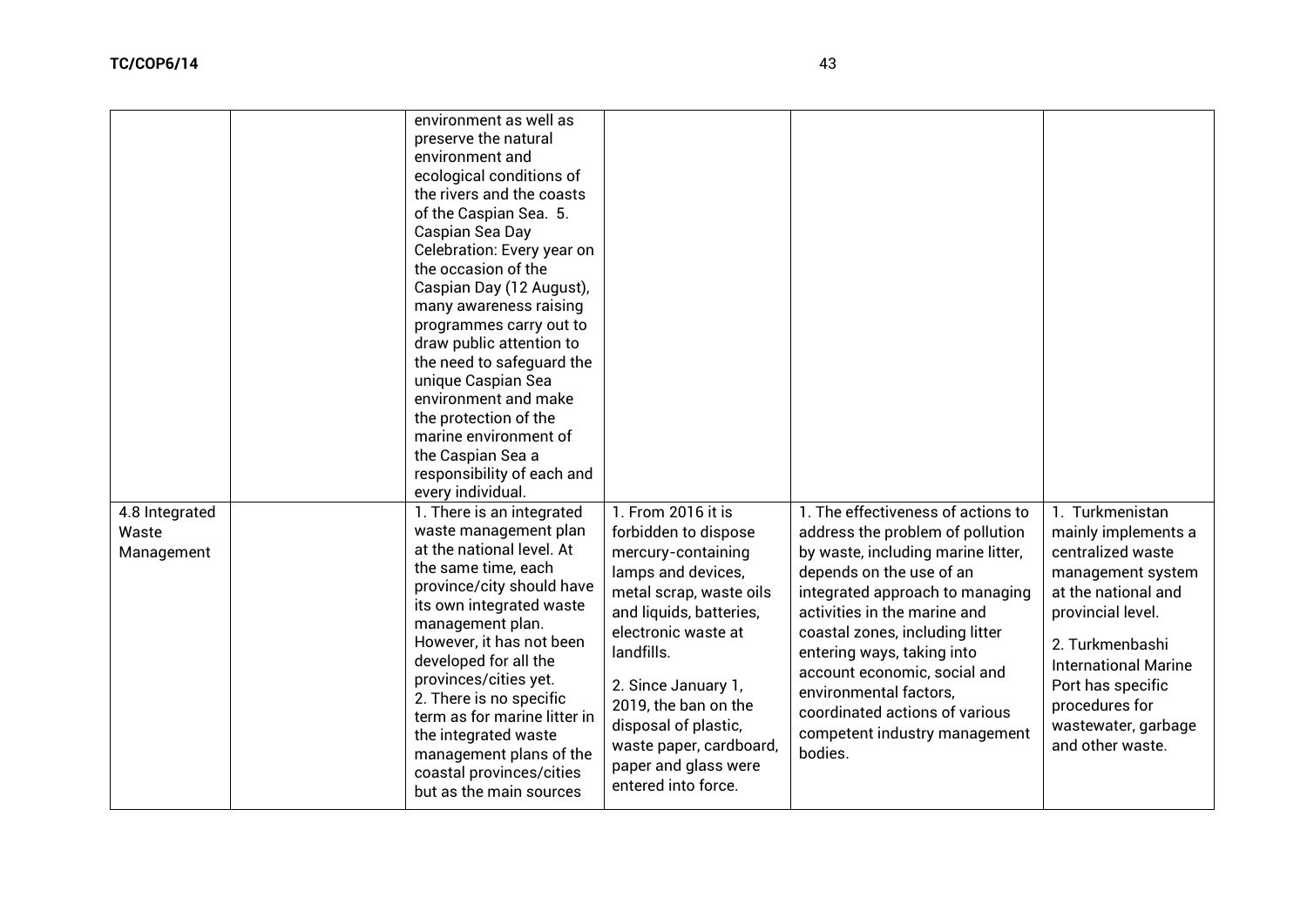| | | | | | |
|---|---|---|---|---|---|
| | | environment as well as preserve the natural environment and ecological conditions of the rivers and the coasts of the Caspian Sea. 5. Caspian Sea Day Celebration: Every year on the occasion of the Caspian Day (12 August), many awareness raising programmes carry out to draw public attention to the need to safeguard the unique Caspian Sea environment and make the protection of the marine environment of the Caspian Sea a responsibility of each and every individual. | | | |
| 4.8 Integrated Waste Management | | 1. There is an integrated waste management plan at the national level. At the same time, each province/city should have its own integrated waste management plan. However, it has not been developed for all the provinces/cities yet. 2. There is no specific term as for marine litter in the integrated waste management plans of the coastal provinces/cities but as the main sources | 1. From 2016 it is forbidden to dispose mercury-containing lamps and devices, metal scrap, waste oils and liquids, batteries, electronic waste at landfills. 2. Since January 1, 2019, the ban on the disposal of plastic, waste paper, cardboard, paper and glass were entered into force. | 1. The effectiveness of actions to address the problem of pollution by waste, including marine litter, depends on the use of an integrated approach to managing activities in the marine and coastal zones, including litter entering ways, taking into account economic, social and environmental factors, coordinated actions of various competent industry management bodies. | 1. Turkmenistan mainly implements a centralized waste management system at the national and provincial level. 2. Turkmenbashi International Marine Port has specific procedures for wastewater, garbage and other waste. |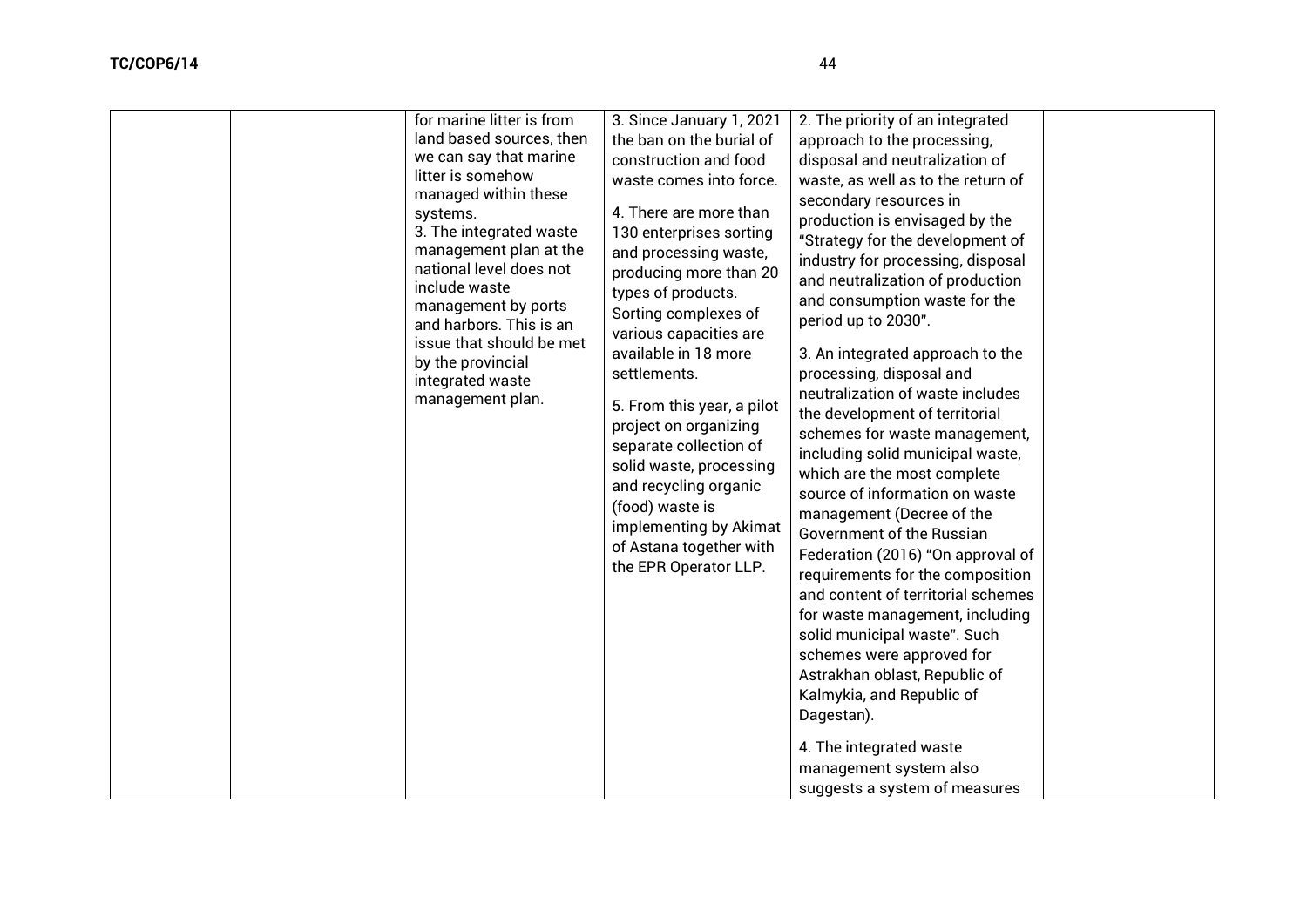| | | | | | |
|---|---|---|---|---|---|
| | | for marine litter is from land based sources, then we can say that marine litter is somehow managed within these systems.<br>3. The integrated waste management plan at the national level does not include waste management by ports and harbors. This is an issue that should be met by the provincial integrated waste management plan. | 3. Since January 1, 2021 the ban on the burial of construction and food waste comes into force.<br><br>4. There are more than 130 enterprises sorting and processing waste, producing more than 20 types of products. Sorting complexes of various capacities are available in 18 more settlements.<br><br>5. From this year, a pilot project on organizing separate collection of solid waste, processing and recycling organic (food) waste is implementing by Akimat of Astana together with the EPR Operator LLP. | 2. The priority of an integrated approach to the processing, disposal and neutralization of waste, as well as to the return of secondary resources in production is envisaged by the "Strategy for the development of industry for processing, disposal and neutralization of production and consumption waste for the period up to 2030".<br><br>3. An integrated approach to the processing, disposal and neutralization of waste includes the development of territorial schemes for waste management, including solid municipal waste, which are the most complete source of information on waste management (Decree of the Government of the Russian Federation (2016) "On approval of requirements for the composition and content of territorial schemes for waste management, including solid municipal waste". Such schemes were approved for Astrakhan oblast, Republic of Kalmykia, and Republic of Dagestan).<br><br>4. The integrated waste management system also suggests a system of measures | |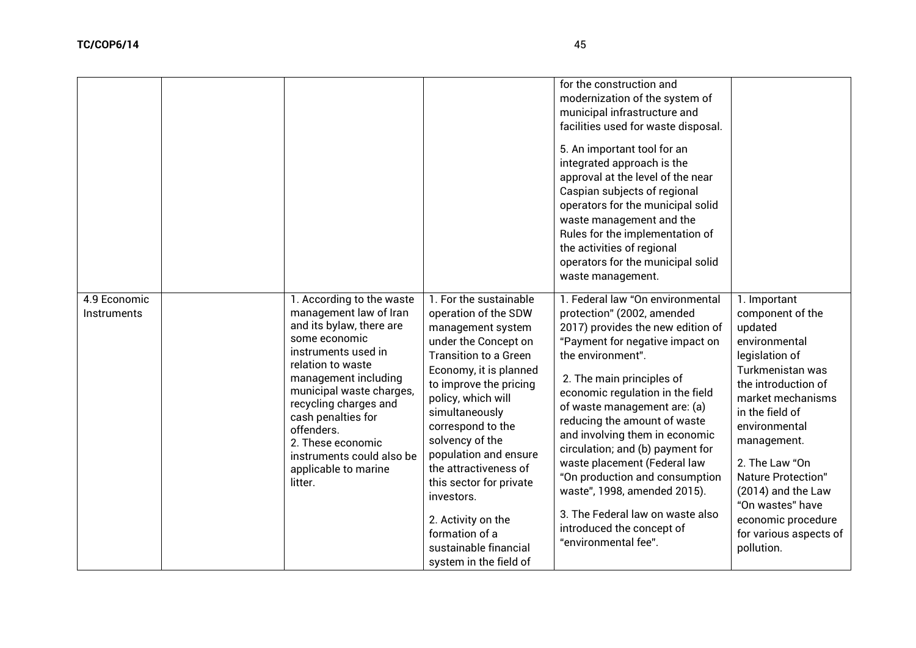| | | | | | |
|---|---|---|---|---|---|
| | | | | for the construction and modernization of the system of municipal infrastructure and facilities used for waste disposal.<br><br>5. An important tool for an integrated approach is the approval at the level of the near Caspian subjects of regional operators for the municipal solid waste management and the Rules for the implementation of the activities of regional operators for the municipal solid waste management. | |
| 4.9 Economic Instruments | | 1. According to the waste management law of Iran and its bylaw, there are some economic instruments used in relation to waste management including municipal waste charges, recycling charges and cash penalties for offenders.<br>2. These economic instruments could also be applicable to marine litter. | 1. For the sustainable operation of the SDW management system under the Concept on Transition to a Green Economy, it is planned to improve the pricing policy, which will simultaneously correspond to the solvency of the population and ensure the attractiveness of this sector for private investors.<br><br>2. Activity on the formation of a sustainable financial system in the field of | 1. Federal law "On environmental protection" (2002, amended 2017) provides the new edition of "Payment for negative impact on the environment".<br><br>2. The main principles of economic regulation in the field of waste management are: (a) reducing the amount of waste and involving them in economic circulation; and (b) payment for waste placement (Federal law "On production and consumption waste", 1998, amended 2015).<br><br>3. The Federal law on waste also introduced the concept of "environmental fee". | 1. Important component of the updated environmental legislation of Turkmenistan was the introduction of market mechanisms in the field of environmental management.<br><br>2. The Law "On Nature Protection" (2014) and the Law "On wastes" have economic procedure for various aspects of pollution. |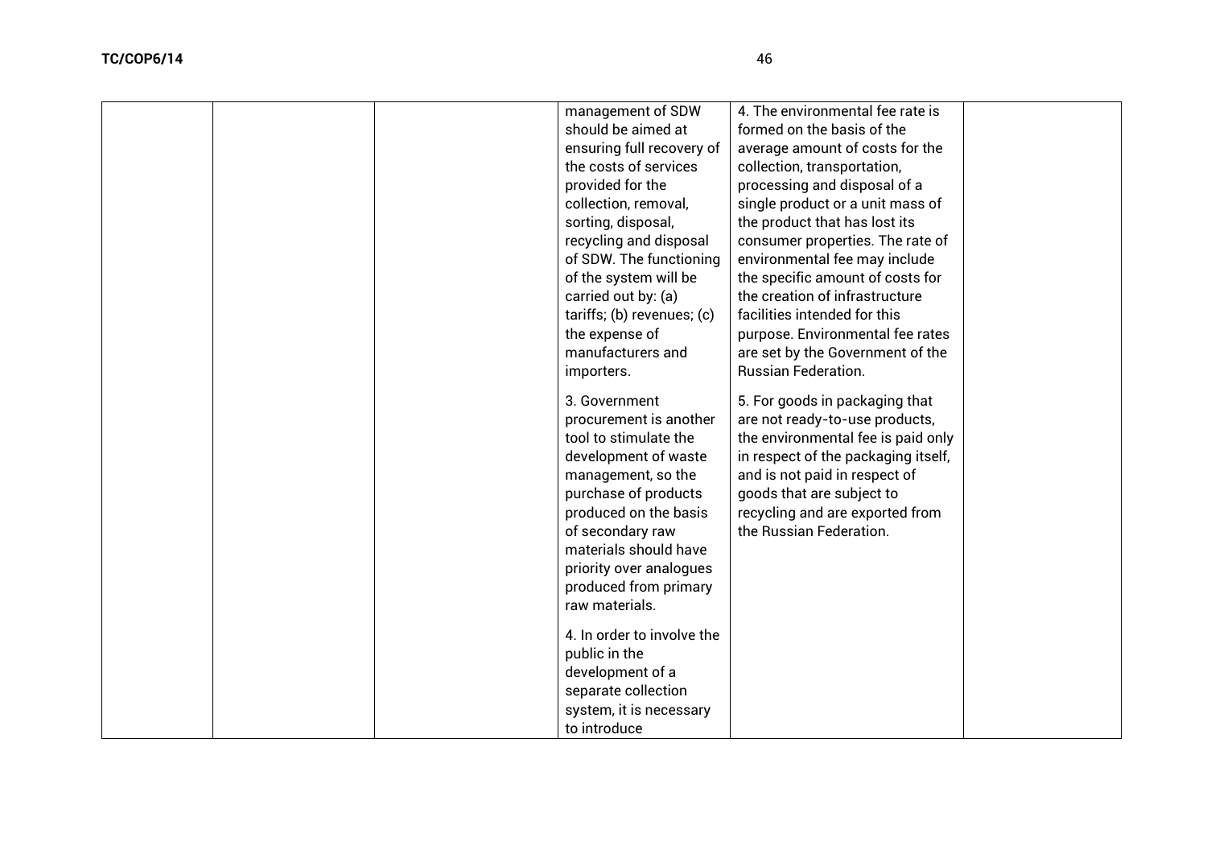| | | | | | |
|---|---|---|---|---|---|
| | | | management of SDW should be aimed at ensuring full recovery of the costs of services provided for the collection, removal, sorting, disposal, recycling and disposal of SDW. The functioning of the system will be carried out by: (a) tariffs; (b) revenues; (c) the expense of manufacturers and importers.<br><br>3. Government procurement is another tool to stimulate the development of waste management, so the purchase of products produced on the basis of secondary raw materials should have priority over analogues produced from primary raw materials.<br><br>4. In order to involve the public in the development of a separate collection system, it is necessary to introduce | 4. The environmental fee rate is formed on the basis of the average amount of costs for the collection, transportation, processing and disposal of a single product or a unit mass of the product that has lost its consumer properties. The rate of environmental fee may include the specific amount of costs for the creation of infrastructure facilities intended for this purpose. Environmental fee rates are set by the Government of the Russian Federation.<br><br>5. For goods in packaging that are not ready-to-use products, the environmental fee is paid only in respect of the packaging itself, and is not paid in respect of goods that are subject to recycling and are exported from the Russian Federation. | |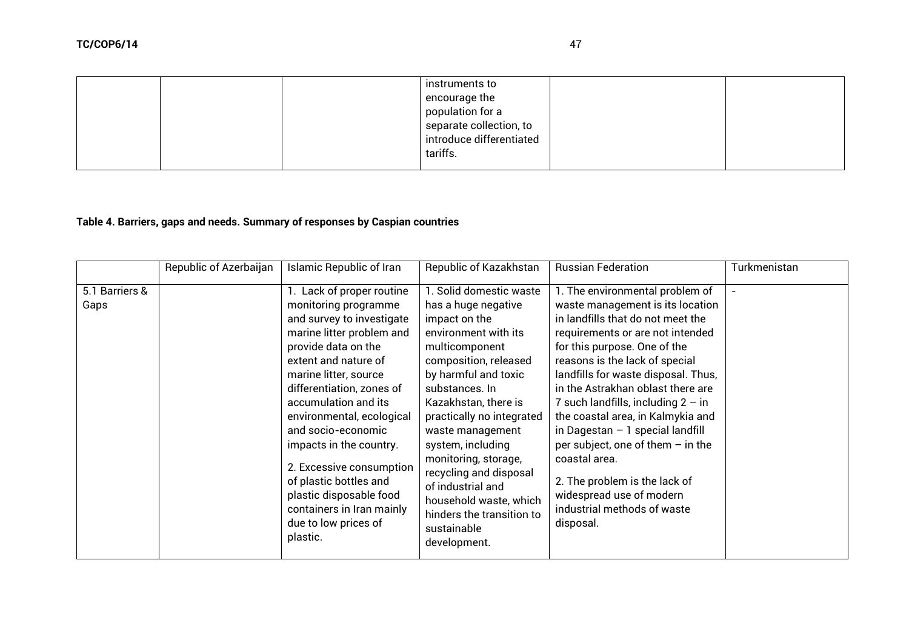| | | | | | |
|---|---|---|---|---|---|
| | | | instruments to encourage the population for a separate collection, to introduce differentiated tariffs. | | |

**Table 4. Barriers, gaps and needs. Summary of responses by Caspian countries**

| | Republic of Azerbaijan | Islamic Republic of Iran | Republic of Kazakhstan | Russian Federation | Turkmenistan |
|---|---|---|---|---|---|
| 5.1 Barriers & Gaps | | 1. Lack of proper routine monitoring programme and survey to investigate marine litter problem and provide data on the extent and nature of marine litter, source differentiation, zones of accumulation and its environmental, ecological and socio-economic impacts in the country.<br><br>2. Excessive consumption of plastic bottles and plastic disposable food containers in Iran mainly due to low prices of plastic. | 1. Solid domestic waste has a huge negative impact on the environment with its multicomponent composition, released by harmful and toxic substances. In Kazakhstan, there is practically no integrated waste management system, including monitoring, storage, recycling and disposal of industrial and household waste, which hinders the transition to sustainable development. | 1. The environmental problem of waste management is its location in landfills that do not meet the requirements or are not intended for this purpose. One of the reasons is the lack of special landfills for waste disposal. Thus, in the Astrakhan oblast there are 7 such landfills, including 2 – in the coastal area, in Kalmykia and in Dagestan – 1 special landfill per subject, one of them – in the coastal area.<br><br>2. The problem is the lack of widespread use of modern industrial methods of waste disposal. | - |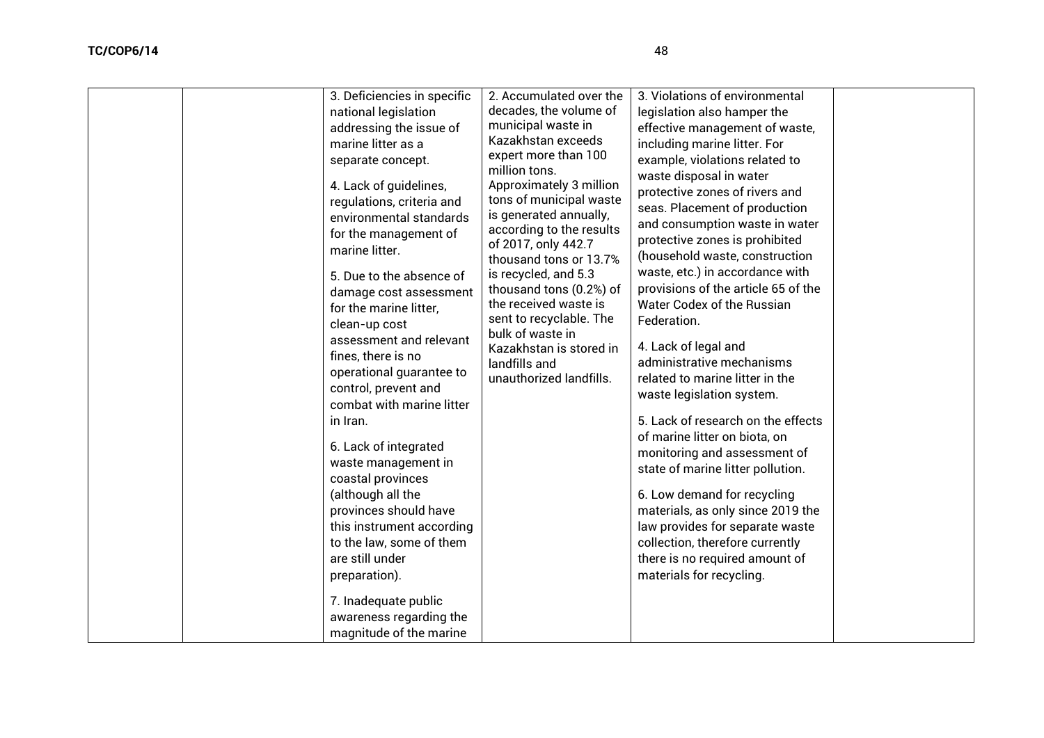|  |  | 3. Deficiencies in specific national legislation addressing the issue of marine litter as a separate concept.<br><br>4. Lack of guidelines, regulations, criteria and environmental standards for the management of marine litter.<br><br>5. Due to the absence of damage cost assessment for the marine litter, clean-up cost assessment and relevant fines, there is no operational guarantee to control, prevent and combat with marine litter in Iran.<br><br>6. Lack of integrated waste management in coastal provinces (although all the provinces should have this instrument according to the law, some of them are still under preparation).<br><br>7. Inadequate public awareness regarding the magnitude of the marine | 2. Accumulated over the decades, the volume of municipal waste in Kazakhstan exceeds expert more than 100 million tons. Approximately 3 million tons of municipal waste is generated annually, according to the results of 2017, only 442.7 thousand tons or 13.7% is recycled, and 5.3 thousand tons (0.2%) of the received waste is sent to recyclable. The bulk of waste in Kazakhstan is stored in landfills and unauthorized landfills. | 3. Violations of environmental legislation also hamper the effective management of waste, including marine litter. For example, violations related to waste disposal in water protective zones of rivers and seas. Placement of production and consumption waste in water protective zones is prohibited (household waste, construction waste, etc.) in accordance with provisions of the article 65 of the Water Codex of the Russian Federation.<br><br>4. Lack of legal and administrative mechanisms related to marine litter in the waste legislation system.<br><br>5. Lack of research on the effects of marine litter on biota, on monitoring and assessment of state of marine litter pollution.<br><br>6. Low demand for recycling materials, as only since 2019 the law provides for separate waste collection, therefore currently there is no required amount of materials for recycling. |  |
|---|---|---|---|---|---|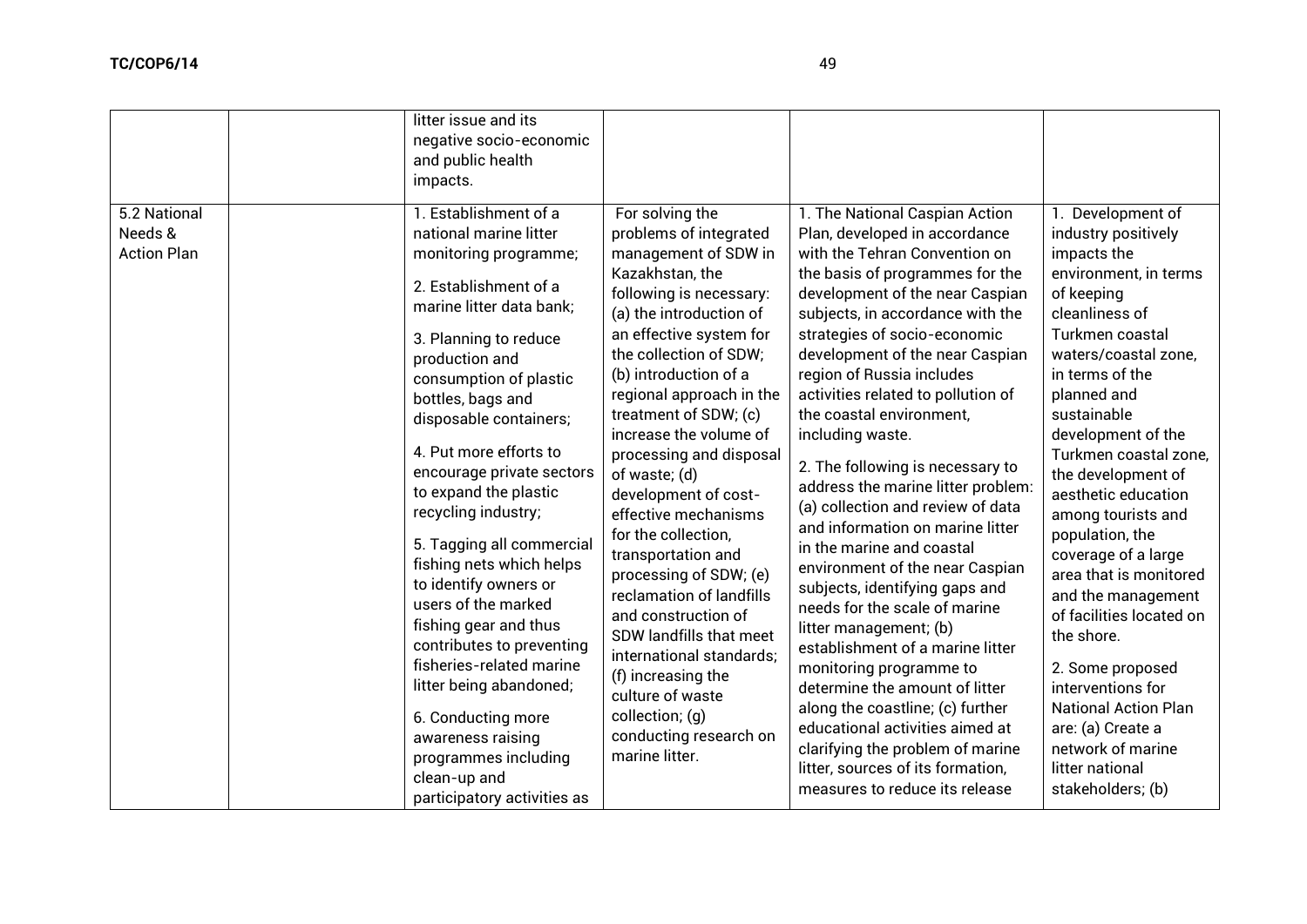| | | litter issue and its negative socio-economic and public health impacts. | | | |
|---|---|---|---|---|---|
| 5.2 National Needs & Action Plan | | 1. Establishment of a national marine litter monitoring programme;<br><br>2. Establishment of a marine litter data bank;<br><br>3. Planning to reduce production and consumption of plastic bottles, bags and disposable containers;<br><br>4. Put more efforts to encourage private sectors to expand the plastic recycling industry;<br><br>5. Tagging all commercial fishing nets which helps to identify owners or users of the marked fishing gear and thus contributes to preventing fisheries-related marine litter being abandoned;<br><br>6. Conducting more awareness raising programmes including clean-up and participatory activities as | For solving the problems of integrated management of SDW in Kazakhstan, the following is necessary: (a) the introduction of an effective system for the collection of SDW; (b) introduction of a regional approach in the treatment of SDW; (c) increase the volume of processing and disposal of waste; (d) development of cost-effective mechanisms for the collection, transportation and processing of SDW; (e) reclamation of landfills and construction of SDW landfills that meet international standards; (f) increasing the culture of waste collection; (g) conducting research on marine litter. | 1. The National Caspian Action Plan, developed in accordance with the Tehran Convention on the basis of programmes for the development of the near Caspian subjects, in accordance with the strategies of socio-economic development of the near Caspian region of Russia includes activities related to pollution of the coastal environment, including waste.<br><br>2. The following is necessary to address the marine litter problem: (a) collection and review of data and information on marine litter in the marine and coastal environment of the near Caspian subjects, identifying gaps and needs for the scale of marine litter management; (b) establishment of a marine litter monitoring programme to determine the amount of litter along the coastline; (c) further educational activities aimed at clarifying the problem of marine litter, sources of its formation, measures to reduce its release | 1. Development of industry positively impacts the environment, in terms of keeping cleanliness of Turkmen coastal waters/coastal zone, in terms of the planned and sustainable development of the Turkmen coastal zone, the development of aesthetic education among tourists and population, the coverage of a large area that is monitored and the management of facilities located on the shore.<br><br>2. Some proposed interventions for National Action Plan are: (a) Create a network of marine litter national stakeholders; (b) |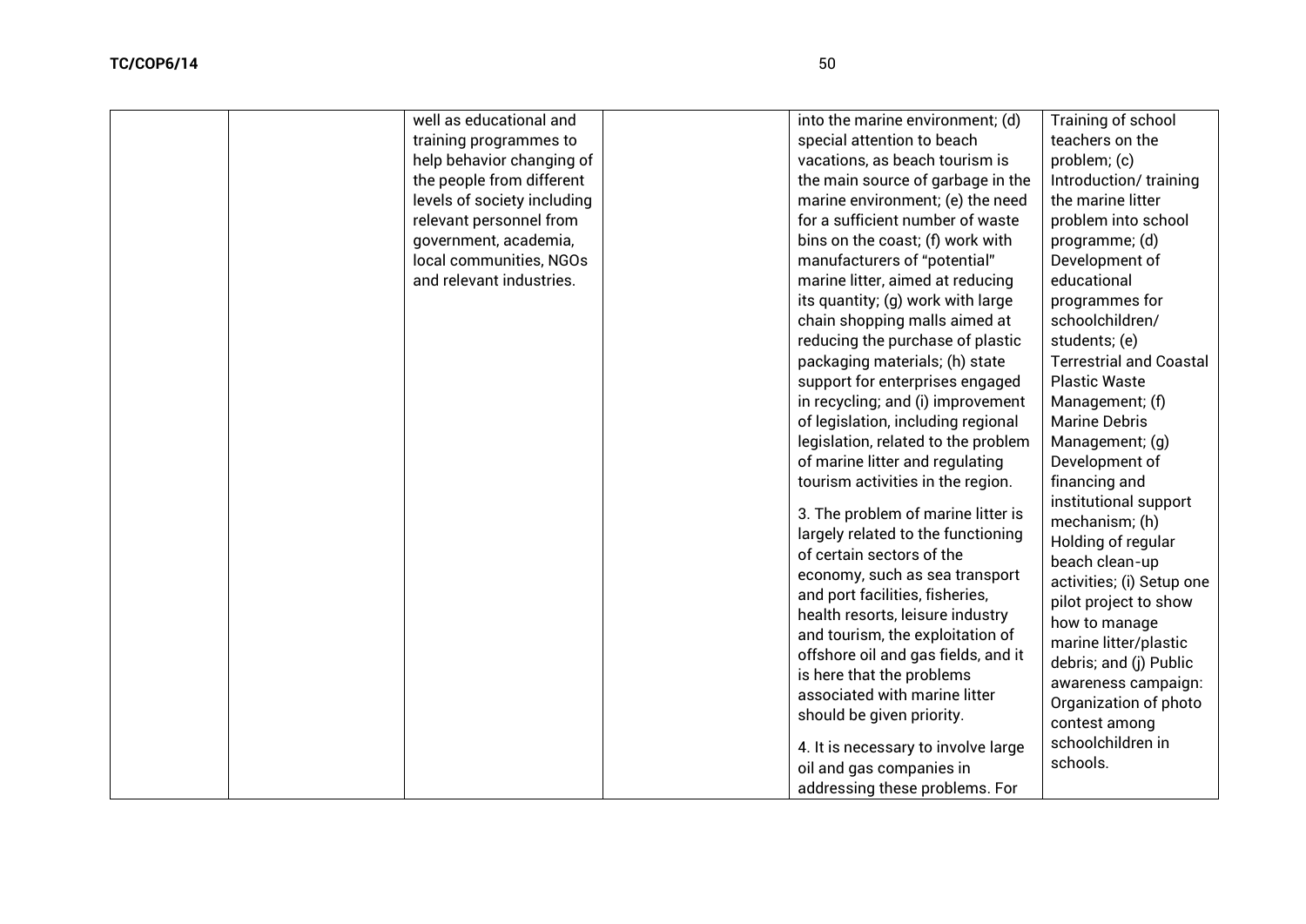| | | | | | |
|---|---|---|---|---|---|
| | | well as educational and training programmes to help behavior changing of the people from different levels of society including relevant personnel from government, academia, local communities, NGOs and relevant industries. | | into the marine environment; (d) special attention to beach vacations, as beach tourism is the main source of garbage in the marine environment; (e) the need for a sufficient number of waste bins on the coast; (f) work with manufacturers of "potential" marine litter, aimed at reducing its quantity; (g) work with large chain shopping malls aimed at reducing the purchase of plastic packaging materials; (h) state support for enterprises engaged in recycling; and (i) improvement of legislation, including regional legislation, related to the problem of marine litter and regulating tourism activities in the region.<br><br>3. The problem of marine litter is largely related to the functioning of certain sectors of the economy, such as sea transport and port facilities, fisheries, health resorts, leisure industry and tourism, the exploitation of offshore oil and gas fields, and it is here that the problems associated with marine litter should be given priority.<br><br>4. It is necessary to involve large oil and gas companies in addressing these problems. For | Training of school teachers on the problem; (c) Introduction/ training the marine litter problem into school programme; (d) Development of educational programmes for schoolchildren/ students; (e) Terrestrial and Coastal Plastic Waste Management; (f) Marine Debris Management; (g) Development of financing and institutional support mechanism; (h) Holding of regular beach clean-up activities; (i) Setup one pilot project to show how to manage marine litter/plastic debris; and (j) Public awareness campaign: Organization of photo contest among schoolchildren in schools. |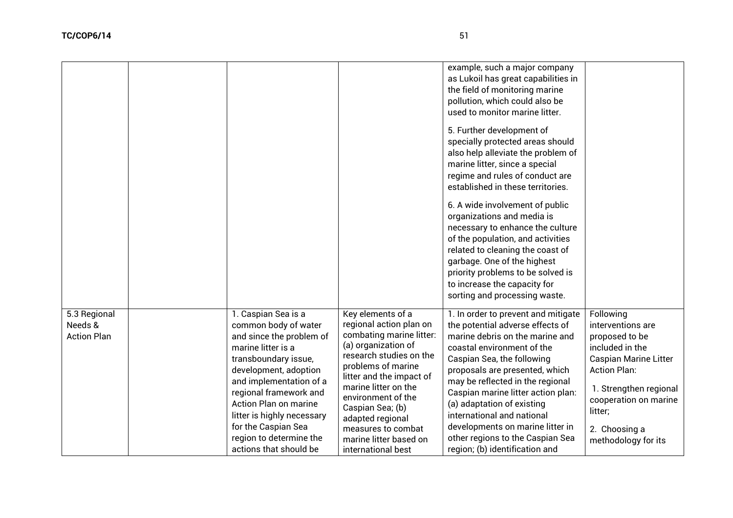|  |  |  |  |  |  |
|---|---|---|---|---|---|
|  |  |  |  | example, such a major company as Lukoil has great capabilities in the field of monitoring marine pollution, which could also be used to monitor marine litter.<br><br>5. Further development of specially protected areas should also help alleviate the problem of marine litter, since a special regime and rules of conduct are established in these territories.<br><br>6. A wide involvement of public organizations and media is necessary to enhance the culture of the population, and activities related to cleaning the coast of garbage. One of the highest priority problems to be solved is to increase the capacity for sorting and processing waste. |  |
| 5.3 Regional Needs & Action Plan |  | 1. Caspian Sea is a common body of water and since the problem of marine litter is a transboundary issue, development, adoption and implementation of a regional framework and Action Plan on marine litter is highly necessary for the Caspian Sea region to determine the actions that should be | Key elements of a regional action plan on combating marine litter: (a) organization of research studies on the problems of marine litter and the impact of marine litter on the environment of the Caspian Sea; (b) adapted regional measures to combat marine litter based on international best | 1. In order to prevent and mitigate the potential adverse effects of marine debris on the marine and coastal environment of the Caspian Sea, the following proposals are presented, which may be reflected in the regional Caspian marine litter action plan: (a) adaptation of existing international and national developments on marine litter in other regions to the Caspian Sea region; (b) identification and | Following interventions are proposed to be included in the Caspian Marine Litter Action Plan:<br><br>1. Strengthen regional cooperation on marine litter;<br><br>2. Choosing a methodology for its |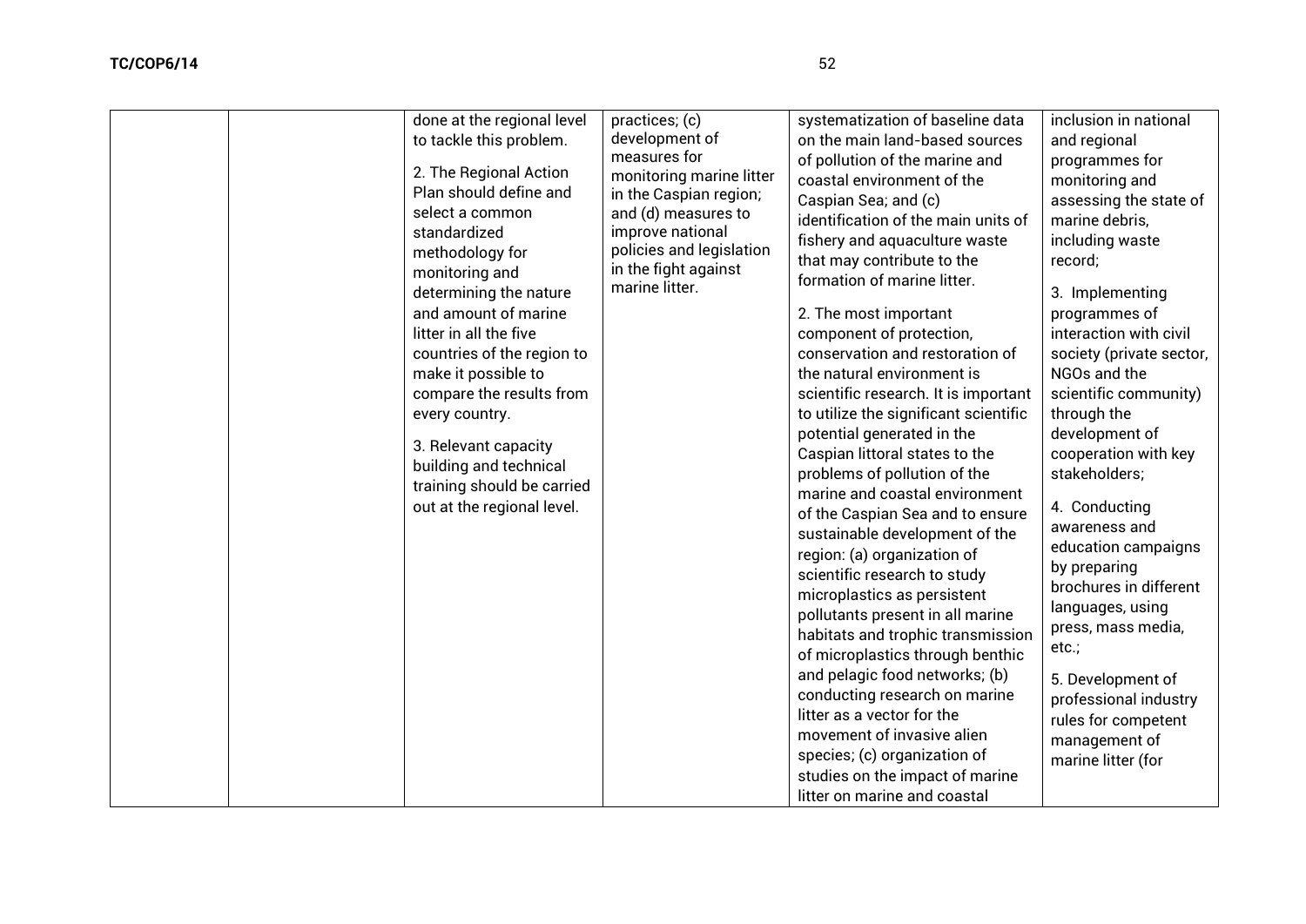|  |  | done at the regional level to tackle this problem.<br><br>2. The Regional Action Plan should define and select a common standardized methodology for monitoring and determining the nature and amount of marine litter in all the five countries of the region to make it possible to compare the results from every country.<br><br>3. Relevant capacity building and technical training should be carried out at the regional level. | practices; (c) development of measures for monitoring marine litter in the Caspian region; and (d) measures to improve national policies and legislation in the fight against marine litter. | systematization of baseline data on the main land-based sources of pollution of the marine and coastal environment of the Caspian Sea; and (c) identification of the main units of fishery and aquaculture waste that may contribute to the formation of marine litter.<br><br>2. The most important component of protection, conservation and restoration of the natural environment is scientific research. It is important to utilize the significant scientific potential generated in the Caspian littoral states to the problems of pollution of the marine and coastal environment of the Caspian Sea and to ensure sustainable development of the region: (a) organization of scientific research to study microplastics as persistent pollutants present in all marine habitats and trophic transmission of microplastics through benthic and pelagic food networks; (b) conducting research on marine litter as a vector for the movement of invasive alien species; (c) organization of studies on the impact of marine litter on marine and coastal | inclusion in national and regional programmes for monitoring and assessing the state of marine debris, including waste record;<br><br>3. Implementing programmes of interaction with civil society (private sector, NGOs and the scientific community) through the development of cooperation with key stakeholders;<br><br>4. Conducting awareness and education campaigns by preparing brochures in different languages, using press, mass media, etc.;<br><br>5. Development of professional industry rules for competent management of marine litter (for |
|---|---|---|---|---|---|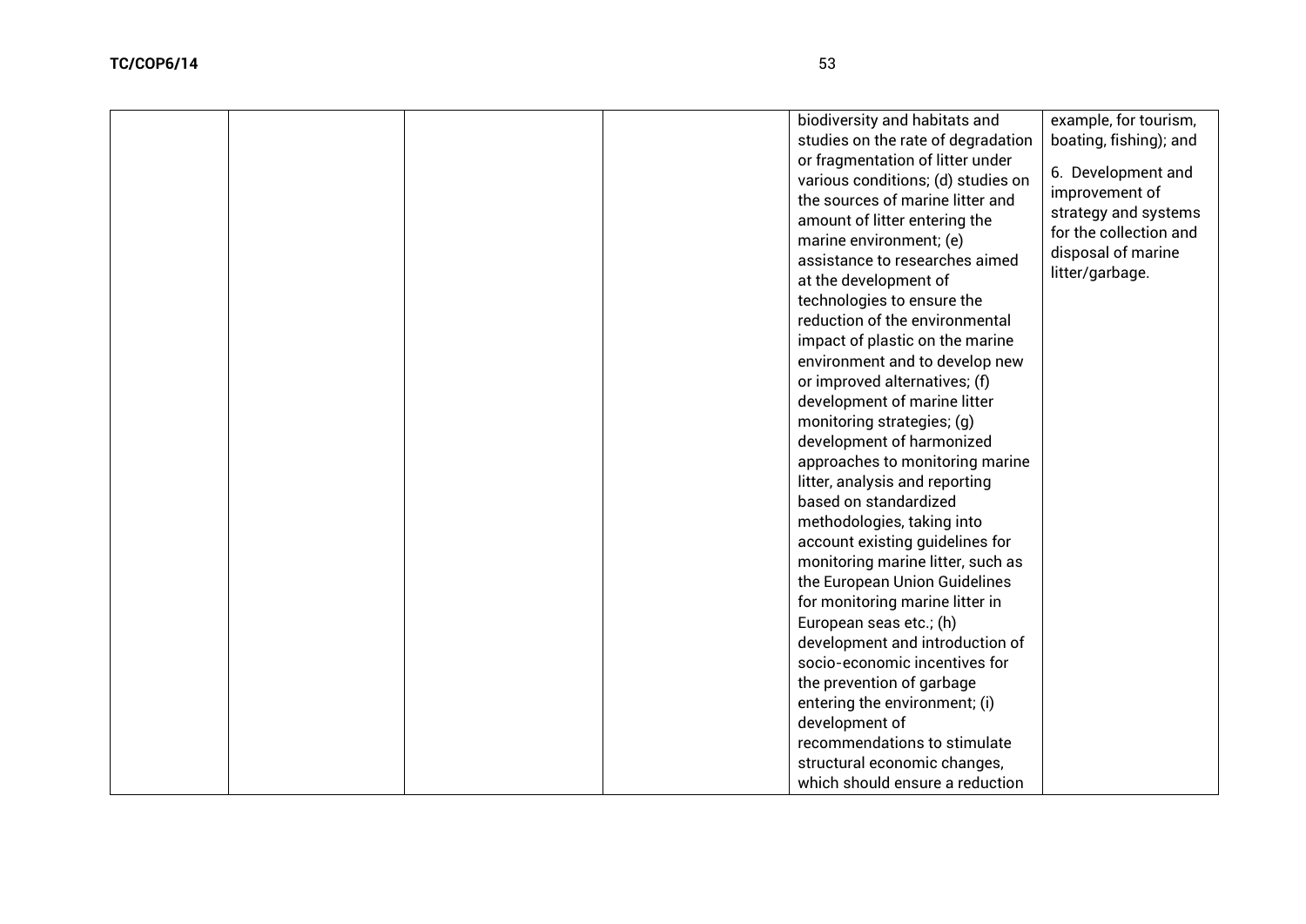| | | | | | |
|---|---|---|---|---|---|
| | | | | biodiversity and habitats and studies on the rate of degradation or fragmentation of litter under various conditions; (d) studies on the sources of marine litter and amount of litter entering the marine environment; (e) assistance to researches aimed at the development of technologies to ensure the reduction of the environmental impact of plastic on the marine environment and to develop new or improved alternatives; (f) development of marine litter monitoring strategies; (g) development of harmonized approaches to monitoring marine litter, analysis and reporting based on standardized methodologies, taking into account existing guidelines for monitoring marine litter, such as the European Union Guidelines for monitoring marine litter in European seas etc.; (h) development and introduction of socio-economic incentives for the prevention of garbage entering the environment; (i) development of recommendations to stimulate structural economic changes, which should ensure a reduction | example, for tourism, boating, fishing); and<br><br>6. Development and improvement of strategy and systems for the collection and disposal of marine litter/garbage. |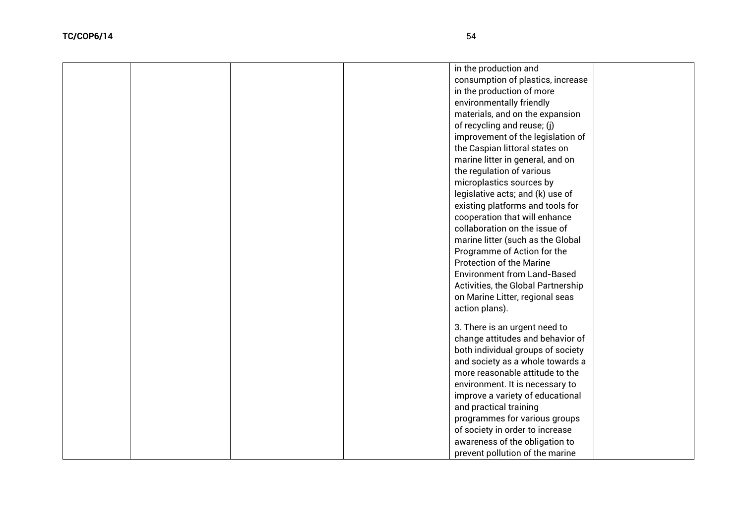| | | | | | |
|---|---|---|---|---|---|
| | | | | in the production and consumption of plastics, increase in the production of more environmentally friendly materials, and on the expansion of recycling and reuse; (j) improvement of the legislation of the Caspian littoral states on marine litter in general, and on the regulation of various microplastics sources by legislative acts; and (k) use of existing platforms and tools for cooperation that will enhance collaboration on the issue of marine litter (such as the Global Programme of Action for the Protection of the Marine Environment from Land-Based Activities, the Global Partnership on Marine Litter, regional seas action plans).<br><br>3. There is an urgent need to change attitudes and behavior of both individual groups of society and society as a whole towards a more reasonable attitude to the environment. It is necessary to improve a variety of educational and practical training programmes for various groups of society in order to increase awareness of the obligation to prevent pollution of the marine | |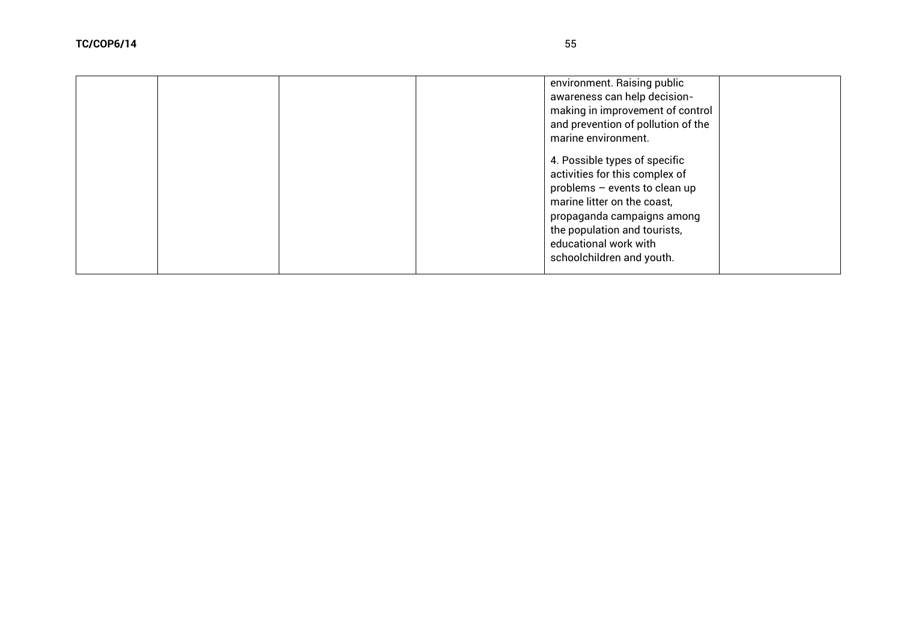| | | | | | |
|---|---|---|---|---|---|
| | | | | environment. Raising public awareness can help decision-making in improvement of control and prevention of pollution of the marine environment.<br><br>4. Possible types of specific activities for this complex of problems – events to clean up marine litter on the coast, propaganda campaigns among the population and tourists, educational work with schoolchildren and youth. | |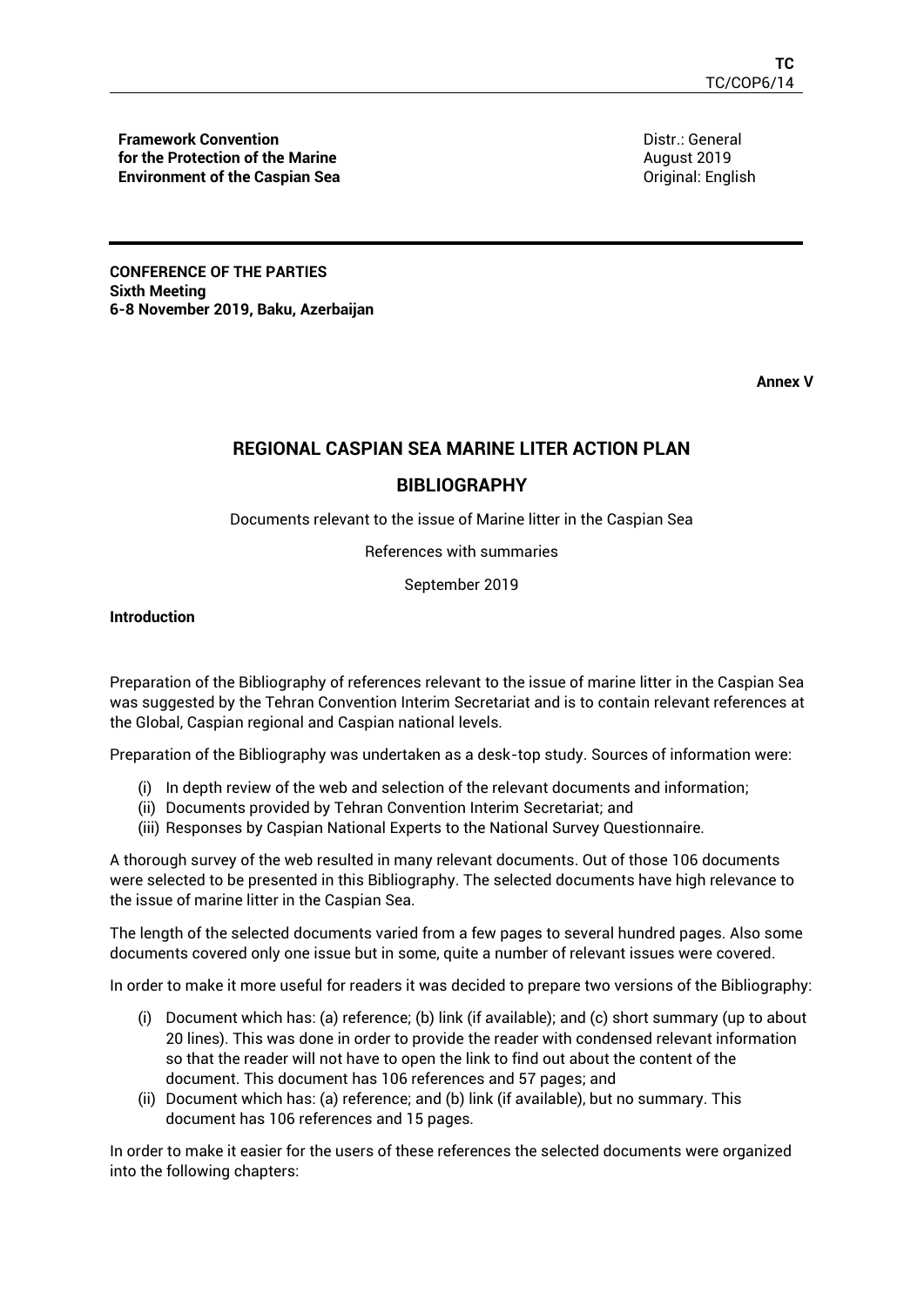**Framework Convention for the Protection of the Marine Environment of the Caspian Sea**

Distr.: General
August 2019
Original: English

**CONFERENCE OF THE PARTIES**
**Sixth Meeting**
**6-8 November 2019, Baku, Azerbaijan**

**Annex V**

## REGIONAL CASPIAN SEA MARINE LITER ACTION PLAN

## BIBLIOGRAPHY

Documents relevant to the issue of Marine litter in the Caspian Sea

References with summaries

September 2019

**Introduction**

Preparation of the Bibliography of references relevant to the issue of marine litter in the Caspian Sea was suggested by the Tehran Convention Interim Secretariat and is to contain relevant references at the Global, Caspian regional and Caspian national levels.

Preparation of the Bibliography was undertaken as a desk-top study. Sources of information were:

(i) In depth review of the web and selection of the relevant documents and information;
(ii) Documents provided by Tehran Convention Interim Secretariat; and
(iii) Responses by Caspian National Experts to the National Survey Questionnaire.

A thorough survey of the web resulted in many relevant documents. Out of those 106 documents were selected to be presented in this Bibliography. The selected documents have high relevance to the issue of marine litter in the Caspian Sea.

The length of the selected documents varied from a few pages to several hundred pages. Also some documents covered only one issue but in some, quite a number of relevant issues were covered.

In order to make it more useful for readers it was decided to prepare two versions of the Bibliography:

(i) Document which has: (a) reference; (b) link (if available); and (c) short summary (up to about 20 lines). This was done in order to provide the reader with condensed relevant information so that the reader will not have to open the link to find out about the content of the document. This document has 106 references and 57 pages; and
(ii) Document which has: (a) reference; and (b) link (if available), but no summary. This document has 106 references and 15 pages.

In order to make it easier for the users of these references the selected documents were organized into the following chapters: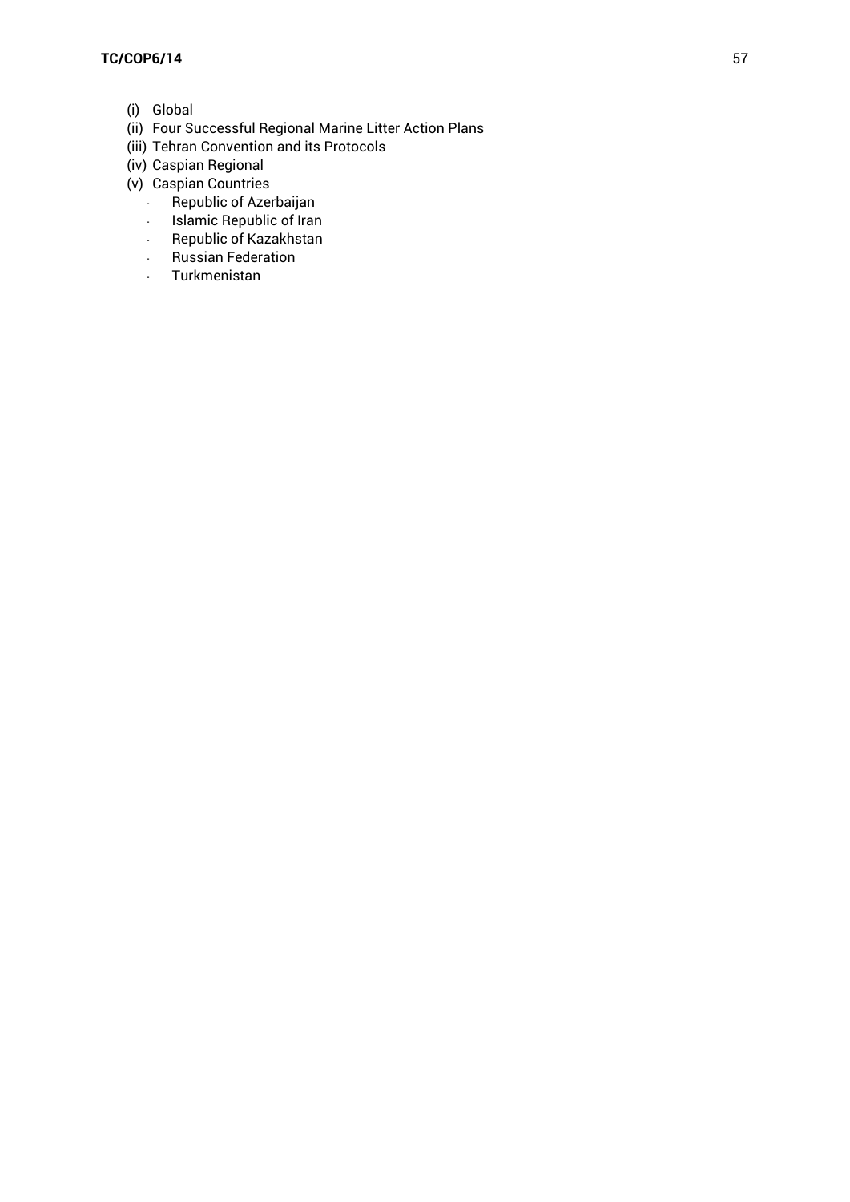(i) Global
(ii) Four Successful Regional Marine Litter Action Plans
(iii) Tehran Convention and its Protocols
(iv) Caspian Regional
(v) Caspian Countries
   - Republic of Azerbaijan
   - Islamic Republic of Iran
   - Republic of Kazakhstan
   - Russian Federation
   - Turkmenistan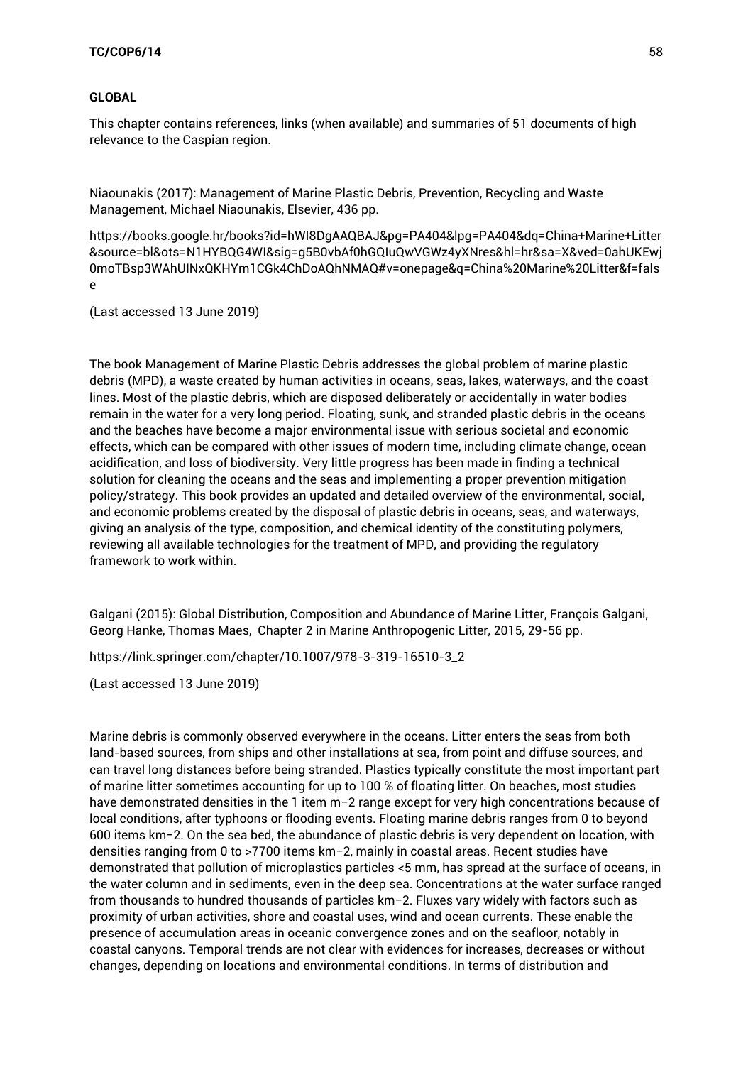**GLOBAL**

This chapter contains references, links (when available) and summaries of 51 documents of high relevance to the Caspian region.

Niaounakis (2017): Management of Marine Plastic Debris, Prevention, Recycling and Waste Management, Michael Niaounakis, Elsevier, 436 pp.

https://books.google.hr/books?id=hWI8DgAAQBAJ&pg=PA404&lpg=PA404&dq=China+Marine+Litter&source=bl&ots=N1HYBQG4WI&sig=g5B0vbAf0hGQIuQwVGWz4yXNres&hl=hr&sa=X&ved=0ahUKEwj0moTBsp3WAhUINxQKHYm1CGk4ChDoAQhNMAQ#v=onepage&q=China%20Marine%20Litter&f=false

(Last accessed 13 June 2019)

The book Management of Marine Plastic Debris addresses the global problem of marine plastic debris (MPD), a waste created by human activities in oceans, seas, lakes, waterways, and the coast lines. Most of the plastic debris, which are disposed deliberately or accidentally in water bodies remain in the water for a very long period. Floating, sunk, and stranded plastic debris in the oceans and the beaches have become a major environmental issue with serious societal and economic effects, which can be compared with other issues of modern time, including climate change, ocean acidification, and loss of biodiversity. Very little progress has been made in finding a technical solution for cleaning the oceans and the seas and implementing a proper prevention mitigation policy/strategy. This book provides an updated and detailed overview of the environmental, social, and economic problems created by the disposal of plastic debris in oceans, seas, and waterways, giving an analysis of the type, composition, and chemical identity of the constituting polymers, reviewing all available technologies for the treatment of MPD, and providing the regulatory framework to work within.

Galgani (2015): Global Distribution, Composition and Abundance of Marine Litter, François Galgani, Georg Hanke, Thomas Maes, Chapter 2 in Marine Anthropogenic Litter, 2015, 29-56 pp.

https://link.springer.com/chapter/10.1007/978-3-319-16510-3_2

(Last accessed 13 June 2019)

Marine debris is commonly observed everywhere in the oceans. Litter enters the seas from both land-based sources, from ships and other installations at sea, from point and diffuse sources, and can travel long distances before being stranded. Plastics typically constitute the most important part of marine litter sometimes accounting for up to 100 % of floating litter. On beaches, most studies have demonstrated densities in the 1 item $m^{-2}$ range except for very high concentrations because of local conditions, after typhoons or flooding events. Floating marine debris ranges from 0 to beyond 600 items $km^{-2}$. On the sea bed, the abundance of plastic debris is very dependent on location, with densities ranging from 0 to >7700 items $km^{-2}$, mainly in coastal areas. Recent studies have demonstrated that pollution of microplastics particles <5 mm, has spread at the surface of oceans, in the water column and in sediments, even in the deep sea. Concentrations at the water surface ranged from thousands to hundred thousands of particles $km^{-2}$. Fluxes vary widely with factors such as proximity of urban activities, shore and coastal uses, wind and ocean currents. These enable the presence of accumulation areas in oceanic convergence zones and on the seafloor, notably in coastal canyons. Temporal trends are not clear with evidences for increases, decreases or without changes, depending on locations and environmental conditions. In terms of distribution and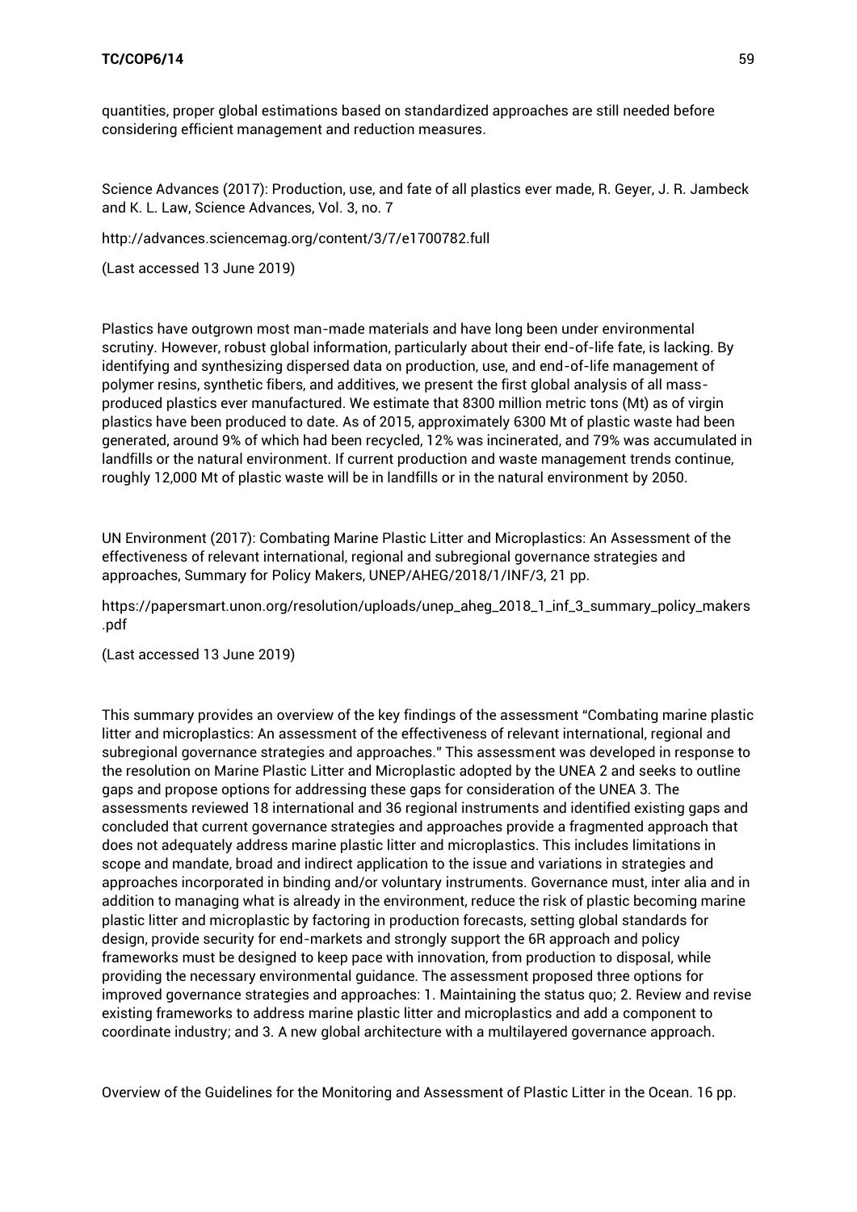quantities, proper global estimations based on standardized approaches are still needed before considering efficient management and reduction measures.

Science Advances (2017): Production, use, and fate of all plastics ever made, R. Geyer, J. R. Jambeck and K. L. Law, Science Advances, Vol. 3, no. 7

http://advances.sciencemag.org/content/3/7/e1700782.full

(Last accessed 13 June 2019)

Plastics have outgrown most man-made materials and have long been under environmental scrutiny. However, robust global information, particularly about their end-of-life fate, is lacking. By identifying and synthesizing dispersed data on production, use, and end-of-life management of polymer resins, synthetic fibers, and additives, we present the first global analysis of all mass-produced plastics ever manufactured. We estimate that 8300 million metric tons (Mt) as of virgin plastics have been produced to date. As of 2015, approximately 6300 Mt of plastic waste had been generated, around 9% of which had been recycled, 12% was incinerated, and 79% was accumulated in landfills or the natural environment. If current production and waste management trends continue, roughly 12,000 Mt of plastic waste will be in landfills or in the natural environment by 2050.

UN Environment (2017): Combating Marine Plastic Litter and Microplastics: An Assessment of the effectiveness of relevant international, regional and subregional governance strategies and approaches, Summary for Policy Makers, UNEP/AHEG/2018/1/INF/3, 21 pp.

https://papersmart.unon.org/resolution/uploads/unep_aheg_2018_1_inf_3_summary_policy_makers.pdf

(Last accessed 13 June 2019)

This summary provides an overview of the key findings of the assessment "Combating marine plastic litter and microplastics: An assessment of the effectiveness of relevant international, regional and subregional governance strategies and approaches." This assessment was developed in response to the resolution on Marine Plastic Litter and Microplastic adopted by the UNEA 2 and seeks to outline gaps and propose options for addressing these gaps for consideration of the UNEA 3. The assessments reviewed 18 international and 36 regional instruments and identified existing gaps and concluded that current governance strategies and approaches provide a fragmented approach that does not adequately address marine plastic litter and microplastics. This includes limitations in scope and mandate, broad and indirect application to the issue and variations in strategies and approaches incorporated in binding and/or voluntary instruments. Governance must, inter alia and in addition to managing what is already in the environment, reduce the risk of plastic becoming marine plastic litter and microplastic by factoring in production forecasts, setting global standards for design, provide security for end-markets and strongly support the 6R approach and policy frameworks must be designed to keep pace with innovation, from production to disposal, while providing the necessary environmental guidance. The assessment proposed three options for improved governance strategies and approaches: 1. Maintaining the status quo; 2. Review and revise existing frameworks to address marine plastic litter and microplastics and add a component to coordinate industry; and 3. A new global architecture with a multilayered governance approach.

Overview of the Guidelines for the Monitoring and Assessment of Plastic Litter in the Ocean. 16 pp.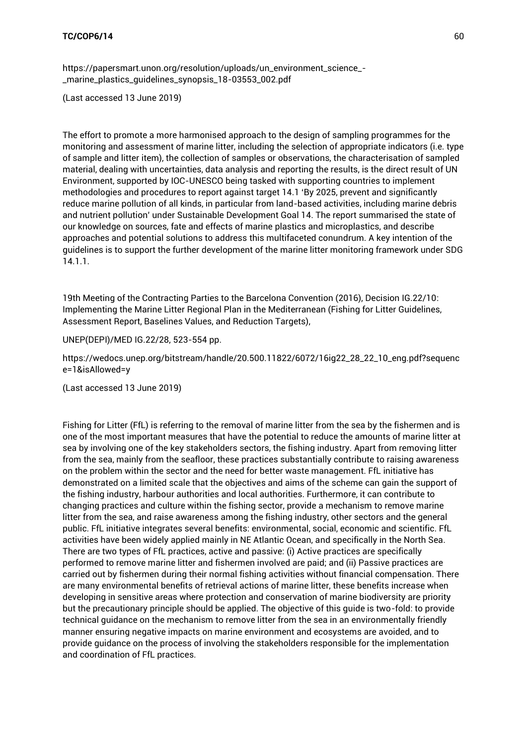https://papersmart.unon.org/resolution/uploads/un_environment_science_-_marine_plastics_guidelines_synopsis_18-03553_002.pdf

(Last accessed 13 June 2019)

The effort to promote a more harmonised approach to the design of sampling programmes for the monitoring and assessment of marine litter, including the selection of appropriate indicators (i.e. type of sample and litter item), the collection of samples or observations, the characterisation of sampled material, dealing with uncertainties, data analysis and reporting the results, is the direct result of UN Environment, supported by IOC-UNESCO being tasked with supporting countries to implement methodologies and procedures to report against target 14.1 'By 2025, prevent and significantly reduce marine pollution of all kinds, in particular from land-based activities, including marine debris and nutrient pollution' under Sustainable Development Goal 14. The report summarised the state of our knowledge on sources, fate and effects of marine plastics and microplastics, and describe approaches and potential solutions to address this multifaceted conundrum. A key intention of the guidelines is to support the further development of the marine litter monitoring framework under SDG 14.1.1.

19th Meeting of the Contracting Parties to the Barcelona Convention (2016), Decision IG.22/10: Implementing the Marine Litter Regional Plan in the Mediterranean (Fishing for Litter Guidelines, Assessment Report, Baselines Values, and Reduction Targets),

UNEP(DEPI)/MED IG.22/28, 523-554 pp.

https://wedocs.unep.org/bitstream/handle/20.500.11822/6072/16ig22_28_22_10_eng.pdf?sequence=1&isAllowed=y

(Last accessed 13 June 2019)

Fishing for Litter (FfL) is referring to the removal of marine litter from the sea by the fishermen and is one of the most important measures that have the potential to reduce the amounts of marine litter at sea by involving one of the key stakeholders sectors, the fishing industry. Apart from removing litter from the sea, mainly from the seafloor, these practices substantially contribute to raising awareness on the problem within the sector and the need for better waste management. FfL initiative has demonstrated on a limited scale that the objectives and aims of the scheme can gain the support of the fishing industry, harbour authorities and local authorities. Furthermore, it can contribute to changing practices and culture within the fishing sector, provide a mechanism to remove marine litter from the sea, and raise awareness among the fishing industry, other sectors and the general public. FfL initiative integrates several benefits: environmental, social, economic and scientific. FfL activities have been widely applied mainly in NE Atlantic Ocean, and specifically in the North Sea. There are two types of FfL practices, active and passive: (i) Active practices are specifically performed to remove marine litter and fishermen involved are paid; and (ii) Passive practices are carried out by fishermen during their normal fishing activities without financial compensation. There are many environmental benefits of retrieval actions of marine litter, these benefits increase when developing in sensitive areas where protection and conservation of marine biodiversity are priority but the precautionary principle should be applied. The objective of this guide is two-fold: to provide technical guidance on the mechanism to remove litter from the sea in an environmentally friendly manner ensuring negative impacts on marine environment and ecosystems are avoided, and to provide guidance on the process of involving the stakeholders responsible for the implementation and coordination of FfL practices.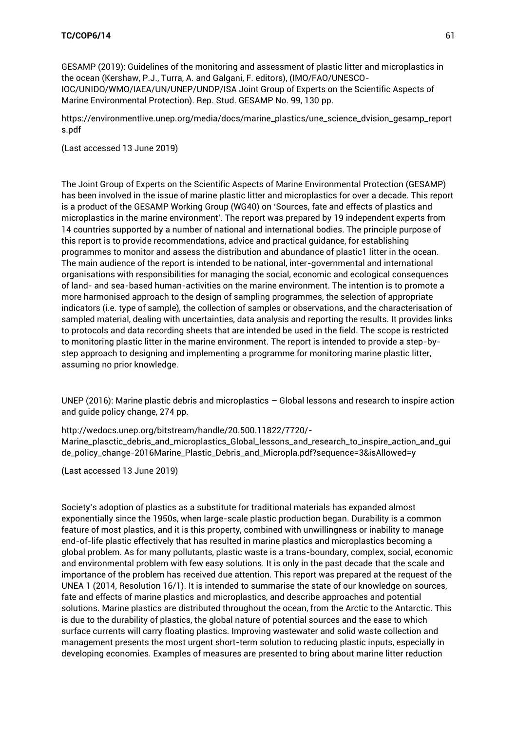GESAMP (2019): Guidelines of the monitoring and assessment of plastic litter and microplastics in the ocean (Kershaw, P.J., Turra, A. and Galgani, F. editors), (IMO/FAO/UNESCO-IOC/UNIDO/WMO/IAEA/UN/UNEP/UNDP/ISA Joint Group of Experts on the Scientific Aspects of Marine Environmental Protection). Rep. Stud. GESAMP No. 99, 130 pp.

https://environmentlive.unep.org/media/docs/marine_plastics/une_science_dvision_gesamp_reports.pdf

(Last accessed 13 June 2019)

The Joint Group of Experts on the Scientific Aspects of Marine Environmental Protection (GESAMP) has been involved in the issue of marine plastic litter and microplastics for over a decade. This report is a product of the GESAMP Working Group (WG40) on 'Sources, fate and effects of plastics and microplastics in the marine environment'. The report was prepared by 19 independent experts from 14 countries supported by a number of national and international bodies. The principle purpose of this report is to provide recommendations, advice and practical guidance, for establishing programmes to monitor and assess the distribution and abundance of plastic1 litter in the ocean. The main audience of the report is intended to be national, inter-governmental and international organisations with responsibilities for managing the social, economic and ecological consequences of land- and sea-based human-activities on the marine environment. The intention is to promote a more harmonised approach to the design of sampling programmes, the selection of appropriate indicators (i.e. type of sample), the collection of samples or observations, and the characterisation of sampled material, dealing with uncertainties, data analysis and reporting the results. It provides links to protocols and data recording sheets that are intended be used in the field. The scope is restricted to monitoring plastic litter in the marine environment. The report is intended to provide a step-by-step approach to designing and implementing a programme for monitoring marine plastic litter, assuming no prior knowledge.

UNEP (2016): Marine plastic debris and microplastics – Global lessons and research to inspire action and guide policy change, 274 pp.

http://wedocs.unep.org/bitstream/handle/20.500.11822/7720/-Marine_plasctic_debris_and_microplastics_Global_lessons_and_research_to_inspire_action_and_guide_policy_change-2016Marine_Plastic_Debris_and_Micropla.pdf?sequence=3&isAllowed=y

(Last accessed 13 June 2019)

Society's adoption of plastics as a substitute for traditional materials has expanded almost exponentially since the 1950s, when large-scale plastic production began. Durability is a common feature of most plastics, and it is this property, combined with unwillingness or inability to manage end-of-life plastic effectively that has resulted in marine plastics and microplastics becoming a global problem. As for many pollutants, plastic waste is a trans-boundary, complex, social, economic and environmental problem with few easy solutions. It is only in the past decade that the scale and importance of the problem has received due attention. This report was prepared at the request of the UNEA 1 (2014, Resolution 16/1). It is intended to summarise the state of our knowledge on sources, fate and effects of marine plastics and microplastics, and describe approaches and potential solutions. Marine plastics are distributed throughout the ocean, from the Arctic to the Antarctic. This is due to the durability of plastics, the global nature of potential sources and the ease to which surface currents will carry floating plastics. Improving wastewater and solid waste collection and management presents the most urgent short-term solution to reducing plastic inputs, especially in developing economies. Examples of measures are presented to bring about marine litter reduction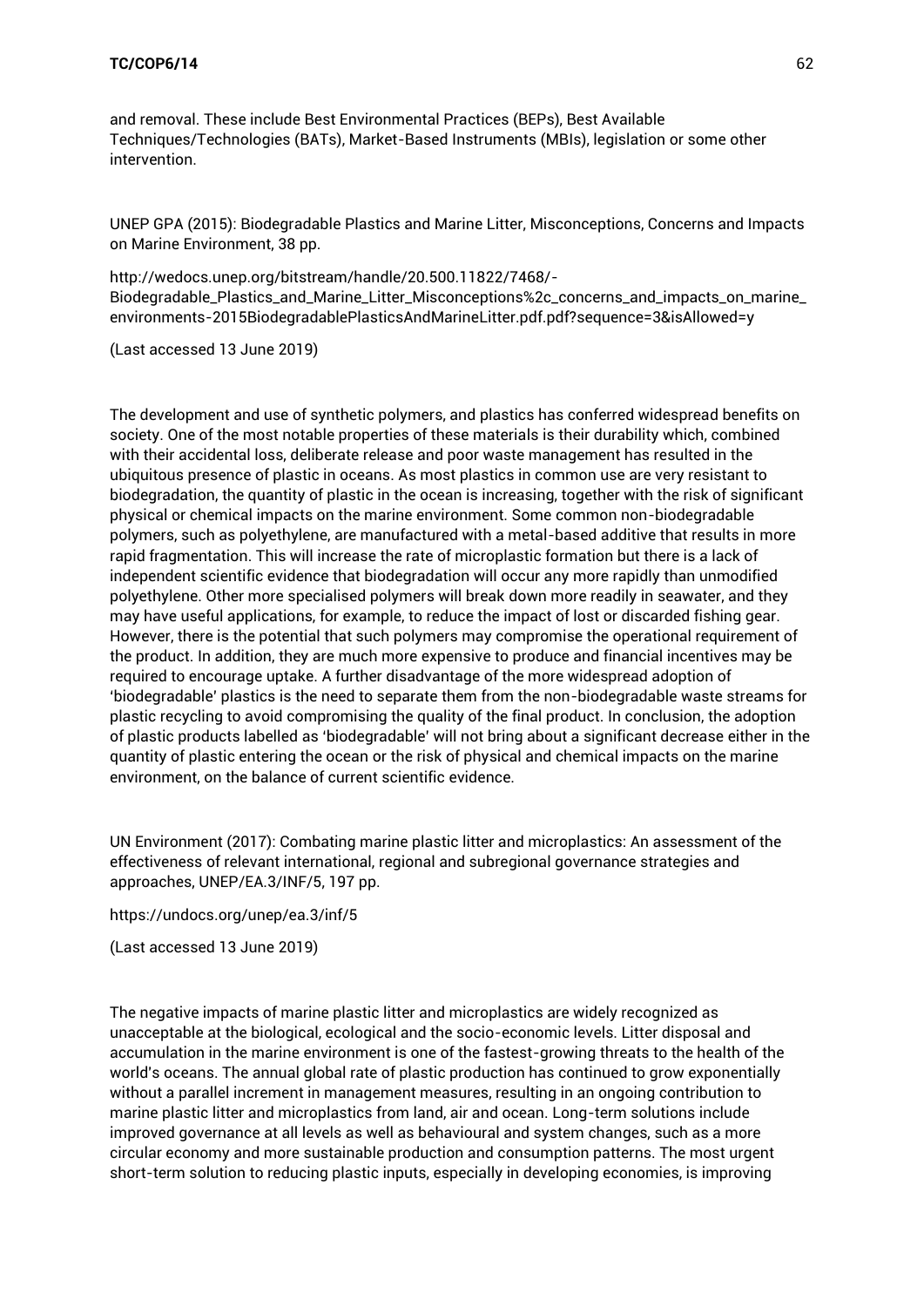and removal. These include Best Environmental Practices (BEPs), Best Available Techniques/Technologies (BATs), Market-Based Instruments (MBIs), legislation or some other intervention.

UNEP GPA (2015): Biodegradable Plastics and Marine Litter, Misconceptions, Concerns and Impacts on Marine Environment, 38 pp.

http://wedocs.unep.org/bitstream/handle/20.500.11822/7468/-Biodegradable_Plastics_and_Marine_Litter_Misconceptions%2c_concerns_and_impacts_on_marine_environments-2015BiodegradablePlasticsAndMarineLitter.pdf.pdf?sequence=3&isAllowed=y

(Last accessed 13 June 2019)

The development and use of synthetic polymers, and plastics has conferred widespread benefits on society. One of the most notable properties of these materials is their durability which, combined with their accidental loss, deliberate release and poor waste management has resulted in the ubiquitous presence of plastic in oceans. As most plastics in common use are very resistant to biodegradation, the quantity of plastic in the ocean is increasing, together with the risk of significant physical or chemical impacts on the marine environment. Some common non-biodegradable polymers, such as polyethylene, are manufactured with a metal-based additive that results in more rapid fragmentation. This will increase the rate of microplastic formation but there is a lack of independent scientific evidence that biodegradation will occur any more rapidly than unmodified polyethylene. Other more specialised polymers will break down more readily in seawater, and they may have useful applications, for example, to reduce the impact of lost or discarded fishing gear. However, there is the potential that such polymers may compromise the operational requirement of the product. In addition, they are much more expensive to produce and financial incentives may be required to encourage uptake. A further disadvantage of the more widespread adoption of 'biodegradable' plastics is the need to separate them from the non-biodegradable waste streams for plastic recycling to avoid compromising the quality of the final product. In conclusion, the adoption of plastic products labelled as 'biodegradable' will not bring about a significant decrease either in the quantity of plastic entering the ocean or the risk of physical and chemical impacts on the marine environment, on the balance of current scientific evidence.

UN Environment (2017): Combating marine plastic litter and microplastics: An assessment of the effectiveness of relevant international, regional and subregional governance strategies and approaches, UNEP/EA.3/INF/5, 197 pp.

https://undocs.org/unep/ea.3/inf/5

(Last accessed 13 June 2019)

The negative impacts of marine plastic litter and microplastics are widely recognized as unacceptable at the biological, ecological and the socio-economic levels. Litter disposal and accumulation in the marine environment is one of the fastest-growing threats to the health of the world's oceans. The annual global rate of plastic production has continued to grow exponentially without a parallel increment in management measures, resulting in an ongoing contribution to marine plastic litter and microplastics from land, air and ocean. Long-term solutions include improved governance at all levels as well as behavioural and system changes, such as a more circular economy and more sustainable production and consumption patterns. The most urgent short-term solution to reducing plastic inputs, especially in developing economies, is improving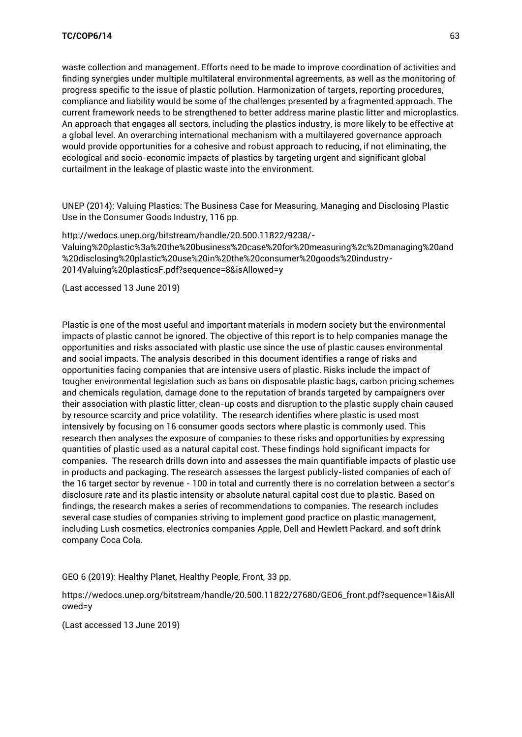waste collection and management. Efforts need to be made to improve coordination of activities and finding synergies under multiple multilateral environmental agreements, as well as the monitoring of progress specific to the issue of plastic pollution. Harmonization of targets, reporting procedures, compliance and liability would be some of the challenges presented by a fragmented approach. The current framework needs to be strengthened to better address marine plastic litter and microplastics. An approach that engages all sectors, including the plastics industry, is more likely to be effective at a global level. An overarching international mechanism with a multilayered governance approach would provide opportunities for a cohesive and robust approach to reducing, if not eliminating, the ecological and socio-economic impacts of plastics by targeting urgent and significant global curtailment in the leakage of plastic waste into the environment.

UNEP (2014): Valuing Plastics: The Business Case for Measuring, Managing and Disclosing Plastic Use in the Consumer Goods Industry, 116 pp.

http://wedocs.unep.org/bitstream/handle/20.500.11822/9238/-Valuing%20plastic%3a%20the%20business%20case%20for%20measuring%2c%20managing%20and%20disclosing%20plastic%20use%20in%20the%20consumer%20goods%20industry-2014Valuing%20plasticsF.pdf?sequence=8&isAllowed=y

(Last accessed 13 June 2019)

Plastic is one of the most useful and important materials in modern society but the environmental impacts of plastic cannot be ignored. The objective of this report is to help companies manage the opportunities and risks associated with plastic use since the use of plastic causes environmental and social impacts. The analysis described in this document identifies a range of risks and opportunities facing companies that are intensive users of plastic. Risks include the impact of tougher environmental legislation such as bans on disposable plastic bags, carbon pricing schemes and chemicals regulation, damage done to the reputation of brands targeted by campaigners over their association with plastic litter, clean-up costs and disruption to the plastic supply chain caused by resource scarcity and price volatility. The research identifies where plastic is used most intensively by focusing on 16 consumer goods sectors where plastic is commonly used. This research then analyses the exposure of companies to these risks and opportunities by expressing quantities of plastic used as a natural capital cost. These findings hold significant impacts for companies. The research drills down into and assesses the main quantifiable impacts of plastic use in products and packaging. The research assesses the largest publicly-listed companies of each of the 16 target sector by revenue - 100 in total and currently there is no correlation between a sector's disclosure rate and its plastic intensity or absolute natural capital cost due to plastic. Based on findings, the research makes a series of recommendations to companies. The research includes several case studies of companies striving to implement good practice on plastic management, including Lush cosmetics, electronics companies Apple, Dell and Hewlett Packard, and soft drink company Coca Cola.

GEO 6 (2019): Healthy Planet, Healthy People, Front, 33 pp.

https://wedocs.unep.org/bitstream/handle/20.500.11822/27680/GEO6_front.pdf?sequence=1&isAllowed=y

(Last accessed 13 June 2019)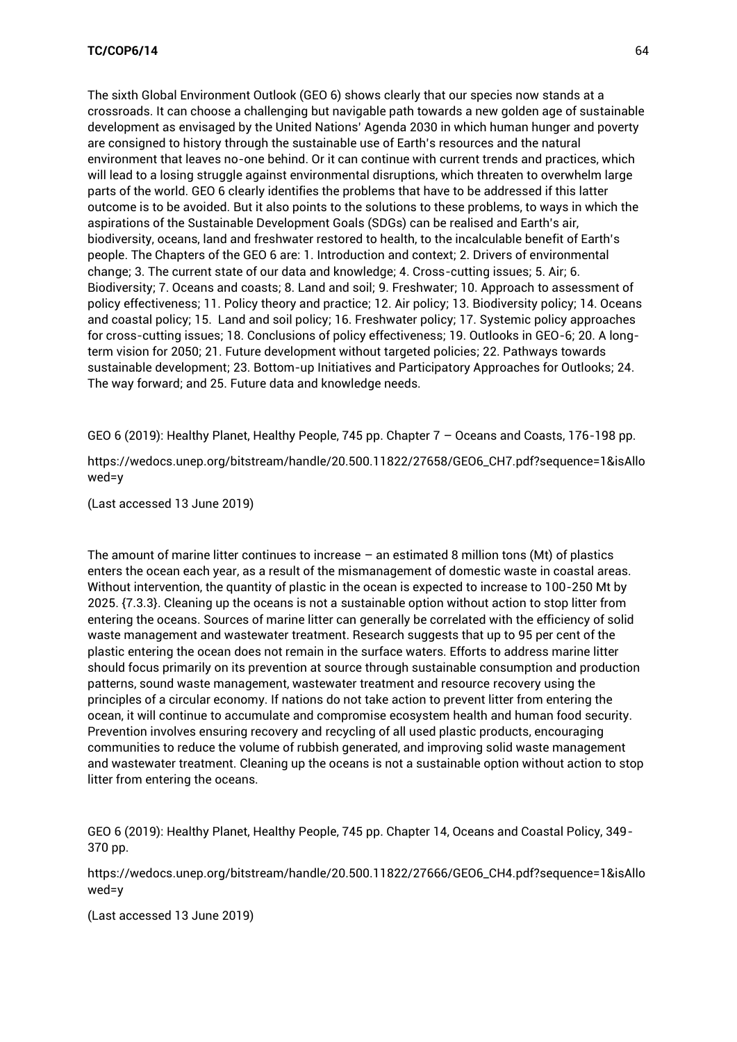The sixth Global Environment Outlook (GEO 6) shows clearly that our species now stands at a crossroads. It can choose a challenging but navigable path towards a new golden age of sustainable development as envisaged by the United Nations' Agenda 2030 in which human hunger and poverty are consigned to history through the sustainable use of Earth's resources and the natural environment that leaves no-one behind. Or it can continue with current trends and practices, which will lead to a losing struggle against environmental disruptions, which threaten to overwhelm large parts of the world. GEO 6 clearly identifies the problems that have to be addressed if this latter outcome is to be avoided. But it also points to the solutions to these problems, to ways in which the aspirations of the Sustainable Development Goals (SDGs) can be realised and Earth's air, biodiversity, oceans, land and freshwater restored to health, to the incalculable benefit of Earth's people. The Chapters of the GEO 6 are: 1. Introduction and context; 2. Drivers of environmental change; 3. The current state of our data and knowledge; 4. Cross-cutting issues; 5. Air; 6. Biodiversity; 7. Oceans and coasts; 8. Land and soil; 9. Freshwater; 10. Approach to assessment of policy effectiveness; 11. Policy theory and practice; 12. Air policy; 13. Biodiversity policy; 14. Oceans and coastal policy; 15. Land and soil policy; 16. Freshwater policy; 17. Systemic policy approaches for cross-cutting issues; 18. Conclusions of policy effectiveness; 19. Outlooks in GEO-6; 20. A long-term vision for 2050; 21. Future development without targeted policies; 22. Pathways towards sustainable development; 23. Bottom-up Initiatives and Participatory Approaches for Outlooks; 24. The way forward; and 25. Future data and knowledge needs.

GEO 6 (2019): Healthy Planet, Healthy People, 745 pp. Chapter 7 – Oceans and Coasts, 176-198 pp.

https://wedocs.unep.org/bitstream/handle/20.500.11822/27658/GEO6_CH7.pdf?sequence=1&isAllowed=y

(Last accessed 13 June 2019)

The amount of marine litter continues to increase – an estimated 8 million tons (Mt) of plastics enters the ocean each year, as a result of the mismanagement of domestic waste in coastal areas. Without intervention, the quantity of plastic in the ocean is expected to increase to 100-250 Mt by 2025. {7.3.3}. Cleaning up the oceans is not a sustainable option without action to stop litter from entering the oceans. Sources of marine litter can generally be correlated with the efficiency of solid waste management and wastewater treatment. Research suggests that up to 95 per cent of the plastic entering the ocean does not remain in the surface waters. Efforts to address marine litter should focus primarily on its prevention at source through sustainable consumption and production patterns, sound waste management, wastewater treatment and resource recovery using the principles of a circular economy. If nations do not take action to prevent litter from entering the ocean, it will continue to accumulate and compromise ecosystem health and human food security. Prevention involves ensuring recovery and recycling of all used plastic products, encouraging communities to reduce the volume of rubbish generated, and improving solid waste management and wastewater treatment. Cleaning up the oceans is not a sustainable option without action to stop litter from entering the oceans.

GEO 6 (2019): Healthy Planet, Healthy People, 745 pp. Chapter 14, Oceans and Coastal Policy, 349-370 pp.

https://wedocs.unep.org/bitstream/handle/20.500.11822/27666/GEO6_CH4.pdf?sequence=1&isAllowed=y

(Last accessed 13 June 2019)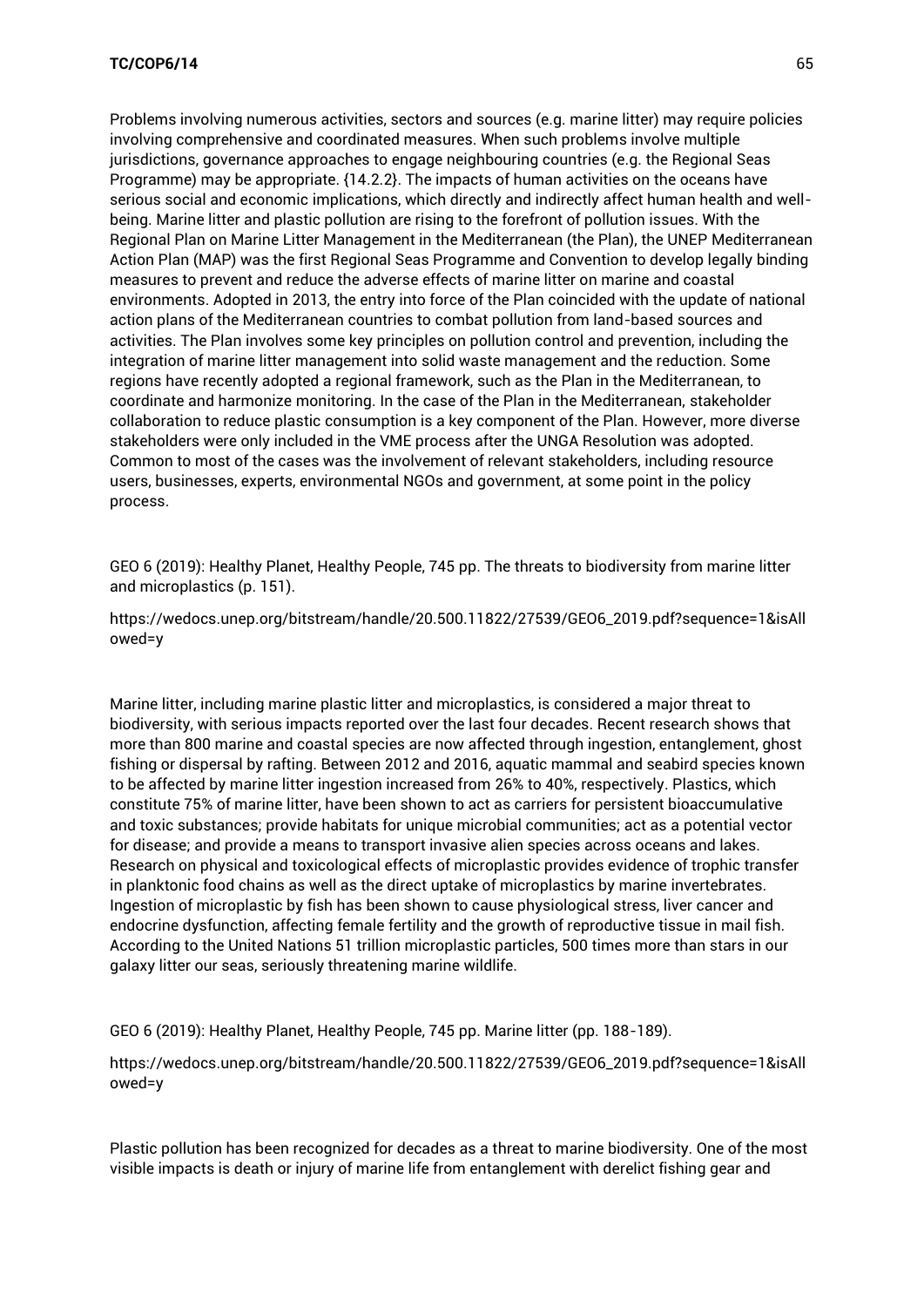Problems involving numerous activities, sectors and sources (e.g. marine litter) may require policies involving comprehensive and coordinated measures. When such problems involve multiple jurisdictions, governance approaches to engage neighbouring countries (e.g. the Regional Seas Programme) may be appropriate. {14.2.2}. The impacts of human activities on the oceans have serious social and economic implications, which directly and indirectly affect human health and well-being. Marine litter and plastic pollution are rising to the forefront of pollution issues. With the Regional Plan on Marine Litter Management in the Mediterranean (the Plan), the UNEP Mediterranean Action Plan (MAP) was the first Regional Seas Programme and Convention to develop legally binding measures to prevent and reduce the adverse effects of marine litter on marine and coastal environments. Adopted in 2013, the entry into force of the Plan coincided with the update of national action plans of the Mediterranean countries to combat pollution from land-based sources and activities. The Plan involves some key principles on pollution control and prevention, including the integration of marine litter management into solid waste management and the reduction. Some regions have recently adopted a regional framework, such as the Plan in the Mediterranean, to coordinate and harmonize monitoring. In the case of the Plan in the Mediterranean, stakeholder collaboration to reduce plastic consumption is a key component of the Plan. However, more diverse stakeholders were only included in the VME process after the UNGA Resolution was adopted. Common to most of the cases was the involvement of relevant stakeholders, including resource users, businesses, experts, environmental NGOs and government, at some point in the policy process.

GEO 6 (2019): Healthy Planet, Healthy People, 745 pp. The threats to biodiversity from marine litter and microplastics (p. 151).

https://wedocs.unep.org/bitstream/handle/20.500.11822/27539/GEO6_2019.pdf?sequence=1&isAllowed=y

Marine litter, including marine plastic litter and microplastics, is considered a major threat to biodiversity, with serious impacts reported over the last four decades. Recent research shows that more than 800 marine and coastal species are now affected through ingestion, entanglement, ghost fishing or dispersal by rafting. Between 2012 and 2016, aquatic mammal and seabird species known to be affected by marine litter ingestion increased from 26% to 40%, respectively. Plastics, which constitute 75% of marine litter, have been shown to act as carriers for persistent bioaccumulative and toxic substances; provide habitats for unique microbial communities; act as a potential vector for disease; and provide a means to transport invasive alien species across oceans and lakes. Research on physical and toxicological effects of microplastic provides evidence of trophic transfer in planktonic food chains as well as the direct uptake of microplastics by marine invertebrates. Ingestion of microplastic by fish has been shown to cause physiological stress, liver cancer and endocrine dysfunction, affecting female fertility and the growth of reproductive tissue in mail fish. According to the United Nations 51 trillion microplastic particles, 500 times more than stars in our galaxy litter our seas, seriously threatening marine wildlife.

GEO 6 (2019): Healthy Planet, Healthy People, 745 pp. Marine litter (pp. 188-189).

https://wedocs.unep.org/bitstream/handle/20.500.11822/27539/GEO6_2019.pdf?sequence=1&isAllowed=y

Plastic pollution has been recognized for decades as a threat to marine biodiversity. One of the most visible impacts is death or injury of marine life from entanglement with derelict fishing gear and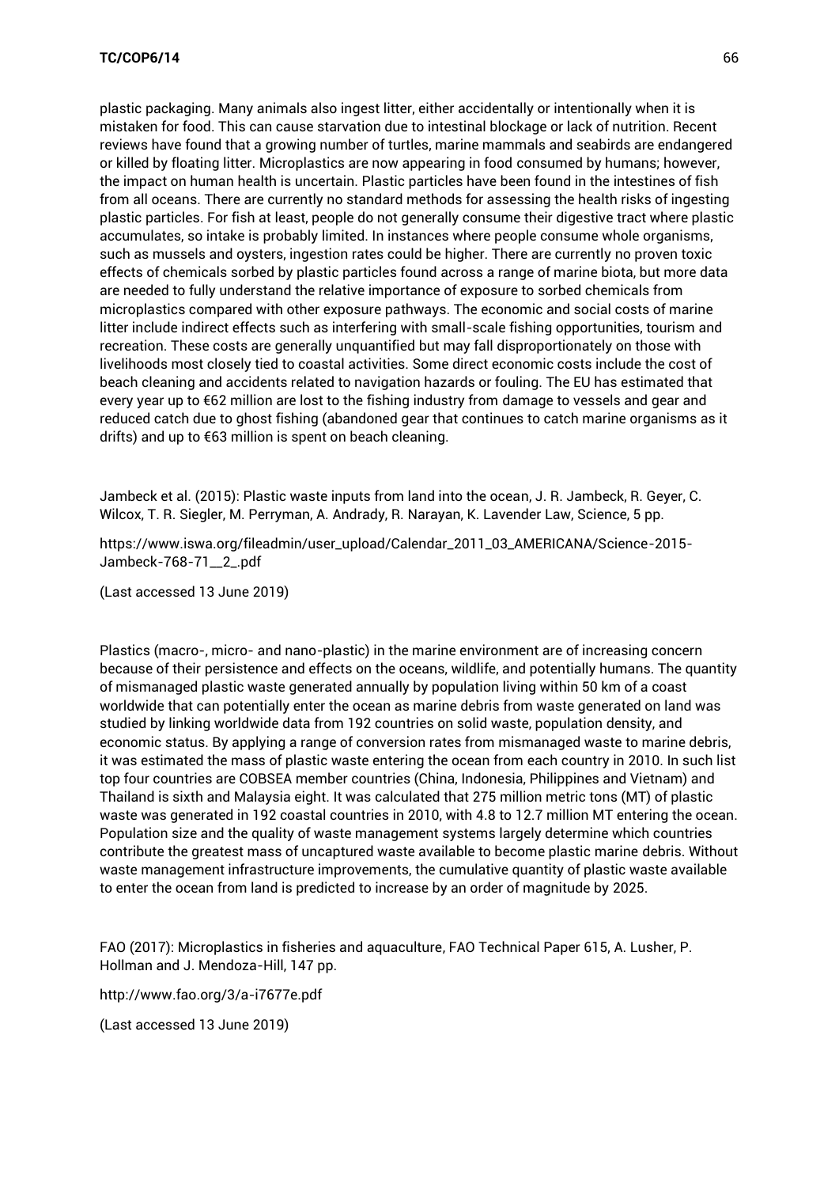plastic packaging. Many animals also ingest litter, either accidentally or intentionally when it is mistaken for food. This can cause starvation due to intestinal blockage or lack of nutrition. Recent reviews have found that a growing number of turtles, marine mammals and seabirds are endangered or killed by floating litter. Microplastics are now appearing in food consumed by humans; however, the impact on human health is uncertain. Plastic particles have been found in the intestines of fish from all oceans. There are currently no standard methods for assessing the health risks of ingesting plastic particles. For fish at least, people do not generally consume their digestive tract where plastic accumulates, so intake is probably limited. In instances where people consume whole organisms, such as mussels and oysters, ingestion rates could be higher. There are currently no proven toxic effects of chemicals sorbed by plastic particles found across a range of marine biota, but more data are needed to fully understand the relative importance of exposure to sorbed chemicals from microplastics compared with other exposure pathways. The economic and social costs of marine litter include indirect effects such as interfering with small-scale fishing opportunities, tourism and recreation. These costs are generally unquantified but may fall disproportionately on those with livelihoods most closely tied to coastal activities. Some direct economic costs include the cost of beach cleaning and accidents related to navigation hazards or fouling. The EU has estimated that every year up to €62 million are lost to the fishing industry from damage to vessels and gear and reduced catch due to ghost fishing (abandoned gear that continues to catch marine organisms as it drifts) and up to €63 million is spent on beach cleaning.

Jambeck et al. (2015): Plastic waste inputs from land into the ocean, J. R. Jambeck, R. Geyer, C. Wilcox, T. R. Siegler, M. Perryman, A. Andrady, R. Narayan, K. Lavender Law, Science, 5 pp.

https://www.iswa.org/fileadmin/user_upload/Calendar_2011_03_AMERICANA/Science-2015-Jambeck-768-71__2_.pdf

(Last accessed 13 June 2019)

Plastics (macro-, micro- and nano-plastic) in the marine environment are of increasing concern because of their persistence and effects on the oceans, wildlife, and potentially humans. The quantity of mismanaged plastic waste generated annually by population living within 50 km of a coast worldwide that can potentially enter the ocean as marine debris from waste generated on land was studied by linking worldwide data from 192 countries on solid waste, population density, and economic status. By applying a range of conversion rates from mismanaged waste to marine debris, it was estimated the mass of plastic waste entering the ocean from each country in 2010. In such list top four countries are COBSEA member countries (China, Indonesia, Philippines and Vietnam) and Thailand is sixth and Malaysia eight. It was calculated that 275 million metric tons (MT) of plastic waste was generated in 192 coastal countries in 2010, with 4.8 to 12.7 million MT entering the ocean. Population size and the quality of waste management systems largely determine which countries contribute the greatest mass of uncaptured waste available to become plastic marine debris. Without waste management infrastructure improvements, the cumulative quantity of plastic waste available to enter the ocean from land is predicted to increase by an order of magnitude by 2025.

FAO (2017): Microplastics in fisheries and aquaculture, FAO Technical Paper 615, A. Lusher, P. Hollman and J. Mendoza-Hill, 147 pp.

http://www.fao.org/3/a-i7677e.pdf

(Last accessed 13 June 2019)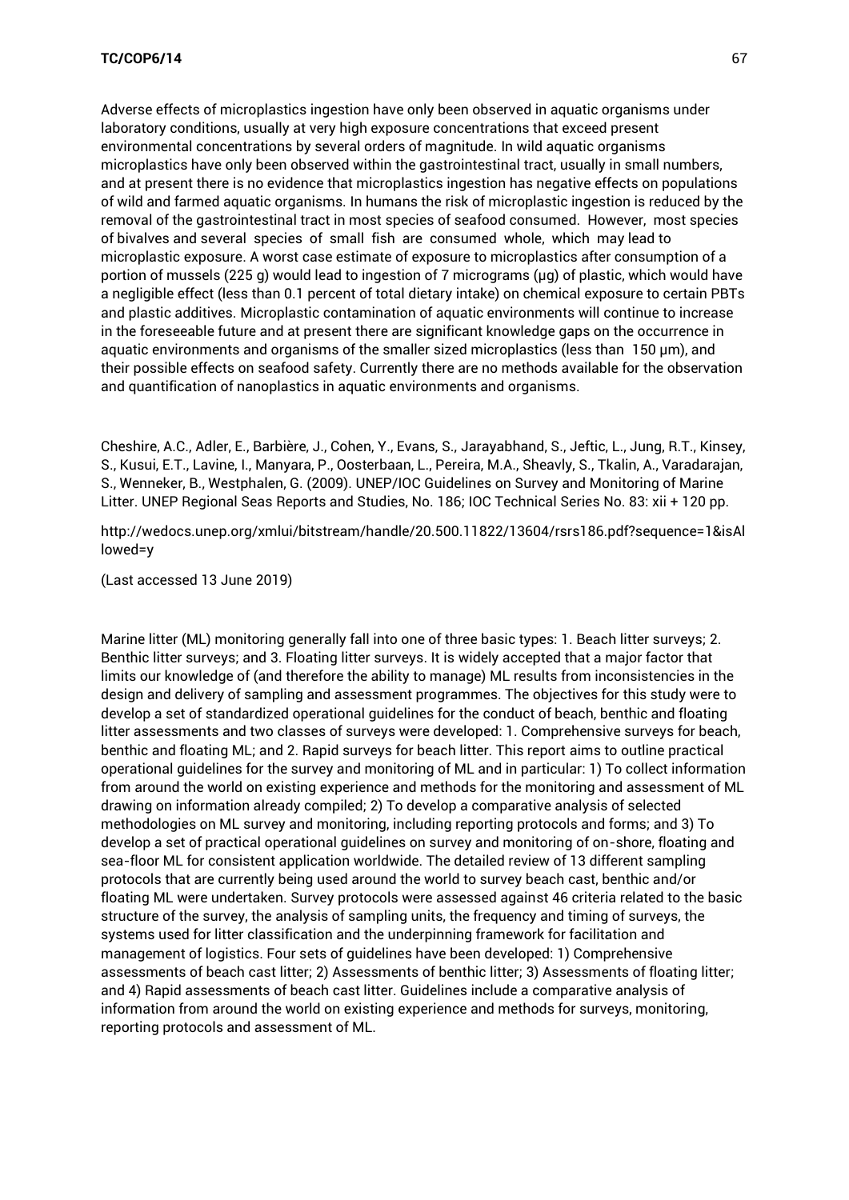Adverse effects of microplastics ingestion have only been observed in aquatic organisms under laboratory conditions, usually at very high exposure concentrations that exceed present environmental concentrations by several orders of magnitude. In wild aquatic organisms microplastics have only been observed within the gastrointestinal tract, usually in small numbers, and at present there is no evidence that microplastics ingestion has negative effects on populations of wild and farmed aquatic organisms. In humans the risk of microplastic ingestion is reduced by the removal of the gastrointestinal tract in most species of seafood consumed. However, most species of bivalves and several species of small fish are consumed whole, which may lead to microplastic exposure. A worst case estimate of exposure to microplastics after consumption of a portion of mussels (225 g) would lead to ingestion of 7 micrograms (μg) of plastic, which would have a negligible effect (less than 0.1 percent of total dietary intake) on chemical exposure to certain PBTs and plastic additives. Microplastic contamination of aquatic environments will continue to increase in the foreseeable future and at present there are significant knowledge gaps on the occurrence in aquatic environments and organisms of the smaller sized microplastics (less than 150 μm), and their possible effects on seafood safety. Currently there are no methods available for the observation and quantification of nanoplastics in aquatic environments and organisms.

Cheshire, A.C., Adler, E., Barbière, J., Cohen, Y., Evans, S., Jarayabhand, S., Jeftic, L., Jung, R.T., Kinsey, S., Kusui, E.T., Lavine, I., Manyara, P., Oosterbaan, L., Pereira, M.A., Sheavly, S., Tkalin, A., Varadarajan, S., Wenneker, B., Westphalen, G. (2009). UNEP/IOC Guidelines on Survey and Monitoring of Marine Litter. UNEP Regional Seas Reports and Studies, No. 186; IOC Technical Series No. 83: xii + 120 pp.

http://wedocs.unep.org/xmlui/bitstream/handle/20.500.11822/13604/rsrs186.pdf?sequence=1&isAllowed=y

(Last accessed 13 June 2019)

Marine litter (ML) monitoring generally fall into one of three basic types: 1. Beach litter surveys; 2. Benthic litter surveys; and 3. Floating litter surveys. It is widely accepted that a major factor that limits our knowledge of (and therefore the ability to manage) ML results from inconsistencies in the design and delivery of sampling and assessment programmes. The objectives for this study were to develop a set of standardized operational guidelines for the conduct of beach, benthic and floating litter assessments and two classes of surveys were developed: 1. Comprehensive surveys for beach, benthic and floating ML; and 2. Rapid surveys for beach litter. This report aims to outline practical operational guidelines for the survey and monitoring of ML and in particular: 1) To collect information from around the world on existing experience and methods for the monitoring and assessment of ML drawing on information already compiled; 2) To develop a comparative analysis of selected methodologies on ML survey and monitoring, including reporting protocols and forms; and 3) To develop a set of practical operational guidelines on survey and monitoring of on-shore, floating and sea-floor ML for consistent application worldwide. The detailed review of 13 different sampling protocols that are currently being used around the world to survey beach cast, benthic and/or floating ML were undertaken. Survey protocols were assessed against 46 criteria related to the basic structure of the survey, the analysis of sampling units, the frequency and timing of surveys, the systems used for litter classification and the underpinning framework for facilitation and management of logistics. Four sets of guidelines have been developed: 1) Comprehensive assessments of beach cast litter; 2) Assessments of benthic litter; 3) Assessments of floating litter; and 4) Rapid assessments of beach cast litter. Guidelines include a comparative analysis of information from around the world on existing experience and methods for surveys, monitoring, reporting protocols and assessment of ML.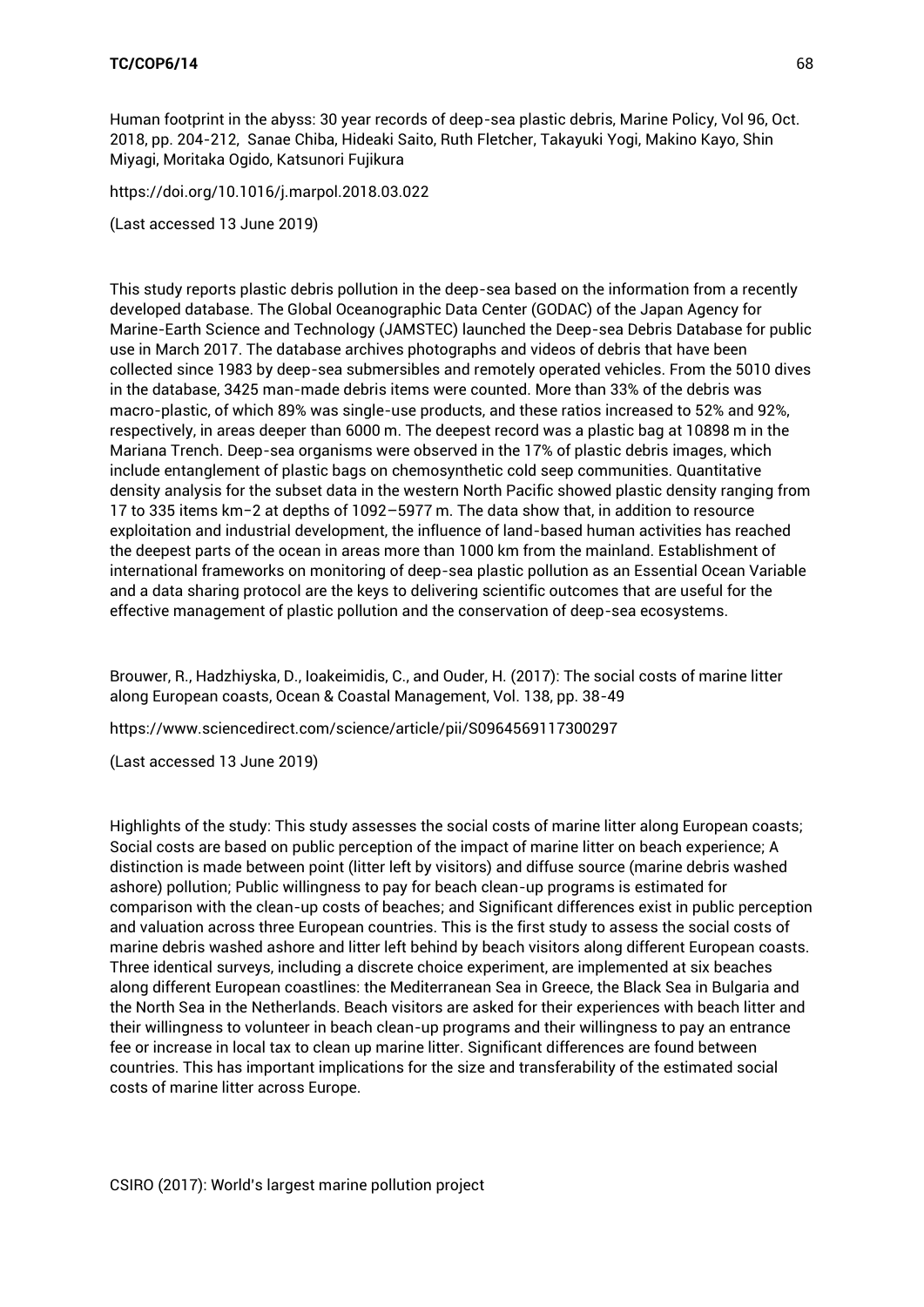Human footprint in the abyss: 30 year records of deep-sea plastic debris, Marine Policy, Vol 96, Oct. 2018, pp. 204-212, Sanae Chiba, Hideaki Saito, Ruth Fletcher, Takayuki Yogi, Makino Kayo, Shin Miyagi, Moritaka Ogido, Katsunori Fujikura

https://doi.org/10.1016/j.marpol.2018.03.022

(Last accessed 13 June 2019)

This study reports plastic debris pollution in the deep-sea based on the information from a recently developed database. The Global Oceanographic Data Center (GODAC) of the Japan Agency for Marine-Earth Science and Technology (JAMSTEC) launched the Deep-sea Debris Database for public use in March 2017. The database archives photographs and videos of debris that have been collected since 1983 by deep-sea submersibles and remotely operated vehicles. From the 5010 dives in the database, 3425 man-made debris items were counted. More than 33% of the debris was macro-plastic, of which 89% was single-use products, and these ratios increased to 52% and 92%, respectively, in areas deeper than 6000 m. The deepest record was a plastic bag at 10898 m in the Mariana Trench. Deep-sea organisms were observed in the 17% of plastic debris images, which include entanglement of plastic bags on chemosynthetic cold seep communities. Quantitative density analysis for the subset data in the western North Pacific showed plastic density ranging from 17 to 335 items $km^{-2}$ at depths of 1092–5977 m. The data show that, in addition to resource exploitation and industrial development, the influence of land-based human activities has reached the deepest parts of the ocean in areas more than 1000 km from the mainland. Establishment of international frameworks on monitoring of deep-sea plastic pollution as an Essential Ocean Variable and a data sharing protocol are the keys to delivering scientific outcomes that are useful for the effective management of plastic pollution and the conservation of deep-sea ecosystems.

Brouwer, R., Hadzhiyska, D., Ioakeimidis, C., and Ouder, H. (2017): The social costs of marine litter along European coasts, Ocean & Coastal Management, Vol. 138, pp. 38-49

https://www.sciencedirect.com/science/article/pii/S0964569117300297

(Last accessed 13 June 2019)

Highlights of the study: This study assesses the social costs of marine litter along European coasts; Social costs are based on public perception of the impact of marine litter on beach experience; A distinction is made between point (litter left by visitors) and diffuse source (marine debris washed ashore) pollution; Public willingness to pay for beach clean-up programs is estimated for comparison with the clean-up costs of beaches; and Significant differences exist in public perception and valuation across three European countries. This is the first study to assess the social costs of marine debris washed ashore and litter left behind by beach visitors along different European coasts. Three identical surveys, including a discrete choice experiment, are implemented at six beaches along different European coastlines: the Mediterranean Sea in Greece, the Black Sea in Bulgaria and the North Sea in the Netherlands. Beach visitors are asked for their experiences with beach litter and their willingness to volunteer in beach clean-up programs and their willingness to pay an entrance fee or increase in local tax to clean up marine litter. Significant differences are found between countries. This has important implications for the size and transferability of the estimated social costs of marine litter across Europe.

CSIRO (2017): World's largest marine pollution project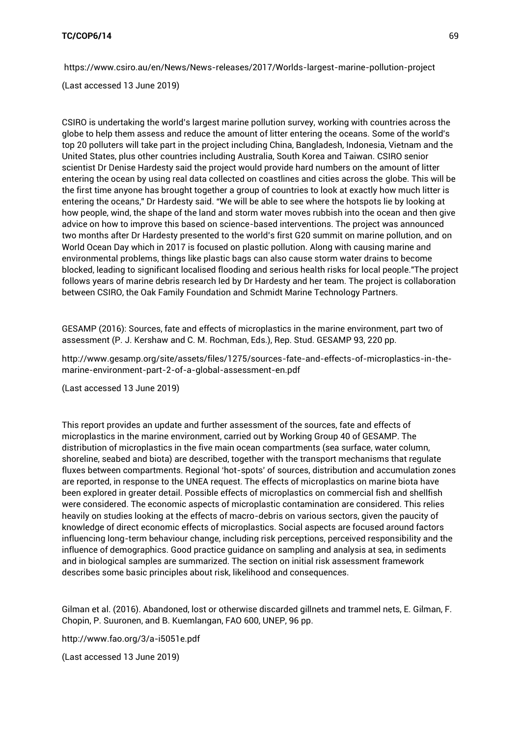https://www.csiro.au/en/News/News-releases/2017/Worlds-largest-marine-pollution-project

(Last accessed 13 June 2019)

CSIRO is undertaking the world's largest marine pollution survey, working with countries across the globe to help them assess and reduce the amount of litter entering the oceans. Some of the world's top 20 polluters will take part in the project including China, Bangladesh, Indonesia, Vietnam and the United States, plus other countries including Australia, South Korea and Taiwan. CSIRO senior scientist Dr Denise Hardesty said the project would provide hard numbers on the amount of litter entering the ocean by using real data collected on coastlines and cities across the globe. This will be the first time anyone has brought together a group of countries to look at exactly how much litter is entering the oceans," Dr Hardesty said. "We will be able to see where the hotspots lie by looking at how people, wind, the shape of the land and storm water moves rubbish into the ocean and then give advice on how to improve this based on science-based interventions. The project was announced two months after Dr Hardesty presented to the world's first G20 summit on marine pollution, and on World Ocean Day which in 2017 is focused on plastic pollution. Along with causing marine and environmental problems, things like plastic bags can also cause storm water drains to become blocked, leading to significant localised flooding and serious health risks for local people."The project follows years of marine debris research led by Dr Hardesty and her team. The project is collaboration between CSIRO, the Oak Family Foundation and Schmidt Marine Technology Partners.

GESAMP (2016): Sources, fate and effects of microplastics in the marine environment, part two of assessment (P. J. Kershaw and C. M. Rochman, Eds.), Rep. Stud. GESAMP 93, 220 pp.

http://www.gesamp.org/site/assets/files/1275/sources-fate-and-effects-of-microplastics-in-the-marine-environment-part-2-of-a-global-assessment-en.pdf

(Last accessed 13 June 2019)

This report provides an update and further assessment of the sources, fate and effects of microplastics in the marine environment, carried out by Working Group 40 of GESAMP. The distribution of microplastics in the five main ocean compartments (sea surface, water column, shoreline, seabed and biota) are described, together with the transport mechanisms that regulate fluxes between compartments. Regional 'hot-spots' of sources, distribution and accumulation zones are reported, in response to the UNEA request. The effects of microplastics on marine biota have been explored in greater detail. Possible effects of microplastics on commercial fish and shellfish were considered. The economic aspects of microplastic contamination are considered. This relies heavily on studies looking at the effects of macro-debris on various sectors, given the paucity of knowledge of direct economic effects of microplastics. Social aspects are focused around factors influencing long-term behaviour change, including risk perceptions, perceived responsibility and the influence of demographics. Good practice guidance on sampling and analysis at sea, in sediments and in biological samples are summarized. The section on initial risk assessment framework describes some basic principles about risk, likelihood and consequences.

Gilman et al. (2016). Abandoned, lost or otherwise discarded gillnets and trammel nets, E. Gilman, F. Chopin, P. Suuronen, and B. Kuemlangan, FAO 600, UNEP, 96 pp.

http://www.fao.org/3/a-i5051e.pdf

(Last accessed 13 June 2019)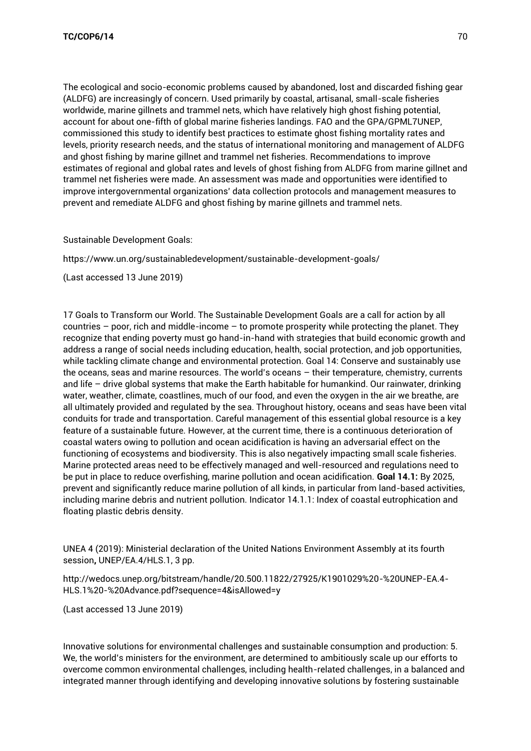The ecological and socio-economic problems caused by abandoned, lost and discarded fishing gear (ALDFG) are increasingly of concern. Used primarily by coastal, artisanal, small-scale fisheries worldwide, marine gillnets and trammel nets, which have relatively high ghost fishing potential, account for about one-fifth of global marine fisheries landings. FAO and the GPA/GPML7UNEP, commissioned this study to identify best practices to estimate ghost fishing mortality rates and levels, priority research needs, and the status of international monitoring and management of ALDFG and ghost fishing by marine gillnet and trammel net fisheries. Recommendations to improve estimates of regional and global rates and levels of ghost fishing from ALDFG from marine gillnet and trammel net fisheries were made. An assessment was made and opportunities were identified to improve intergovernmental organizations' data collection protocols and management measures to prevent and remediate ALDFG and ghost fishing by marine gillnets and trammel nets.

Sustainable Development Goals:

https://www.un.org/sustainabledevelopment/sustainable-development-goals/

(Last accessed 13 June 2019)

17 Goals to Transform our World. The Sustainable Development Goals are a call for action by all countries – poor, rich and middle-income – to promote prosperity while protecting the planet. They recognize that ending poverty must go hand-in-hand with strategies that build economic growth and address a range of social needs including education, health, social protection, and job opportunities, while tackling climate change and environmental protection. Goal 14: Conserve and sustainably use the oceans, seas and marine resources. The world's oceans – their temperature, chemistry, currents and life – drive global systems that make the Earth habitable for humankind. Our rainwater, drinking water, weather, climate, coastlines, much of our food, and even the oxygen in the air we breathe, are all ultimately provided and regulated by the sea. Throughout history, oceans and seas have been vital conduits for trade and transportation. Careful management of this essential global resource is a key feature of a sustainable future. However, at the current time, there is a continuous deterioration of coastal waters owing to pollution and ocean acidification is having an adversarial effect on the functioning of ecosystems and biodiversity. This is also negatively impacting small scale fisheries. Marine protected areas need to be effectively managed and well-resourced and regulations need to be put in place to reduce overfishing, marine pollution and ocean acidification. **Goal 14.1:** By 2025, prevent and significantly reduce marine pollution of all kinds, in particular from land-based activities, including marine debris and nutrient pollution. Indicator 14.1.1: Index of coastal eutrophication and floating plastic debris density.

UNEA 4 (2019): Ministerial declaration of the United Nations Environment Assembly at its fourth session**,** UNEP/EA.4/HLS.1, 3 pp.

http://wedocs.unep.org/bitstream/handle/20.500.11822/27925/K1901029%20-%20UNEP-EA.4-HLS.1%20-%20Advance.pdf?sequence=4&isAllowed=y

(Last accessed 13 June 2019)

Innovative solutions for environmental challenges and sustainable consumption and production: 5. We, the world's ministers for the environment, are determined to ambitiously scale up our efforts to overcome common environmental challenges, including health-related challenges, in a balanced and integrated manner through identifying and developing innovative solutions by fostering sustainable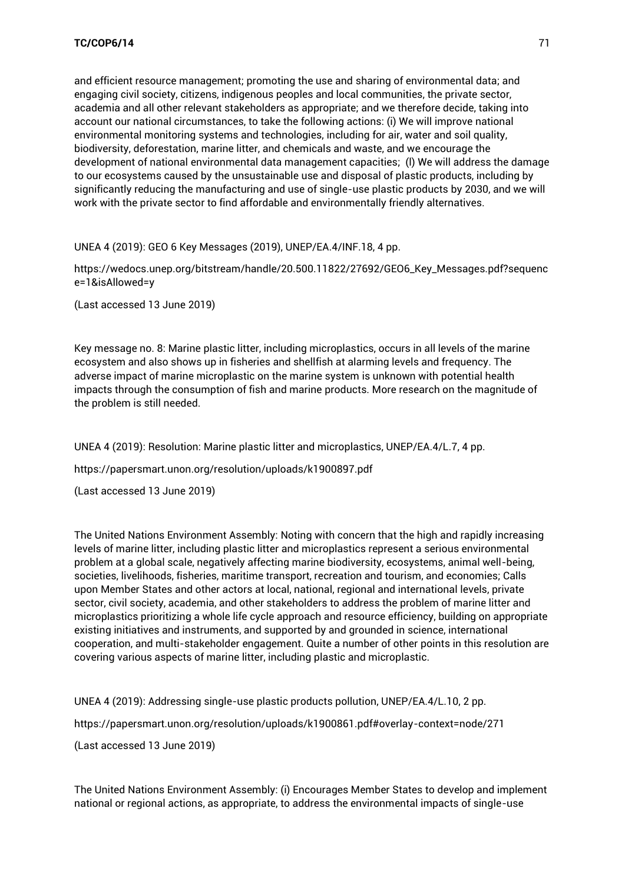and efficient resource management; promoting the use and sharing of environmental data; and engaging civil society, citizens, indigenous peoples and local communities, the private sector, academia and all other relevant stakeholders as appropriate; and we therefore decide, taking into account our national circumstances, to take the following actions: (i) We will improve national environmental monitoring systems and technologies, including for air, water and soil quality, biodiversity, deforestation, marine litter, and chemicals and waste, and we encourage the development of national environmental data management capacities; (l) We will address the damage to our ecosystems caused by the unsustainable use and disposal of plastic products, including by significantly reducing the manufacturing and use of single-use plastic products by 2030, and we will work with the private sector to find affordable and environmentally friendly alternatives.

UNEA 4 (2019): GEO 6 Key Messages (2019), UNEP/EA.4/INF.18, 4 pp.

https://wedocs.unep.org/bitstream/handle/20.500.11822/27692/GEO6_Key_Messages.pdf?sequence=1&isAllowed=y

(Last accessed 13 June 2019)

Key message no. 8: Marine plastic litter, including microplastics, occurs in all levels of the marine ecosystem and also shows up in fisheries and shellfish at alarming levels and frequency. The adverse impact of marine microplastic on the marine system is unknown with potential health impacts through the consumption of fish and marine products. More research on the magnitude of the problem is still needed.

UNEA 4 (2019): Resolution: Marine plastic litter and microplastics, UNEP/EA.4/L.7, 4 pp.

https://papersmart.unon.org/resolution/uploads/k1900897.pdf

(Last accessed 13 June 2019)

The United Nations Environment Assembly: Noting with concern that the high and rapidly increasing levels of marine litter, including plastic litter and microplastics represent a serious environmental problem at a global scale, negatively affecting marine biodiversity, ecosystems, animal well-being, societies, livelihoods, fisheries, maritime transport, recreation and tourism, and economies; Calls upon Member States and other actors at local, national, regional and international levels, private sector, civil society, academia, and other stakeholders to address the problem of marine litter and microplastics prioritizing a whole life cycle approach and resource efficiency, building on appropriate existing initiatives and instruments, and supported by and grounded in science, international cooperation, and multi-stakeholder engagement. Quite a number of other points in this resolution are covering various aspects of marine litter, including plastic and microplastic.

UNEA 4 (2019): Addressing single-use plastic products pollution, UNEP/EA.4/L.10, 2 pp.

https://papersmart.unon.org/resolution/uploads/k1900861.pdf#overlay-context=node/271

(Last accessed 13 June 2019)

The United Nations Environment Assembly: (i) Encourages Member States to develop and implement national or regional actions, as appropriate, to address the environmental impacts of single-use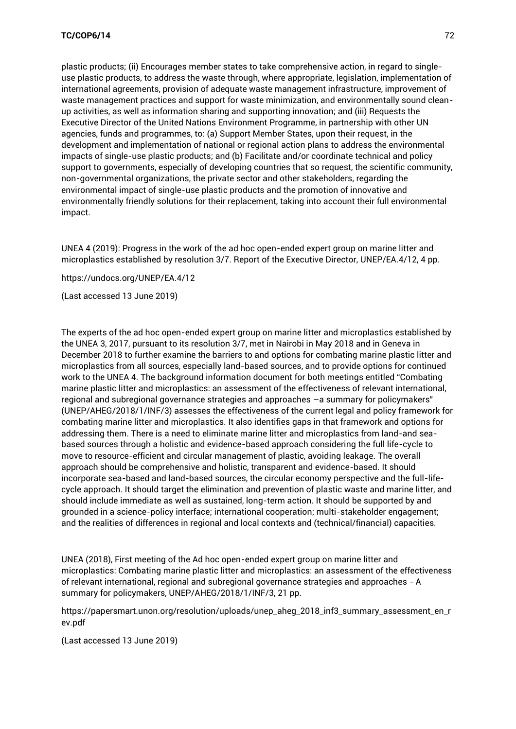plastic products; (ii) Encourages member states to take comprehensive action, in regard to single-use plastic products, to address the waste through, where appropriate, legislation, implementation of international agreements, provision of adequate waste management infrastructure, improvement of waste management practices and support for waste minimization, and environmentally sound clean-up activities, as well as information sharing and supporting innovation; and (iii) Requests the Executive Director of the United Nations Environment Programme, in partnership with other UN agencies, funds and programmes, to: (a) Support Member States, upon their request, in the development and implementation of national or regional action plans to address the environmental impacts of single-use plastic products; and (b) Facilitate and/or coordinate technical and policy support to governments, especially of developing countries that so request, the scientific community, non-governmental organizations, the private sector and other stakeholders, regarding the environmental impact of single-use plastic products and the promotion of innovative and environmentally friendly solutions for their replacement, taking into account their full environmental impact.

UNEA 4 (2019): Progress in the work of the ad hoc open-ended expert group on marine litter and microplastics established by resolution 3/7. Report of the Executive Director, UNEP/EA.4/12, 4 pp.

https://undocs.org/UNEP/EA.4/12

(Last accessed 13 June 2019)

The experts of the ad hoc open-ended expert group on marine litter and microplastics established by the UNEA 3, 2017, pursuant to its resolution 3/7, met in Nairobi in May 2018 and in Geneva in December 2018 to further examine the barriers to and options for combating marine plastic litter and microplastics from all sources, especially land-based sources, and to provide options for continued work to the UNEA 4. The background information document for both meetings entitled "Combating marine plastic litter and microplastics: an assessment of the effectiveness of relevant international, regional and subregional governance strategies and approaches –a summary for policymakers" (UNEP/AHEG/2018/1/INF/3) assesses the effectiveness of the current legal and policy framework for combating marine litter and microplastics. It also identifies gaps in that framework and options for addressing them. There is a need to eliminate marine litter and microplastics from land-and sea-based sources through a holistic and evidence-based approach considering the full life-cycle to move to resource-efficient and circular management of plastic, avoiding leakage. The overall approach should be comprehensive and holistic, transparent and evidence-based. It should incorporate sea-based and land-based sources, the circular economy perspective and the full-life-cycle approach. It should target the elimination and prevention of plastic waste and marine litter, and should include immediate as well as sustained, long-term action. It should be supported by and grounded in a science-policy interface; international cooperation; multi-stakeholder engagement; and the realities of differences in regional and local contexts and (technical/financial) capacities.

UNEA (2018), First meeting of the Ad hoc open-ended expert group on marine litter and microplastics: Combating marine plastic litter and microplastics: an assessment of the effectiveness of relevant international, regional and subregional governance strategies and approaches - A summary for policymakers, UNEP/AHEG/2018/1/INF/3, 21 pp.

https://papersmart.unon.org/resolution/uploads/unep_aheg_2018_inf3_summary_assessment_en_rev.pdf

(Last accessed 13 June 2019)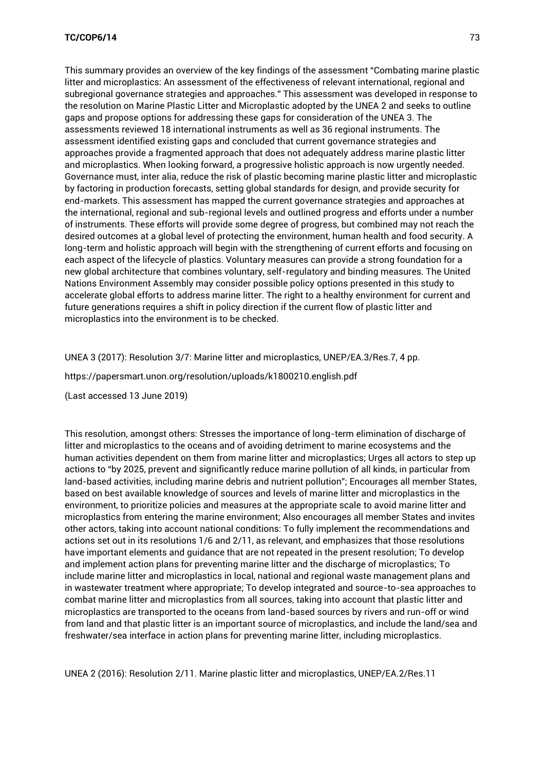This summary provides an overview of the key findings of the assessment "Combating marine plastic litter and microplastics: An assessment of the effectiveness of relevant international, regional and subregional governance strategies and approaches." This assessment was developed in response to the resolution on Marine Plastic Litter and Microplastic adopted by the UNEA 2 and seeks to outline gaps and propose options for addressing these gaps for consideration of the UNEA 3. The assessments reviewed 18 international instruments as well as 36 regional instruments. The assessment identified existing gaps and concluded that current governance strategies and approaches provide a fragmented approach that does not adequately address marine plastic litter and microplastics. When looking forward, a progressive holistic approach is now urgently needed. Governance must, inter alia, reduce the risk of plastic becoming marine plastic litter and microplastic by factoring in production forecasts, setting global standards for design, and provide security for end-markets. This assessment has mapped the current governance strategies and approaches at the international, regional and sub-regional levels and outlined progress and efforts under a number of instruments. These efforts will provide some degree of progress, but combined may not reach the desired outcomes at a global level of protecting the environment, human health and food security. A long-term and holistic approach will begin with the strengthening of current efforts and focusing on each aspect of the lifecycle of plastics. Voluntary measures can provide a strong foundation for a new global architecture that combines voluntary, self-regulatory and binding measures. The United Nations Environment Assembly may consider possible policy options presented in this study to accelerate global efforts to address marine litter. The right to a healthy environment for current and future generations requires a shift in policy direction if the current flow of plastic litter and microplastics into the environment is to be checked.

UNEA 3 (2017): Resolution 3/7: Marine litter and microplastics, UNEP/EA.3/Res.7, 4 pp.

https://papersmart.unon.org/resolution/uploads/k1800210.english.pdf

(Last accessed 13 June 2019)

This resolution, amongst others: Stresses the importance of long-term elimination of discharge of litter and microplastics to the oceans and of avoiding detriment to marine ecosystems and the human activities dependent on them from marine litter and microplastics; Urges all actors to step up actions to "by 2025, prevent and significantly reduce marine pollution of all kinds, in particular from land-based activities, including marine debris and nutrient pollution"; Encourages all member States, based on best available knowledge of sources and levels of marine litter and microplastics in the environment, to prioritize policies and measures at the appropriate scale to avoid marine litter and microplastics from entering the marine environment; Also encourages all member States and invites other actors, taking into account national conditions: To fully implement the recommendations and actions set out in its resolutions 1/6 and 2/11, as relevant, and emphasizes that those resolutions have important elements and guidance that are not repeated in the present resolution; To develop and implement action plans for preventing marine litter and the discharge of microplastics; To include marine litter and microplastics in local, national and regional waste management plans and in wastewater treatment where appropriate; To develop integrated and source-to-sea approaches to combat marine litter and microplastics from all sources, taking into account that plastic litter and microplastics are transported to the oceans from land-based sources by rivers and run-off or wind from land and that plastic litter is an important source of microplastics, and include the land/sea and freshwater/sea interface in action plans for preventing marine litter, including microplastics.

UNEA 2 (2016): Resolution 2/11. Marine plastic litter and microplastics, UNEP/EA.2/Res.11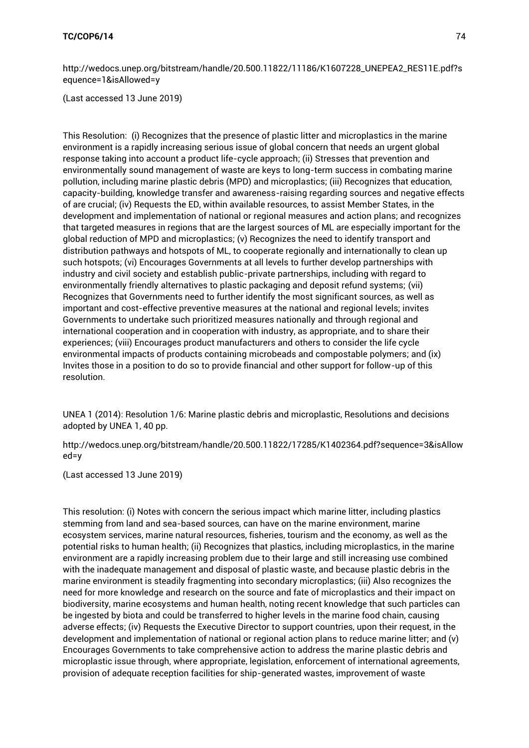http://wedocs.unep.org/bitstream/handle/20.500.11822/11186/K1607228_UNEPEA2_RES11E.pdf?sequence=1&isAllowed=y

(Last accessed 13 June 2019)

This Resolution: (i) Recognizes that the presence of plastic litter and microplastics in the marine environment is a rapidly increasing serious issue of global concern that needs an urgent global response taking into account a product life-cycle approach; (ii) Stresses that prevention and environmentally sound management of waste are keys to long-term success in combating marine pollution, including marine plastic debris (MPD) and microplastics; (iii) Recognizes that education, capacity-building, knowledge transfer and awareness-raising regarding sources and negative effects of are crucial; (iv) Requests the ED, within available resources, to assist Member States, in the development and implementation of national or regional measures and action plans; and recognizes that targeted measures in regions that are the largest sources of ML are especially important for the global reduction of MPD and microplastics; (v) Recognizes the need to identify transport and distribution pathways and hotspots of ML, to cooperate regionally and internationally to clean up such hotspots; (vi) Encourages Governments at all levels to further develop partnerships with industry and civil society and establish public-private partnerships, including with regard to environmentally friendly alternatives to plastic packaging and deposit refund systems; (vii) Recognizes that Governments need to further identify the most significant sources, as well as important and cost-effective preventive measures at the national and regional levels; invites Governments to undertake such prioritized measures nationally and through regional and international cooperation and in cooperation with industry, as appropriate, and to share their experiences; (viii) Encourages product manufacturers and others to consider the life cycle environmental impacts of products containing microbeads and compostable polymers; and (ix) Invites those in a position to do so to provide financial and other support for follow-up of this resolution.

UNEA 1 (2014): Resolution 1/6: Marine plastic debris and microplastic, Resolutions and decisions adopted by UNEA 1, 40 pp.

http://wedocs.unep.org/bitstream/handle/20.500.11822/17285/K1402364.pdf?sequence=3&isAllowed=y

(Last accessed 13 June 2019)

This resolution: (i) Notes with concern the serious impact which marine litter, including plastics stemming from land and sea-based sources, can have on the marine environment, marine ecosystem services, marine natural resources, fisheries, tourism and the economy, as well as the potential risks to human health; (ii) Recognizes that plastics, including microplastics, in the marine environment are a rapidly increasing problem due to their large and still increasing use combined with the inadequate management and disposal of plastic waste, and because plastic debris in the marine environment is steadily fragmenting into secondary microplastics; (iii) Also recognizes the need for more knowledge and research on the source and fate of microplastics and their impact on biodiversity, marine ecosystems and human health, noting recent knowledge that such particles can be ingested by biota and could be transferred to higher levels in the marine food chain, causing adverse effects; (iv) Requests the Executive Director to support countries, upon their request, in the development and implementation of national or regional action plans to reduce marine litter; and (v) Encourages Governments to take comprehensive action to address the marine plastic debris and microplastic issue through, where appropriate, legislation, enforcement of international agreements, provision of adequate reception facilities for ship-generated wastes, improvement of waste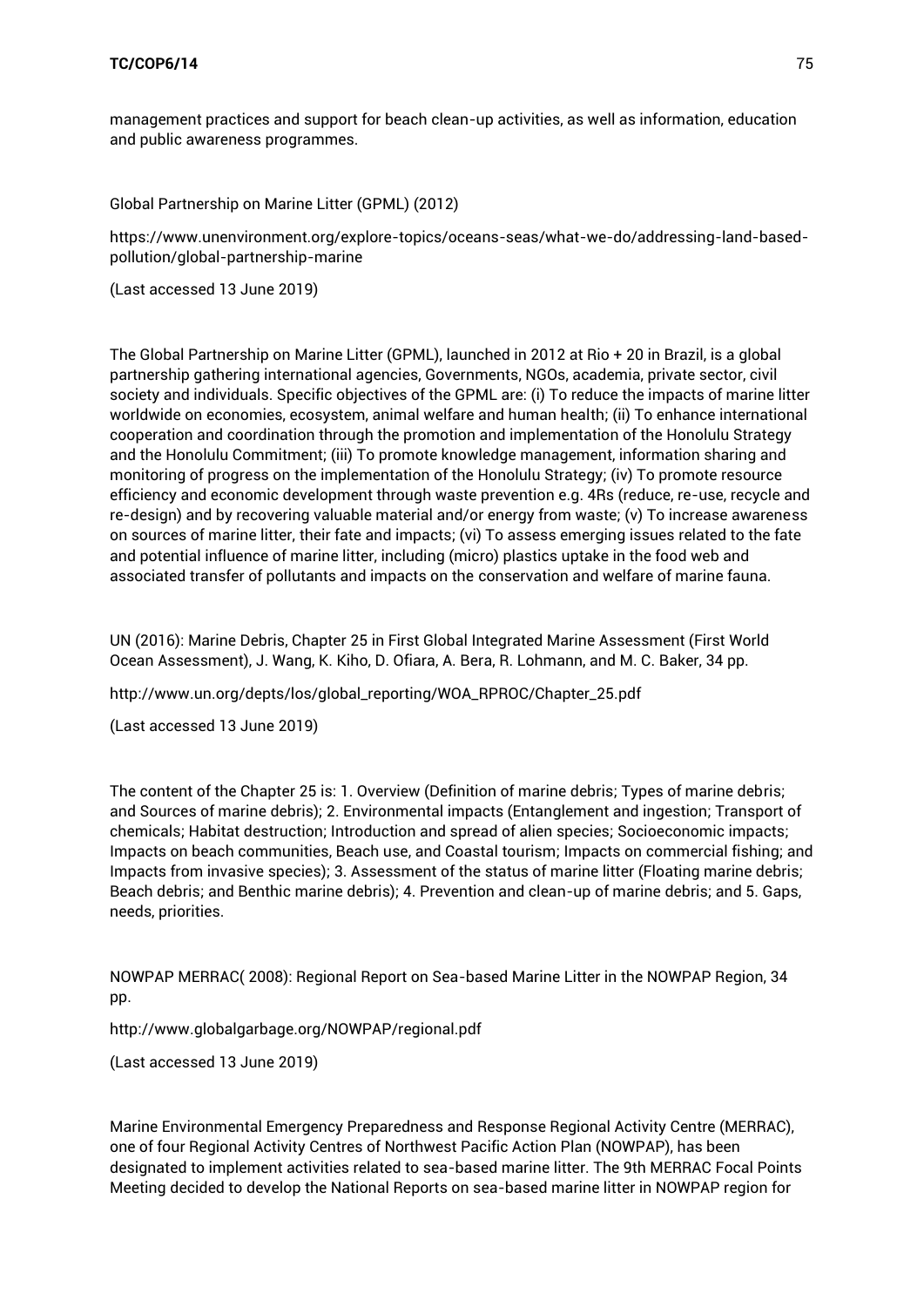management practices and support for beach clean-up activities, as well as information, education and public awareness programmes.

Global Partnership on Marine Litter (GPML) (2012)

https://www.unenvironment.org/explore-topics/oceans-seas/what-we-do/addressing-land-based-pollution/global-partnership-marine

(Last accessed 13 June 2019)

The Global Partnership on Marine Litter (GPML), launched in 2012 at Rio + 20 in Brazil, is a global partnership gathering international agencies, Governments, NGOs, academia, private sector, civil society and individuals. Specific objectives of the GPML are: (i) To reduce the impacts of marine litter worldwide on economies, ecosystem, animal welfare and human health; (ii) To enhance international cooperation and coordination through the promotion and implementation of the Honolulu Strategy and the Honolulu Commitment; (iii) To promote knowledge management, information sharing and monitoring of progress on the implementation of the Honolulu Strategy; (iv) To promote resource efficiency and economic development through waste prevention e.g. 4Rs (reduce, re-use, recycle and re-design) and by recovering valuable material and/or energy from waste; (v) To increase awareness on sources of marine litter, their fate and impacts; (vi) To assess emerging issues related to the fate and potential influence of marine litter, including (micro) plastics uptake in the food web and associated transfer of pollutants and impacts on the conservation and welfare of marine fauna.

UN (2016): Marine Debris, Chapter 25 in First Global Integrated Marine Assessment (First World Ocean Assessment), J. Wang, K. Kiho, D. Ofiara, A. Bera, R. Lohmann, and M. C. Baker, 34 pp.

http://www.un.org/depts/los/global_reporting/WOA_RPROC/Chapter_25.pdf

(Last accessed 13 June 2019)

The content of the Chapter 25 is: 1. Overview (Definition of marine debris; Types of marine debris; and Sources of marine debris); 2. Environmental impacts (Entanglement and ingestion; Transport of chemicals; Habitat destruction; Introduction and spread of alien species; Socioeconomic impacts; Impacts on beach communities, Beach use, and Coastal tourism; Impacts on commercial fishing; and Impacts from invasive species); 3. Assessment of the status of marine litter (Floating marine debris; Beach debris; and Benthic marine debris); 4. Prevention and clean-up of marine debris; and 5. Gaps, needs, priorities.

NOWPAP MERRAC( 2008): Regional Report on Sea-based Marine Litter in the NOWPAP Region, 34 pp.

http://www.globalgarbage.org/NOWPAP/regional.pdf

(Last accessed 13 June 2019)

Marine Environmental Emergency Preparedness and Response Regional Activity Centre (MERRAC), one of four Regional Activity Centres of Northwest Pacific Action Plan (NOWPAP), has been designated to implement activities related to sea-based marine litter. The 9th MERRAC Focal Points Meeting decided to develop the National Reports on sea-based marine litter in NOWPAP region for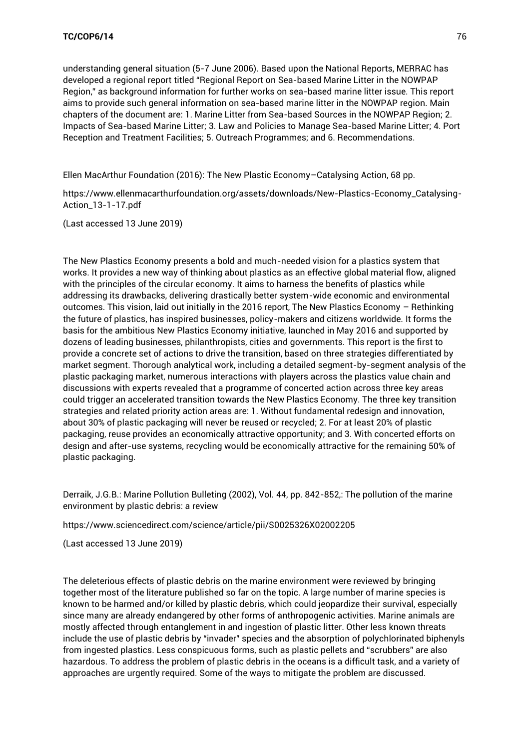understanding general situation (5-7 June 2006). Based upon the National Reports, MERRAC has developed a regional report titled "Regional Report on Sea-based Marine Litter in the NOWPAP Region," as background information for further works on sea-based marine litter issue. This report aims to provide such general information on sea-based marine litter in the NOWPAP region. Main chapters of the document are: 1. Marine Litter from Sea-based Sources in the NOWPAP Region; 2. Impacts of Sea-based Marine Litter; 3. Law and Policies to Manage Sea-based Marine Litter; 4. Port Reception and Treatment Facilities; 5. Outreach Programmes; and 6. Recommendations.

Ellen MacArthur Foundation (2016): The New Plastic Economy–Catalysing Action, 68 pp.

https://www.ellenmacarthurfoundation.org/assets/downloads/New-Plastics-Economy_Catalysing-Action_13-1-17.pdf

(Last accessed 13 June 2019)

The New Plastics Economy presents a bold and much-needed vision for a plastics system that works. It provides a new way of thinking about plastics as an effective global material flow, aligned with the principles of the circular economy. It aims to harness the benefits of plastics while addressing its drawbacks, delivering drastically better system-wide economic and environmental outcomes. This vision, laid out initially in the 2016 report, The New Plastics Economy – Rethinking the future of plastics, has inspired businesses, policy-makers and citizens worldwide. It forms the basis for the ambitious New Plastics Economy initiative, launched in May 2016 and supported by dozens of leading businesses, philanthropists, cities and governments. This report is the first to provide a concrete set of actions to drive the transition, based on three strategies differentiated by market segment. Thorough analytical work, including a detailed segment-by-segment analysis of the plastic packaging market, numerous interactions with players across the plastics value chain and discussions with experts revealed that a programme of concerted action across three key areas could trigger an accelerated transition towards the New Plastics Economy. The three key transition strategies and related priority action areas are: 1. Without fundamental redesign and innovation, about 30% of plastic packaging will never be reused or recycled; 2. For at least 20% of plastic packaging, reuse provides an economically attractive opportunity; and 3. With concerted efforts on design and after-use systems, recycling would be economically attractive for the remaining 50% of plastic packaging.

Derraik, J.G.B.: Marine Pollution Bulleting (2002), Vol. 44, pp. 842-852,: The pollution of the marine environment by plastic debris: a review

https://www.sciencedirect.com/science/article/pii/S0025326X02002205

(Last accessed 13 June 2019)

The deleterious effects of plastic debris on the marine environment were reviewed by bringing together most of the literature published so far on the topic. A large number of marine species is known to be harmed and/or killed by plastic debris, which could jeopardize their survival, especially since many are already endangered by other forms of anthropogenic activities. Marine animals are mostly affected through entanglement in and ingestion of plastic litter. Other less known threats include the use of plastic debris by "invader" species and the absorption of polychlorinated biphenyls from ingested plastics. Less conspicuous forms, such as plastic pellets and "scrubbers" are also hazardous. To address the problem of plastic debris in the oceans is a difficult task, and a variety of approaches are urgently required. Some of the ways to mitigate the problem are discussed.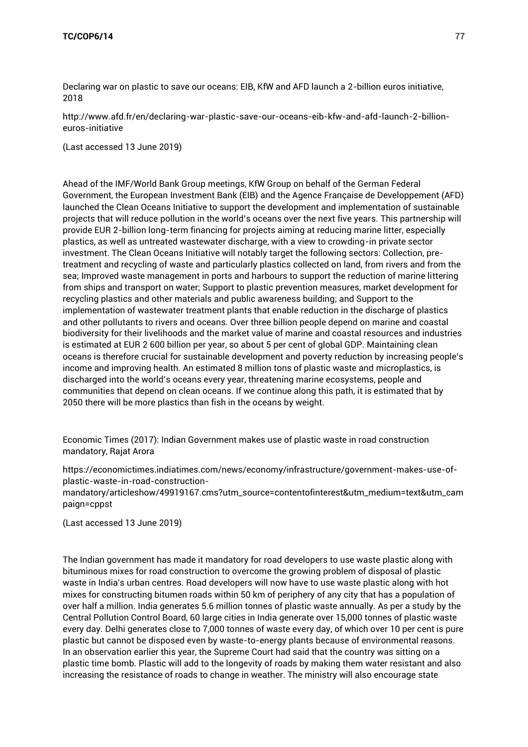Declaring war on plastic to save our oceans: EIB, KfW and AFD launch a 2-billion euros initiative, 2018

http://www.afd.fr/en/declaring-war-plastic-save-our-oceans-eib-kfw-and-afd-launch-2-billion-euros-initiative

(Last accessed 13 June 2019)

Ahead of the IMF/World Bank Group meetings, KfW Group on behalf of the German Federal Government, the European Investment Bank (EIB) and the Agence Française de Developpement (AFD) launched the Clean Oceans Initiative to support the development and implementation of sustainable projects that will reduce pollution in the world's oceans over the next five years. This partnership will provide EUR 2-billion long-term financing for projects aiming at reducing marine litter, especially plastics, as well as untreated wastewater discharge, with a view to crowding-in private sector investment. The Clean Oceans Initiative will notably target the following sectors: Collection, pre-treatment and recycling of waste and particularly plastics collected on land, from rivers and from the sea; Improved waste management in ports and harbours to support the reduction of marine littering from ships and transport on water; Support to plastic prevention measures, market development for recycling plastics and other materials and public awareness building; and Support to the implementation of wastewater treatment plants that enable reduction in the discharge of plastics and other pollutants to rivers and oceans. Over three billion people depend on marine and coastal biodiversity for their livelihoods and the market value of marine and coastal resources and industries is estimated at EUR 2 600 billion per year, so about 5 per cent of global GDP. Maintaining clean oceans is therefore crucial for sustainable development and poverty reduction by increasing people's income and improving health. An estimated 8 million tons of plastic waste and microplastics, is discharged into the world's oceans every year, threatening marine ecosystems, people and communities that depend on clean oceans. If we continue along this path, it is estimated that by 2050 there will be more plastics than fish in the oceans by weight.

Economic Times (2017): Indian Government makes use of plastic waste in road construction mandatory, Rajat Arora

https://economictimes.indiatimes.com/news/economy/infrastructure/government-makes-use-of-plastic-waste-in-road-construction-mandatory/articleshow/49919167.cms?utm_source=contentofinterest&utm_medium=text&utm_campaign=cppst

(Last accessed 13 June 2019)

The Indian government has made it mandatory for road developers to use waste plastic along with bituminous mixes for road construction to overcome the growing problem of disposal of plastic waste in India's urban centres. Road developers will now have to use waste plastic along with hot mixes for constructing bitumen roads within 50 km of periphery of any city that has a population of over half a million. India generates 5.6 million tonnes of plastic waste annually. As per a study by the Central Pollution Control Board, 60 large cities in India generate over 15,000 tonnes of plastic waste every day. Delhi generates close to 7,000 tonnes of waste every day, of which over 10 per cent is pure plastic but cannot be disposed even by waste-to-energy plants because of environmental reasons. In an observation earlier this year, the Supreme Court had said that the country was sitting on a plastic time bomb. Plastic will add to the longevity of roads by making them water resistant and also increasing the resistance of roads to change in weather. The ministry will also encourage state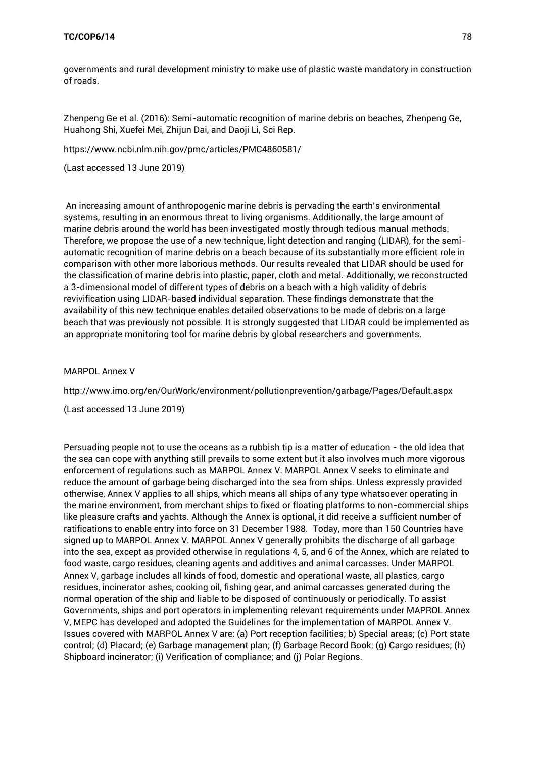governments and rural development ministry to make use of plastic waste mandatory in construction of roads.

Zhenpeng Ge et al. (2016): Semi-automatic recognition of marine debris on beaches, Zhenpeng Ge, Huahong Shi, Xuefei Mei, Zhijun Dai, and Daoji Li, Sci Rep.

https://www.ncbi.nlm.nih.gov/pmc/articles/PMC4860581/

(Last accessed 13 June 2019)

An increasing amount of anthropogenic marine debris is pervading the earth's environmental systems, resulting in an enormous threat to living organisms. Additionally, the large amount of marine debris around the world has been investigated mostly through tedious manual methods. Therefore, we propose the use of a new technique, light detection and ranging (LIDAR), for the semi-automatic recognition of marine debris on a beach because of its substantially more efficient role in comparison with other more laborious methods. Our results revealed that LIDAR should be used for the classification of marine debris into plastic, paper, cloth and metal. Additionally, we reconstructed a 3-dimensional model of different types of debris on a beach with a high validity of debris revivification using LIDAR-based individual separation. These findings demonstrate that the availability of this new technique enables detailed observations to be made of debris on a large beach that was previously not possible. It is strongly suggested that LIDAR could be implemented as an appropriate monitoring tool for marine debris by global researchers and governments.

MARPOL Annex V

http://www.imo.org/en/OurWork/environment/pollutionprevention/garbage/Pages/Default.aspx

(Last accessed 13 June 2019)

Persuading people not to use the oceans as a rubbish tip is a matter of education - the old idea that the sea can cope with anything still prevails to some extent but it also involves much more vigorous enforcement of regulations such as MARPOL Annex V. MARPOL Annex V seeks to eliminate and reduce the amount of garbage being discharged into the sea from ships. Unless expressly provided otherwise, Annex V applies to all ships, which means all ships of any type whatsoever operating in the marine environment, from merchant ships to fixed or floating platforms to non-commercial ships like pleasure crafts and yachts. Although the Annex is optional, it did receive a sufficient number of ratifications to enable entry into force on 31 December 1988. Today, more than 150 Countries have signed up to MARPOL Annex V. MARPOL Annex V generally prohibits the discharge of all garbage into the sea, except as provided otherwise in regulations 4, 5, and 6 of the Annex, which are related to food waste, cargo residues, cleaning agents and additives and animal carcasses. Under MARPOL Annex V, garbage includes all kinds of food, domestic and operational waste, all plastics, cargo residues, incinerator ashes, cooking oil, fishing gear, and animal carcasses generated during the normal operation of the ship and liable to be disposed of continuously or periodically. To assist Governments, ships and port operators in implementing relevant requirements under MAPROL Annex V, MEPC has developed and adopted the Guidelines for the implementation of MARPOL Annex V. Issues covered with MARPOL Annex V are: (a) Port reception facilities; b) Special areas; (c) Port state control; (d) Placard; (e) Garbage management plan; (f) Garbage Record Book; (g) Cargo residues; (h) Shipboard incinerator; (i) Verification of compliance; and (j) Polar Regions.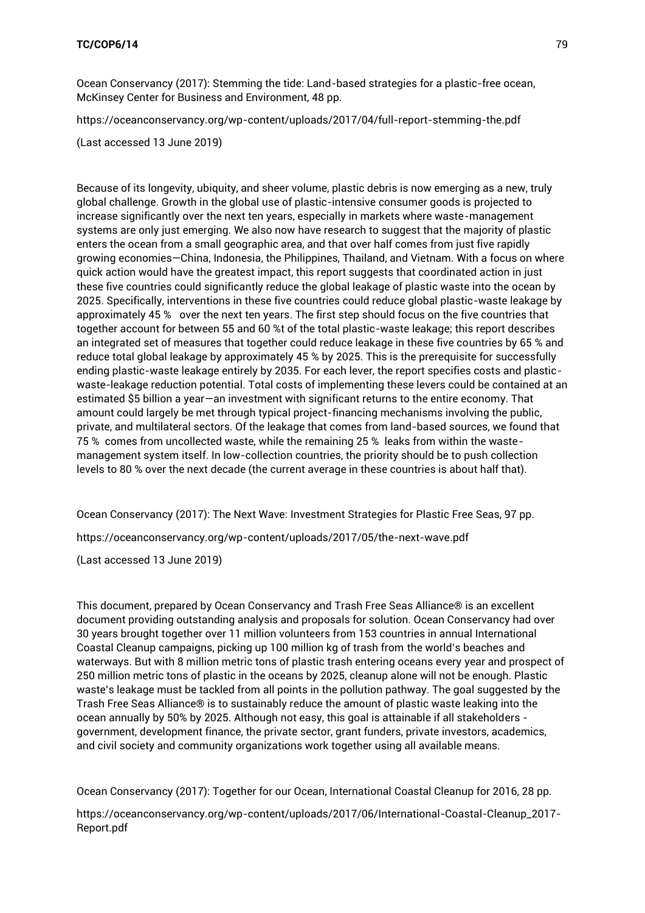Ocean Conservancy (2017): Stemming the tide: Land-based strategies for a plastic-free ocean, McKinsey Center for Business and Environment, 48 pp.

https://oceanconservancy.org/wp-content/uploads/2017/04/full-report-stemming-the.pdf

(Last accessed 13 June 2019)

Because of its longevity, ubiquity, and sheer volume, plastic debris is now emerging as a new, truly global challenge. Growth in the global use of plastic-intensive consumer goods is projected to increase significantly over the next ten years, especially in markets where waste-management systems are only just emerging. We also now have research to suggest that the majority of plastic enters the ocean from a small geographic area, and that over half comes from just five rapidly growing economies—China, Indonesia, the Philippines, Thailand, and Vietnam. With a focus on where quick action would have the greatest impact, this report suggests that coordinated action in just these five countries could significantly reduce the global leakage of plastic waste into the ocean by 2025. Specifically, interventions in these five countries could reduce global plastic-waste leakage by approximately 45 %  over the next ten years. The first step should focus on the five countries that together account for between 55 and 60 %t of the total plastic-waste leakage; this report describes an integrated set of measures that together could reduce leakage in these five countries by 65 % and reduce total global leakage by approximately 45 % by 2025. This is the prerequisite for successfully ending plastic-waste leakage entirely by 2035. For each lever, the report specifies costs and plastic-waste-leakage reduction potential. Total costs of implementing these levers could be contained at an estimated $5 billion a year—an investment with significant returns to the entire economy. That amount could largely be met through typical project-financing mechanisms involving the public, private, and multilateral sectors. Of the leakage that comes from land-based sources, we found that 75 %  comes from uncollected waste, while the remaining 25 %  leaks from within the waste-management system itself. In low-collection countries, the priority should be to push collection levels to 80 % over the next decade (the current average in these countries is about half that).

Ocean Conservancy (2017): The Next Wave: Investment Strategies for Plastic Free Seas, 97 pp.

https://oceanconservancy.org/wp-content/uploads/2017/05/the-next-wave.pdf

(Last accessed 13 June 2019)

This document, prepared by Ocean Conservancy and Trash Free Seas Alliance® is an excellent document providing outstanding analysis and proposals for solution. Ocean Conservancy had over 30 years brought together over 11 million volunteers from 153 countries in annual International Coastal Cleanup campaigns, picking up 100 million kg of trash from the world's beaches and waterways. But with 8 million metric tons of plastic trash entering oceans every year and prospect of 250 million metric tons of plastic in the oceans by 2025, cleanup alone will not be enough. Plastic waste's leakage must be tackled from all points in the pollution pathway. The goal suggested by the Trash Free Seas Alliance® is to sustainably reduce the amount of plastic waste leaking into the ocean annually by 50% by 2025. Although not easy, this goal is attainable if all stakeholders - government, development finance, the private sector, grant funders, private investors, academics, and civil society and community organizations work together using all available means.

Ocean Conservancy (2017): Together for our Ocean, International Coastal Cleanup for 2016, 28 pp.

https://oceanconservancy.org/wp-content/uploads/2017/06/International-Coastal-Cleanup_2017-Report.pdf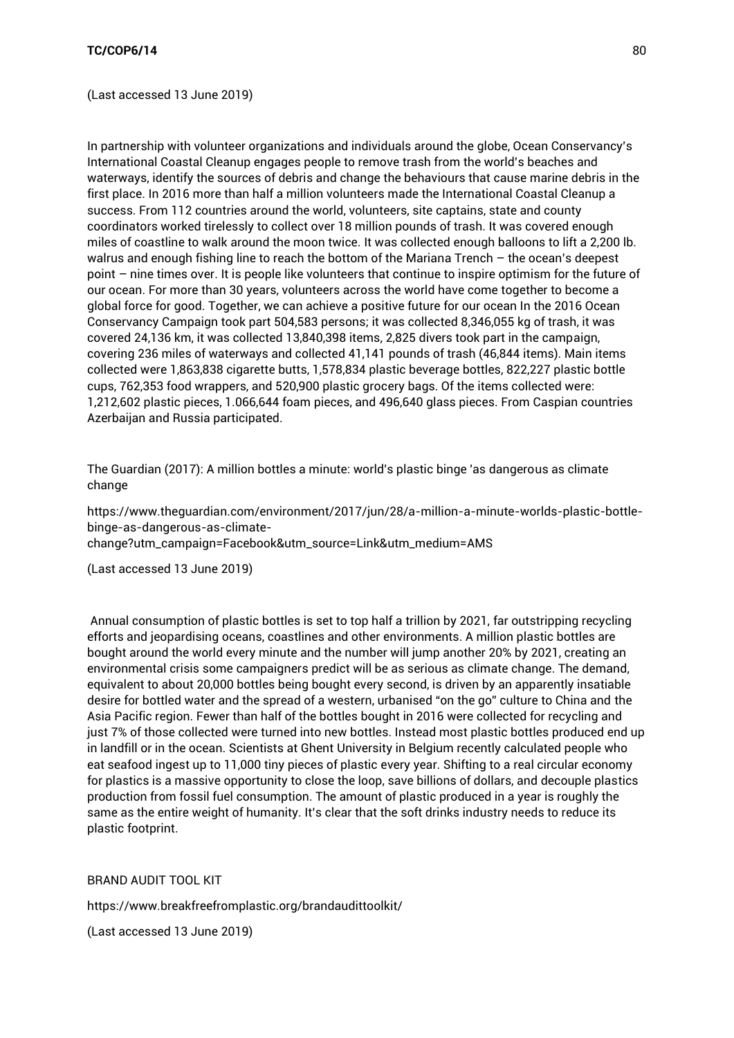(Last accessed 13 June 2019)

In partnership with volunteer organizations and individuals around the globe, Ocean Conservancy's International Coastal Cleanup engages people to remove trash from the world's beaches and waterways, identify the sources of debris and change the behaviours that cause marine debris in the first place. In 2016 more than half a million volunteers made the International Coastal Cleanup a success. From 112 countries around the world, volunteers, site captains, state and county coordinators worked tirelessly to collect over 18 million pounds of trash. It was covered enough miles of coastline to walk around the moon twice. It was collected enough balloons to lift a 2,200 lb. walrus and enough fishing line to reach the bottom of the Mariana Trench – the ocean's deepest point – nine times over. It is people like volunteers that continue to inspire optimism for the future of our ocean. For more than 30 years, volunteers across the world have come together to become a global force for good. Together, we can achieve a positive future for our ocean In the 2016 Ocean Conservancy Campaign took part 504,583 persons; it was collected 8,346,055 kg of trash, it was covered 24,136 km, it was collected 13,840,398 items, 2,825 divers took part in the campaign, covering 236 miles of waterways and collected 41,141 pounds of trash (46,844 items). Main items collected were 1,863,838 cigarette butts, 1,578,834 plastic beverage bottles, 822,227 plastic bottle cups, 762,353 food wrappers, and 520,900 plastic grocery bags. Of the items collected were: 1,212,602 plastic pieces, 1.066,644 foam pieces, and 496,640 glass pieces. From Caspian countries Azerbaijan and Russia participated.

The Guardian (2017): A million bottles a minute: world's plastic binge 'as dangerous as climate change

https://www.theguardian.com/environment/2017/jun/28/a-million-a-minute-worlds-plastic-bottle-binge-as-dangerous-as-climate-change?utm_campaign=Facebook&utm_source=Link&utm_medium=AMS

(Last accessed 13 June 2019)

Annual consumption of plastic bottles is set to top half a trillion by 2021, far outstripping recycling efforts and jeopardising oceans, coastlines and other environments. A million plastic bottles are bought around the world every minute and the number will jump another 20% by 2021, creating an environmental crisis some campaigners predict will be as serious as climate change. The demand, equivalent to about 20,000 bottles being bought every second, is driven by an apparently insatiable desire for bottled water and the spread of a western, urbanised "on the go" culture to China and the Asia Pacific region. Fewer than half of the bottles bought in 2016 were collected for recycling and just 7% of those collected were turned into new bottles. Instead most plastic bottles produced end up in landfill or in the ocean. Scientists at Ghent University in Belgium recently calculated people who eat seafood ingest up to 11,000 tiny pieces of plastic every year. Shifting to a real circular economy for plastics is a massive opportunity to close the loop, save billions of dollars, and decouple plastics production from fossil fuel consumption. The amount of plastic produced in a year is roughly the same as the entire weight of humanity. It's clear that the soft drinks industry needs to reduce its plastic footprint.

BRAND AUDIT TOOL KIT

https://www.breakfreefromplastic.org/brandaudittoolkit/

(Last accessed 13 June 2019)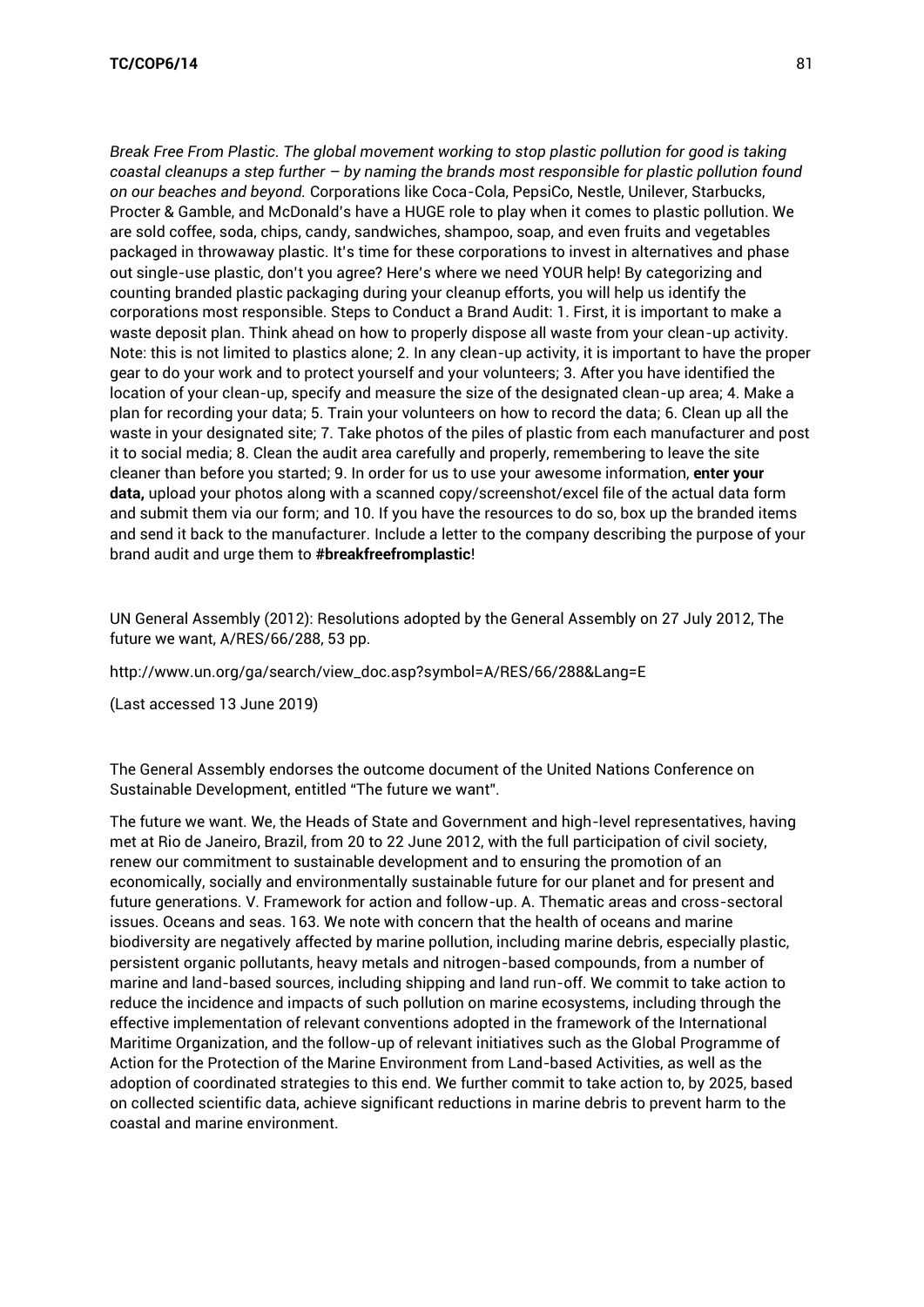*Break Free From Plastic. The global movement working to stop plastic pollution for good is taking coastal cleanups a step further – by naming the brands most responsible for plastic pollution found on our beaches and beyond.* Corporations like Coca-Cola, PepsiCo, Nestle, Unilever, Starbucks, Procter & Gamble, and McDonald's have a HUGE role to play when it comes to plastic pollution. We are sold coffee, soda, chips, candy, sandwiches, shampoo, soap, and even fruits and vegetables packaged in throwaway plastic. It's time for these corporations to invest in alternatives and phase out single-use plastic, don't you agree? Here's where we need YOUR help! By categorizing and counting branded plastic packaging during your cleanup efforts, you will help us identify the corporations most responsible. Steps to Conduct a Brand Audit: 1. First, it is important to make a waste deposit plan. Think ahead on how to properly dispose all waste from your clean-up activity. Note: this is not limited to plastics alone; 2. In any clean-up activity, it is important to have the proper gear to do your work and to protect yourself and your volunteers; 3. After you have identified the location of your clean-up, specify and measure the size of the designated clean-up area; 4. Make a plan for recording your data; 5. Train your volunteers on how to record the data; 6. Clean up all the waste in your designated site; 7. Take photos of the piles of plastic from each manufacturer and post it to social media; 8. Clean the audit area carefully and properly, remembering to leave the site cleaner than before you started; 9. In order for us to use your awesome information, **enter your data,** upload your photos along with a scanned copy/screenshot/excel file of the actual data form and submit them via our form; and 10. If you have the resources to do so, box up the branded items and send it back to the manufacturer. Include a letter to the company describing the purpose of your brand audit and urge them to **#breakfreefromplastic**!

UN General Assembly (2012): Resolutions adopted by the General Assembly on 27 July 2012, The future we want, A/RES/66/288, 53 pp.

http://www.un.org/ga/search/view_doc.asp?symbol=A/RES/66/288&Lang=E

(Last accessed 13 June 2019)

The General Assembly endorses the outcome document of the United Nations Conference on Sustainable Development, entitled "The future we want".

The future we want. We, the Heads of State and Government and high-level representatives, having met at Rio de Janeiro, Brazil, from 20 to 22 June 2012, with the full participation of civil society, renew our commitment to sustainable development and to ensuring the promotion of an economically, socially and environmentally sustainable future for our planet and for present and future generations. V. Framework for action and follow-up. A. Thematic areas and cross-sectoral issues. Oceans and seas. 163. We note with concern that the health of oceans and marine biodiversity are negatively affected by marine pollution, including marine debris, especially plastic, persistent organic pollutants, heavy metals and nitrogen-based compounds, from a number of marine and land-based sources, including shipping and land run-off. We commit to take action to reduce the incidence and impacts of such pollution on marine ecosystems, including through the effective implementation of relevant conventions adopted in the framework of the International Maritime Organization, and the follow-up of relevant initiatives such as the Global Programme of Action for the Protection of the Marine Environment from Land-based Activities, as well as the adoption of coordinated strategies to this end. We further commit to take action to, by 2025, based on collected scientific data, achieve significant reductions in marine debris to prevent harm to the coastal and marine environment.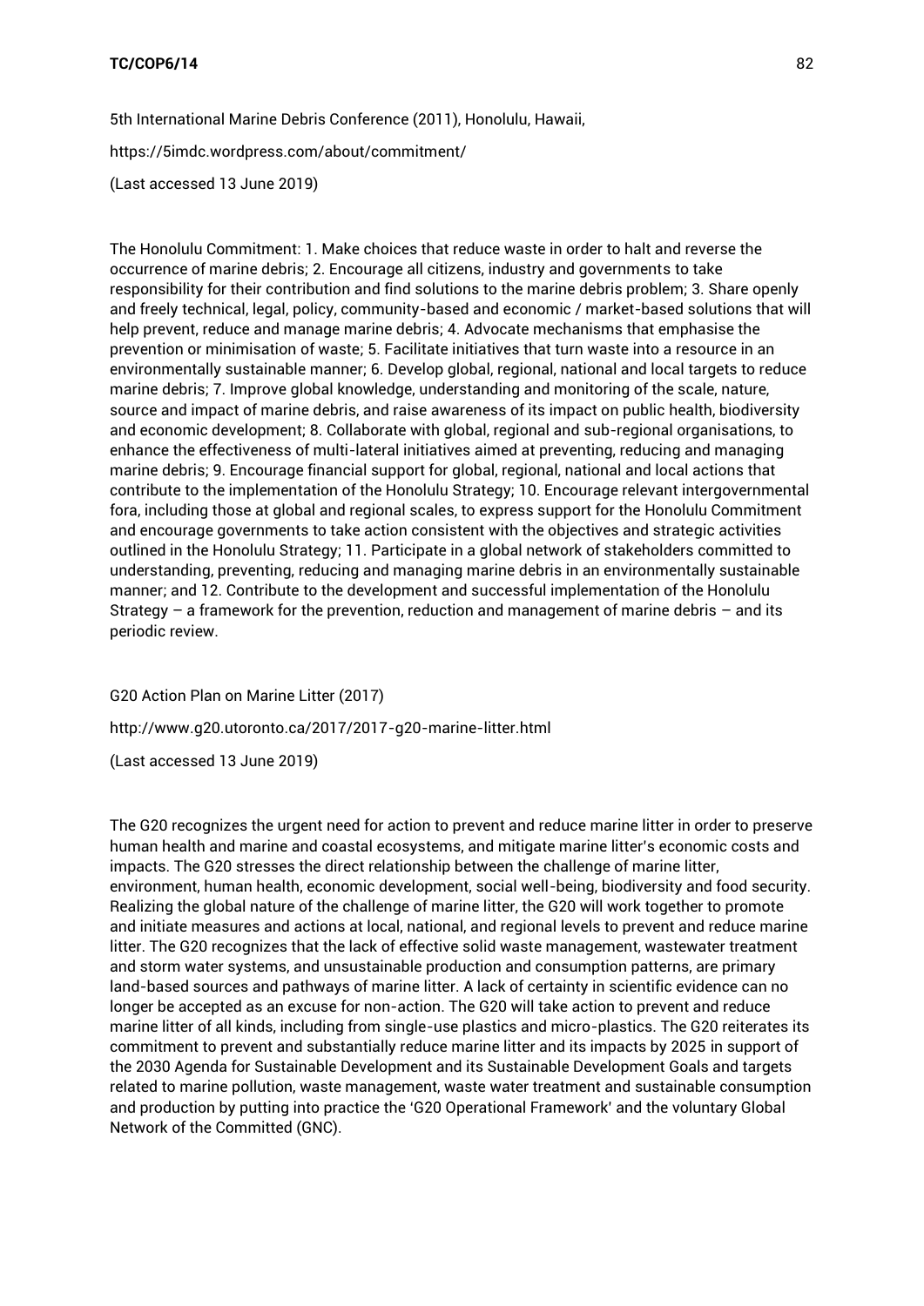5th International Marine Debris Conference (2011), Honolulu, Hawaii,

https://5imdc.wordpress.com/about/commitment/

(Last accessed 13 June 2019)

The Honolulu Commitment: 1. Make choices that reduce waste in order to halt and reverse the occurrence of marine debris; 2. Encourage all citizens, industry and governments to take responsibility for their contribution and find solutions to the marine debris problem; 3. Share openly and freely technical, legal, policy, community-based and economic / market-based solutions that will help prevent, reduce and manage marine debris; 4. Advocate mechanisms that emphasise the prevention or minimisation of waste; 5. Facilitate initiatives that turn waste into a resource in an environmentally sustainable manner; 6. Develop global, regional, national and local targets to reduce marine debris; 7. Improve global knowledge, understanding and monitoring of the scale, nature, source and impact of marine debris, and raise awareness of its impact on public health, biodiversity and economic development; 8. Collaborate with global, regional and sub-regional organisations, to enhance the effectiveness of multi-lateral initiatives aimed at preventing, reducing and managing marine debris; 9. Encourage financial support for global, regional, national and local actions that contribute to the implementation of the Honolulu Strategy; 10. Encourage relevant intergovernmental fora, including those at global and regional scales, to express support for the Honolulu Commitment and encourage governments to take action consistent with the objectives and strategic activities outlined in the Honolulu Strategy; 11. Participate in a global network of stakeholders committed to understanding, preventing, reducing and managing marine debris in an environmentally sustainable manner; and 12. Contribute to the development and successful implementation of the Honolulu Strategy – a framework for the prevention, reduction and management of marine debris – and its periodic review.

G20 Action Plan on Marine Litter (2017)

http://www.g20.utoronto.ca/2017/2017-g20-marine-litter.html

(Last accessed 13 June 2019)

The G20 recognizes the urgent need for action to prevent and reduce marine litter in order to preserve human health and marine and coastal ecosystems, and mitigate marine litter's economic costs and impacts. The G20 stresses the direct relationship between the challenge of marine litter, environment, human health, economic development, social well-being, biodiversity and food security. Realizing the global nature of the challenge of marine litter, the G20 will work together to promote and initiate measures and actions at local, national, and regional levels to prevent and reduce marine litter. The G20 recognizes that the lack of effective solid waste management, wastewater treatment and storm water systems, and unsustainable production and consumption patterns, are primary land-based sources and pathways of marine litter. A lack of certainty in scientific evidence can no longer be accepted as an excuse for non-action. The G20 will take action to prevent and reduce marine litter of all kinds, including from single-use plastics and micro-plastics. The G20 reiterates its commitment to prevent and substantially reduce marine litter and its impacts by 2025 in support of the 2030 Agenda for Sustainable Development and its Sustainable Development Goals and targets related to marine pollution, waste management, waste water treatment and sustainable consumption and production by putting into practice the 'G20 Operational Framework' and the voluntary Global Network of the Committed (GNC).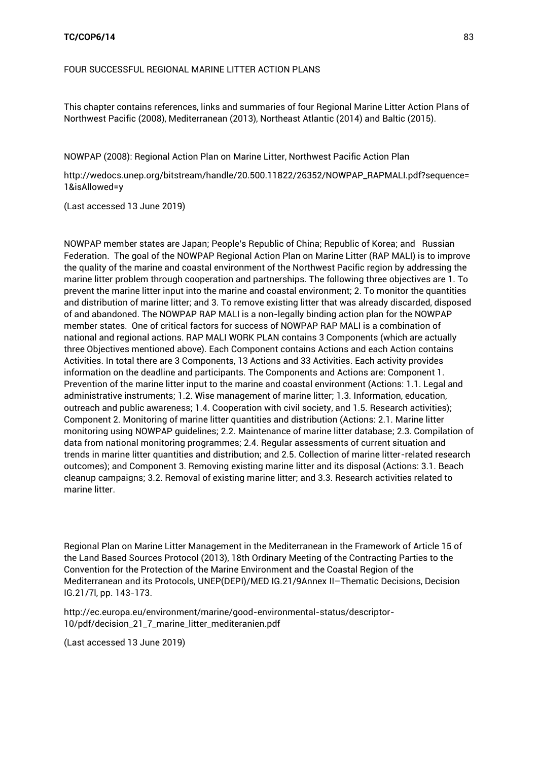FOUR SUCCESSFUL REGIONAL MARINE LITTER ACTION PLANS

This chapter contains references, links and summaries of four Regional Marine Litter Action Plans of Northwest Pacific (2008), Mediterranean (2013), Northeast Atlantic (2014) and Baltic (2015).

NOWPAP (2008): Regional Action Plan on Marine Litter, Northwest Pacific Action Plan

http://wedocs.unep.org/bitstream/handle/20.500.11822/26352/NOWPAP_RAPMALI.pdf?sequence=1&isAllowed=y

(Last accessed 13 June 2019)

NOWPAP member states are Japan; People's Republic of China; Republic of Korea; and Russian Federation. The goal of the NOWPAP Regional Action Plan on Marine Litter (RAP MALI) is to improve the quality of the marine and coastal environment of the Northwest Pacific region by addressing the marine litter problem through cooperation and partnerships. The following three objectives are 1. To prevent the marine litter input into the marine and coastal environment; 2. To monitor the quantities and distribution of marine litter; and 3. To remove existing litter that was already discarded, disposed of and abandoned. The NOWPAP RAP MALI is a non-legally binding action plan for the NOWPAP member states. One of critical factors for success of NOWPAP RAP MALI is a combination of national and regional actions. RAP MALI WORK PLAN contains 3 Components (which are actually three Objectives mentioned above). Each Component contains Actions and each Action contains Activities. In total there are 3 Components, 13 Actions and 33 Activities. Each activity provides information on the deadline and participants. The Components and Actions are: Component 1. Prevention of the marine litter input to the marine and coastal environment (Actions: 1.1. Legal and administrative instruments; 1.2. Wise management of marine litter; 1.3. Information, education, outreach and public awareness; 1.4. Cooperation with civil society, and 1.5. Research activities); Component 2. Monitoring of marine litter quantities and distribution (Actions: 2.1. Marine litter monitoring using NOWPAP guidelines; 2.2. Maintenance of marine litter database; 2.3. Compilation of data from national monitoring programmes; 2.4. Regular assessments of current situation and trends in marine litter quantities and distribution; and 2.5. Collection of marine litter-related research outcomes); and Component 3. Removing existing marine litter and its disposal (Actions: 3.1. Beach cleanup campaigns; 3.2. Removal of existing marine litter; and 3.3. Research activities related to marine litter.

Regional Plan on Marine Litter Management in the Mediterranean in the Framework of Article 15 of the Land Based Sources Protocol (2013), 18th Ordinary Meeting of the Contracting Parties to the Convention for the Protection of the Marine Environment and the Coastal Region of the Mediterranean and its Protocols, UNEP(DEPI)/MED IG.21/9Annex II–Thematic Decisions, Decision IG.21/7l, pp. 143-173.

http://ec.europa.eu/environment/marine/good-environmental-status/descriptor-10/pdf/decision_21_7_marine_litter_mediteranien.pdf

(Last accessed 13 June 2019)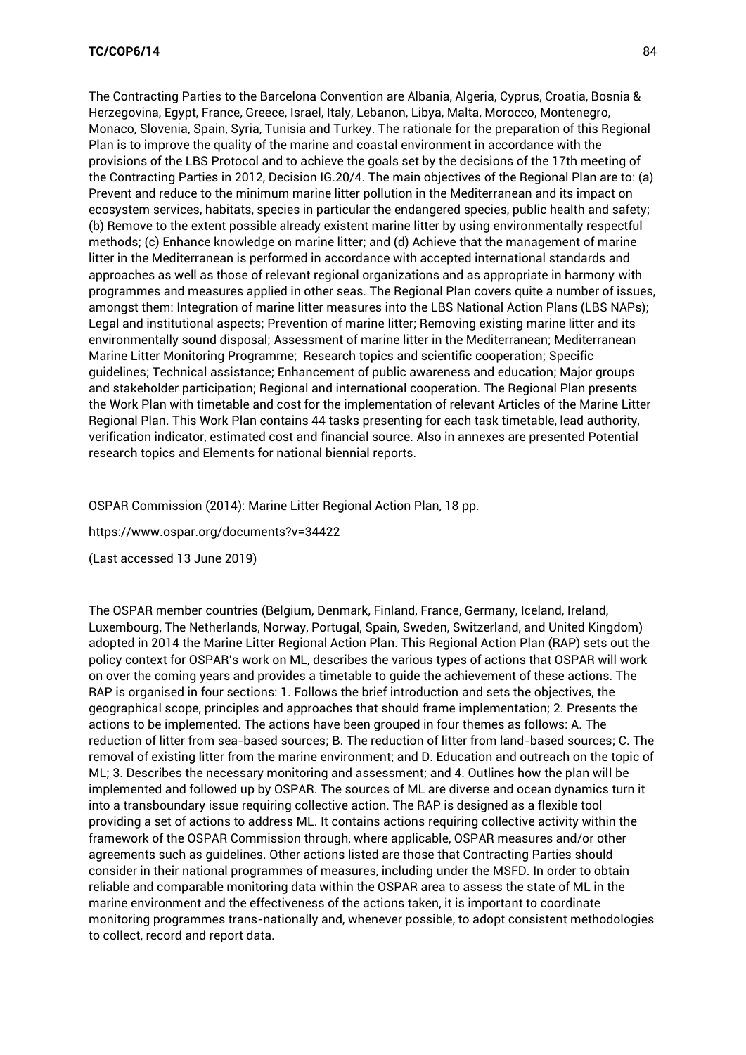The Contracting Parties to the Barcelona Convention are Albania, Algeria, Cyprus, Croatia, Bosnia & Herzegovina, Egypt, France, Greece, Israel, Italy, Lebanon, Libya, Malta, Morocco, Montenegro, Monaco, Slovenia, Spain, Syria, Tunisia and Turkey. The rationale for the preparation of this Regional Plan is to improve the quality of the marine and coastal environment in accordance with the provisions of the LBS Protocol and to achieve the goals set by the decisions of the 17th meeting of the Contracting Parties in 2012, Decision IG.20/4. The main objectives of the Regional Plan are to: (a) Prevent and reduce to the minimum marine litter pollution in the Mediterranean and its impact on ecosystem services, habitats, species in particular the endangered species, public health and safety; (b) Remove to the extent possible already existent marine litter by using environmentally respectful methods; (c) Enhance knowledge on marine litter; and (d) Achieve that the management of marine litter in the Mediterranean is performed in accordance with accepted international standards and approaches as well as those of relevant regional organizations and as appropriate in harmony with programmes and measures applied in other seas. The Regional Plan covers quite a number of issues, amongst them: Integration of marine litter measures into the LBS National Action Plans (LBS NAPs); Legal and institutional aspects; Prevention of marine litter; Removing existing marine litter and its environmentally sound disposal; Assessment of marine litter in the Mediterranean; Mediterranean Marine Litter Monitoring Programme; Research topics and scientific cooperation; Specific guidelines; Technical assistance; Enhancement of public awareness and education; Major groups and stakeholder participation; Regional and international cooperation. The Regional Plan presents the Work Plan with timetable and cost for the implementation of relevant Articles of the Marine Litter Regional Plan. This Work Plan contains 44 tasks presenting for each task timetable, lead authority, verification indicator, estimated cost and financial source. Also in annexes are presented Potential research topics and Elements for national biennial reports.

OSPAR Commission (2014): Marine Litter Regional Action Plan, 18 pp.

https://www.ospar.org/documents?v=34422

(Last accessed 13 June 2019)

The OSPAR member countries (Belgium, Denmark, Finland, France, Germany, Iceland, Ireland, Luxembourg, The Netherlands, Norway, Portugal, Spain, Sweden, Switzerland, and United Kingdom) adopted in 2014 the Marine Litter Regional Action Plan. This Regional Action Plan (RAP) sets out the policy context for OSPAR's work on ML, describes the various types of actions that OSPAR will work on over the coming years and provides a timetable to guide the achievement of these actions. The RAP is organised in four sections: 1. Follows the brief introduction and sets the objectives, the geographical scope, principles and approaches that should frame implementation; 2. Presents the actions to be implemented. The actions have been grouped in four themes as follows: A. The reduction of litter from sea-based sources; B. The reduction of litter from land-based sources; C. The removal of existing litter from the marine environment; and D. Education and outreach on the topic of ML; 3. Describes the necessary monitoring and assessment; and 4. Outlines how the plan will be implemented and followed up by OSPAR. The sources of ML are diverse and ocean dynamics turn it into a transboundary issue requiring collective action. The RAP is designed as a flexible tool providing a set of actions to address ML. It contains actions requiring collective activity within the framework of the OSPAR Commission through, where applicable, OSPAR measures and/or other agreements such as guidelines. Other actions listed are those that Contracting Parties should consider in their national programmes of measures, including under the MSFD. In order to obtain reliable and comparable monitoring data within the OSPAR area to assess the state of ML in the marine environment and the effectiveness of the actions taken, it is important to coordinate monitoring programmes trans-nationally and, whenever possible, to adopt consistent methodologies to collect, record and report data.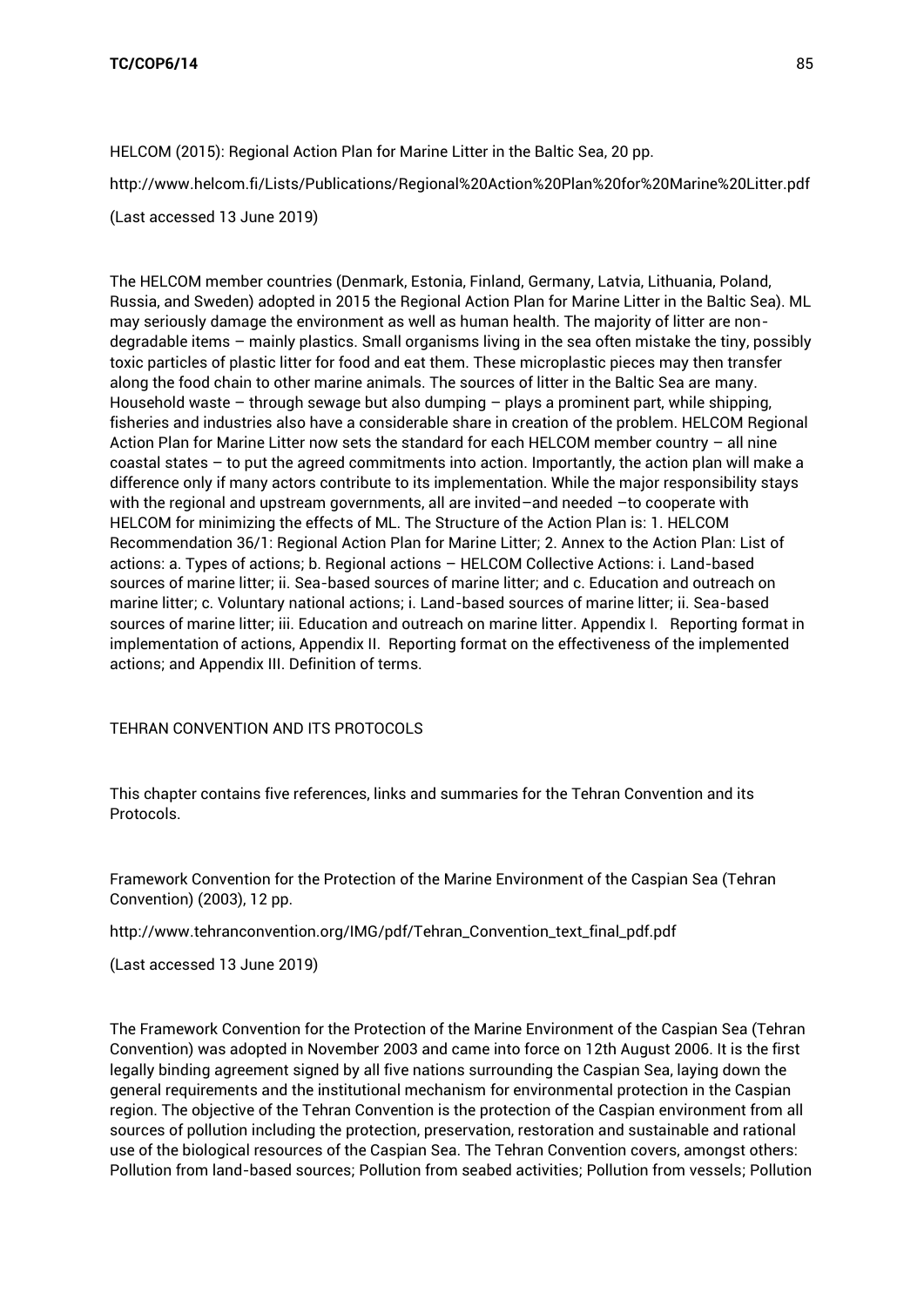HELCOM (2015): Regional Action Plan for Marine Litter in the Baltic Sea, 20 pp.

http://www.helcom.fi/Lists/Publications/Regional%20Action%20Plan%20for%20Marine%20Litter.pdf

(Last accessed 13 June 2019)

The HELCOM member countries (Denmark, Estonia, Finland, Germany, Latvia, Lithuania, Poland, Russia, and Sweden) adopted in 2015 the Regional Action Plan for Marine Litter in the Baltic Sea). ML may seriously damage the environment as well as human health. The majority of litter are non-degradable items – mainly plastics. Small organisms living in the sea often mistake the tiny, possibly toxic particles of plastic litter for food and eat them. These microplastic pieces may then transfer along the food chain to other marine animals. The sources of litter in the Baltic Sea are many. Household waste – through sewage but also dumping – plays a prominent part, while shipping, fisheries and industries also have a considerable share in creation of the problem. HELCOM Regional Action Plan for Marine Litter now sets the standard for each HELCOM member country – all nine coastal states – to put the agreed commitments into action. Importantly, the action plan will make a difference only if many actors contribute to its implementation. While the major responsibility stays with the regional and upstream governments, all are invited–and needed –to cooperate with HELCOM for minimizing the effects of ML. The Structure of the Action Plan is: 1. HELCOM Recommendation 36/1: Regional Action Plan for Marine Litter; 2. Annex to the Action Plan: List of actions: a. Types of actions; b. Regional actions – HELCOM Collective Actions: i. Land-based sources of marine litter; ii. Sea-based sources of marine litter; and c. Education and outreach on marine litter; c. Voluntary national actions; i. Land-based sources of marine litter; ii. Sea-based sources of marine litter; iii. Education and outreach on marine litter. Appendix I. Reporting format in implementation of actions, Appendix II. Reporting format on the effectiveness of the implemented actions; and Appendix III. Definition of terms.

TEHRAN CONVENTION AND ITS PROTOCOLS

This chapter contains five references, links and summaries for the Tehran Convention and its Protocols.

Framework Convention for the Protection of the Marine Environment of the Caspian Sea (Tehran Convention) (2003), 12 pp.

http://www.tehranconvention.org/IMG/pdf/Tehran_Convention_text_final_pdf.pdf

(Last accessed 13 June 2019)

The Framework Convention for the Protection of the Marine Environment of the Caspian Sea (Tehran Convention) was adopted in November 2003 and came into force on 12th August 2006. It is the first legally binding agreement signed by all five nations surrounding the Caspian Sea, laying down the general requirements and the institutional mechanism for environmental protection in the Caspian region. The objective of the Tehran Convention is the protection of the Caspian environment from all sources of pollution including the protection, preservation, restoration and sustainable and rational use of the biological resources of the Caspian Sea. The Tehran Convention covers, amongst others: Pollution from land-based sources; Pollution from seabed activities; Pollution from vessels; Pollution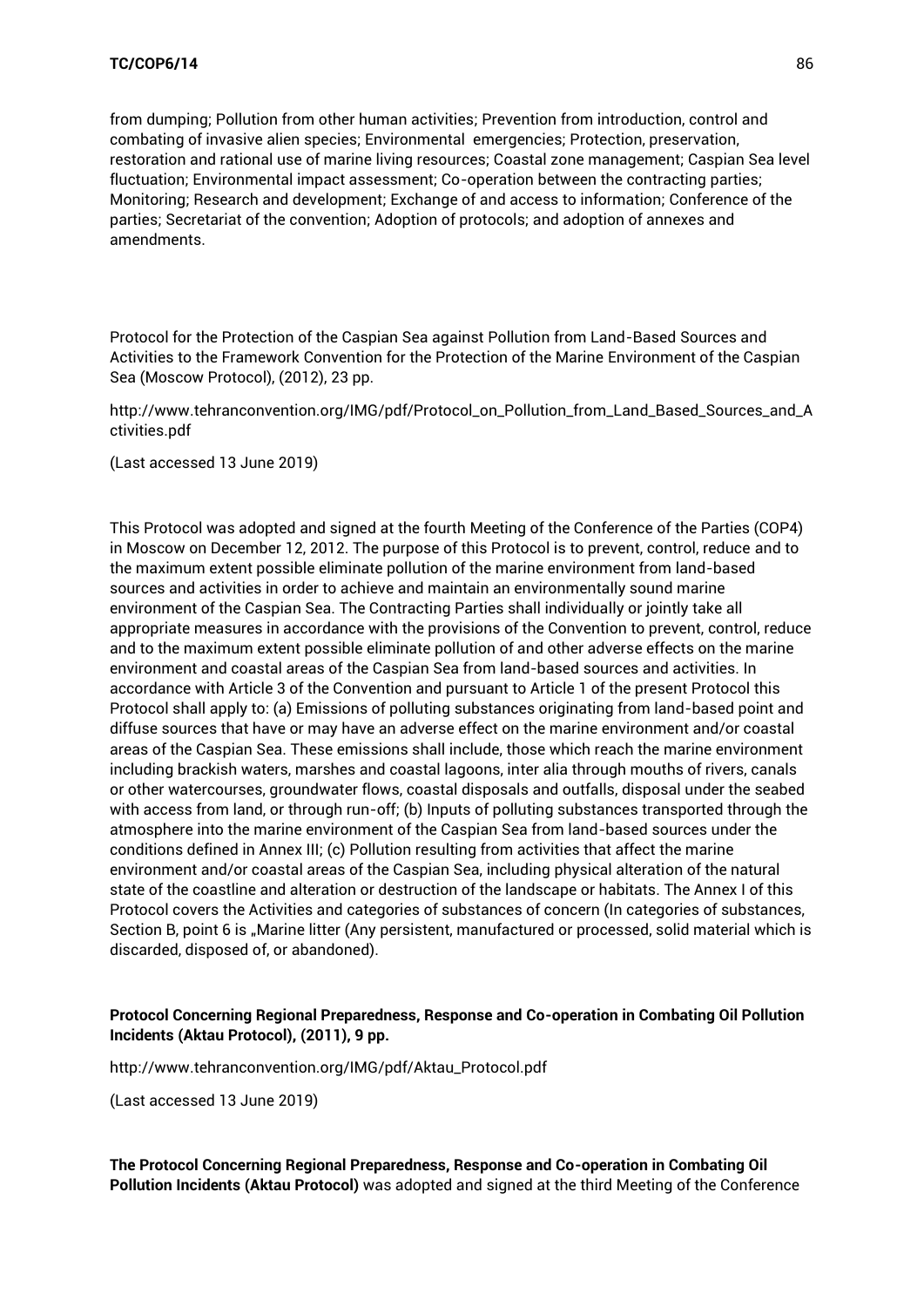from dumping; Pollution from other human activities; Prevention from introduction, control and combating of invasive alien species; Environmental emergencies; Protection, preservation, restoration and rational use of marine living resources; Coastal zone management; Caspian Sea level fluctuation; Environmental impact assessment; Co-operation between the contracting parties; Monitoring; Research and development; Exchange of and access to information; Conference of the parties; Secretariat of the convention; Adoption of protocols; and adoption of annexes and amendments.

Protocol for the Protection of the Caspian Sea against Pollution from Land-Based Sources and Activities to the Framework Convention for the Protection of the Marine Environment of the Caspian Sea (Moscow Protocol), (2012), 23 pp.

http://www.tehranconvention.org/IMG/pdf/Protocol_on_Pollution_from_Land_Based_Sources_and_Activities.pdf

(Last accessed 13 June 2019)

This Protocol was adopted and signed at the fourth Meeting of the Conference of the Parties (COP4) in Moscow on December 12, 2012. The purpose of this Protocol is to prevent, control, reduce and to the maximum extent possible eliminate pollution of the marine environment from land-based sources and activities in order to achieve and maintain an environmentally sound marine environment of the Caspian Sea. The Contracting Parties shall individually or jointly take all appropriate measures in accordance with the provisions of the Convention to prevent, control, reduce and to the maximum extent possible eliminate pollution of and other adverse effects on the marine environment and coastal areas of the Caspian Sea from land-based sources and activities. In accordance with Article 3 of the Convention and pursuant to Article 1 of the present Protocol this Protocol shall apply to: (a) Emissions of polluting substances originating from land-based point and diffuse sources that have or may have an adverse effect on the marine environment and/or coastal areas of the Caspian Sea. These emissions shall include, those which reach the marine environment including brackish waters, marshes and coastal lagoons, inter alia through mouths of rivers, canals or other watercourses, groundwater flows, coastal disposals and outfalls, disposal under the seabed with access from land, or through run-off; (b) Inputs of polluting substances transported through the atmosphere into the marine environment of the Caspian Sea from land-based sources under the conditions defined in Annex III; (c) Pollution resulting from activities that affect the marine environment and/or coastal areas of the Caspian Sea, including physical alteration of the natural state of the coastline and alteration or destruction of the landscape or habitats. The Annex I of this Protocol covers the Activities and categories of substances of concern (In categories of substances, Section B, point 6 is „Marine litter (Any persistent, manufactured or processed, solid material which is discarded, disposed of, or abandoned).

**Protocol Concerning Regional Preparedness, Response and Co-operation in Combating Oil Pollution Incidents (Aktau Protocol), (2011), 9 pp.**

http://www.tehranconvention.org/IMG/pdf/Aktau_Protocol.pdf

(Last accessed 13 June 2019)

**The Protocol Concerning Regional Preparedness, Response and Co-operation in Combating Oil Pollution Incidents (Aktau Protocol)** was adopted and signed at the third Meeting of the Conference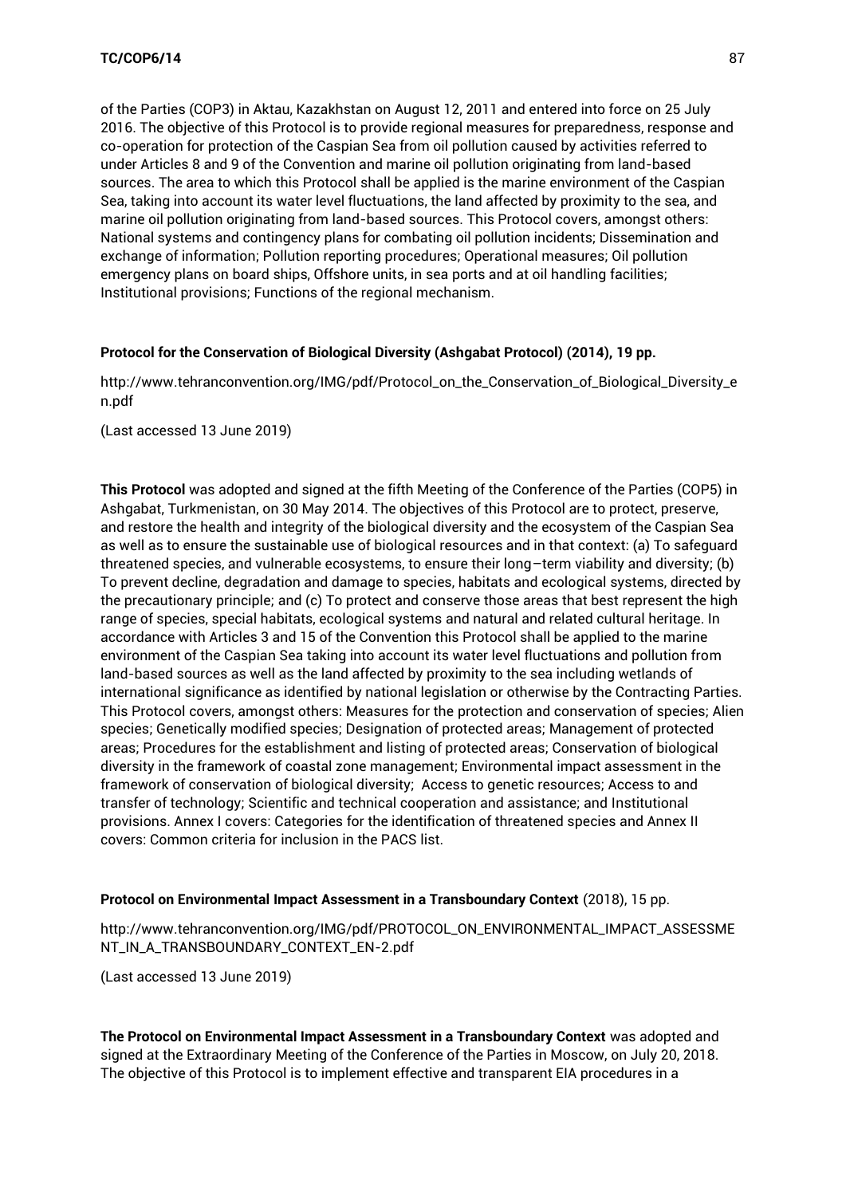of the Parties (COP3) in Aktau, Kazakhstan on August 12, 2011 and entered into force on 25 July 2016. The objective of this Protocol is to provide regional measures for preparedness, response and co-operation for protection of the Caspian Sea from oil pollution caused by activities referred to under Articles 8 and 9 of the Convention and marine oil pollution originating from land-based sources. The area to which this Protocol shall be applied is the marine environment of the Caspian Sea, taking into account its water level fluctuations, the land affected by proximity to the sea, and marine oil pollution originating from land-based sources. This Protocol covers, amongst others: National systems and contingency plans for combating oil pollution incidents; Dissemination and exchange of information; Pollution reporting procedures; Operational measures; Oil pollution emergency plans on board ships, Offshore units, in sea ports and at oil handling facilities; Institutional provisions; Functions of the regional mechanism.

**Protocol for the Conservation of Biological Diversity (Ashgabat Protocol) (2014), 19 pp.**

http://www.tehranconvention.org/IMG/pdf/Protocol_on_the_Conservation_of_Biological_Diversity_en.pdf

(Last accessed 13 June 2019)

**This Protocol** was adopted and signed at the fifth Meeting of the Conference of the Parties (COP5) in Ashgabat, Turkmenistan, on 30 May 2014. The objectives of this Protocol are to protect, preserve, and restore the health and integrity of the biological diversity and the ecosystem of the Caspian Sea as well as to ensure the sustainable use of biological resources and in that context: (a) To safeguard threatened species, and vulnerable ecosystems, to ensure their long–term viability and diversity; (b) To prevent decline, degradation and damage to species, habitats and ecological systems, directed by the precautionary principle; and (c) To protect and conserve those areas that best represent the high range of species, special habitats, ecological systems and natural and related cultural heritage. In accordance with Articles 3 and 15 of the Convention this Protocol shall be applied to the marine environment of the Caspian Sea taking into account its water level fluctuations and pollution from land-based sources as well as the land affected by proximity to the sea including wetlands of international significance as identified by national legislation or otherwise by the Contracting Parties. This Protocol covers, amongst others: Measures for the protection and conservation of species; Alien species; Genetically modified species; Designation of protected areas; Management of protected areas; Procedures for the establishment and listing of protected areas; Conservation of biological diversity in the framework of coastal zone management; Environmental impact assessment in the framework of conservation of biological diversity; Access to genetic resources; Access to and transfer of technology; Scientific and technical cooperation and assistance; and Institutional provisions. Annex I covers: Categories for the identification of threatened species and Annex II covers: Common criteria for inclusion in the PACS list.

**Protocol on Environmental Impact Assessment in a Transboundary Context** (2018), 15 pp.

http://www.tehranconvention.org/IMG/pdf/PROTOCOL_ON_ENVIRONMENTAL_IMPACT_ASSESSMENT_IN_A_TRANSBOUNDARY_CONTEXT_EN-2.pdf

(Last accessed 13 June 2019)

**The Protocol on Environmental Impact Assessment in a Transboundary Context** was adopted and signed at the Extraordinary Meeting of the Conference of the Parties in Moscow, on July 20, 2018. The objective of this Protocol is to implement effective and transparent EIA procedures in a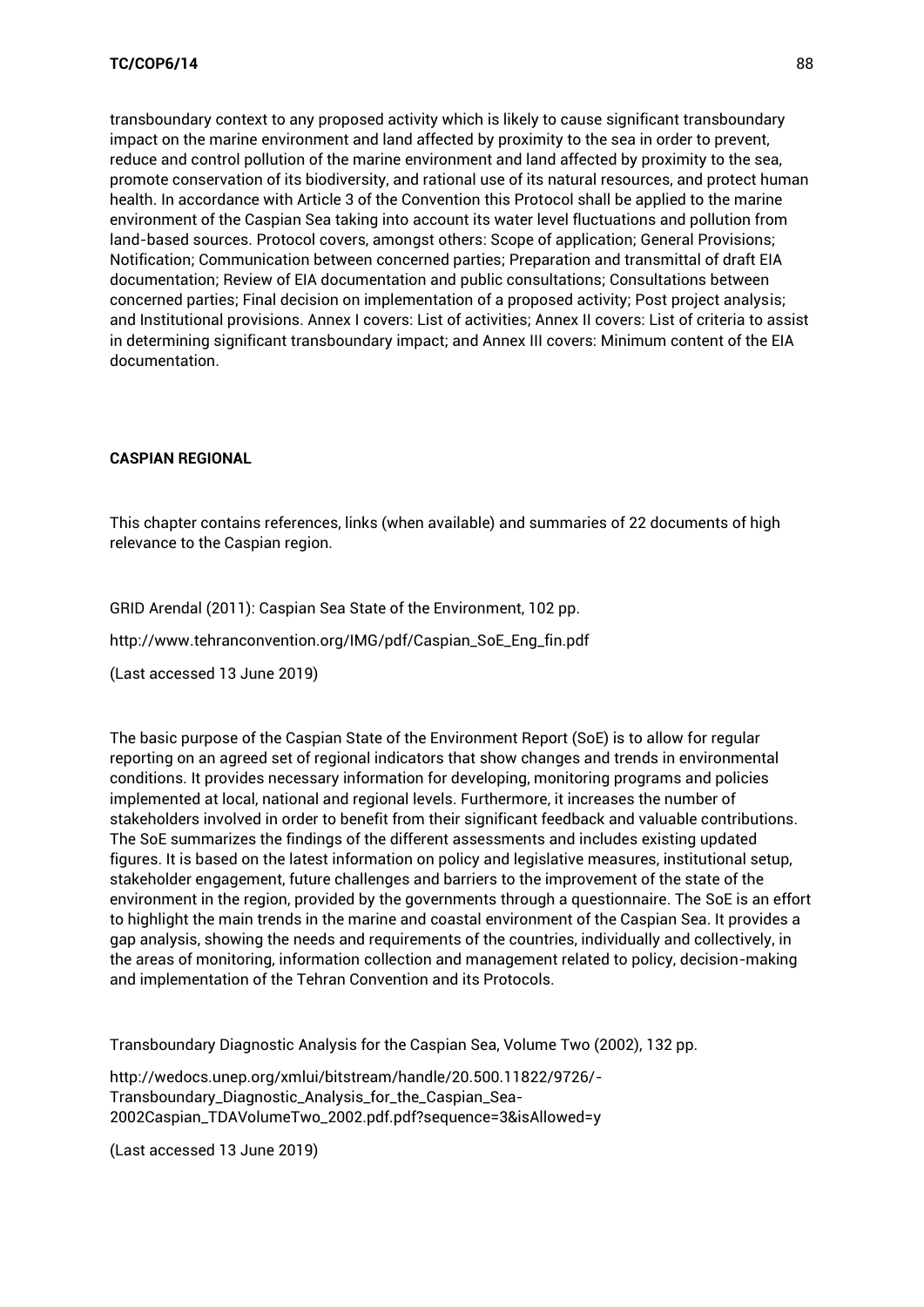transboundary context to any proposed activity which is likely to cause significant transboundary impact on the marine environment and land affected by proximity to the sea in order to prevent, reduce and control pollution of the marine environment and land affected by proximity to the sea, promote conservation of its biodiversity, and rational use of its natural resources, and protect human health. In accordance with Article 3 of the Convention this Protocol shall be applied to the marine environment of the Caspian Sea taking into account its water level fluctuations and pollution from land-based sources. Protocol covers, amongst others: Scope of application; General Provisions; Notification; Communication between concerned parties; Preparation and transmittal of draft EIA documentation; Review of EIA documentation and public consultations; Consultations between concerned parties; Final decision on implementation of a proposed activity; Post project analysis; and Institutional provisions. Annex I covers: List of activities; Annex II covers: List of criteria to assist in determining significant transboundary impact; and Annex III covers: Minimum content of the EIA documentation.

## CASPIAN REGIONAL

This chapter contains references, links (when available) and summaries of 22 documents of high relevance to the Caspian region.

GRID Arendal (2011): Caspian Sea State of the Environment, 102 pp.

http://www.tehranconvention.org/IMG/pdf/Caspian_SoE_Eng_fin.pdf

(Last accessed 13 June 2019)

The basic purpose of the Caspian State of the Environment Report (SoE) is to allow for regular reporting on an agreed set of regional indicators that show changes and trends in environmental conditions. It provides necessary information for developing, monitoring programs and policies implemented at local, national and regional levels. Furthermore, it increases the number of stakeholders involved in order to benefit from their significant feedback and valuable contributions. The SoE summarizes the findings of the different assessments and includes existing updated figures. It is based on the latest information on policy and legislative measures, institutional setup, stakeholder engagement, future challenges and barriers to the improvement of the state of the environment in the region, provided by the governments through a questionnaire. The SoE is an effort to highlight the main trends in the marine and coastal environment of the Caspian Sea. It provides a gap analysis, showing the needs and requirements of the countries, individually and collectively, in the areas of monitoring, information collection and management related to policy, decision-making and implementation of the Tehran Convention and its Protocols.

Transboundary Diagnostic Analysis for the Caspian Sea, Volume Two (2002), 132 pp.

http://wedocs.unep.org/xmlui/bitstream/handle/20.500.11822/9726/-Transboundary_Diagnostic_Analysis_for_the_Caspian_Sea-2002Caspian_TDAVolumeTwo_2002.pdf.pdf?sequence=3&isAllowed=y

(Last accessed 13 June 2019)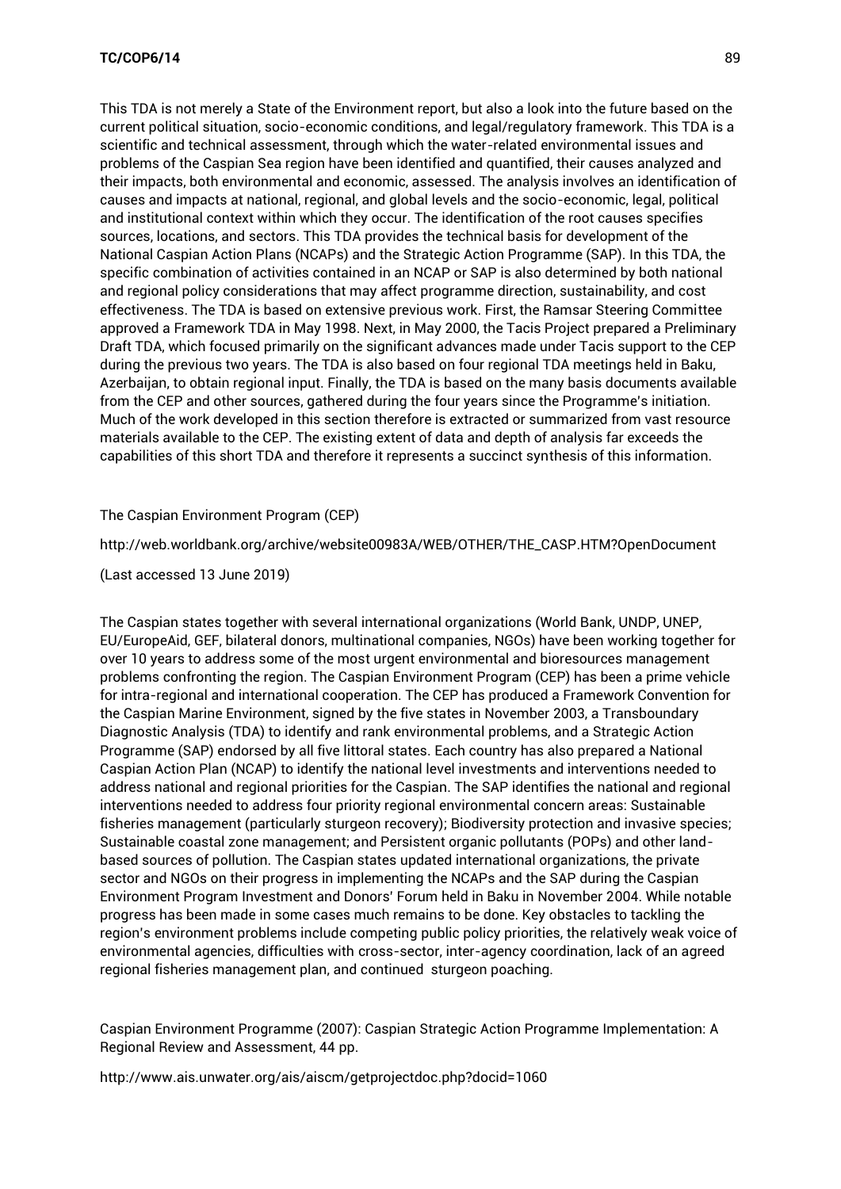This TDA is not merely a State of the Environment report, but also a look into the future based on the current political situation, socio-economic conditions, and legal/regulatory framework. This TDA is a scientific and technical assessment, through which the water-related environmental issues and problems of the Caspian Sea region have been identified and quantified, their causes analyzed and their impacts, both environmental and economic, assessed. The analysis involves an identification of causes and impacts at national, regional, and global levels and the socio-economic, legal, political and institutional context within which they occur. The identification of the root causes specifies sources, locations, and sectors. This TDA provides the technical basis for development of the National Caspian Action Plans (NCAPs) and the Strategic Action Programme (SAP). In this TDA, the specific combination of activities contained in an NCAP or SAP is also determined by both national and regional policy considerations that may affect programme direction, sustainability, and cost effectiveness. The TDA is based on extensive previous work. First, the Ramsar Steering Committee approved a Framework TDA in May 1998. Next, in May 2000, the Tacis Project prepared a Preliminary Draft TDA, which focused primarily on the significant advances made under Tacis support to the CEP during the previous two years. The TDA is also based on four regional TDA meetings held in Baku, Azerbaijan, to obtain regional input. Finally, the TDA is based on the many basis documents available from the CEP and other sources, gathered during the four years since the Programme's initiation. Much of the work developed in this section therefore is extracted or summarized from vast resource materials available to the CEP. The existing extent of data and depth of analysis far exceeds the capabilities of this short TDA and therefore it represents a succinct synthesis of this information.

The Caspian Environment Program (CEP)

http://web.worldbank.org/archive/website00983A/WEB/OTHER/THE_CASP.HTM?OpenDocument

(Last accessed 13 June 2019)

The Caspian states together with several international organizations (World Bank, UNDP, UNEP, EU/EuropeAid, GEF, bilateral donors, multinational companies, NGOs) have been working together for over 10 years to address some of the most urgent environmental and bioresources management problems confronting the region. The Caspian Environment Program (CEP) has been a prime vehicle for intra-regional and international cooperation. The CEP has produced a Framework Convention for the Caspian Marine Environment, signed by the five states in November 2003, a Transboundary Diagnostic Analysis (TDA) to identify and rank environmental problems, and a Strategic Action Programme (SAP) endorsed by all five littoral states. Each country has also prepared a National Caspian Action Plan (NCAP) to identify the national level investments and interventions needed to address national and regional priorities for the Caspian. The SAP identifies the national and regional interventions needed to address four priority regional environmental concern areas: Sustainable fisheries management (particularly sturgeon recovery); Biodiversity protection and invasive species; Sustainable coastal zone management; and Persistent organic pollutants (POPs) and other land-based sources of pollution. The Caspian states updated international organizations, the private sector and NGOs on their progress in implementing the NCAPs and the SAP during the Caspian Environment Program Investment and Donors' Forum held in Baku in November 2004. While notable progress has been made in some cases much remains to be done. Key obstacles to tackling the region's environment problems include competing public policy priorities, the relatively weak voice of environmental agencies, difficulties with cross-sector, inter-agency coordination, lack of an agreed regional fisheries management plan, and continued sturgeon poaching.

Caspian Environment Programme (2007): Caspian Strategic Action Programme Implementation: A Regional Review and Assessment, 44 pp.

http://www.ais.unwater.org/ais/aiscm/getprojectdoc.php?docid=1060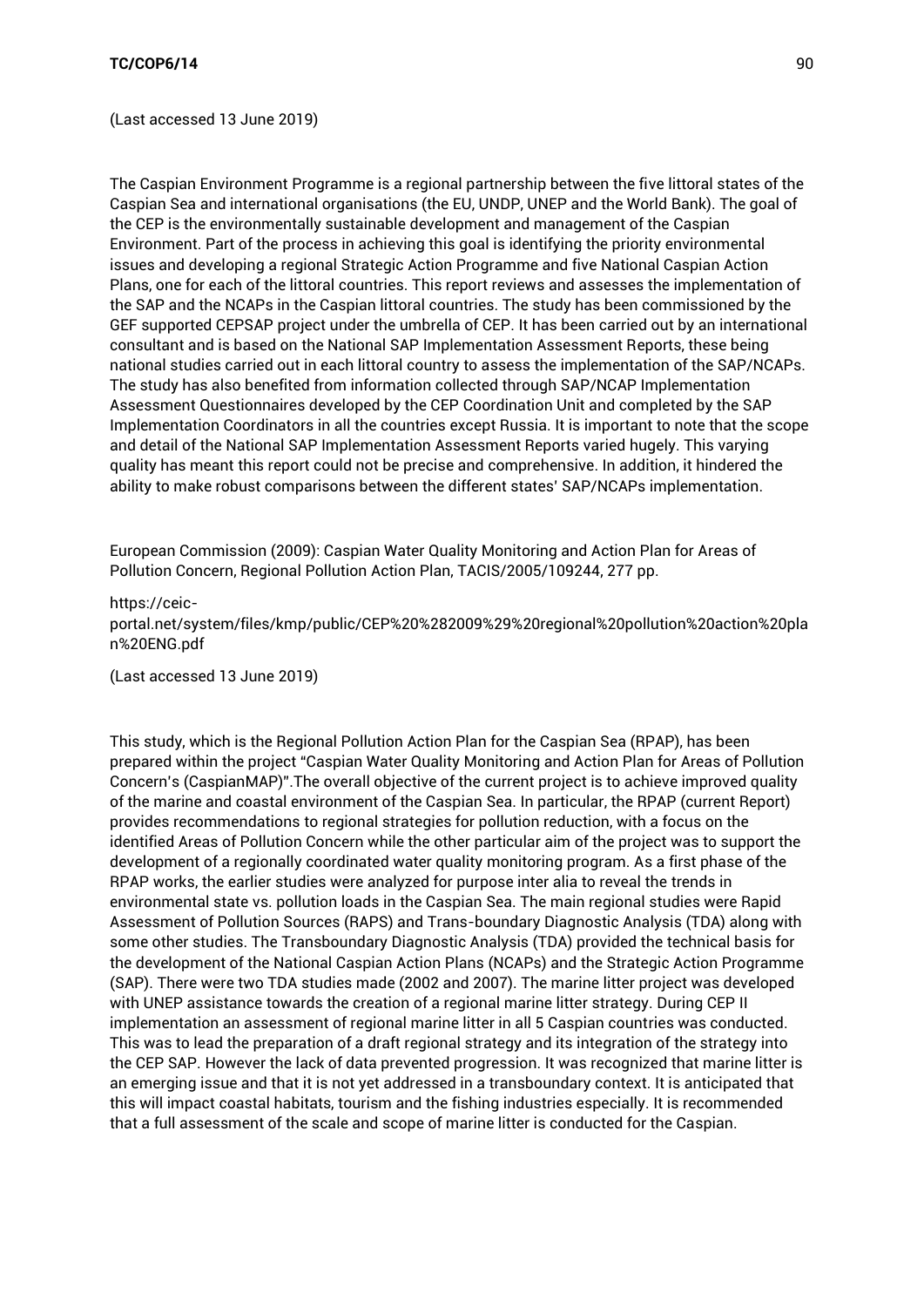(Last accessed 13 June 2019)

The Caspian Environment Programme is a regional partnership between the five littoral states of the Caspian Sea and international organisations (the EU, UNDP, UNEP and the World Bank). The goal of the CEP is the environmentally sustainable development and management of the Caspian Environment. Part of the process in achieving this goal is identifying the priority environmental issues and developing a regional Strategic Action Programme and five National Caspian Action Plans, one for each of the littoral countries. This report reviews and assesses the implementation of the SAP and the NCAPs in the Caspian littoral countries. The study has been commissioned by the GEF supported CEPSAP project under the umbrella of CEP. It has been carried out by an international consultant and is based on the National SAP Implementation Assessment Reports, these being national studies carried out in each littoral country to assess the implementation of the SAP/NCAPs. The study has also benefited from information collected through SAP/NCAP Implementation Assessment Questionnaires developed by the CEP Coordination Unit and completed by the SAP Implementation Coordinators in all the countries except Russia. It is important to note that the scope and detail of the National SAP Implementation Assessment Reports varied hugely. This varying quality has meant this report could not be precise and comprehensive. In addition, it hindered the ability to make robust comparisons between the different states' SAP/NCAPs implementation.

European Commission (2009): Caspian Water Quality Monitoring and Action Plan for Areas of Pollution Concern, Regional Pollution Action Plan, TACIS/2005/109244, 277 pp.

https://ceic-portal.net/system/files/kmp/public/CEP%20%282009%29%20regional%20pollution%20action%20plan%20ENG.pdf

(Last accessed 13 June 2019)

This study, which is the Regional Pollution Action Plan for the Caspian Sea (RPAP), has been prepared within the project "Caspian Water Quality Monitoring and Action Plan for Areas of Pollution Concern's (CaspianMAP)".The overall objective of the current project is to achieve improved quality of the marine and coastal environment of the Caspian Sea. In particular, the RPAP (current Report) provides recommendations to regional strategies for pollution reduction, with a focus on the identified Areas of Pollution Concern while the other particular aim of the project was to support the development of a regionally coordinated water quality monitoring program. As a first phase of the RPAP works, the earlier studies were analyzed for purpose inter alia to reveal the trends in environmental state vs. pollution loads in the Caspian Sea. The main regional studies were Rapid Assessment of Pollution Sources (RAPS) and Trans-boundary Diagnostic Analysis (TDA) along with some other studies. The Transboundary Diagnostic Analysis (TDA) provided the technical basis for the development of the National Caspian Action Plans (NCAPs) and the Strategic Action Programme (SAP). There were two TDA studies made (2002 and 2007). The marine litter project was developed with UNEP assistance towards the creation of a regional marine litter strategy. During CEP II implementation an assessment of regional marine litter in all 5 Caspian countries was conducted. This was to lead the preparation of a draft regional strategy and its integration of the strategy into the CEP SAP. However the lack of data prevented progression. It was recognized that marine litter is an emerging issue and that it is not yet addressed in a transboundary context. It is anticipated that this will impact coastal habitats, tourism and the fishing industries especially. It is recommended that a full assessment of the scale and scope of marine litter is conducted for the Caspian.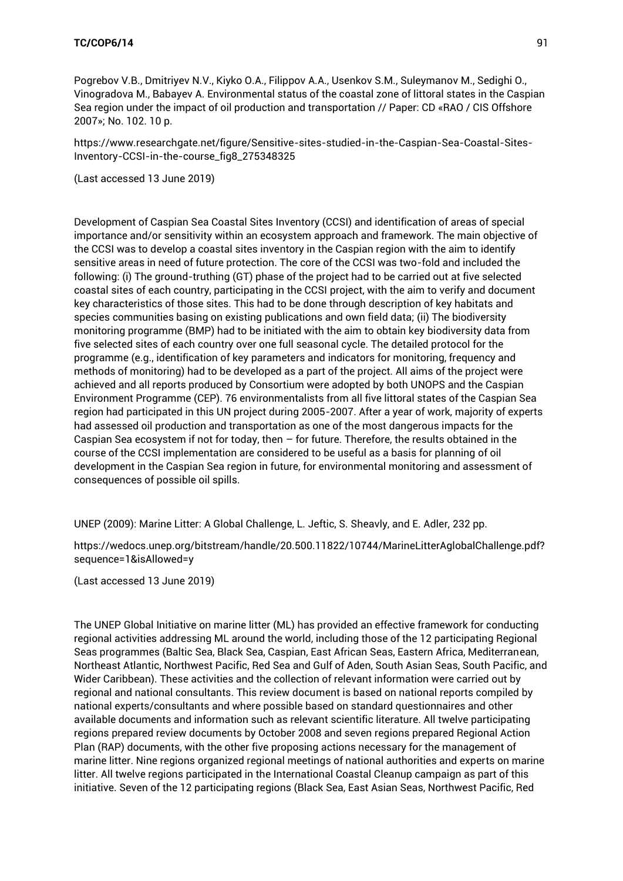Pogrebov V.B., Dmitriyev N.V., Kiyko O.A., Filippov A.A., Usenkov S.M., Suleymanov M., Sedighi O., Vinogradova M., Babayev A. Environmental status of the coastal zone of littoral states in the Caspian Sea region under the impact of oil production and transportation // Paper: CD «RAO / CIS Offshore 2007»; No. 102. 10 p.

https://www.researchgate.net/figure/Sensitive-sites-studied-in-the-Caspian-Sea-Coastal-Sites-Inventory-CCSI-in-the-course_fig8_275348325

(Last accessed 13 June 2019)

Development of Caspian Sea Coastal Sites Inventory (CCSI) and identification of areas of special importance and/or sensitivity within an ecosystem approach and framework. The main objective of the CCSI was to develop a coastal sites inventory in the Caspian region with the aim to identify sensitive areas in need of future protection. The core of the CCSI was two-fold and included the following: (i) The ground-truthing (GT) phase of the project had to be carried out at five selected coastal sites of each country, participating in the CCSI project, with the aim to verify and document key characteristics of those sites. This had to be done through description of key habitats and species communities basing on existing publications and own field data; (ii) The biodiversity monitoring programme (BMP) had to be initiated with the aim to obtain key biodiversity data from five selected sites of each country over one full seasonal cycle. The detailed protocol for the programme (e.g., identification of key parameters and indicators for monitoring, frequency and methods of monitoring) had to be developed as a part of the project. All aims of the project were achieved and all reports produced by Consortium were adopted by both UNOPS and the Caspian Environment Programme (CEP). 76 environmentalists from all five littoral states of the Caspian Sea region had participated in this UN project during 2005-2007. After a year of work, majority of experts had assessed oil production and transportation as one of the most dangerous impacts for the Caspian Sea ecosystem if not for today, then – for future. Therefore, the results obtained in the course of the CCSI implementation are considered to be useful as a basis for planning of oil development in the Caspian Sea region in future, for environmental monitoring and assessment of consequences of possible oil spills.

UNEP (2009): Marine Litter: A Global Challenge, L. Jeftic, S. Sheavly, and E. Adler, 232 pp.

https://wedocs.unep.org/bitstream/handle/20.500.11822/10744/MarineLitterAglobalChallenge.pdf?sequence=1&isAllowed=y

(Last accessed 13 June 2019)

The UNEP Global Initiative on marine litter (ML) has provided an effective framework for conducting regional activities addressing ML around the world, including those of the 12 participating Regional Seas programmes (Baltic Sea, Black Sea, Caspian, East African Seas, Eastern Africa, Mediterranean, Northeast Atlantic, Northwest Pacific, Red Sea and Gulf of Aden, South Asian Seas, South Pacific, and Wider Caribbean). These activities and the collection of relevant information were carried out by regional and national consultants. This review document is based on national reports compiled by national experts/consultants and where possible based on standard questionnaires and other available documents and information such as relevant scientific literature. All twelve participating regions prepared review documents by October 2008 and seven regions prepared Regional Action Plan (RAP) documents, with the other five proposing actions necessary for the management of marine litter. Nine regions organized regional meetings of national authorities and experts on marine litter. All twelve regions participated in the International Coastal Cleanup campaign as part of this initiative. Seven of the 12 participating regions (Black Sea, East Asian Seas, Northwest Pacific, Red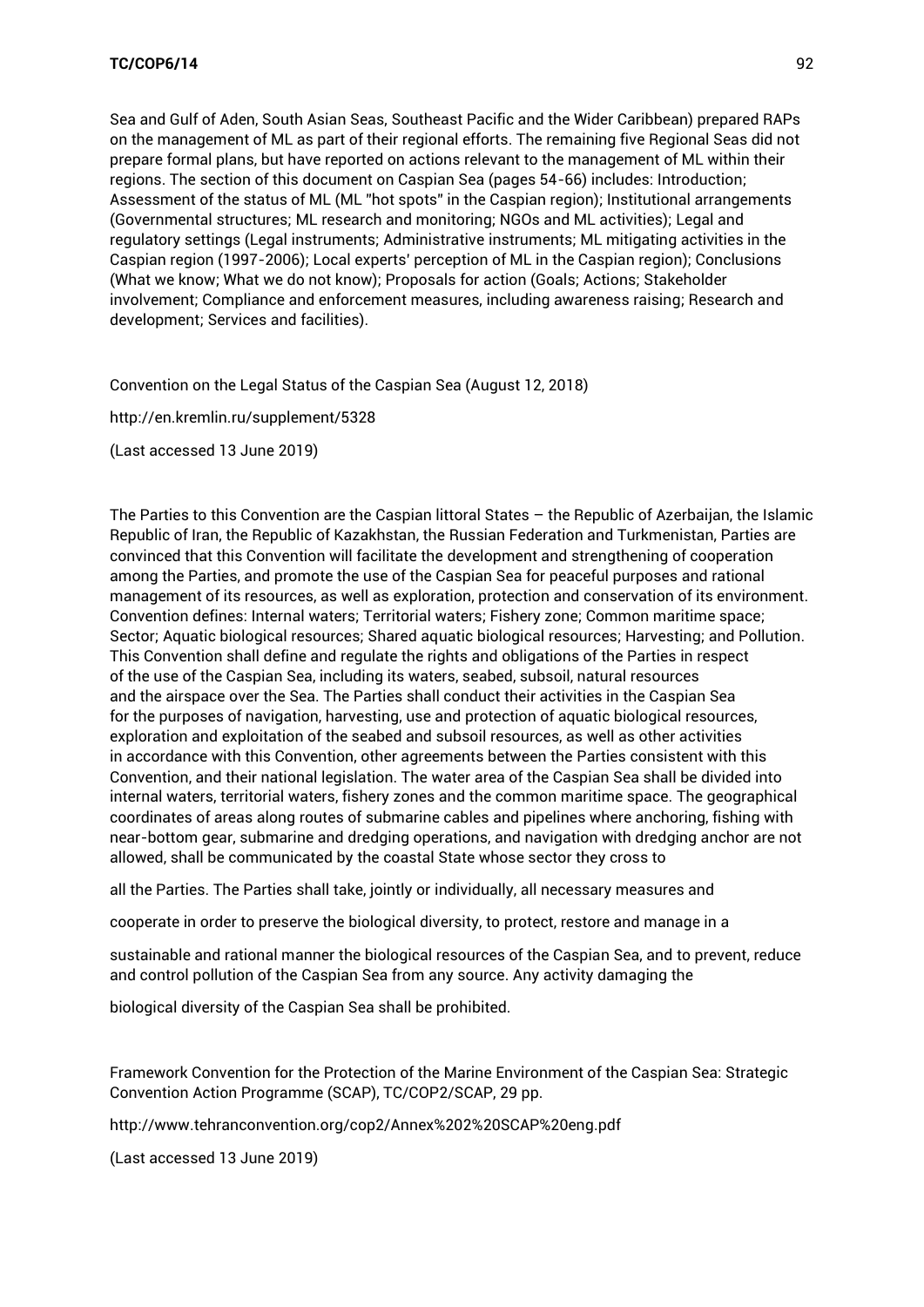Sea and Gulf of Aden, South Asian Seas, Southeast Pacific and the Wider Caribbean) prepared RAPs on the management of ML as part of their regional efforts. The remaining five Regional Seas did not prepare formal plans, but have reported on actions relevant to the management of ML within their regions. The section of this document on Caspian Sea (pages 54-66) includes: Introduction; Assessment of the status of ML (ML "hot spots" in the Caspian region); Institutional arrangements (Governmental structures; ML research and monitoring; NGOs and ML activities); Legal and regulatory settings (Legal instruments; Administrative instruments; ML mitigating activities in the Caspian region (1997-2006); Local experts' perception of ML in the Caspian region); Conclusions (What we know; What we do not know); Proposals for action (Goals; Actions; Stakeholder involvement; Compliance and enforcement measures, including awareness raising; Research and development; Services and facilities).

Convention on the Legal Status of the Caspian Sea (August 12, 2018)

http://en.kremlin.ru/supplement/5328

(Last accessed 13 June 2019)

The Parties to this Convention are the Caspian littoral States – the Republic of Azerbaijan, the Islamic Republic of Iran, the Republic of Kazakhstan, the Russian Federation and Turkmenistan, Parties are convinced that this Convention will facilitate the development and strengthening of cooperation among the Parties, and promote the use of the Caspian Sea for peaceful purposes and rational management of its resources, as well as exploration, protection and conservation of its environment. Convention defines: Internal waters; Territorial waters; Fishery zone; Common maritime space; Sector; Aquatic biological resources; Shared aquatic biological resources; Harvesting; and Pollution. This Convention shall define and regulate the rights and obligations of the Parties in respect of the use of the Caspian Sea, including its waters, seabed, subsoil, natural resources and the airspace over the Sea. The Parties shall conduct their activities in the Caspian Sea for the purposes of navigation, harvesting, use and protection of aquatic biological resources, exploration and exploitation of the seabed and subsoil resources, as well as other activities in accordance with this Convention, other agreements between the Parties consistent with this Convention, and their national legislation. The water area of the Caspian Sea shall be divided into internal waters, territorial waters, fishery zones and the common maritime space. The geographical coordinates of areas along routes of submarine cables and pipelines where anchoring, fishing with near-bottom gear, submarine and dredging operations, and navigation with dredging anchor are not allowed, shall be communicated by the coastal State whose sector they cross to all the Parties. The Parties shall take, jointly or individually, all necessary measures and cooperate in order to preserve the biological diversity, to protect, restore and manage in a sustainable and rational manner the biological resources of the Caspian Sea, and to prevent, reduce and control pollution of the Caspian Sea from any source. Any activity damaging the biological diversity of the Caspian Sea shall be prohibited.

Framework Convention for the Protection of the Marine Environment of the Caspian Sea: Strategic Convention Action Programme (SCAP), TC/COP2/SCAP, 29 pp.

http://www.tehranconvention.org/cop2/Annex%202%20SCAP%20eng.pdf

(Last accessed 13 June 2019)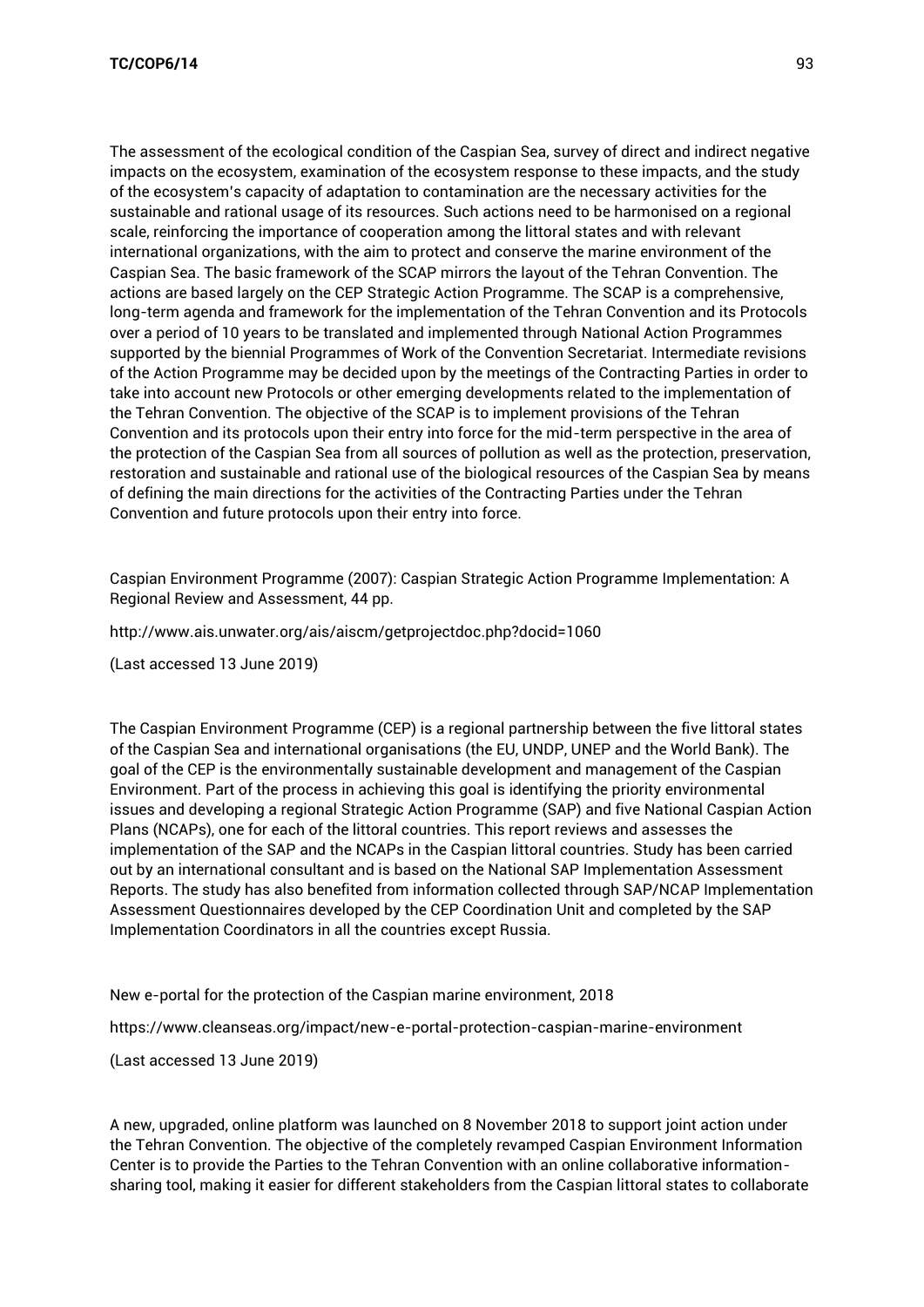The assessment of the ecological condition of the Caspian Sea, survey of direct and indirect negative impacts on the ecosystem, examination of the ecosystem response to these impacts, and the study of the ecosystem's capacity of adaptation to contamination are the necessary activities for the sustainable and rational usage of its resources. Such actions need to be harmonised on a regional scale, reinforcing the importance of cooperation among the littoral states and with relevant international organizations, with the aim to protect and conserve the marine environment of the Caspian Sea. The basic framework of the SCAP mirrors the layout of the Tehran Convention. The actions are based largely on the CEP Strategic Action Programme. The SCAP is a comprehensive, long-term agenda and framework for the implementation of the Tehran Convention and its Protocols over a period of 10 years to be translated and implemented through National Action Programmes supported by the biennial Programmes of Work of the Convention Secretariat. Intermediate revisions of the Action Programme may be decided upon by the meetings of the Contracting Parties in order to take into account new Protocols or other emerging developments related to the implementation of the Tehran Convention. The objective of the SCAP is to implement provisions of the Tehran Convention and its protocols upon their entry into force for the mid-term perspective in the area of the protection of the Caspian Sea from all sources of pollution as well as the protection, preservation, restoration and sustainable and rational use of the biological resources of the Caspian Sea by means of defining the main directions for the activities of the Contracting Parties under the Tehran Convention and future protocols upon their entry into force.

Caspian Environment Programme (2007): Caspian Strategic Action Programme Implementation: A Regional Review and Assessment, 44 pp.

http://www.ais.unwater.org/ais/aiscm/getprojectdoc.php?docid=1060

(Last accessed 13 June 2019)

The Caspian Environment Programme (CEP) is a regional partnership between the five littoral states of the Caspian Sea and international organisations (the EU, UNDP, UNEP and the World Bank). The goal of the CEP is the environmentally sustainable development and management of the Caspian Environment. Part of the process in achieving this goal is identifying the priority environmental issues and developing a regional Strategic Action Programme (SAP) and five National Caspian Action Plans (NCAPs), one for each of the littoral countries. This report reviews and assesses the implementation of the SAP and the NCAPs in the Caspian littoral countries. Study has been carried out by an international consultant and is based on the National SAP Implementation Assessment Reports. The study has also benefited from information collected through SAP/NCAP Implementation Assessment Questionnaires developed by the CEP Coordination Unit and completed by the SAP Implementation Coordinators in all the countries except Russia.

New e-portal for the protection of the Caspian marine environment, 2018

https://www.cleanseas.org/impact/new-e-portal-protection-caspian-marine-environment

(Last accessed 13 June 2019)

A new, upgraded, online platform was launched on 8 November 2018 to support joint action under the Tehran Convention. The objective of the completely revamped Caspian Environment Information Center is to provide the Parties to the Tehran Convention with an online collaborative information-sharing tool, making it easier for different stakeholders from the Caspian littoral states to collaborate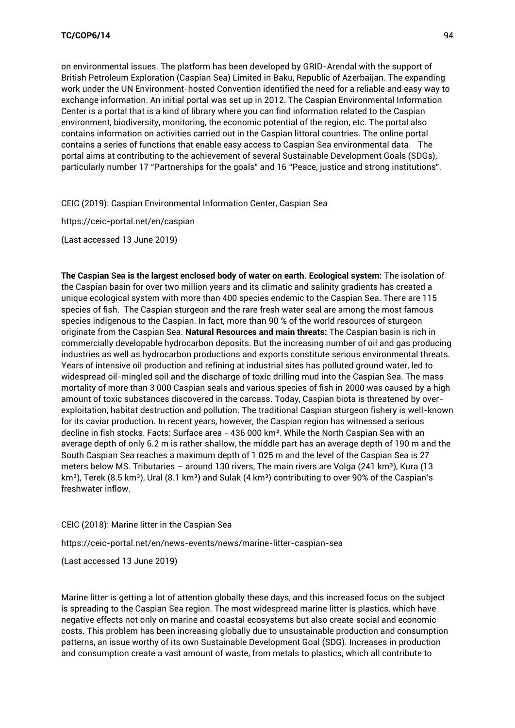on environmental issues. The platform has been developed by GRID-Arendal with the support of British Petroleum Exploration (Caspian Sea) Limited in Baku, Republic of Azerbaijan. The expanding work under the UN Environment-hosted Convention identified the need for a reliable and easy way to exchange information. An initial portal was set up in 2012. The Caspian Environmental Information Center is a portal that is a kind of library where you can find information related to the Caspian environment, biodiversity, monitoring, the economic potential of the region, etc. The portal also contains information on activities carried out in the Caspian littoral countries. The online portal contains a series of functions that enable easy access to Caspian Sea environmental data. The portal aims at contributing to the achievement of several Sustainable Development Goals (SDGs), particularly number 17 "Partnerships for the goals" and 16 "Peace, justice and strong institutions".

CEIC (2019): Caspian Environmental Information Center, Caspian Sea

https://ceic-portal.net/en/caspian

(Last accessed 13 June 2019)

**The Caspian Sea is the largest enclosed body of water on earth. Ecological system:** The isolation of the Caspian basin for over two million years and its climatic and salinity gradients has created a unique ecological system with more than 400 species endemic to the Caspian Sea. There are 115 species of fish. The Caspian sturgeon and the rare fresh water seal are among the most famous species indigenous to the Caspian. In fact, more than 90 % of the world resources of sturgeon originate from the Caspian Sea. **Natural Resources and main threats:** The Caspian basin is rich in commercially developable hydrocarbon deposits. But the increasing number of oil and gas producing industries as well as hydrocarbon productions and exports constitute serious environmental threats. Years of intensive oil production and refining at industrial sites has polluted ground water, led to widespread oil-mingled soil and the discharge of toxic drilling mud into the Caspian Sea. The mass mortality of more than 3 000 Caspian seals and various species of fish in 2000 was caused by a high amount of toxic substances discovered in the carcass. Today, Caspian biota is threatened by over-exploitation, habitat destruction and pollution. The traditional Caspian sturgeon fishery is well-known for its caviar production. In recent years, however, the Caspian region has witnessed a serious decline in fish stocks. Facts: Surface area - 436 000 km². While the North Caspian Sea with an average depth of only 6.2 m is rather shallow, the middle part has an average depth of 190 m and the South Caspian Sea reaches a maximum depth of 1 025 m and the level of the Caspian Sea is 27 meters below MS. Tributaries – around 130 rivers, The main rivers are Volga (241 km³), Kura (13 km³), Terek (8.5 km³), Ural (8.1 km³) and Sulak (4 km³) contributing to over 90% of the Caspian's freshwater inflow.

CEIC (2018): Marine litter in the Caspian Sea

https://ceic-portal.net/en/news-events/news/marine-litter-caspian-sea

(Last accessed 13 June 2019)

Marine litter is getting a lot of attention globally these days, and this increased focus on the subject is spreading to the Caspian Sea region. The most widespread marine litter is plastics, which have negative effects not only on marine and coastal ecosystems but also create social and economic costs. This problem has been increasing globally due to unsustainable production and consumption patterns, an issue worthy of its own Sustainable Development Goal (SDG). Increases in production and consumption create a vast amount of waste, from metals to plastics, which all contribute to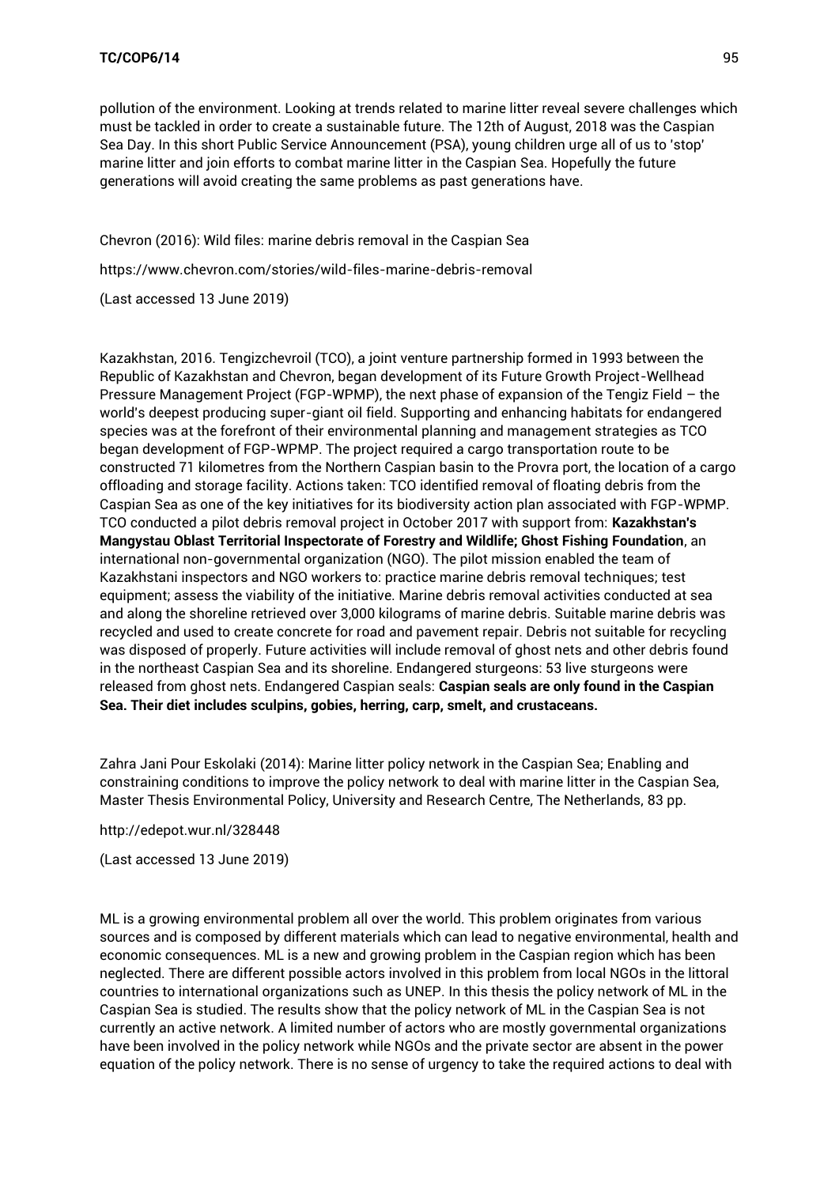pollution of the environment. Looking at trends related to marine litter reveal severe challenges which must be tackled in order to create a sustainable future. The 12th of August, 2018 was the Caspian Sea Day. In this short Public Service Announcement (PSA), young children urge all of us to 'stop' marine litter and join efforts to combat marine litter in the Caspian Sea. Hopefully the future generations will avoid creating the same problems as past generations have.

Chevron (2016): Wild files: marine debris removal in the Caspian Sea

https://www.chevron.com/stories/wild-files-marine-debris-removal

(Last accessed 13 June 2019)

Kazakhstan, 2016. Tengizchevroil (TCO), a joint venture partnership formed in 1993 between the Republic of Kazakhstan and Chevron, began development of its Future Growth Project-Wellhead Pressure Management Project (FGP-WPMP), the next phase of expansion of the Tengiz Field – the world's deepest producing super-giant oil field. Supporting and enhancing habitats for endangered species was at the forefront of their environmental planning and management strategies as TCO began development of FGP-WPMP. The project required a cargo transportation route to be constructed 71 kilometres from the Northern Caspian basin to the Provra port, the location of a cargo offloading and storage facility. Actions taken: TCO identified removal of floating debris from the Caspian Sea as one of the key initiatives for its biodiversity action plan associated with FGP-WPMP. TCO conducted a pilot debris removal project in October 2017 with support from: **Kazakhstan's Mangystau Oblast Territorial Inspectorate of Forestry and Wildlife; Ghost Fishing Foundation**, an international non-governmental organization (NGO). The pilot mission enabled the team of Kazakhstani inspectors and NGO workers to: practice marine debris removal techniques; test equipment; assess the viability of the initiative. Marine debris removal activities conducted at sea and along the shoreline retrieved over 3,000 kilograms of marine debris. Suitable marine debris was recycled and used to create concrete for road and pavement repair. Debris not suitable for recycling was disposed of properly. Future activities will include removal of ghost nets and other debris found in the northeast Caspian Sea and its shoreline. Endangered sturgeons: 53 live sturgeons were released from ghost nets. Endangered Caspian seals: **Caspian seals are only found in the Caspian Sea. Their diet includes sculpins, gobies, herring, carp, smelt, and crustaceans.**

Zahra Jani Pour Eskolaki (2014): Marine litter policy network in the Caspian Sea; Enabling and constraining conditions to improve the policy network to deal with marine litter in the Caspian Sea, Master Thesis Environmental Policy, University and Research Centre, The Netherlands, 83 pp.

http://edepot.wur.nl/328448

(Last accessed 13 June 2019)

ML is a growing environmental problem all over the world. This problem originates from various sources and is composed by different materials which can lead to negative environmental, health and economic consequences. ML is a new and growing problem in the Caspian region which has been neglected. There are different possible actors involved in this problem from local NGOs in the littoral countries to international organizations such as UNEP. In this thesis the policy network of ML in the Caspian Sea is studied. The results show that the policy network of ML in the Caspian Sea is not currently an active network. A limited number of actors who are mostly governmental organizations have been involved in the policy network while NGOs and the private sector are absent in the power equation of the policy network. There is no sense of urgency to take the required actions to deal with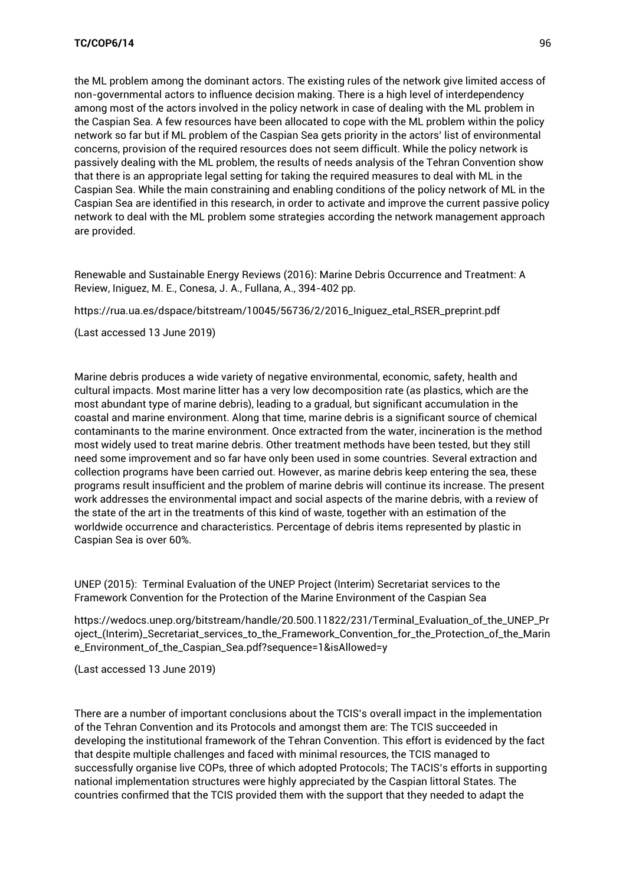the ML problem among the dominant actors. The existing rules of the network give limited access of non-governmental actors to influence decision making. There is a high level of interdependency among most of the actors involved in the policy network in case of dealing with the ML problem in the Caspian Sea. A few resources have been allocated to cope with the ML problem within the policy network so far but if ML problem of the Caspian Sea gets priority in the actors' list of environmental concerns, provision of the required resources does not seem difficult. While the policy network is passively dealing with the ML problem, the results of needs analysis of the Tehran Convention show that there is an appropriate legal setting for taking the required measures to deal with ML in the Caspian Sea. While the main constraining and enabling conditions of the policy network of ML in the Caspian Sea are identified in this research, in order to activate and improve the current passive policy network to deal with the ML problem some strategies according the network management approach are provided.

Renewable and Sustainable Energy Reviews (2016): Marine Debris Occurrence and Treatment: A Review, Iniguez, M. E., Conesa, J. A., Fullana, A., 394-402 pp.

https://rua.ua.es/dspace/bitstream/10045/56736/2/2016_Iniguez_etal_RSER_preprint.pdf

(Last accessed 13 June 2019)

Marine debris produces a wide variety of negative environmental, economic, safety, health and cultural impacts. Most marine litter has a very low decomposition rate (as plastics, which are the most abundant type of marine debris), leading to a gradual, but significant accumulation in the coastal and marine environment. Along that time, marine debris is a significant source of chemical contaminants to the marine environment. Once extracted from the water, incineration is the method most widely used to treat marine debris. Other treatment methods have been tested, but they still need some improvement and so far have only been used in some countries. Several extraction and collection programs have been carried out. However, as marine debris keep entering the sea, these programs result insufficient and the problem of marine debris will continue its increase. The present work addresses the environmental impact and social aspects of the marine debris, with a review of the state of the art in the treatments of this kind of waste, together with an estimation of the worldwide occurrence and characteristics. Percentage of debris items represented by plastic in Caspian Sea is over 60%.

UNEP (2015): Terminal Evaluation of the UNEP Project (Interim) Secretariat services to the Framework Convention for the Protection of the Marine Environment of the Caspian Sea

https://wedocs.unep.org/bitstream/handle/20.500.11822/231/Terminal_Evaluation_of_the_UNEP_Project_(Interim)_Secretariat_services_to_the_Framework_Convention_for_the_Protection_of_the_Marine_Environment_of_the_Caspian_Sea.pdf?sequence=1&isAllowed=y

(Last accessed 13 June 2019)

There are a number of important conclusions about the TCIS's overall impact in the implementation of the Tehran Convention and its Protocols and amongst them are: The TCIS succeeded in developing the institutional framework of the Tehran Convention. This effort is evidenced by the fact that despite multiple challenges and faced with minimal resources, the TCIS managed to successfully organise live COPs, three of which adopted Protocols; The TACIS's efforts in supporting national implementation structures were highly appreciated by the Caspian littoral States. The countries confirmed that the TCIS provided them with the support that they needed to adapt the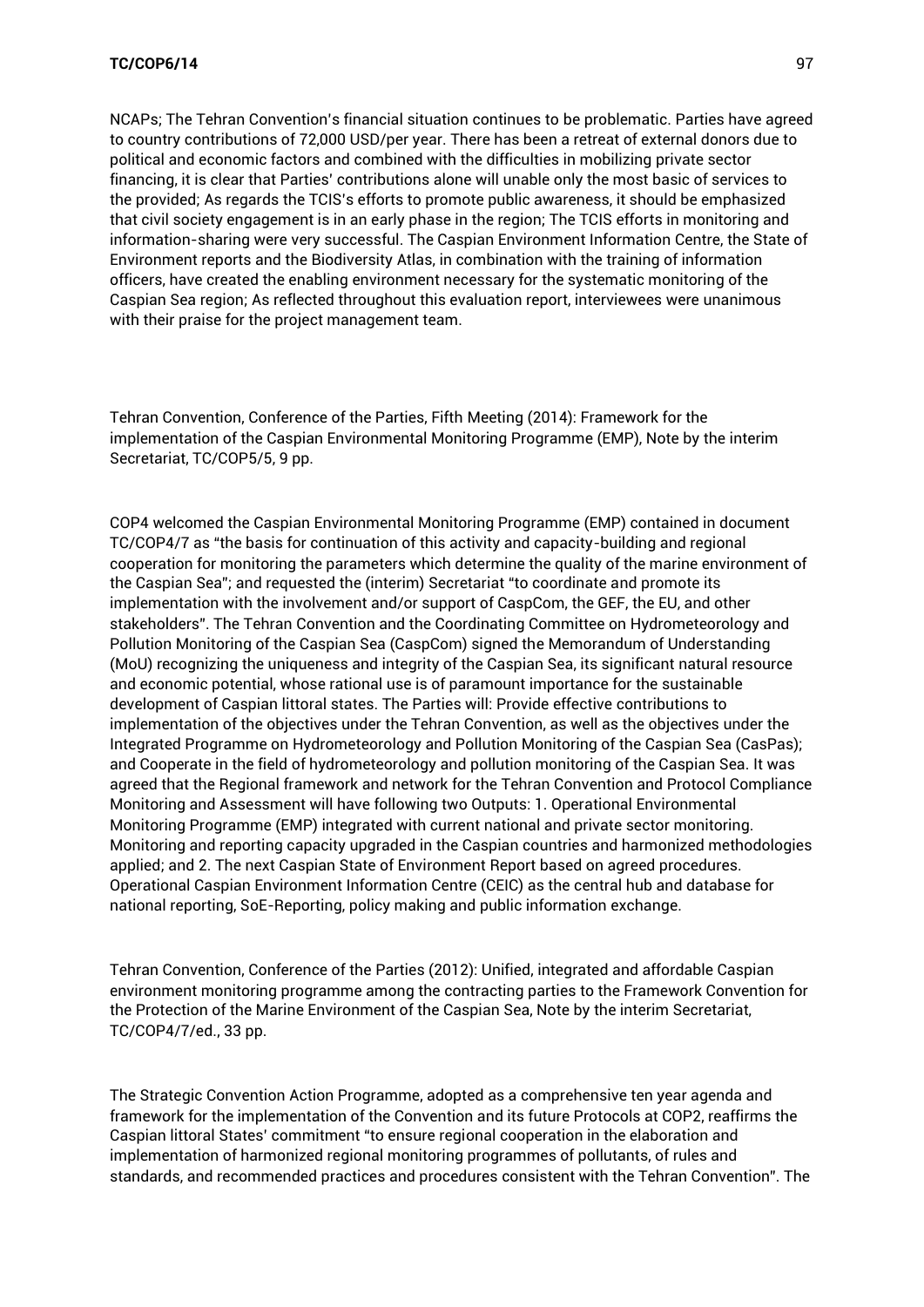NCAPs; The Tehran Convention's financial situation continues to be problematic. Parties have agreed to country contributions of 72,000 USD/per year. There has been a retreat of external donors due to political and economic factors and combined with the difficulties in mobilizing private sector financing, it is clear that Parties' contributions alone will unable only the most basic of services to the provided; As regards the TCIS's efforts to promote public awareness, it should be emphasized that civil society engagement is in an early phase in the region; The TCIS efforts in monitoring and information-sharing were very successful. The Caspian Environment Information Centre, the State of Environment reports and the Biodiversity Atlas, in combination with the training of information officers, have created the enabling environment necessary for the systematic monitoring of the Caspian Sea region; As reflected throughout this evaluation report, interviewees were unanimous with their praise for the project management team.

Tehran Convention, Conference of the Parties, Fifth Meeting (2014): Framework for the implementation of the Caspian Environmental Monitoring Programme (EMP), Note by the interim Secretariat, TC/COP5/5, 9 pp.

COP4 welcomed the Caspian Environmental Monitoring Programme (EMP) contained in document TC/COP4/7 as "the basis for continuation of this activity and capacity-building and regional cooperation for monitoring the parameters which determine the quality of the marine environment of the Caspian Sea"; and requested the (interim) Secretariat "to coordinate and promote its implementation with the involvement and/or support of CaspCom, the GEF, the EU, and other stakeholders". The Tehran Convention and the Coordinating Committee on Hydrometeorology and Pollution Monitoring of the Caspian Sea (CaspCom) signed the Memorandum of Understanding (MoU) recognizing the uniqueness and integrity of the Caspian Sea, its significant natural resource and economic potential, whose rational use is of paramount importance for the sustainable development of Caspian littoral states. The Parties will: Provide effective contributions to implementation of the objectives under the Tehran Convention, as well as the objectives under the Integrated Programme on Hydrometeorology and Pollution Monitoring of the Caspian Sea (CasPas); and Cooperate in the field of hydrometeorology and pollution monitoring of the Caspian Sea. It was agreed that the Regional framework and network for the Tehran Convention and Protocol Compliance Monitoring and Assessment will have following two Outputs: 1. Operational Environmental Monitoring Programme (EMP) integrated with current national and private sector monitoring. Monitoring and reporting capacity upgraded in the Caspian countries and harmonized methodologies applied; and 2. The next Caspian State of Environment Report based on agreed procedures. Operational Caspian Environment Information Centre (CEIC) as the central hub and database for national reporting, SoE-Reporting, policy making and public information exchange.

Tehran Convention, Conference of the Parties (2012): Unified, integrated and affordable Caspian environment monitoring programme among the contracting parties to the Framework Convention for the Protection of the Marine Environment of the Caspian Sea, Note by the interim Secretariat, TC/COP4/7/ed., 33 pp.

The Strategic Convention Action Programme, adopted as a comprehensive ten year agenda and framework for the implementation of the Convention and its future Protocols at COP2, reaffirms the Caspian littoral States' commitment "to ensure regional cooperation in the elaboration and implementation of harmonized regional monitoring programmes of pollutants, of rules and standards, and recommended practices and procedures consistent with the Tehran Convention". The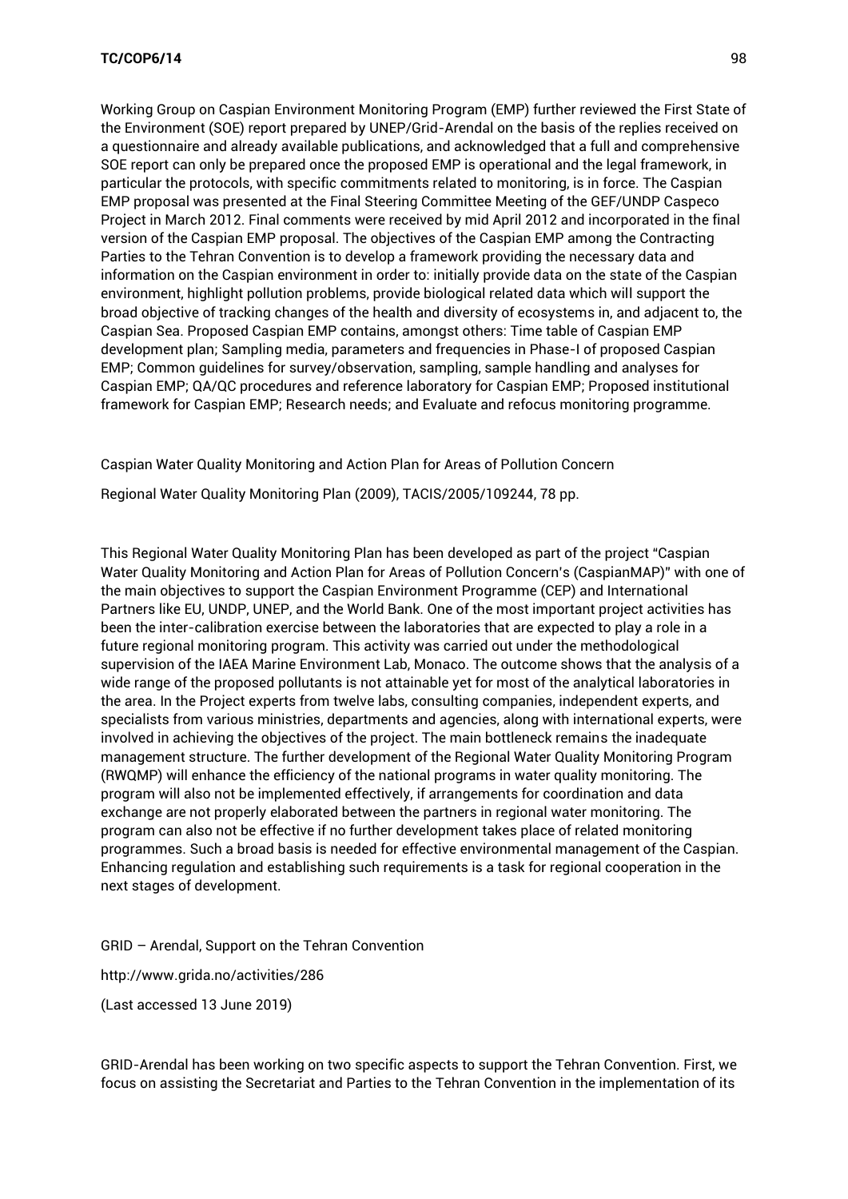Working Group on Caspian Environment Monitoring Program (EMP) further reviewed the First State of the Environment (SOE) report prepared by UNEP/Grid-Arendal on the basis of the replies received on a questionnaire and already available publications, and acknowledged that a full and comprehensive SOE report can only be prepared once the proposed EMP is operational and the legal framework, in particular the protocols, with specific commitments related to monitoring, is in force. The Caspian EMP proposal was presented at the Final Steering Committee Meeting of the GEF/UNDP Caspeco Project in March 2012. Final comments were received by mid April 2012 and incorporated in the final version of the Caspian EMP proposal. The objectives of the Caspian EMP among the Contracting Parties to the Tehran Convention is to develop a framework providing the necessary data and information on the Caspian environment in order to: initially provide data on the state of the Caspian environment, highlight pollution problems, provide biological related data which will support the broad objective of tracking changes of the health and diversity of ecosystems in, and adjacent to, the Caspian Sea. Proposed Caspian EMP contains, amongst others: Time table of Caspian EMP development plan; Sampling media, parameters and frequencies in Phase-I of proposed Caspian EMP; Common guidelines for survey/observation, sampling, sample handling and analyses for Caspian EMP; QA/QC procedures and reference laboratory for Caspian EMP; Proposed institutional framework for Caspian EMP; Research needs; and Evaluate and refocus monitoring programme.

Caspian Water Quality Monitoring and Action Plan for Areas of Pollution Concern

Regional Water Quality Monitoring Plan (2009), TACIS/2005/109244, 78 pp.

This Regional Water Quality Monitoring Plan has been developed as part of the project "Caspian Water Quality Monitoring and Action Plan for Areas of Pollution Concern's (CaspianMAP)" with one of the main objectives to support the Caspian Environment Programme (CEP) and International Partners like EU, UNDP, UNEP, and the World Bank. One of the most important project activities has been the inter-calibration exercise between the laboratories that are expected to play a role in a future regional monitoring program. This activity was carried out under the methodological supervision of the IAEA Marine Environment Lab, Monaco. The outcome shows that the analysis of a wide range of the proposed pollutants is not attainable yet for most of the analytical laboratories in the area. In the Project experts from twelve labs, consulting companies, independent experts, and specialists from various ministries, departments and agencies, along with international experts, were involved in achieving the objectives of the project. The main bottleneck remains the inadequate management structure. The further development of the Regional Water Quality Monitoring Program (RWQMP) will enhance the efficiency of the national programs in water quality monitoring. The program will also not be implemented effectively, if arrangements for coordination and data exchange are not properly elaborated between the partners in regional water monitoring. The program can also not be effective if no further development takes place of related monitoring programmes. Such a broad basis is needed for effective environmental management of the Caspian. Enhancing regulation and establishing such requirements is a task for regional cooperation in the next stages of development.

GRID – Arendal, Support on the Tehran Convention

http://www.grida.no/activities/286

(Last accessed 13 June 2019)

GRID-Arendal has been working on two specific aspects to support the Tehran Convention. First, we focus on assisting the Secretariat and Parties to the Tehran Convention in the implementation of its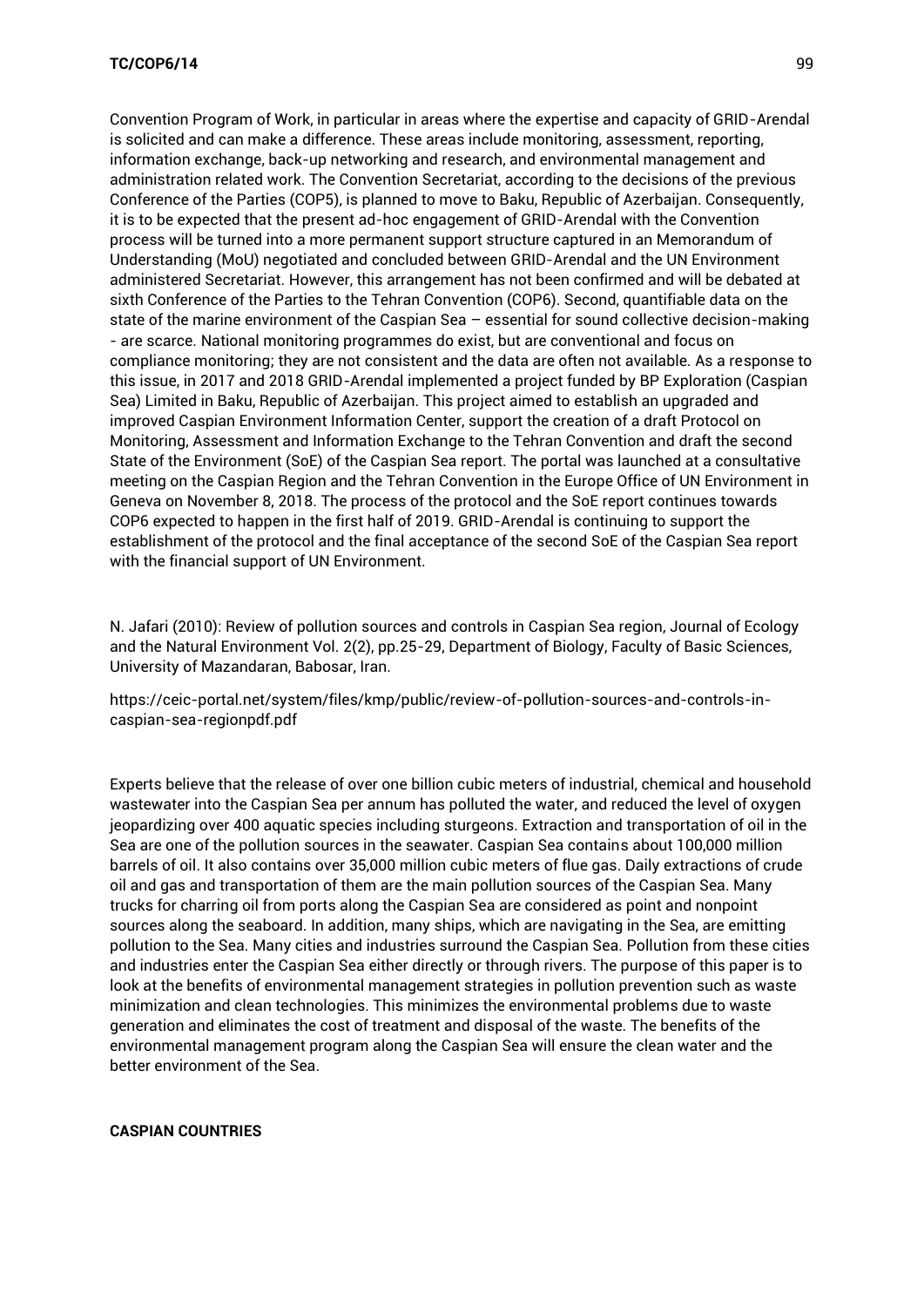Convention Program of Work, in particular in areas where the expertise and capacity of GRID-Arendal is solicited and can make a difference. These areas include monitoring, assessment, reporting, information exchange, back-up networking and research, and environmental management and administration related work. The Convention Secretariat, according to the decisions of the previous Conference of the Parties (COP5), is planned to move to Baku, Republic of Azerbaijan. Consequently, it is to be expected that the present ad-hoc engagement of GRID-Arendal with the Convention process will be turned into a more permanent support structure captured in an Memorandum of Understanding (MoU) negotiated and concluded between GRID-Arendal and the UN Environment administered Secretariat. However, this arrangement has not been confirmed and will be debated at sixth Conference of the Parties to the Tehran Convention (COP6). Second, quantifiable data on the state of the marine environment of the Caspian Sea – essential for sound collective decision-making - are scarce. National monitoring programmes do exist, but are conventional and focus on compliance monitoring; they are not consistent and the data are often not available. As a response to this issue, in 2017 and 2018 GRID-Arendal implemented a project funded by BP Exploration (Caspian Sea) Limited in Baku, Republic of Azerbaijan. This project aimed to establish an upgraded and improved Caspian Environment Information Center, support the creation of a draft Protocol on Monitoring, Assessment and Information Exchange to the Tehran Convention and draft the second State of the Environment (SoE) of the Caspian Sea report. The portal was launched at a consultative meeting on the Caspian Region and the Tehran Convention in the Europe Office of UN Environment in Geneva on November 8, 2018. The process of the protocol and the SoE report continues towards COP6 expected to happen in the first half of 2019. GRID-Arendal is continuing to support the establishment of the protocol and the final acceptance of the second SoE of the Caspian Sea report with the financial support of UN Environment.

N. Jafari (2010): Review of pollution sources and controls in Caspian Sea region, Journal of Ecology and the Natural Environment Vol. 2(2), pp.25-29, Department of Biology, Faculty of Basic Sciences, University of Mazandaran, Babosar, Iran.

https://ceic-portal.net/system/files/kmp/public/review-of-pollution-sources-and-controls-in-caspian-sea-regionpdf.pdf

Experts believe that the release of over one billion cubic meters of industrial, chemical and household wastewater into the Caspian Sea per annum has polluted the water, and reduced the level of oxygen jeopardizing over 400 aquatic species including sturgeons. Extraction and transportation of oil in the Sea are one of the pollution sources in the seawater. Caspian Sea contains about 100,000 million barrels of oil. It also contains over 35,000 million cubic meters of flue gas. Daily extractions of crude oil and gas and transportation of them are the main pollution sources of the Caspian Sea. Many trucks for charring oil from ports along the Caspian Sea are considered as point and nonpoint sources along the seaboard. In addition, many ships, which are navigating in the Sea, are emitting pollution to the Sea. Many cities and industries surround the Caspian Sea. Pollution from these cities and industries enter the Caspian Sea either directly or through rivers. The purpose of this paper is to look at the benefits of environmental management strategies in pollution prevention such as waste minimization and clean technologies. This minimizes the environmental problems due to waste generation and eliminates the cost of treatment and disposal of the waste. The benefits of the environmental management program along the Caspian Sea will ensure the clean water and the better environment of the Sea.

**CASPIAN COUNTRIES**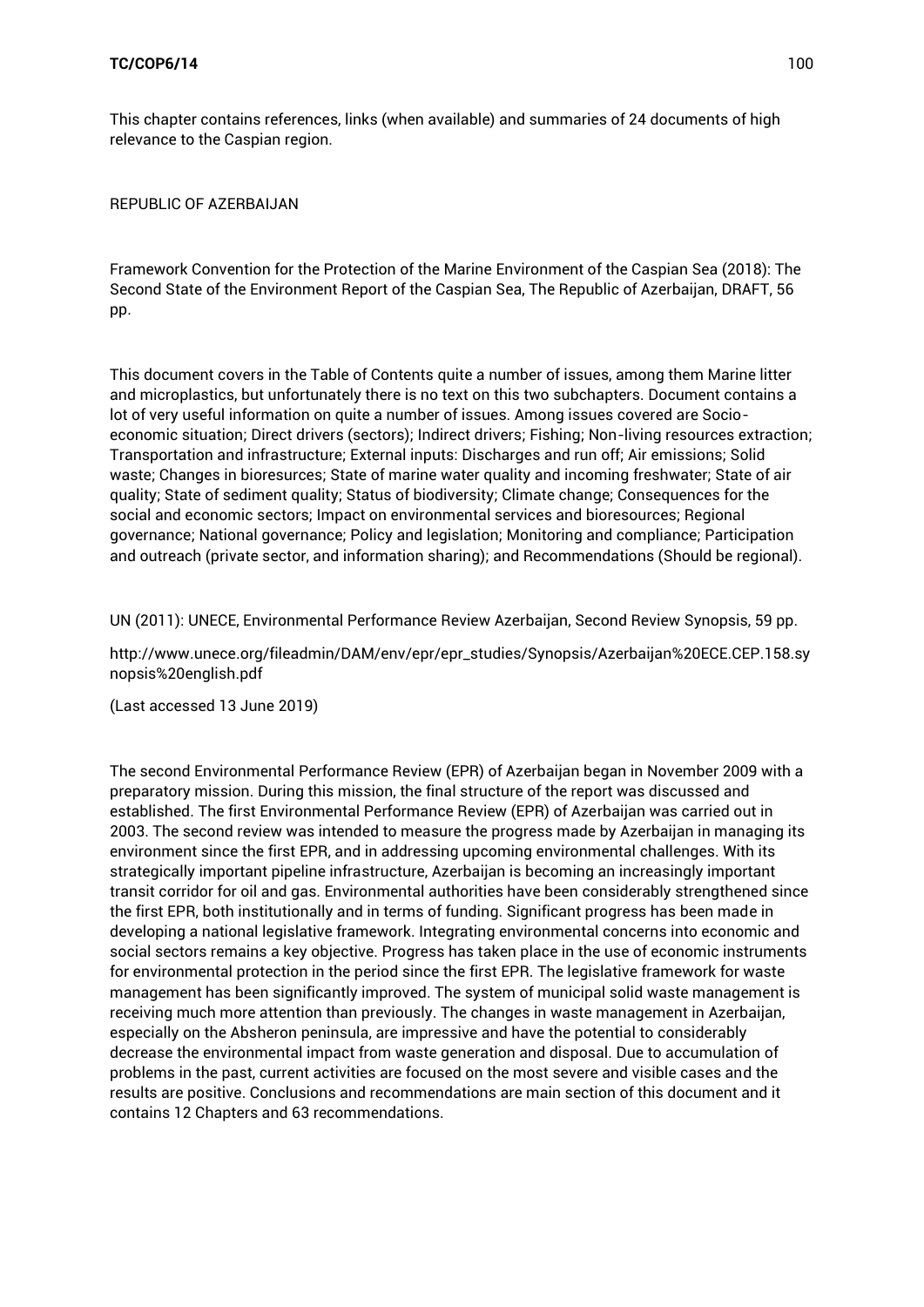This chapter contains references, links (when available) and summaries of 24 documents of high relevance to the Caspian region.

REPUBLIC OF AZERBAIJAN

Framework Convention for the Protection of the Marine Environment of the Caspian Sea (2018): The Second State of the Environment Report of the Caspian Sea, The Republic of Azerbaijan, DRAFT, 56 pp.

This document covers in the Table of Contents quite a number of issues, among them Marine litter and microplastics, but unfortunately there is no text on this two subchapters. Document contains a lot of very useful information on quite a number of issues. Among issues covered are Socio-economic situation; Direct drivers (sectors); Indirect drivers; Fishing; Non-living resources extraction; Transportation and infrastructure; External inputs: Discharges and run off; Air emissions; Solid waste; Changes in bioresurces; State of marine water quality and incoming freshwater; State of air quality; State of sediment quality; Status of biodiversity; Climate change; Consequences for the social and economic sectors; Impact on environmental services and bioresources; Regional governance; National governance; Policy and legislation; Monitoring and compliance; Participation and outreach (private sector, and information sharing); and Recommendations (Should be regional).

UN (2011): UNECE, Environmental Performance Review Azerbaijan, Second Review Synopsis, 59 pp.

http://www.unece.org/fileadmin/DAM/env/epr/epr_studies/Synopsis/Azerbaijan%20ECE.CEP.158.synopsis%20english.pdf

(Last accessed 13 June 2019)

The second Environmental Performance Review (EPR) of Azerbaijan began in November 2009 with a preparatory mission. During this mission, the final structure of the report was discussed and established. The first Environmental Performance Review (EPR) of Azerbaijan was carried out in 2003. The second review was intended to measure the progress made by Azerbaijan in managing its environment since the first EPR, and in addressing upcoming environmental challenges. With its strategically important pipeline infrastructure, Azerbaijan is becoming an increasingly important transit corridor for oil and gas. Environmental authorities have been considerably strengthened since the first EPR, both institutionally and in terms of funding. Significant progress has been made in developing a national legislative framework. Integrating environmental concerns into economic and social sectors remains a key objective. Progress has taken place in the use of economic instruments for environmental protection in the period since the first EPR. The legislative framework for waste management has been significantly improved. The system of municipal solid waste management is receiving much more attention than previously. The changes in waste management in Azerbaijan, especially on the Absheron peninsula, are impressive and have the potential to considerably decrease the environmental impact from waste generation and disposal. Due to accumulation of problems in the past, current activities are focused on the most severe and visible cases and the results are positive. Conclusions and recommendations are main section of this document and it contains 12 Chapters and 63 recommendations.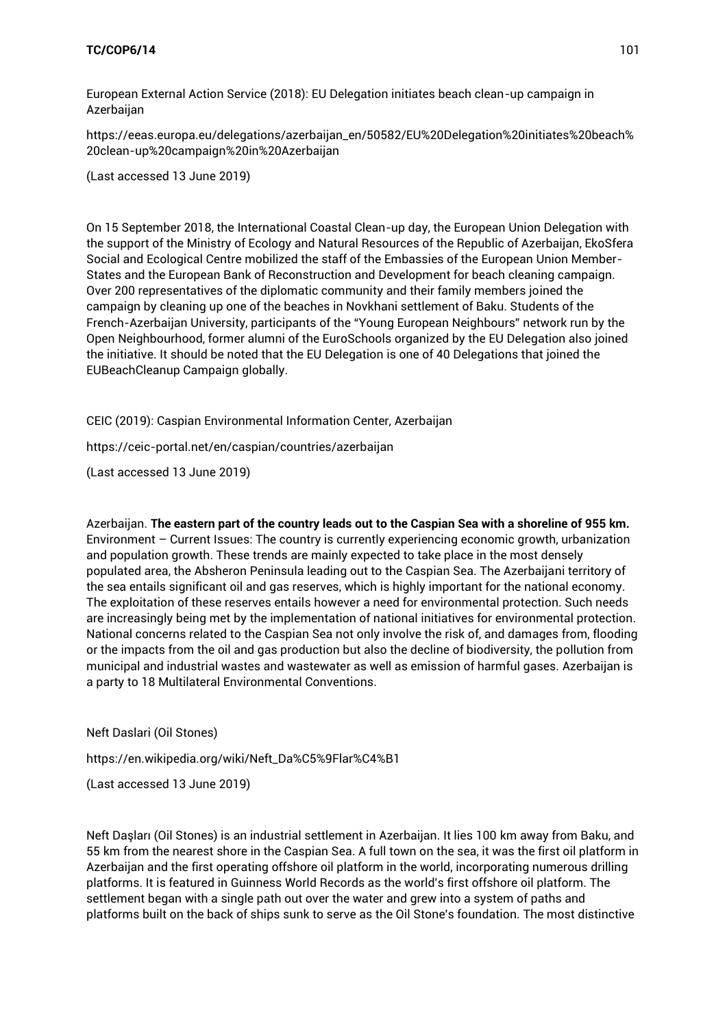European External Action Service (2018): EU Delegation initiates beach clean-up campaign in Azerbaijan

https://eeas.europa.eu/delegations/azerbaijan_en/50582/EU%20Delegation%20initiates%20beach%20clean-up%20campaign%20in%20Azerbaijan

(Last accessed 13 June 2019)

On 15 September 2018, the International Coastal Clean-up day, the European Union Delegation with the support of the Ministry of Ecology and Natural Resources of the Republic of Azerbaijan, EkoSfera Social and Ecological Centre mobilized the staff of the Embassies of the European Union Member-States and the European Bank of Reconstruction and Development for beach cleaning campaign. Over 200 representatives of the diplomatic community and their family members joined the campaign by cleaning up one of the beaches in Novkhani settlement of Baku. Students of the French-Azerbaijan University, participants of the "Young European Neighbours" network run by the Open Neighbourhood, former alumni of the EuroSchools organized by the EU Delegation also joined the initiative. It should be noted that the EU Delegation is one of 40 Delegations that joined the EUBeachCleanup Campaign globally.

CEIC (2019): Caspian Environmental Information Center, Azerbaijan

https://ceic-portal.net/en/caspian/countries/azerbaijan

(Last accessed 13 June 2019)

Azerbaijan. **The eastern part of the country leads out to the Caspian Sea with a shoreline of 955 km.** Environment – Current Issues: The country is currently experiencing economic growth, urbanization and population growth. These trends are mainly expected to take place in the most densely populated area, the Absheron Peninsula leading out to the Caspian Sea. The Azerbaijani territory of the sea entails significant oil and gas reserves, which is highly important for the national economy. The exploitation of these reserves entails however a need for environmental protection. Such needs are increasingly being met by the implementation of national initiatives for environmental protection. National concerns related to the Caspian Sea not only involve the risk of, and damages from, flooding or the impacts from the oil and gas production but also the decline of biodiversity, the pollution from municipal and industrial wastes and wastewater as well as emission of harmful gases. Azerbaijan is a party to 18 Multilateral Environmental Conventions.

Neft Daslari (Oil Stones)

https://en.wikipedia.org/wiki/Neft_Da%C5%9Flar%C4%B1

(Last accessed 13 June 2019)

Neft Daşları (Oil Stones) is an industrial settlement in Azerbaijan. It lies 100 km away from Baku, and 55 km from the nearest shore in the Caspian Sea. A full town on the sea, it was the first oil platform in Azerbaijan and the first operating offshore oil platform in the world, incorporating numerous drilling platforms. It is featured in Guinness World Records as the world's first offshore oil platform. The settlement began with a single path out over the water and grew into a system of paths and platforms built on the back of ships sunk to serve as the Oil Stone's foundation. The most distinctive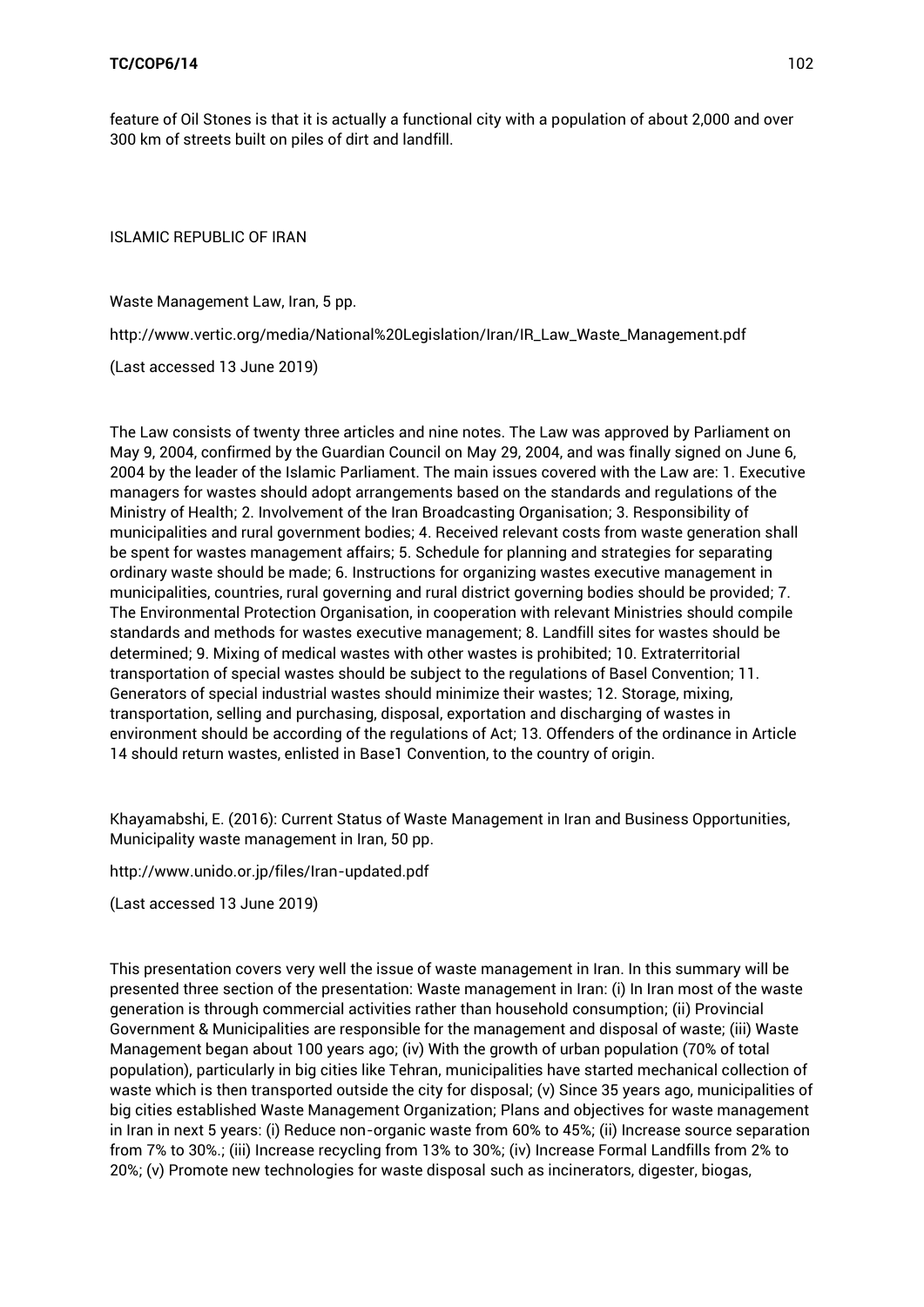feature of Oil Stones is that it is actually a functional city with a population of about 2,000 and over 300 km of streets built on piles of dirt and landfill.

ISLAMIC REPUBLIC OF IRAN

Waste Management Law, Iran, 5 pp.

http://www.vertic.org/media/National%20Legislation/Iran/IR_Law_Waste_Management.pdf

(Last accessed 13 June 2019)

The Law consists of twenty three articles and nine notes. The Law was approved by Parliament on May 9, 2004, confirmed by the Guardian Council on May 29, 2004, and was finally signed on June 6, 2004 by the leader of the Islamic Parliament. The main issues covered with the Law are: 1. Executive managers for wastes should adopt arrangements based on the standards and regulations of the Ministry of Health; 2. Involvement of the Iran Broadcasting Organisation; 3. Responsibility of municipalities and rural government bodies; 4. Received relevant costs from waste generation shall be spent for wastes management affairs; 5. Schedule for planning and strategies for separating ordinary waste should be made; 6. Instructions for organizing wastes executive management in municipalities, countries, rural governing and rural district governing bodies should be provided; 7. The Environmental Protection Organisation, in cooperation with relevant Ministries should compile standards and methods for wastes executive management; 8. Landfill sites for wastes should be determined; 9. Mixing of medical wastes with other wastes is prohibited; 10. Extraterritorial transportation of special wastes should be subject to the regulations of Basel Convention; 11. Generators of special industrial wastes should minimize their wastes; 12. Storage, mixing, transportation, selling and purchasing, disposal, exportation and discharging of wastes in environment should be according of the regulations of Act; 13. Offenders of the ordinance in Article 14 should return wastes, enlisted in Base1 Convention, to the country of origin.

Khayamabshi, E. (2016): Current Status of Waste Management in Iran and Business Opportunities, Municipality waste management in Iran, 50 pp.

http://www.unido.or.jp/files/Iran-updated.pdf

(Last accessed 13 June 2019)

This presentation covers very well the issue of waste management in Iran. In this summary will be presented three section of the presentation: Waste management in Iran: (i) In Iran most of the waste generation is through commercial activities rather than household consumption; (ii) Provincial Government & Municipalities are responsible for the management and disposal of waste; (iii) Waste Management began about 100 years ago; (iv) With the growth of urban population (70% of total population), particularly in big cities like Tehran, municipalities have started mechanical collection of waste which is then transported outside the city for disposal; (v) Since 35 years ago, municipalities of big cities established Waste Management Organization; Plans and objectives for waste management in Iran in next 5 years: (i) Reduce non-organic waste from 60% to 45%; (ii) Increase source separation from 7% to 30%.; (iii) Increase recycling from 13% to 30%; (iv) Increase Formal Landfills from 2% to 20%; (v) Promote new technologies for waste disposal such as incinerators, digester, biogas,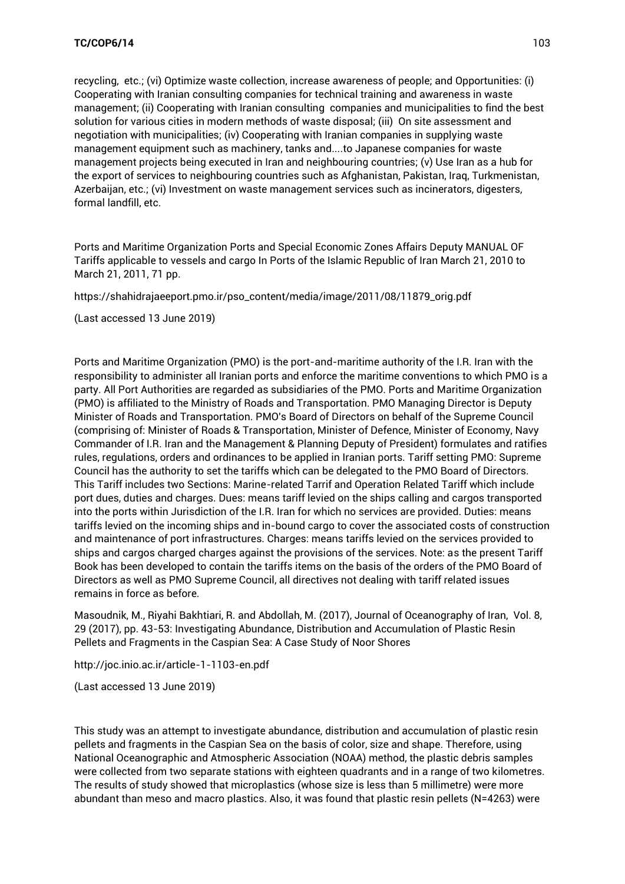recycling, etc.; (vi) Optimize waste collection, increase awareness of people; and Opportunities: (i) Cooperating with Iranian consulting companies for technical training and awareness in waste management; (ii) Cooperating with Iranian consulting companies and municipalities to find the best solution for various cities in modern methods of waste disposal; (iii) On site assessment and negotiation with municipalities; (iv) Cooperating with Iranian companies in supplying waste management equipment such as machinery, tanks and....to Japanese companies for waste management projects being executed in Iran and neighbouring countries; (v) Use Iran as a hub for the export of services to neighbouring countries such as Afghanistan, Pakistan, Iraq, Turkmenistan, Azerbaijan, etc.; (vi) Investment on waste management services such as incinerators, digesters, formal landfill, etc.

Ports and Maritime Organization Ports and Special Economic Zones Affairs Deputy MANUAL OF Tariffs applicable to vessels and cargo In Ports of the Islamic Republic of Iran March 21, 2010 to March 21, 2011, 71 pp.

https://shahidrajaeeport.pmo.ir/pso_content/media/image/2011/08/11879_orig.pdf

(Last accessed 13 June 2019)

Ports and Maritime Organization (PMO) is the port-and-maritime authority of the I.R. Iran with the responsibility to administer all Iranian ports and enforce the maritime conventions to which PMO is a party. All Port Authorities are regarded as subsidiaries of the PMO. Ports and Maritime Organization (PMO) is affiliated to the Ministry of Roads and Transportation. PMO Managing Director is Deputy Minister of Roads and Transportation. PMO's Board of Directors on behalf of the Supreme Council (comprising of: Minister of Roads & Transportation, Minister of Defence, Minister of Economy, Navy Commander of I.R. Iran and the Management & Planning Deputy of President) formulates and ratifies rules, regulations, orders and ordinances to be applied in Iranian ports. Tariff setting PMO: Supreme Council has the authority to set the tariffs which can be delegated to the PMO Board of Directors. This Tariff includes two Sections: Marine-related Tarrif and Operation Related Tariff which include port dues, duties and charges. Dues: means tariff levied on the ships calling and cargos transported into the ports within Jurisdiction of the I.R. Iran for which no services are provided. Duties: means tariffs levied on the incoming ships and in-bound cargo to cover the associated costs of construction and maintenance of port infrastructures. Charges: means tariffs levied on the services provided to ships and cargos charged charges against the provisions of the services. Note: as the present Tariff Book has been developed to contain the tariffs items on the basis of the orders of the PMO Board of Directors as well as PMO Supreme Council, all directives not dealing with tariff related issues remains in force as before.

Masoudnik, M., Riyahi Bakhtiari, R. and Abdollah, M. (2017), Journal of Oceanography of Iran, Vol. 8, 29 (2017), pp. 43-53: Investigating Abundance, Distribution and Accumulation of Plastic Resin Pellets and Fragments in the Caspian Sea: A Case Study of Noor Shores

http://joc.inio.ac.ir/article-1-1103-en.pdf

(Last accessed 13 June 2019)

This study was an attempt to investigate abundance, distribution and accumulation of plastic resin pellets and fragments in the Caspian Sea on the basis of color, size and shape. Therefore, using National Oceanographic and Atmospheric Association (NOAA) method, the plastic debris samples were collected from two separate stations with eighteen quadrants and in a range of two kilometres. The results of study showed that microplastics (whose size is less than 5 millimetre) were more abundant than meso and macro plastics. Also, it was found that plastic resin pellets (N=4263) were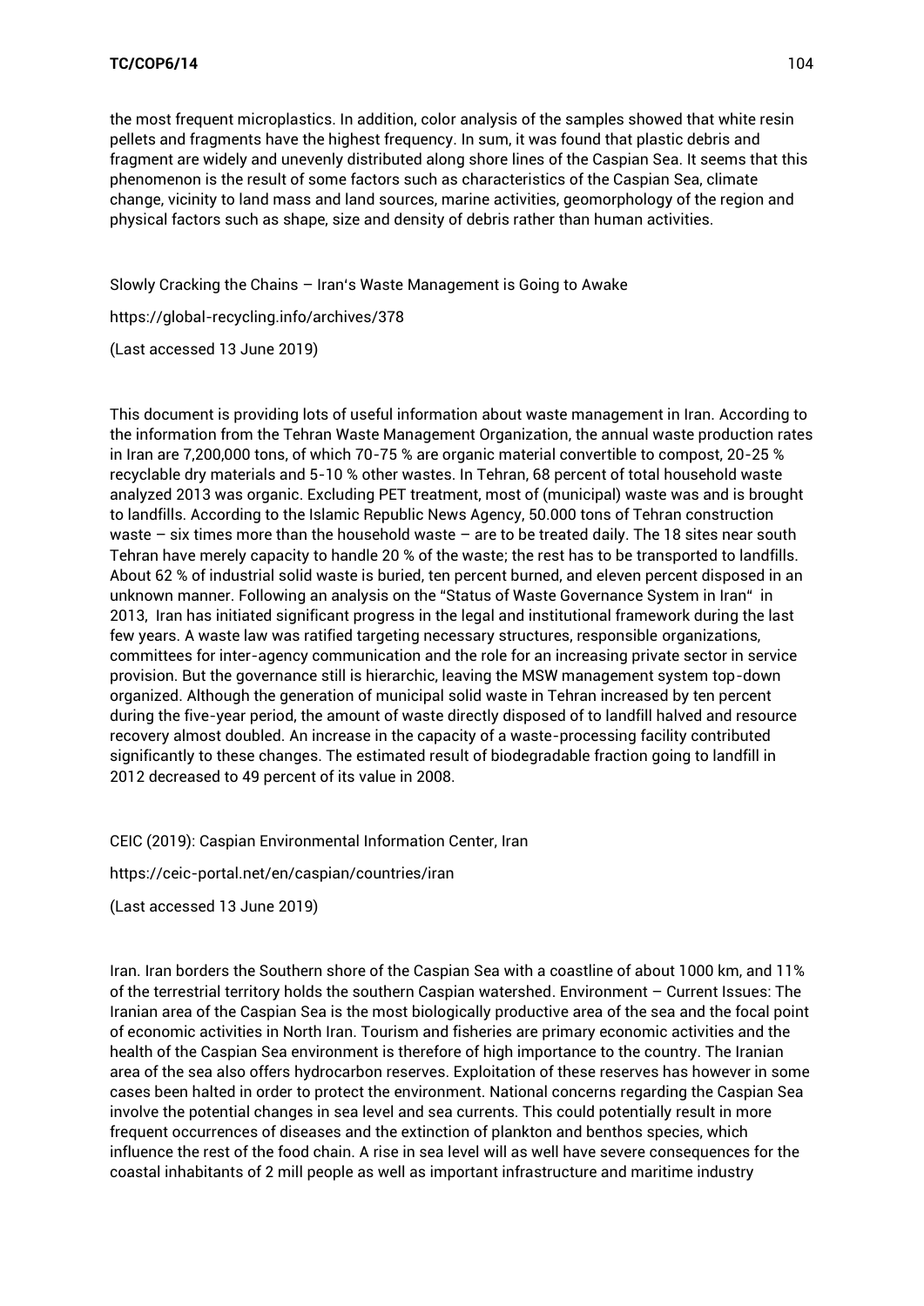the most frequent microplastics. In addition, color analysis of the samples showed that white resin pellets and fragments have the highest frequency. In sum, it was found that plastic debris and fragment are widely and unevenly distributed along shore lines of the Caspian Sea. It seems that this phenomenon is the result of some factors such as characteristics of the Caspian Sea, climate change, vicinity to land mass and land sources, marine activities, geomorphology of the region and physical factors such as shape, size and density of debris rather than human activities.

Slowly Cracking the Chains – Iran's Waste Management is Going to Awake

https://global-recycling.info/archives/378

(Last accessed 13 June 2019)

This document is providing lots of useful information about waste management in Iran. According to the information from the Tehran Waste Management Organization, the annual waste production rates in Iran are 7,200,000 tons, of which 70-75 % are organic material convertible to compost, 20-25 % recyclable dry materials and 5-10 % other wastes. In Tehran, 68 percent of total household waste analyzed 2013 was organic. Excluding PET treatment, most of (municipal) waste was and is brought to landfills. According to the Islamic Republic News Agency, 50.000 tons of Tehran construction waste – six times more than the household waste – are to be treated daily. The 18 sites near south Tehran have merely capacity to handle 20 % of the waste; the rest has to be transported to landfills. About 62 % of industrial solid waste is buried, ten percent burned, and eleven percent disposed in an unknown manner. Following an analysis on the "Status of Waste Governance System in Iran" in 2013, Iran has initiated significant progress in the legal and institutional framework during the last few years. A waste law was ratified targeting necessary structures, responsible organizations, committees for inter-agency communication and the role for an increasing private sector in service provision. But the governance still is hierarchic, leaving the MSW management system top-down organized. Although the generation of municipal solid waste in Tehran increased by ten percent during the five-year period, the amount of waste directly disposed of to landfill halved and resource recovery almost doubled. An increase in the capacity of a waste-processing facility contributed significantly to these changes. The estimated result of biodegradable fraction going to landfill in 2012 decreased to 49 percent of its value in 2008.

CEIC (2019): Caspian Environmental Information Center, Iran

https://ceic-portal.net/en/caspian/countries/iran

(Last accessed 13 June 2019)

Iran. Iran borders the Southern shore of the Caspian Sea with a coastline of about 1000 km, and 11% of the terrestrial territory holds the southern Caspian watershed. Environment – Current Issues: The Iranian area of the Caspian Sea is the most biologically productive area of the sea and the focal point of economic activities in North Iran. Tourism and fisheries are primary economic activities and the health of the Caspian Sea environment is therefore of high importance to the country. The Iranian area of the sea also offers hydrocarbon reserves. Exploitation of these reserves has however in some cases been halted in order to protect the environment. National concerns regarding the Caspian Sea involve the potential changes in sea level and sea currents. This could potentially result in more frequent occurrences of diseases and the extinction of plankton and benthos species, which influence the rest of the food chain. A rise in sea level will as well have severe consequences for the coastal inhabitants of 2 mill people as well as important infrastructure and maritime industry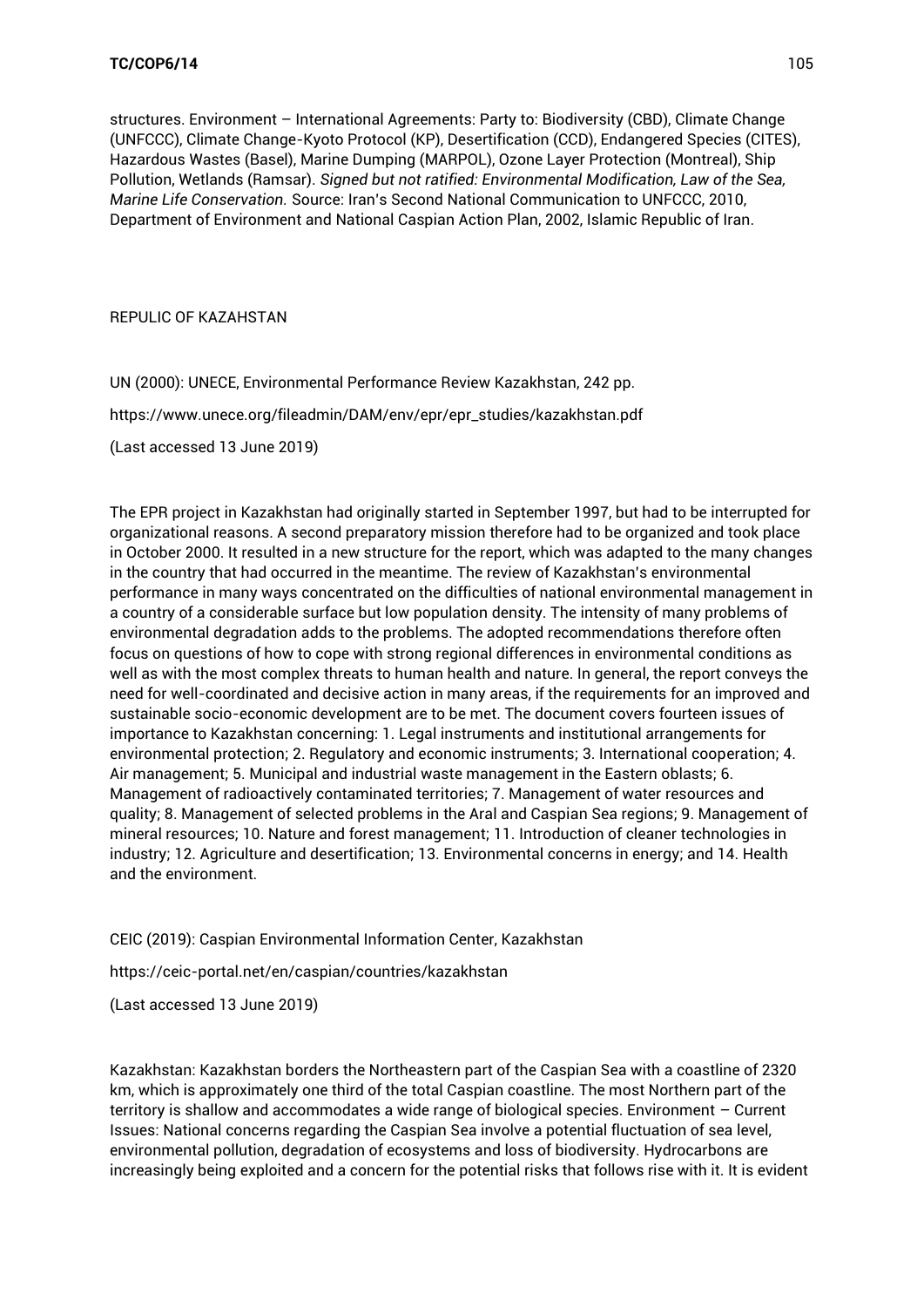structures. Environment – International Agreements: Party to: Biodiversity (CBD), Climate Change (UNFCCC), Climate Change-Kyoto Protocol (KP), Desertification (CCD), Endangered Species (CITES), Hazardous Wastes (Basel), Marine Dumping (MARPOL), Ozone Layer Protection (Montreal), Ship Pollution, Wetlands (Ramsar). *Signed but not ratified: Environmental Modification, Law of the Sea, Marine Life Conservation.* Source: Iran's Second National Communication to UNFCCC, 2010, Department of Environment and National Caspian Action Plan, 2002, Islamic Republic of Iran.

REPULIC OF KAZAHSTAN

UN (2000): UNECE, Environmental Performance Review Kazakhstan, 242 pp.

https://www.unece.org/fileadmin/DAM/env/epr/epr_studies/kazakhstan.pdf

(Last accessed 13 June 2019)

The EPR project in Kazakhstan had originally started in September 1997, but had to be interrupted for organizational reasons. A second preparatory mission therefore had to be organized and took place in October 2000. It resulted in a new structure for the report, which was adapted to the many changes in the country that had occurred in the meantime. The review of Kazakhstan's environmental performance in many ways concentrated on the difficulties of national environmental management in a country of a considerable surface but low population density. The intensity of many problems of environmental degradation adds to the problems. The adopted recommendations therefore often focus on questions of how to cope with strong regional differences in environmental conditions as well as with the most complex threats to human health and nature. In general, the report conveys the need for well-coordinated and decisive action in many areas, if the requirements for an improved and sustainable socio-economic development are to be met. The document covers fourteen issues of importance to Kazakhstan concerning: 1. Legal instruments and institutional arrangements for environmental protection; 2. Regulatory and economic instruments; 3. International cooperation; 4. Air management; 5. Municipal and industrial waste management in the Eastern oblasts; 6. Management of radioactively contaminated territories; 7. Management of water resources and quality; 8. Management of selected problems in the Aral and Caspian Sea regions; 9. Management of mineral resources; 10. Nature and forest management; 11. Introduction of cleaner technologies in industry; 12. Agriculture and desertification; 13. Environmental concerns in energy; and 14. Health and the environment.

CEIC (2019): Caspian Environmental Information Center, Kazakhstan

https://ceic-portal.net/en/caspian/countries/kazakhstan

(Last accessed 13 June 2019)

Kazakhstan: Kazakhstan borders the Northeastern part of the Caspian Sea with a coastline of 2320 km, which is approximately one third of the total Caspian coastline. The most Northern part of the territory is shallow and accommodates a wide range of biological species. Environment – Current Issues: National concerns regarding the Caspian Sea involve a potential fluctuation of sea level, environmental pollution, degradation of ecosystems and loss of biodiversity. Hydrocarbons are increasingly being exploited and a concern for the potential risks that follows rise with it. It is evident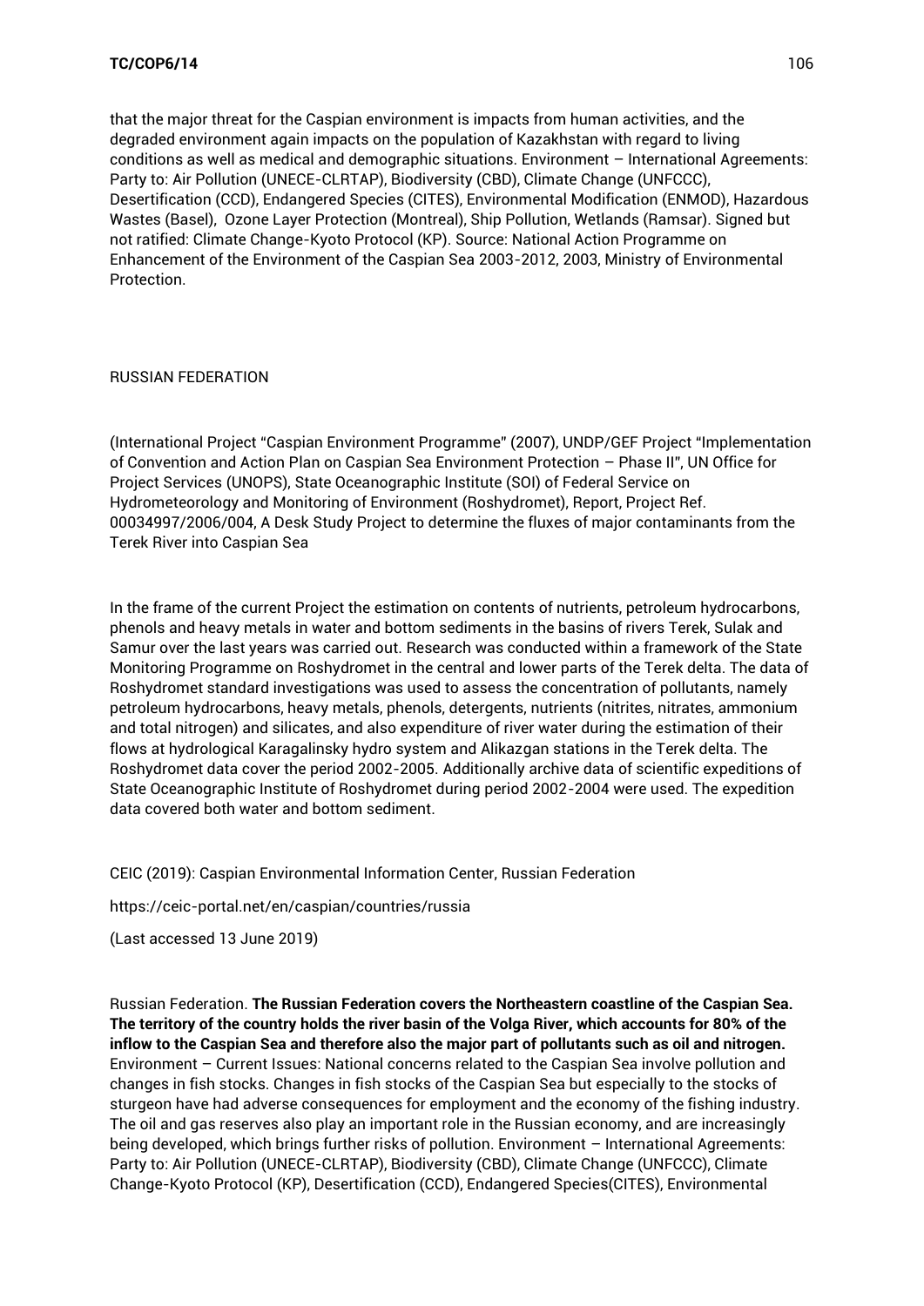that the major threat for the Caspian environment is impacts from human activities, and the degraded environment again impacts on the population of Kazakhstan with regard to living conditions as well as medical and demographic situations. Environment – International Agreements: Party to: Air Pollution (UNECE-CLRTAP), Biodiversity (CBD), Climate Change (UNFCCC), Desertification (CCD), Endangered Species (CITES), Environmental Modification (ENMOD), Hazardous Wastes (Basel), Ozone Layer Protection (Montreal), Ship Pollution, Wetlands (Ramsar). Signed but not ratified: Climate Change-Kyoto Protocol (KP). Source: National Action Programme on Enhancement of the Environment of the Caspian Sea 2003-2012, 2003, Ministry of Environmental Protection.

RUSSIAN FEDERATION

(International Project "Caspian Environment Programme" (2007), UNDP/GEF Project "Implementation of Convention and Action Plan on Caspian Sea Environment Protection – Phase II", UN Office for Project Services (UNOPS), State Oceanographic Institute (SOI) of Federal Service on Hydrometeorology and Monitoring of Environment (Roshydromet), Report, Project Ref. 00034997/2006/004, A Desk Study Project to determine the fluxes of major contaminants from the Terek River into Caspian Sea

In the frame of the current Project the estimation on contents of nutrients, petroleum hydrocarbons, phenols and heavy metals in water and bottom sediments in the basins of rivers Terek, Sulak and Samur over the last years was carried out. Research was conducted within a framework of the State Monitoring Programme on Roshydromet in the central and lower parts of the Terek delta. The data of Roshydromet standard investigations was used to assess the concentration of pollutants, namely petroleum hydrocarbons, heavy metals, phenols, detergents, nutrients (nitrites, nitrates, ammonium and total nitrogen) and silicates, and also expenditure of river water during the estimation of their flows at hydrological Karagalinsky hydro system and Alikazgan stations in the Terek delta. The Roshydromet data cover the period 2002-2005. Additionally archive data of scientific expeditions of State Oceanographic Institute of Roshydromet during period 2002-2004 were used. The expedition data covered both water and bottom sediment.

CEIC (2019): Caspian Environmental Information Center, Russian Federation

https://ceic-portal.net/en/caspian/countries/russia

(Last accessed 13 June 2019)

Russian Federation. **The Russian Federation covers the Northeastern coastline of the Caspian Sea. The territory of the country holds the river basin of the Volga River, which accounts for 80% of the inflow to the Caspian Sea and therefore also the major part of pollutants such as oil and nitrogen.** Environment – Current Issues: National concerns related to the Caspian Sea involve pollution and changes in fish stocks. Changes in fish stocks of the Caspian Sea but especially to the stocks of sturgeon have had adverse consequences for employment and the economy of the fishing industry. The oil and gas reserves also play an important role in the Russian economy, and are increasingly being developed, which brings further risks of pollution. Environment – International Agreements: Party to: Air Pollution (UNECE-CLRTAP), Biodiversity (CBD), Climate Change (UNFCCC), Climate Change-Kyoto Protocol (KP), Desertification (CCD), Endangered Species(CITES), Environmental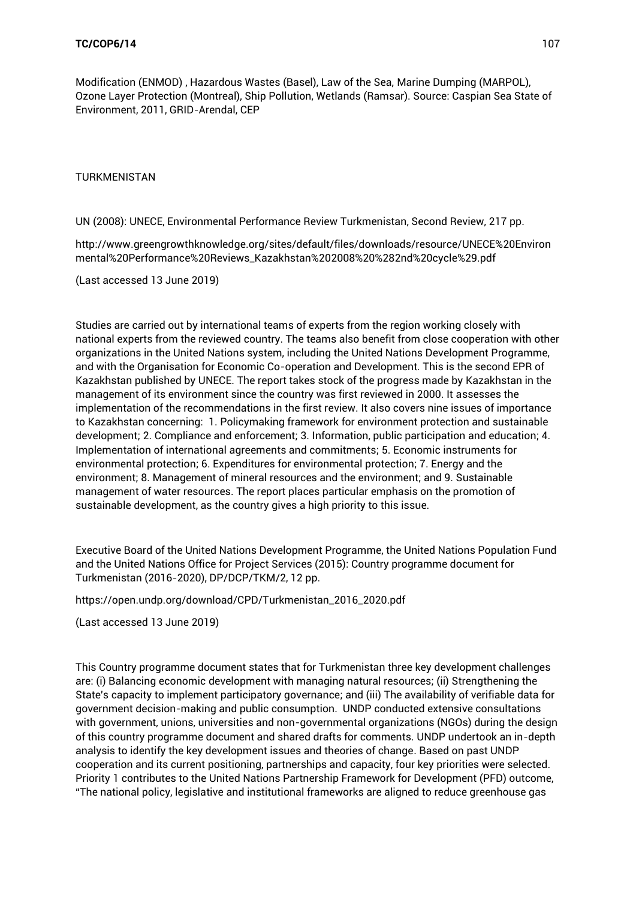Modification (ENMOD) , Hazardous Wastes (Basel), Law of the Sea, Marine Dumping (MARPOL), Ozone Layer Protection (Montreal), Ship Pollution, Wetlands (Ramsar). Source: Caspian Sea State of Environment, 2011, GRID-Arendal, CEP

TURKMENISTAN

UN (2008): UNECE, Environmental Performance Review Turkmenistan, Second Review, 217 pp.

http://www.greengrowthknowledge.org/sites/default/files/downloads/resource/UNECE%20Environmental%20Performance%20Reviews_Kazakhstan%202008%20%282nd%20cycle%29.pdf

(Last accessed 13 June 2019)

Studies are carried out by international teams of experts from the region working closely with national experts from the reviewed country. The teams also benefit from close cooperation with other organizations in the United Nations system, including the United Nations Development Programme, and with the Organisation for Economic Co-operation and Development. This is the second EPR of Kazakhstan published by UNECE. The report takes stock of the progress made by Kazakhstan in the management of its environment since the country was first reviewed in 2000. It assesses the implementation of the recommendations in the first review. It also covers nine issues of importance to Kazakhstan concerning: 1. Policymaking framework for environment protection and sustainable development; 2. Compliance and enforcement; 3. Information, public participation and education; 4. Implementation of international agreements and commitments; 5. Economic instruments for environmental protection; 6. Expenditures for environmental protection; 7. Energy and the environment; 8. Management of mineral resources and the environment; and 9. Sustainable management of water resources. The report places particular emphasis on the promotion of sustainable development, as the country gives a high priority to this issue.

Executive Board of the United Nations Development Programme, the United Nations Population Fund and the United Nations Office for Project Services (2015): Country programme document for Turkmenistan (2016-2020), DP/DCP/TKM/2, 12 pp.

https://open.undp.org/download/CPD/Turkmenistan_2016_2020.pdf

(Last accessed 13 June 2019)

This Country programme document states that for Turkmenistan three key development challenges are: (i) Balancing economic development with managing natural resources; (ii) Strengthening the State's capacity to implement participatory governance; and (iii) The availability of verifiable data for government decision-making and public consumption. UNDP conducted extensive consultations with government, unions, universities and non-governmental organizations (NGOs) during the design of this country programme document and shared drafts for comments. UNDP undertook an in-depth analysis to identify the key development issues and theories of change. Based on past UNDP cooperation and its current positioning, partnerships and capacity, four key priorities were selected. Priority 1 contributes to the United Nations Partnership Framework for Development (PFD) outcome, "The national policy, legislative and institutional frameworks are aligned to reduce greenhouse gas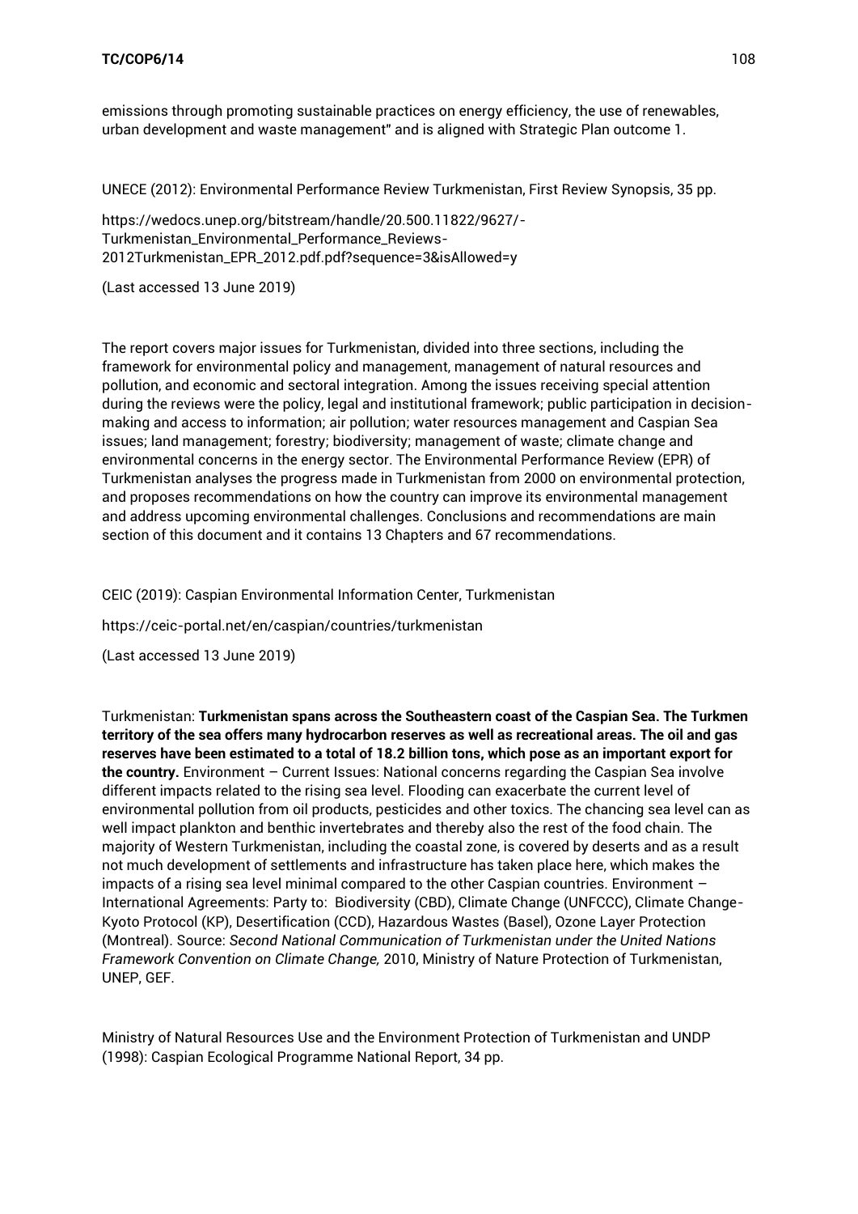emissions through promoting sustainable practices on energy efficiency, the use of renewables, urban development and waste management" and is aligned with Strategic Plan outcome 1.

UNECE (2012): Environmental Performance Review Turkmenistan, First Review Synopsis, 35 pp.

https://wedocs.unep.org/bitstream/handle/20.500.11822/9627/-Turkmenistan_Environmental_Performance_Reviews-2012Turkmenistan_EPR_2012.pdf.pdf?sequence=3&isAllowed=y

(Last accessed 13 June 2019)

The report covers major issues for Turkmenistan, divided into three sections, including the framework for environmental policy and management, management of natural resources and pollution, and economic and sectoral integration. Among the issues receiving special attention during the reviews were the policy, legal and institutional framework; public participation in decision-making and access to information; air pollution; water resources management and Caspian Sea issues; land management; forestry; biodiversity; management of waste; climate change and environmental concerns in the energy sector. The Environmental Performance Review (EPR) of Turkmenistan analyses the progress made in Turkmenistan from 2000 on environmental protection, and proposes recommendations on how the country can improve its environmental management and address upcoming environmental challenges. Conclusions and recommendations are main section of this document and it contains 13 Chapters and 67 recommendations.

CEIC (2019): Caspian Environmental Information Center, Turkmenistan

https://ceic-portal.net/en/caspian/countries/turkmenistan

(Last accessed 13 June 2019)

Turkmenistan: **Turkmenistan spans across the Southeastern coast of the Caspian Sea. The Turkmen territory of the sea offers many hydrocarbon reserves as well as recreational areas. The oil and gas reserves have been estimated to a total of 18.2 billion tons, which pose as an important export for the country.** Environment – Current Issues: National concerns regarding the Caspian Sea involve different impacts related to the rising sea level. Flooding can exacerbate the current level of environmental pollution from oil products, pesticides and other toxics. The chancing sea level can as well impact plankton and benthic invertebrates and thereby also the rest of the food chain. The majority of Western Turkmenistan, including the coastal zone, is covered by deserts and as a result not much development of settlements and infrastructure has taken place here, which makes the impacts of a rising sea level minimal compared to the other Caspian countries. Environment – International Agreements: Party to: Biodiversity (CBD), Climate Change (UNFCCC), Climate Change-Kyoto Protocol (KP), Desertification (CCD), Hazardous Wastes (Basel), Ozone Layer Protection (Montreal). Source: *Second National Communication of Turkmenistan under the United Nations Framework Convention on Climate Change,* 2010, Ministry of Nature Protection of Turkmenistan, UNEP, GEF.

Ministry of Natural Resources Use and the Environment Protection of Turkmenistan and UNDP (1998): Caspian Ecological Programme National Report, 34 pp.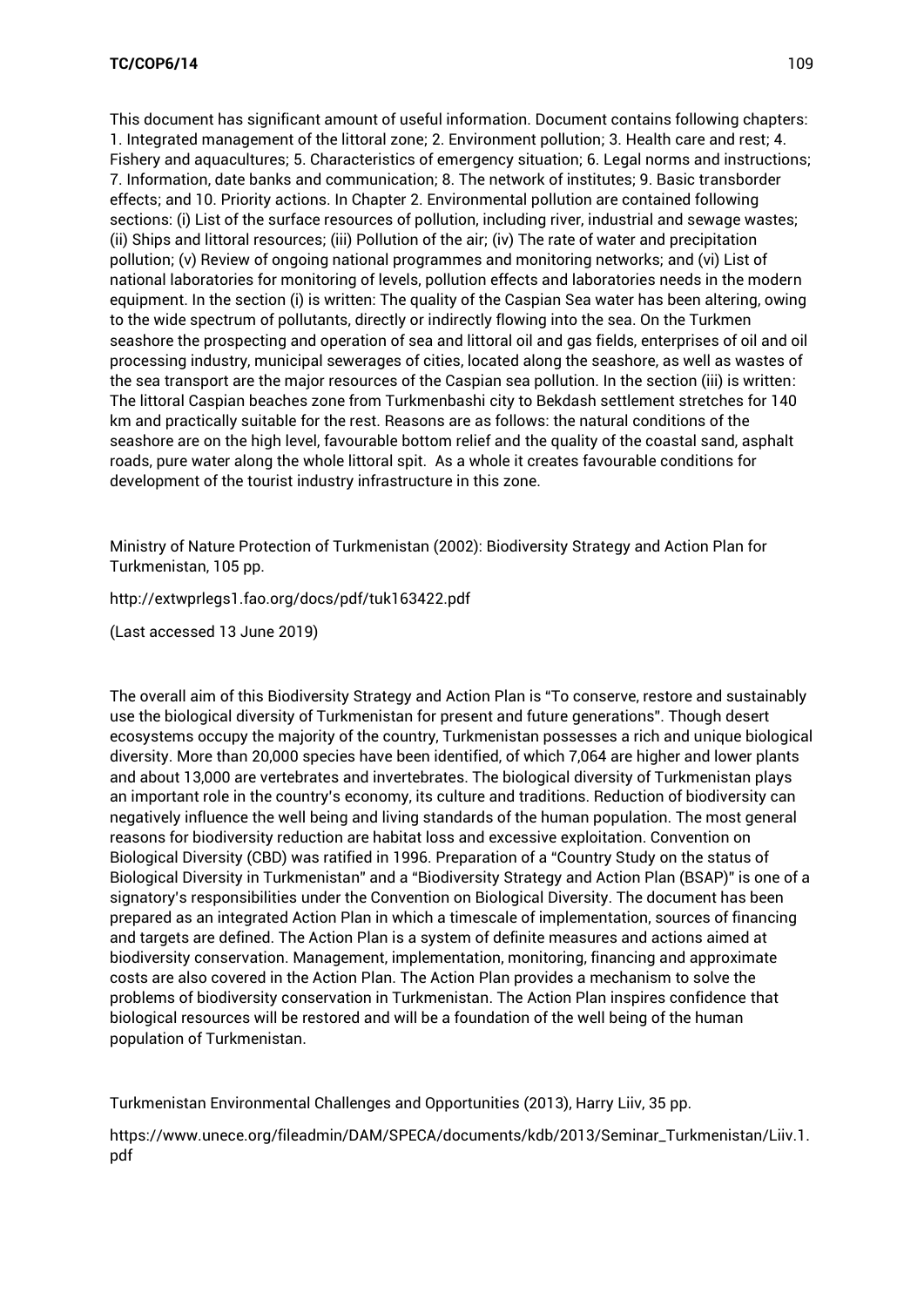This document has significant amount of useful information. Document contains following chapters: 1. Integrated management of the littoral zone; 2. Environment pollution; 3. Health care and rest; 4. Fishery and aquacultures; 5. Characteristics of emergency situation; 6. Legal norms and instructions; 7. Information, date banks and communication; 8. The network of institutes; 9. Basic transborder effects; and 10. Priority actions. In Chapter 2. Environmental pollution are contained following sections: (i) List of the surface resources of pollution, including river, industrial and sewage wastes; (ii) Ships and littoral resources; (iii) Pollution of the air; (iv) The rate of water and precipitation pollution; (v) Review of ongoing national programmes and monitoring networks; and (vi) List of national laboratories for monitoring of levels, pollution effects and laboratories needs in the modern equipment. In the section (i) is written: The quality of the Caspian Sea water has been altering, owing to the wide spectrum of pollutants, directly or indirectly flowing into the sea. On the Turkmen seashore the prospecting and operation of sea and littoral oil and gas fields, enterprises of oil and oil processing industry, municipal sewerages of cities, located along the seashore, as well as wastes of the sea transport are the major resources of the Caspian sea pollution. In the section (iii) is written: The littoral Caspian beaches zone from Turkmenbashi city to Bekdash settlement stretches for 140 km and practically suitable for the rest. Reasons are as follows: the natural conditions of the seashore are on the high level, favourable bottom relief and the quality of the coastal sand, asphalt roads, pure water along the whole littoral spit. As a whole it creates favourable conditions for development of the tourist industry infrastructure in this zone.

Ministry of Nature Protection of Turkmenistan (2002): Biodiversity Strategy and Action Plan for Turkmenistan, 105 pp.

http://extwprlegs1.fao.org/docs/pdf/tuk163422.pdf

(Last accessed 13 June 2019)

The overall aim of this Biodiversity Strategy and Action Plan is "To conserve, restore and sustainably use the biological diversity of Turkmenistan for present and future generations". Though desert ecosystems occupy the majority of the country, Turkmenistan possesses a rich and unique biological diversity. More than 20,000 species have been identified, of which 7,064 are higher and lower plants and about 13,000 are vertebrates and invertebrates. The biological diversity of Turkmenistan plays an important role in the country's economy, its culture and traditions. Reduction of biodiversity can negatively influence the well being and living standards of the human population. The most general reasons for biodiversity reduction are habitat loss and excessive exploitation. Convention on Biological Diversity (CBD) was ratified in 1996. Preparation of a "Country Study on the status of Biological Diversity in Turkmenistan" and a "Biodiversity Strategy and Action Plan (BSAP)" is one of a signatory's responsibilities under the Convention on Biological Diversity. The document has been prepared as an integrated Action Plan in which a timescale of implementation, sources of financing and targets are defined. The Action Plan is a system of definite measures and actions aimed at biodiversity conservation. Management, implementation, monitoring, financing and approximate costs are also covered in the Action Plan. The Action Plan provides a mechanism to solve the problems of biodiversity conservation in Turkmenistan. The Action Plan inspires confidence that biological resources will be restored and will be a foundation of the well being of the human population of Turkmenistan.

Turkmenistan Environmental Challenges and Opportunities (2013), Harry Liiv, 35 pp.

https://www.unece.org/fileadmin/DAM/SPECA/documents/kdb/2013/Seminar_Turkmenistan/Liiv.1.pdf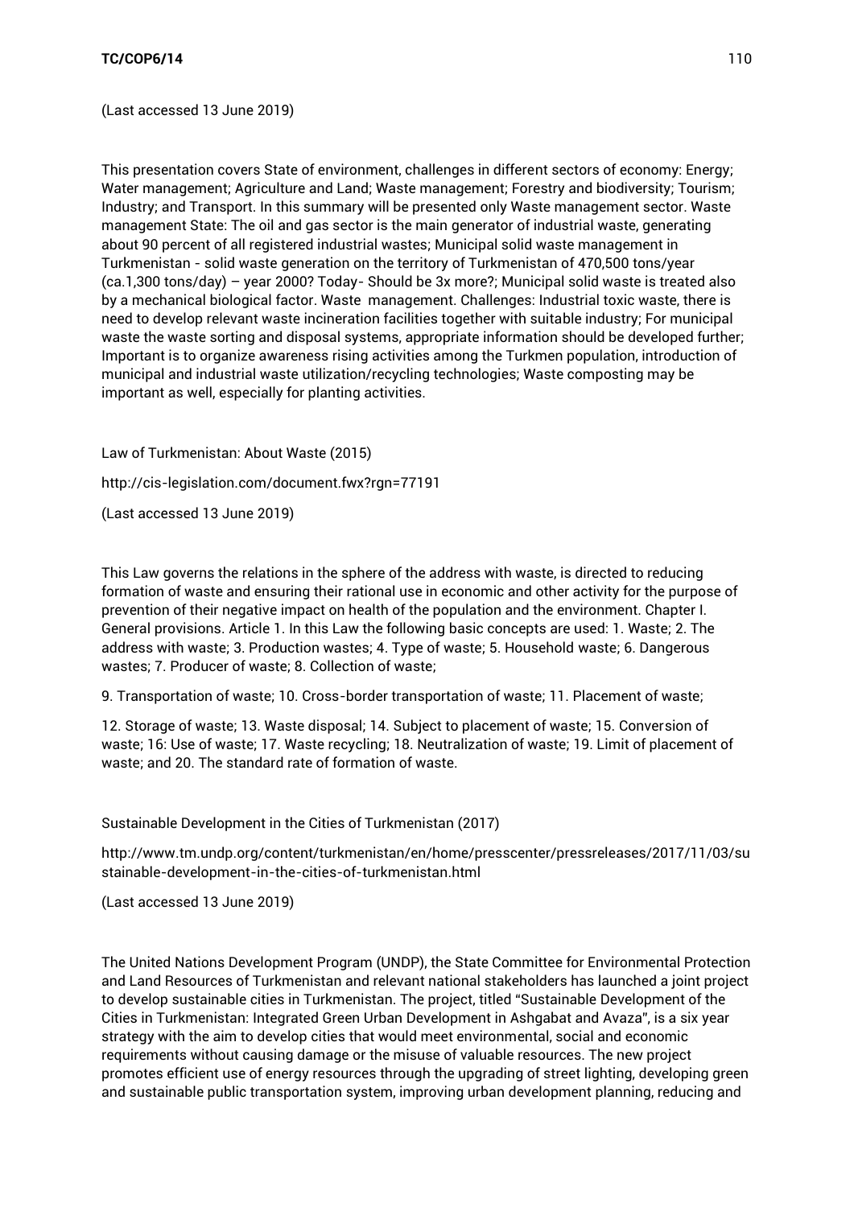(Last accessed 13 June 2019)

This presentation covers State of environment, challenges in different sectors of economy: Energy; Water management; Agriculture and Land; Waste management; Forestry and biodiversity; Tourism; Industry; and Transport. In this summary will be presented only Waste management sector. Waste management State: The oil and gas sector is the main generator of industrial waste, generating about 90 percent of all registered industrial wastes; Municipal solid waste management in Turkmenistan - solid waste generation on the territory of Turkmenistan of 470,500 tons/year (ca.1,300 tons/day) – year 2000? Today- Should be 3x more?; Municipal solid waste is treated also by a mechanical biological factor. Waste management. Challenges: Industrial toxic waste, there is need to develop relevant waste incineration facilities together with suitable industry; For municipal waste the waste sorting and disposal systems, appropriate information should be developed further; Important is to organize awareness rising activities among the Turkmen population, introduction of municipal and industrial waste utilization/recycling technologies; Waste composting may be important as well, especially for planting activities.

Law of Turkmenistan: About Waste (2015)

http://cis-legislation.com/document.fwx?rgn=77191

(Last accessed 13 June 2019)

This Law governs the relations in the sphere of the address with waste, is directed to reducing formation of waste and ensuring their rational use in economic and other activity for the purpose of prevention of their negative impact on health of the population and the environment. Chapter I. General provisions. Article 1. In this Law the following basic concepts are used: 1. Waste; 2. The address with waste; 3. Production wastes; 4. Type of waste; 5. Household waste; 6. Dangerous wastes; 7. Producer of waste; 8. Collection of waste;

9. Transportation of waste; 10. Cross-border transportation of waste; 11. Placement of waste;

12. Storage of waste; 13. Waste disposal; 14. Subject to placement of waste; 15. Conversion of waste; 16: Use of waste; 17. Waste recycling; 18. Neutralization of waste; 19. Limit of placement of waste; and 20. The standard rate of formation of waste.

Sustainable Development in the Cities of Turkmenistan (2017)

http://www.tm.undp.org/content/turkmenistan/en/home/presscenter/pressreleases/2017/11/03/sustainable-development-in-the-cities-of-turkmenistan.html

(Last accessed 13 June 2019)

The United Nations Development Program (UNDP), the State Committee for Environmental Protection and Land Resources of Turkmenistan and relevant national stakeholders has launched a joint project to develop sustainable cities in Turkmenistan. The project, titled "Sustainable Development of the Cities in Turkmenistan: Integrated Green Urban Development in Ashgabat and Avaza", is a six year strategy with the aim to develop cities that would meet environmental, social and economic requirements without causing damage or the misuse of valuable resources. The new project promotes efficient use of energy resources through the upgrading of street lighting, developing green and sustainable public transportation system, improving urban development planning, reducing and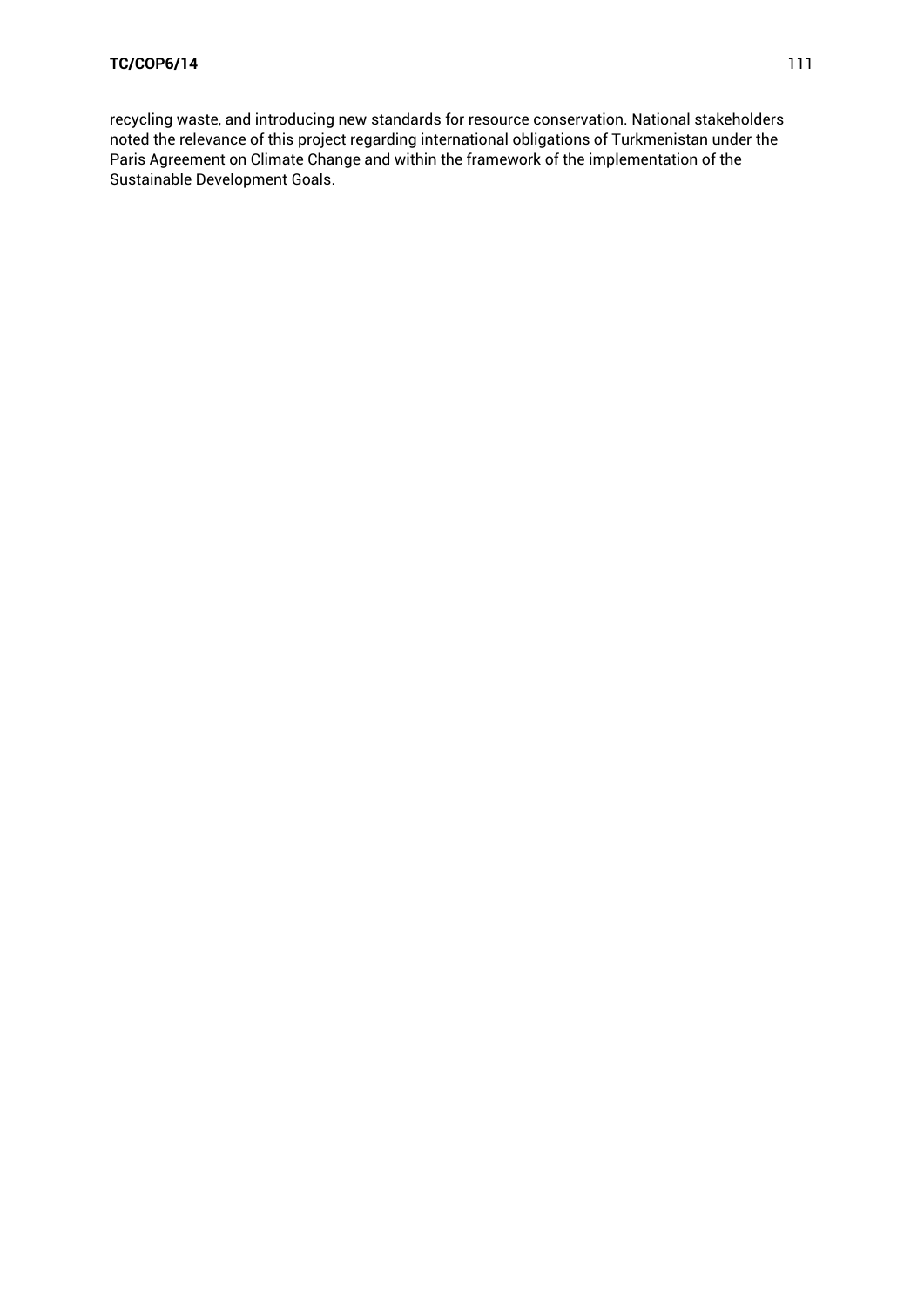recycling waste, and introducing new standards for resource conservation. National stakeholders noted the relevance of this project regarding international obligations of Turkmenistan under the Paris Agreement on Climate Change and within the framework of the implementation of the Sustainable Development Goals.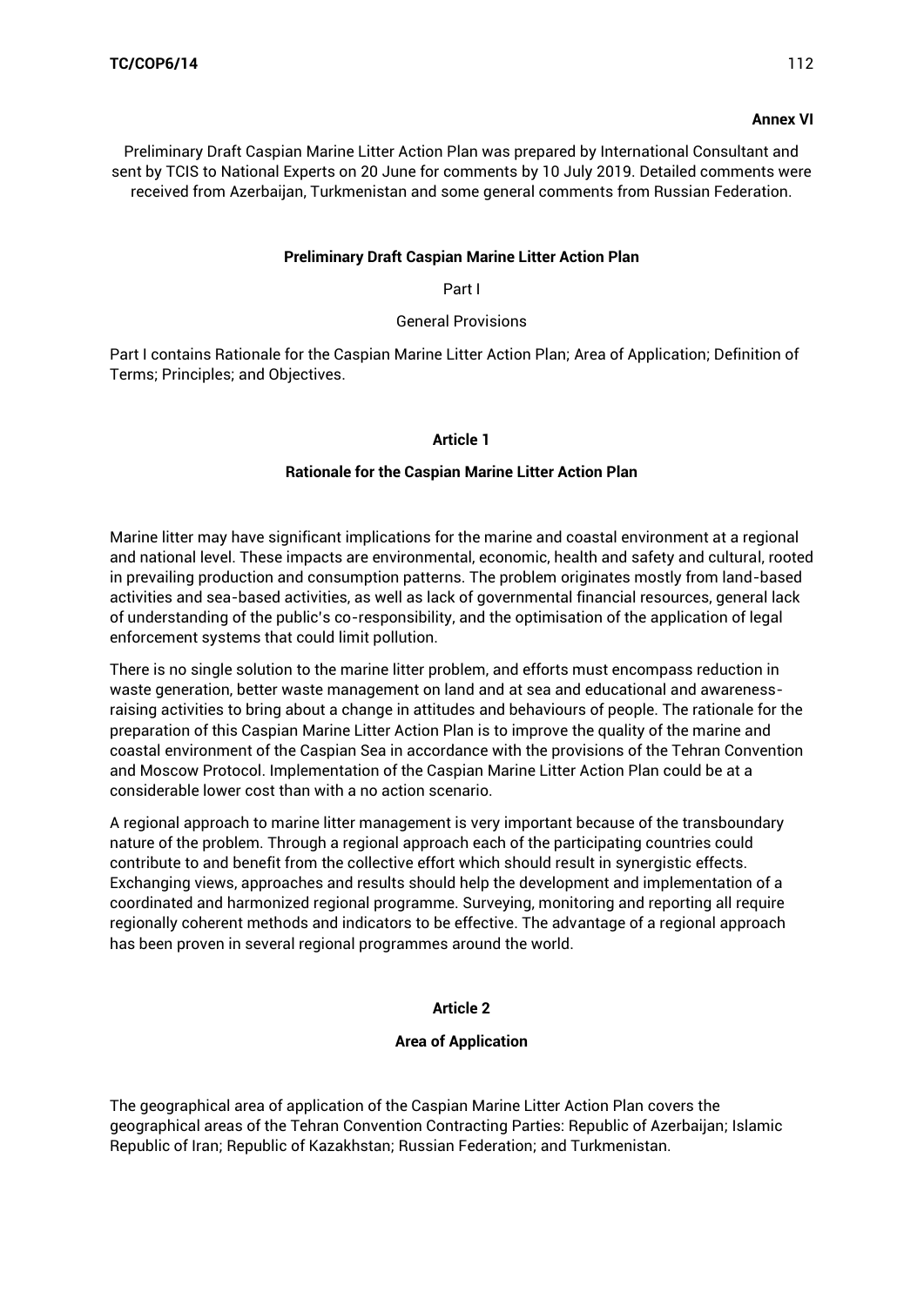**Annex VI**

Preliminary Draft Caspian Marine Litter Action Plan was prepared by International Consultant and sent by TCIS to National Experts on 20 June for comments by 10 July 2019. Detailed comments were received from Azerbaijan, Turkmenistan and some general comments from Russian Federation.

## Preliminary Draft Caspian Marine Litter Action Plan

Part I

General Provisions

Part I contains Rationale for the Caspian Marine Litter Action Plan; Area of Application; Definition of Terms; Principles; and Objectives.

### Article 1

### Rationale for the Caspian Marine Litter Action Plan

Marine litter may have significant implications for the marine and coastal environment at a regional and national level. These impacts are environmental, economic, health and safety and cultural, rooted in prevailing production and consumption patterns. The problem originates mostly from land-based activities and sea-based activities, as well as lack of governmental financial resources, general lack of understanding of the public's co-responsibility, and the optimisation of the application of legal enforcement systems that could limit pollution.

There is no single solution to the marine litter problem, and efforts must encompass reduction in waste generation, better waste management on land and at sea and educational and awareness-raising activities to bring about a change in attitudes and behaviours of people. The rationale for the preparation of this Caspian Marine Litter Action Plan is to improve the quality of the marine and coastal environment of the Caspian Sea in accordance with the provisions of the Tehran Convention and Moscow Protocol. Implementation of the Caspian Marine Litter Action Plan could be at a considerable lower cost than with a no action scenario.

A regional approach to marine litter management is very important because of the transboundary nature of the problem. Through a regional approach each of the participating countries could contribute to and benefit from the collective effort which should result in synergistic effects. Exchanging views, approaches and results should help the development and implementation of a coordinated and harmonized regional programme. Surveying, monitoring and reporting all require regionally coherent methods and indicators to be effective. The advantage of a regional approach has been proven in several regional programmes around the world.

### Article 2

### Area of Application

The geographical area of application of the Caspian Marine Litter Action Plan covers the geographical areas of the Tehran Convention Contracting Parties: Republic of Azerbaijan; Islamic Republic of Iran; Republic of Kazakhstan; Russian Federation; and Turkmenistan.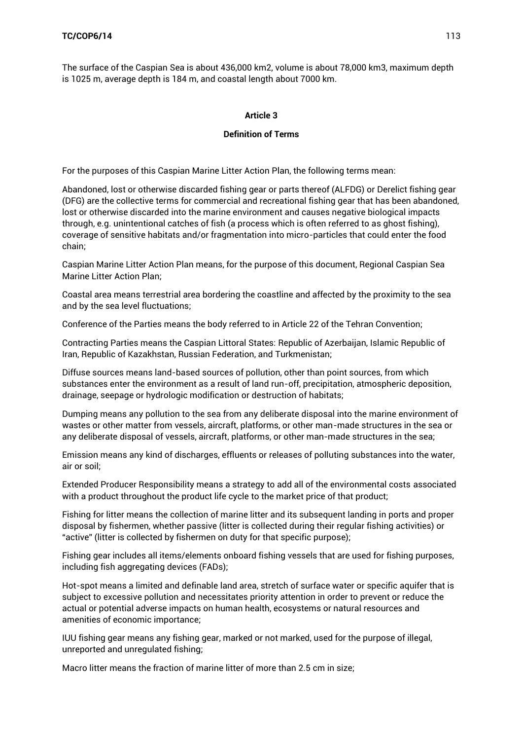The surface of the Caspian Sea is about 436,000 km2, volume is about 78,000 km3, maximum depth is 1025 m, average depth is 184 m, and coastal length about 7000 km.

### Article 3

### Definition of Terms

For the purposes of this Caspian Marine Litter Action Plan, the following terms mean:

Abandoned, lost or otherwise discarded fishing gear or parts thereof (ALFDG) or Derelict fishing gear (DFG) are the collective terms for commercial and recreational fishing gear that has been abandoned, lost or otherwise discarded into the marine environment and causes negative biological impacts through, e.g. unintentional catches of fish (a process which is often referred to as ghost fishing), coverage of sensitive habitats and/or fragmentation into micro-particles that could enter the food chain;

Caspian Marine Litter Action Plan means, for the purpose of this document, Regional Caspian Sea Marine Litter Action Plan;

Coastal area means terrestrial area bordering the coastline and affected by the proximity to the sea and by the sea level fluctuations;

Conference of the Parties means the body referred to in Article 22 of the Tehran Convention;

Contracting Parties means the Caspian Littoral States: Republic of Azerbaijan, Islamic Republic of Iran, Republic of Kazakhstan, Russian Federation, and Turkmenistan;

Diffuse sources means land-based sources of pollution, other than point sources, from which substances enter the environment as a result of land run-off, precipitation, atmospheric deposition, drainage, seepage or hydrologic modification or destruction of habitats;

Dumping means any pollution to the sea from any deliberate disposal into the marine environment of wastes or other matter from vessels, aircraft, platforms, or other man-made structures in the sea or any deliberate disposal of vessels, aircraft, platforms, or other man-made structures in the sea;

Emission means any kind of discharges, effluents or releases of polluting substances into the water, air or soil;

Extended Producer Responsibility means a strategy to add all of the environmental costs associated with a product throughout the product life cycle to the market price of that product;

Fishing for litter means the collection of marine litter and its subsequent landing in ports and proper disposal by fishermen, whether passive (litter is collected during their regular fishing activities) or "active" (litter is collected by fishermen on duty for that specific purpose);

Fishing gear includes all items/elements onboard fishing vessels that are used for fishing purposes, including fish aggregating devices (FADs);

Hot-spot means a limited and definable land area, stretch of surface water or specific aquifer that is subject to excessive pollution and necessitates priority attention in order to prevent or reduce the actual or potential adverse impacts on human health, ecosystems or natural resources and amenities of economic importance;

IUU fishing gear means any fishing gear, marked or not marked, used for the purpose of illegal, unreported and unregulated fishing;

Macro litter means the fraction of marine litter of more than 2.5 cm in size;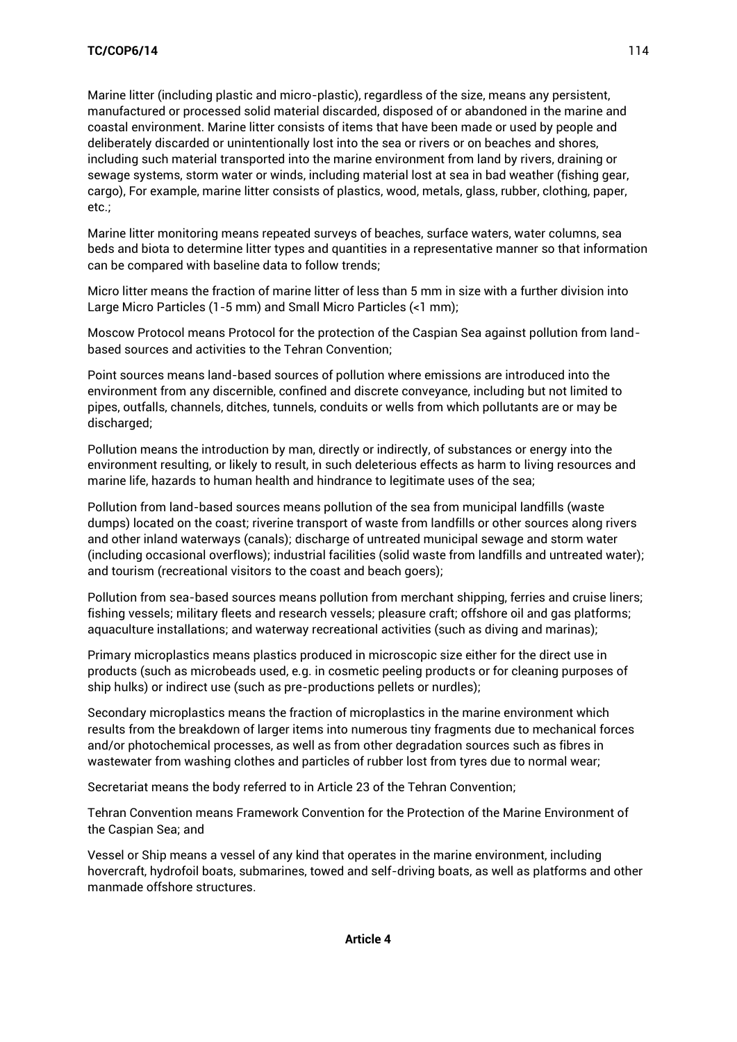Marine litter (including plastic and micro-plastic), regardless of the size, means any persistent, manufactured or processed solid material discarded, disposed of or abandoned in the marine and coastal environment. Marine litter consists of items that have been made or used by people and deliberately discarded or unintentionally lost into the sea or rivers or on beaches and shores, including such material transported into the marine environment from land by rivers, draining or sewage systems, storm water or winds, including material lost at sea in bad weather (fishing gear, cargo), For example, marine litter consists of plastics, wood, metals, glass, rubber, clothing, paper, etc.;

Marine litter monitoring means repeated surveys of beaches, surface waters, water columns, sea beds and biota to determine litter types and quantities in a representative manner so that information can be compared with baseline data to follow trends;

Micro litter means the fraction of marine litter of less than 5 mm in size with a further division into Large Micro Particles (1-5 mm) and Small Micro Particles (<1 mm);

Moscow Protocol means Protocol for the protection of the Caspian Sea against pollution from land-based sources and activities to the Tehran Convention;

Point sources means land-based sources of pollution where emissions are introduced into the environment from any discernible, confined and discrete conveyance, including but not limited to pipes, outfalls, channels, ditches, tunnels, conduits or wells from which pollutants are or may be discharged;

Pollution means the introduction by man, directly or indirectly, of substances or energy into the environment resulting, or likely to result, in such deleterious effects as harm to living resources and marine life, hazards to human health and hindrance to legitimate uses of the sea;

Pollution from land-based sources means pollution of the sea from municipal landfills (waste dumps) located on the coast; riverine transport of waste from landfills or other sources along rivers and other inland waterways (canals); discharge of untreated municipal sewage and storm water (including occasional overflows); industrial facilities (solid waste from landfills and untreated water); and tourism (recreational visitors to the coast and beach goers);

Pollution from sea-based sources means pollution from merchant shipping, ferries and cruise liners; fishing vessels; military fleets and research vessels; pleasure craft; offshore oil and gas platforms; aquaculture installations; and waterway recreational activities (such as diving and marinas);

Primary microplastics means plastics produced in microscopic size either for the direct use in products (such as microbeads used, e.g. in cosmetic peeling products or for cleaning purposes of ship hulks) or indirect use (such as pre-productions pellets or nurdles);

Secondary microplastics means the fraction of microplastics in the marine environment which results from the breakdown of larger items into numerous tiny fragments due to mechanical forces and/or photochemical processes, as well as from other degradation sources such as fibres in wastewater from washing clothes and particles of rubber lost from tyres due to normal wear;

Secretariat means the body referred to in Article 23 of the Tehran Convention;

Tehran Convention means Framework Convention for the Protection of the Marine Environment of the Caspian Sea; and

Vessel or Ship means a vessel of any kind that operates in the marine environment, including hovercraft, hydrofoil boats, submarines, towed and self-driving boats, as well as platforms and other manmade offshore structures.

**Article 4**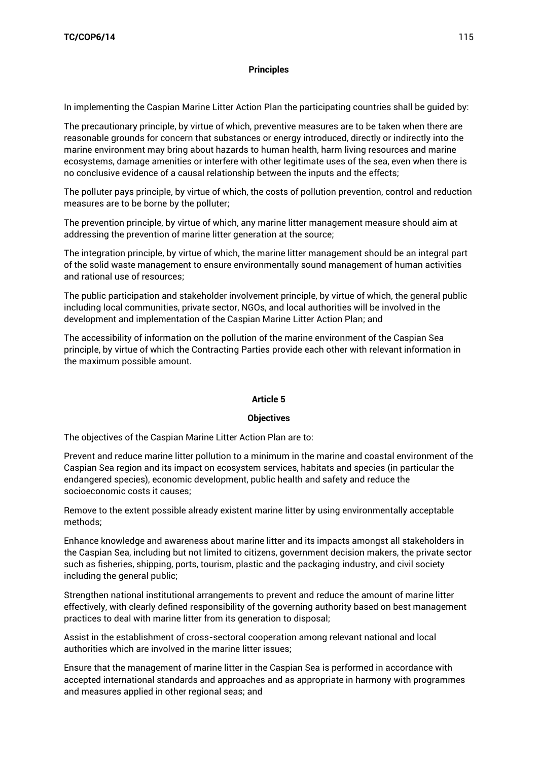**Principles**

In implementing the Caspian Marine Litter Action Plan the participating countries shall be guided by:

The precautionary principle, by virtue of which, preventive measures are to be taken when there are reasonable grounds for concern that substances or energy introduced, directly or indirectly into the marine environment may bring about hazards to human health, harm living resources and marine ecosystems, damage amenities or interfere with other legitimate uses of the sea, even when there is no conclusive evidence of a causal relationship between the inputs and the effects;

The polluter pays principle, by virtue of which, the costs of pollution prevention, control and reduction measures are to be borne by the polluter;

The prevention principle, by virtue of which, any marine litter management measure should aim at addressing the prevention of marine litter generation at the source;

The integration principle, by virtue of which, the marine litter management should be an integral part of the solid waste management to ensure environmentally sound management of human activities and rational use of resources;

The public participation and stakeholder involvement principle, by virtue of which, the general public including local communities, private sector, NGOs, and local authorities will be involved in the development and implementation of the Caspian Marine Litter Action Plan; and

The accessibility of information on the pollution of the marine environment of the Caspian Sea principle, by virtue of which the Contracting Parties provide each other with relevant information in the maximum possible amount.

**Article 5**

**Objectives**

The objectives of the Caspian Marine Litter Action Plan are to:

Prevent and reduce marine litter pollution to a minimum in the marine and coastal environment of the Caspian Sea region and its impact on ecosystem services, habitats and species (in particular the endangered species), economic development, public health and safety and reduce the socioeconomic costs it causes;

Remove to the extent possible already existent marine litter by using environmentally acceptable methods;

Enhance knowledge and awareness about marine litter and its impacts amongst all stakeholders in the Caspian Sea, including but not limited to citizens, government decision makers, the private sector such as fisheries, shipping, ports, tourism, plastic and the packaging industry, and civil society including the general public;

Strengthen national institutional arrangements to prevent and reduce the amount of marine litter effectively, with clearly defined responsibility of the governing authority based on best management practices to deal with marine litter from its generation to disposal;

Assist in the establishment of cross-sectoral cooperation among relevant national and local authorities which are involved in the marine litter issues;

Ensure that the management of marine litter in the Caspian Sea is performed in accordance with accepted international standards and approaches and as appropriate in harmony with programmes and measures applied in other regional seas; and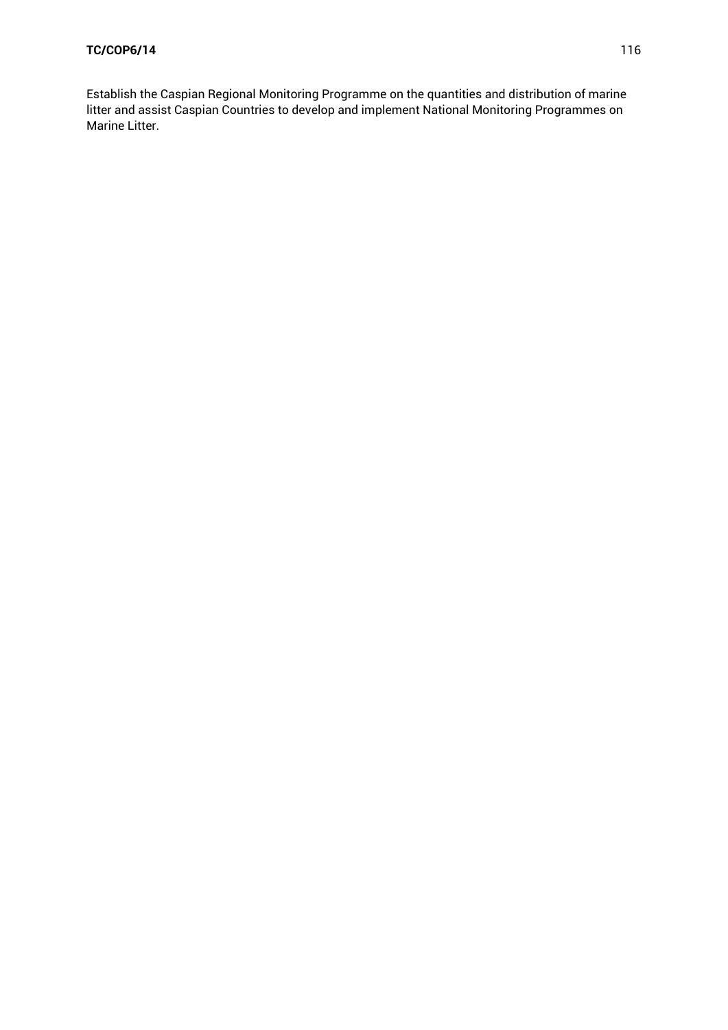Establish the Caspian Regional Monitoring Programme on the quantities and distribution of marine litter and assist Caspian Countries to develop and implement National Monitoring Programmes on Marine Litter.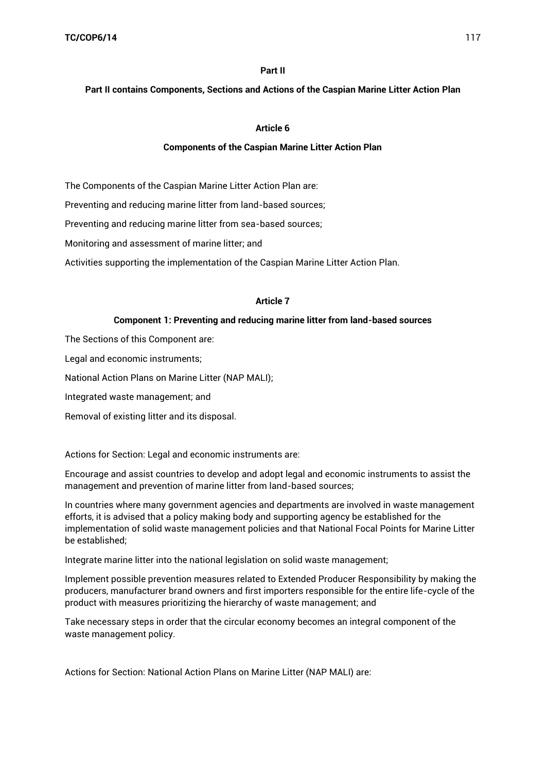**Part II**

**Part II contains Components, Sections and Actions of the Caspian Marine Litter Action Plan**

**Article 6**

**Components of the Caspian Marine Litter Action Plan**

The Components of the Caspian Marine Litter Action Plan are:

Preventing and reducing marine litter from land-based sources;

Preventing and reducing marine litter from sea-based sources;

Monitoring and assessment of marine litter; and

Activities supporting the implementation of the Caspian Marine Litter Action Plan.

**Article 7**

**Component 1: Preventing and reducing marine litter from land-based sources**

The Sections of this Component are:

Legal and economic instruments;

National Action Plans on Marine Litter (NAP MALI);

Integrated waste management; and

Removal of existing litter and its disposal.

Actions for Section: Legal and economic instruments are:

Encourage and assist countries to develop and adopt legal and economic instruments to assist the management and prevention of marine litter from land-based sources;

In countries where many government agencies and departments are involved in waste management efforts, it is advised that a policy making body and supporting agency be established for the implementation of solid waste management policies and that National Focal Points for Marine Litter be established;

Integrate marine litter into the national legislation on solid waste management;

Implement possible prevention measures related to Extended Producer Responsibility by making the producers, manufacturer brand owners and first importers responsible for the entire life-cycle of the product with measures prioritizing the hierarchy of waste management; and

Take necessary steps in order that the circular economy becomes an integral component of the waste management policy.

Actions for Section: National Action Plans on Marine Litter (NAP MALI) are: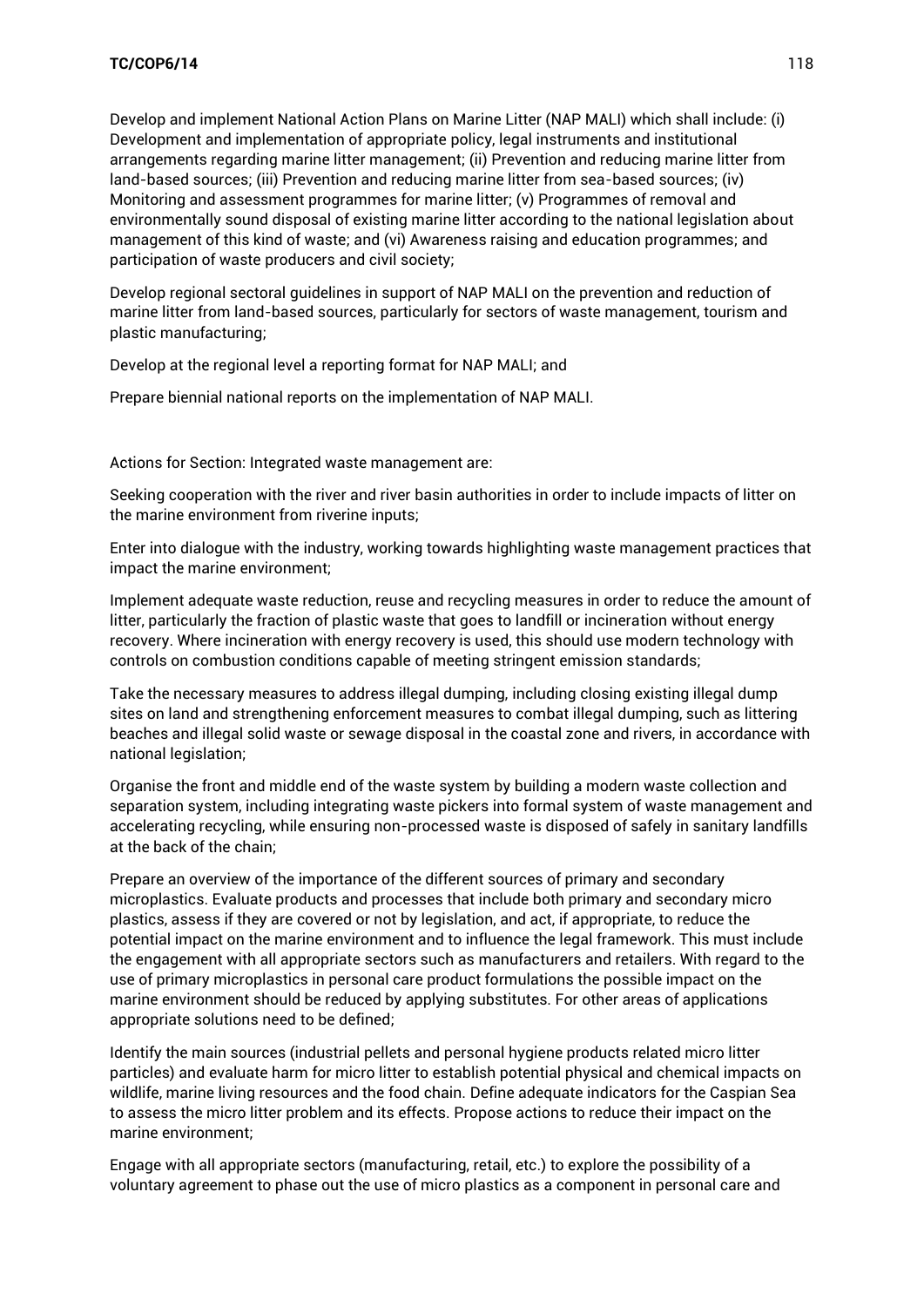Develop and implement National Action Plans on Marine Litter (NAP MALI) which shall include: (i) Development and implementation of appropriate policy, legal instruments and institutional arrangements regarding marine litter management; (ii) Prevention and reducing marine litter from land-based sources; (iii) Prevention and reducing marine litter from sea-based sources; (iv) Monitoring and assessment programmes for marine litter; (v) Programmes of removal and environmentally sound disposal of existing marine litter according to the national legislation about management of this kind of waste; and (vi) Awareness raising and education programmes; and participation of waste producers and civil society;

Develop regional sectoral guidelines in support of NAP MALI on the prevention and reduction of marine litter from land-based sources, particularly for sectors of waste management, tourism and plastic manufacturing;

Develop at the regional level a reporting format for NAP MALI; and

Prepare biennial national reports on the implementation of NAP MALI.

Actions for Section: Integrated waste management are:

Seeking cooperation with the river and river basin authorities in order to include impacts of litter on the marine environment from riverine inputs;

Enter into dialogue with the industry, working towards highlighting waste management practices that impact the marine environment;

Implement adequate waste reduction, reuse and recycling measures in order to reduce the amount of litter, particularly the fraction of plastic waste that goes to landfill or incineration without energy recovery. Where incineration with energy recovery is used, this should use modern technology with controls on combustion conditions capable of meeting stringent emission standards;

Take the necessary measures to address illegal dumping, including closing existing illegal dump sites on land and strengthening enforcement measures to combat illegal dumping, such as littering beaches and illegal solid waste or sewage disposal in the coastal zone and rivers, in accordance with national legislation;

Organise the front and middle end of the waste system by building a modern waste collection and separation system, including integrating waste pickers into formal system of waste management and accelerating recycling, while ensuring non-processed waste is disposed of safely in sanitary landfills at the back of the chain;

Prepare an overview of the importance of the different sources of primary and secondary microplastics. Evaluate products and processes that include both primary and secondary micro plastics, assess if they are covered or not by legislation, and act, if appropriate, to reduce the potential impact on the marine environment and to influence the legal framework. This must include the engagement with all appropriate sectors such as manufacturers and retailers. With regard to the use of primary microplastics in personal care product formulations the possible impact on the marine environment should be reduced by applying substitutes. For other areas of applications appropriate solutions need to be defined;

Identify the main sources (industrial pellets and personal hygiene products related micro litter particles) and evaluate harm for micro litter to establish potential physical and chemical impacts on wildlife, marine living resources and the food chain. Define adequate indicators for the Caspian Sea to assess the micro litter problem and its effects. Propose actions to reduce their impact on the marine environment;

Engage with all appropriate sectors (manufacturing, retail, etc.) to explore the possibility of a voluntary agreement to phase out the use of micro plastics as a component in personal care and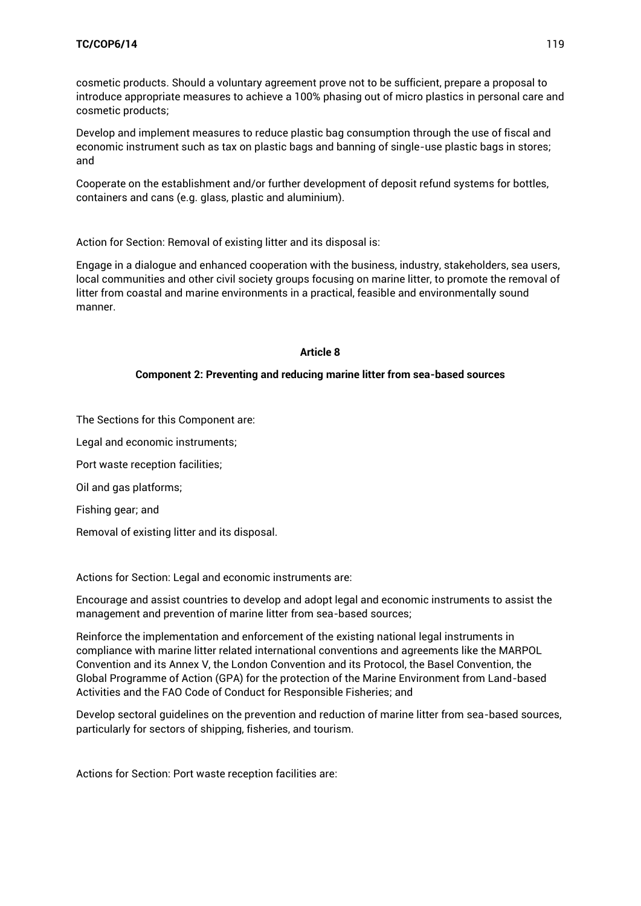cosmetic products. Should a voluntary agreement prove not to be sufficient, prepare a proposal to introduce appropriate measures to achieve a 100% phasing out of micro plastics in personal care and cosmetic products;

Develop and implement measures to reduce plastic bag consumption through the use of fiscal and economic instrument such as tax on plastic bags and banning of single-use plastic bags in stores; and

Cooperate on the establishment and/or further development of deposit refund systems for bottles, containers and cans (e.g. glass, plastic and aluminium).

Action for Section: Removal of existing litter and its disposal is:

Engage in a dialogue and enhanced cooperation with the business, industry, stakeholders, sea users, local communities and other civil society groups focusing on marine litter, to promote the removal of litter from coastal and marine environments in a practical, feasible and environmentally sound manner.

**Article 8**

**Component 2: Preventing and reducing marine litter from sea-based sources**

The Sections for this Component are:

Legal and economic instruments;

Port waste reception facilities;

Oil and gas platforms;

Fishing gear; and

Removal of existing litter and its disposal.

Actions for Section: Legal and economic instruments are:

Encourage and assist countries to develop and adopt legal and economic instruments to assist the management and prevention of marine litter from sea-based sources;

Reinforce the implementation and enforcement of the existing national legal instruments in compliance with marine litter related international conventions and agreements like the MARPOL Convention and its Annex V, the London Convention and its Protocol, the Basel Convention, the Global Programme of Action (GPA) for the protection of the Marine Environment from Land-based Activities and the FAO Code of Conduct for Responsible Fisheries; and

Develop sectoral guidelines on the prevention and reduction of marine litter from sea-based sources, particularly for sectors of shipping, fisheries, and tourism.

Actions for Section: Port waste reception facilities are: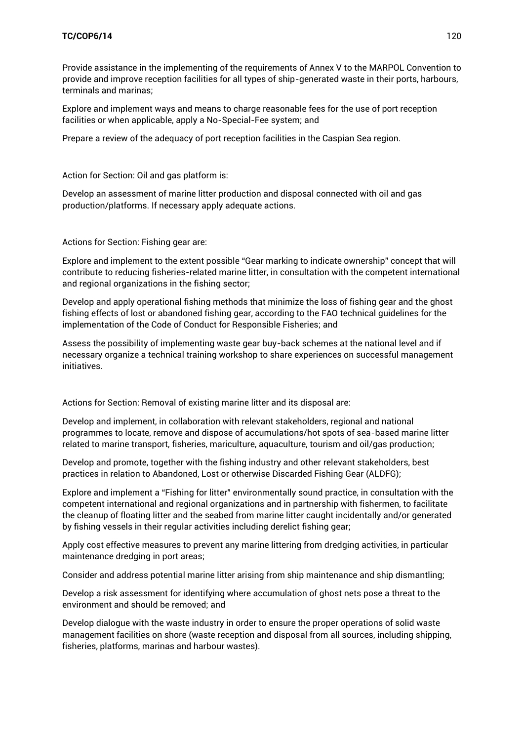Provide assistance in the implementing of the requirements of Annex V to the MARPOL Convention to provide and improve reception facilities for all types of ship-generated waste in their ports, harbours, terminals and marinas;

Explore and implement ways and means to charge reasonable fees for the use of port reception facilities or when applicable, apply a No-Special-Fee system; and

Prepare a review of the adequacy of port reception facilities in the Caspian Sea region.

Action for Section: Oil and gas platform is:

Develop an assessment of marine litter production and disposal connected with oil and gas production/platforms. If necessary apply adequate actions.

Actions for Section: Fishing gear are:

Explore and implement to the extent possible "Gear marking to indicate ownership" concept that will contribute to reducing fisheries-related marine litter, in consultation with the competent international and regional organizations in the fishing sector;

Develop and apply operational fishing methods that minimize the loss of fishing gear and the ghost fishing effects of lost or abandoned fishing gear, according to the FAO technical guidelines for the implementation of the Code of Conduct for Responsible Fisheries; and

Assess the possibility of implementing waste gear buy-back schemes at the national level and if necessary organize a technical training workshop to share experiences on successful management initiatives.

Actions for Section: Removal of existing marine litter and its disposal are:

Develop and implement, in collaboration with relevant stakeholders, regional and national programmes to locate, remove and dispose of accumulations/hot spots of sea-based marine litter related to marine transport, fisheries, mariculture, aquaculture, tourism and oil/gas production;

Develop and promote, together with the fishing industry and other relevant stakeholders, best practices in relation to Abandoned, Lost or otherwise Discarded Fishing Gear (ALDFG);

Explore and implement a "Fishing for litter" environmentally sound practice, in consultation with the competent international and regional organizations and in partnership with fishermen, to facilitate the cleanup of floating litter and the seabed from marine litter caught incidentally and/or generated by fishing vessels in their regular activities including derelict fishing gear;

Apply cost effective measures to prevent any marine littering from dredging activities, in particular maintenance dredging in port areas;

Consider and address potential marine litter arising from ship maintenance and ship dismantling;

Develop a risk assessment for identifying where accumulation of ghost nets pose a threat to the environment and should be removed; and

Develop dialogue with the waste industry in order to ensure the proper operations of solid waste management facilities on shore (waste reception and disposal from all sources, including shipping, fisheries, platforms, marinas and harbour wastes).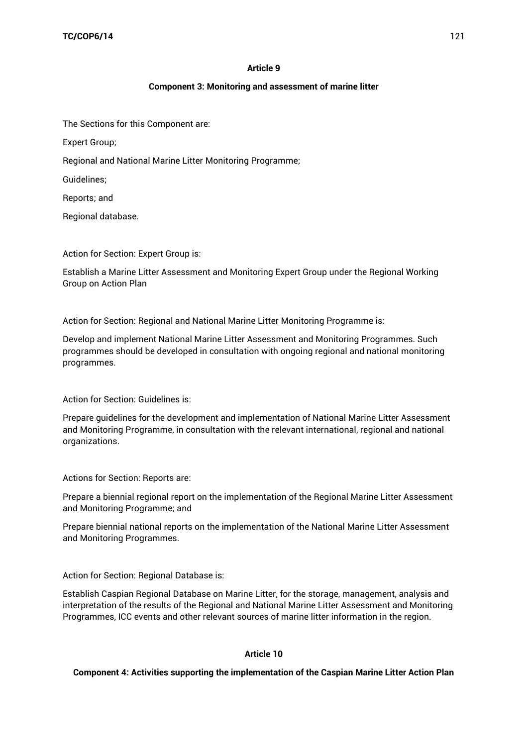**Article 9**

**Component 3: Monitoring and assessment of marine litter**

The Sections for this Component are:

Expert Group;

Regional and National Marine Litter Monitoring Programme;

Guidelines;

Reports; and

Regional database.

Action for Section: Expert Group is:

Establish a Marine Litter Assessment and Monitoring Expert Group under the Regional Working Group on Action Plan

Action for Section: Regional and National Marine Litter Monitoring Programme is:

Develop and implement National Marine Litter Assessment and Monitoring Programmes. Such programmes should be developed in consultation with ongoing regional and national monitoring programmes.

Action for Section: Guidelines is:

Prepare guidelines for the development and implementation of National Marine Litter Assessment and Monitoring Programme, in consultation with the relevant international, regional and national organizations.

Actions for Section: Reports are:

Prepare a biennial regional report on the implementation of the Regional Marine Litter Assessment and Monitoring Programme; and

Prepare biennial national reports on the implementation of the National Marine Litter Assessment and Monitoring Programmes.

Action for Section: Regional Database is:

Establish Caspian Regional Database on Marine Litter, for the storage, management, analysis and interpretation of the results of the Regional and National Marine Litter Assessment and Monitoring Programmes, ICC events and other relevant sources of marine litter information in the region.

**Article 10**

**Component 4: Activities supporting the implementation of the Caspian Marine Litter Action Plan**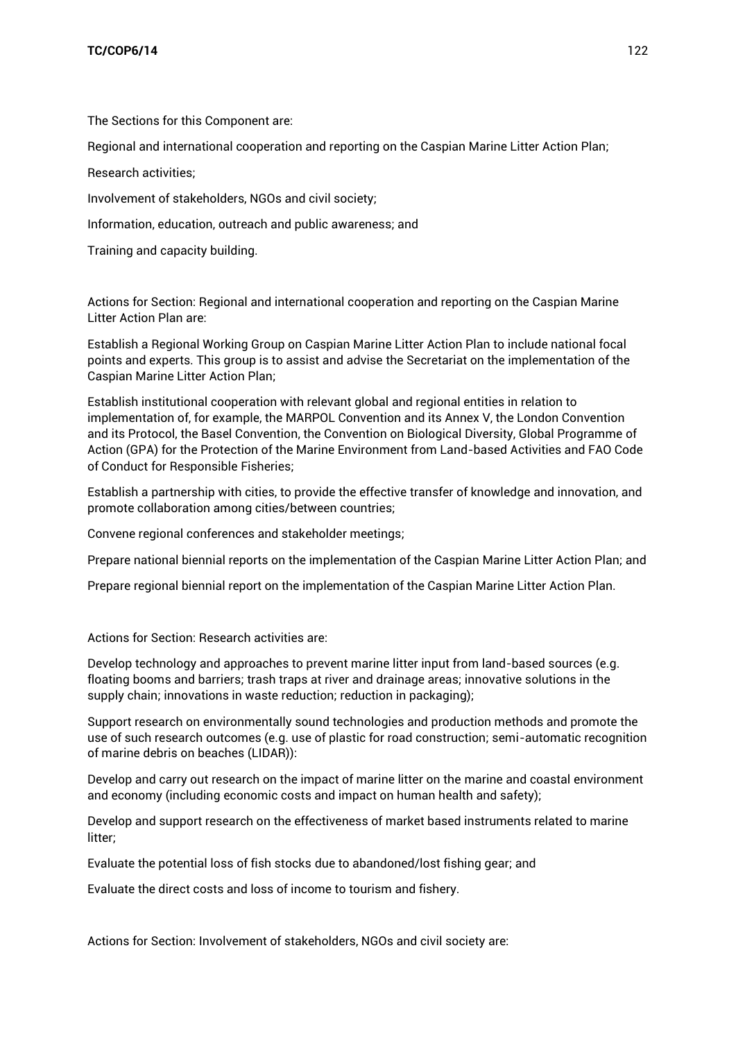The Sections for this Component are:

Regional and international cooperation and reporting on the Caspian Marine Litter Action Plan;

Research activities;

Involvement of stakeholders, NGOs and civil society;

Information, education, outreach and public awareness; and

Training and capacity building.

Actions for Section: Regional and international cooperation and reporting on the Caspian Marine Litter Action Plan are:

Establish a Regional Working Group on Caspian Marine Litter Action Plan to include national focal points and experts. This group is to assist and advise the Secretariat on the implementation of the Caspian Marine Litter Action Plan;

Establish institutional cooperation with relevant global and regional entities in relation to implementation of, for example, the MARPOL Convention and its Annex V, the London Convention and its Protocol, the Basel Convention, the Convention on Biological Diversity, Global Programme of Action (GPA) for the Protection of the Marine Environment from Land-based Activities and FAO Code of Conduct for Responsible Fisheries;

Establish a partnership with cities, to provide the effective transfer of knowledge and innovation, and promote collaboration among cities/between countries;

Convene regional conferences and stakeholder meetings;

Prepare national biennial reports on the implementation of the Caspian Marine Litter Action Plan; and

Prepare regional biennial report on the implementation of the Caspian Marine Litter Action Plan.

Actions for Section: Research activities are:

Develop technology and approaches to prevent marine litter input from land-based sources (e.g. floating booms and barriers; trash traps at river and drainage areas; innovative solutions in the supply chain; innovations in waste reduction; reduction in packaging);

Support research on environmentally sound technologies and production methods and promote the use of such research outcomes (e.g. use of plastic for road construction; semi-automatic recognition of marine debris on beaches (LIDAR)):

Develop and carry out research on the impact of marine litter on the marine and coastal environment and economy (including economic costs and impact on human health and safety);

Develop and support research on the effectiveness of market based instruments related to marine litter;

Evaluate the potential loss of fish stocks due to abandoned/lost fishing gear; and

Evaluate the direct costs and loss of income to tourism and fishery.

Actions for Section: Involvement of stakeholders, NGOs and civil society are: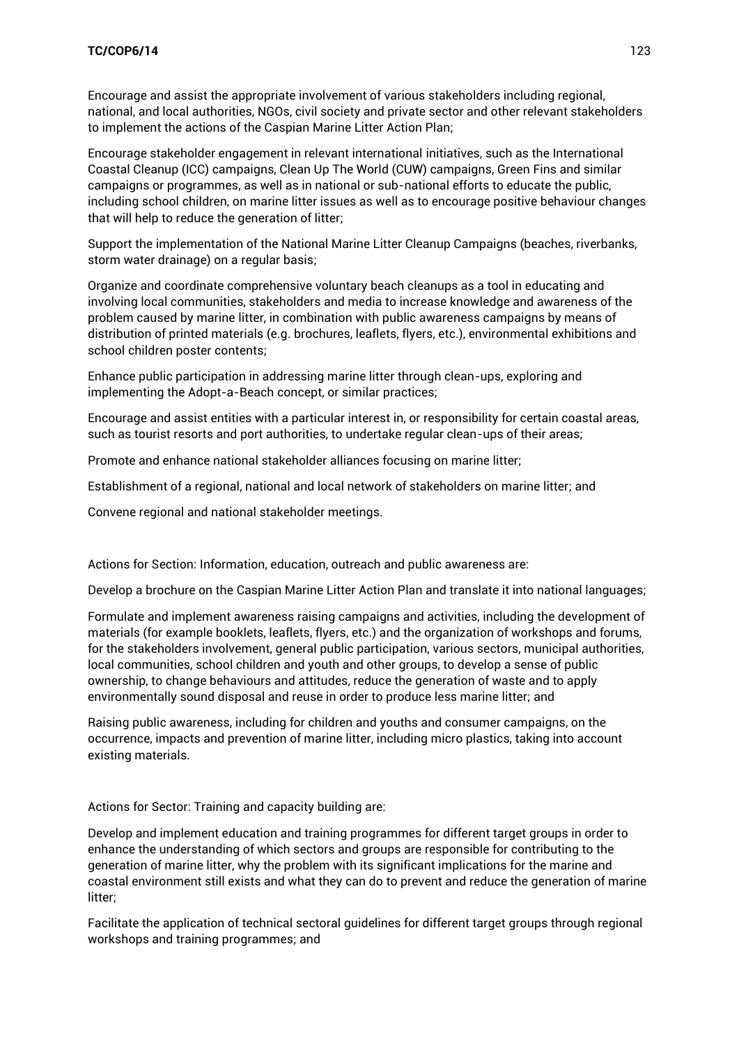Encourage and assist the appropriate involvement of various stakeholders including regional, national, and local authorities, NGOs, civil society and private sector and other relevant stakeholders to implement the actions of the Caspian Marine Litter Action Plan;

Encourage stakeholder engagement in relevant international initiatives, such as the International Coastal Cleanup (ICC) campaigns, Clean Up The World (CUW) campaigns, Green Fins and similar campaigns or programmes, as well as in national or sub-national efforts to educate the public, including school children, on marine litter issues as well as to encourage positive behaviour changes that will help to reduce the generation of litter;

Support the implementation of the National Marine Litter Cleanup Campaigns (beaches, riverbanks, storm water drainage) on a regular basis;

Organize and coordinate comprehensive voluntary beach cleanups as a tool in educating and involving local communities, stakeholders and media to increase knowledge and awareness of the problem caused by marine litter, in combination with public awareness campaigns by means of distribution of printed materials (e.g. brochures, leaflets, flyers, etc.), environmental exhibitions and school children poster contents;

Enhance public participation in addressing marine litter through clean-ups, exploring and implementing the Adopt-a-Beach concept, or similar practices;

Encourage and assist entities with a particular interest in, or responsibility for certain coastal areas, such as tourist resorts and port authorities, to undertake regular clean-ups of their areas;

Promote and enhance national stakeholder alliances focusing on marine litter;

Establishment of a regional, national and local network of stakeholders on marine litter; and

Convene regional and national stakeholder meetings.

Actions for Section: Information, education, outreach and public awareness are:

Develop a brochure on the Caspian Marine Litter Action Plan and translate it into national languages;

Formulate and implement awareness raising campaigns and activities, including the development of materials (for example booklets, leaflets, flyers, etc.) and the organization of workshops and forums, for the stakeholders involvement, general public participation, various sectors, municipal authorities, local communities, school children and youth and other groups, to develop a sense of public ownership, to change behaviours and attitudes, reduce the generation of waste and to apply environmentally sound disposal and reuse in order to produce less marine litter; and

Raising public awareness, including for children and youths and consumer campaigns, on the occurrence, impacts and prevention of marine litter, including micro plastics, taking into account existing materials.

Actions for Sector: Training and capacity building are:

Develop and implement education and training programmes for different target groups in order to enhance the understanding of which sectors and groups are responsible for contributing to the generation of marine litter, why the problem with its significant implications for the marine and coastal environment still exists and what they can do to prevent and reduce the generation of marine litter;

Facilitate the application of technical sectoral guidelines for different target groups through regional workshops and training programmes; and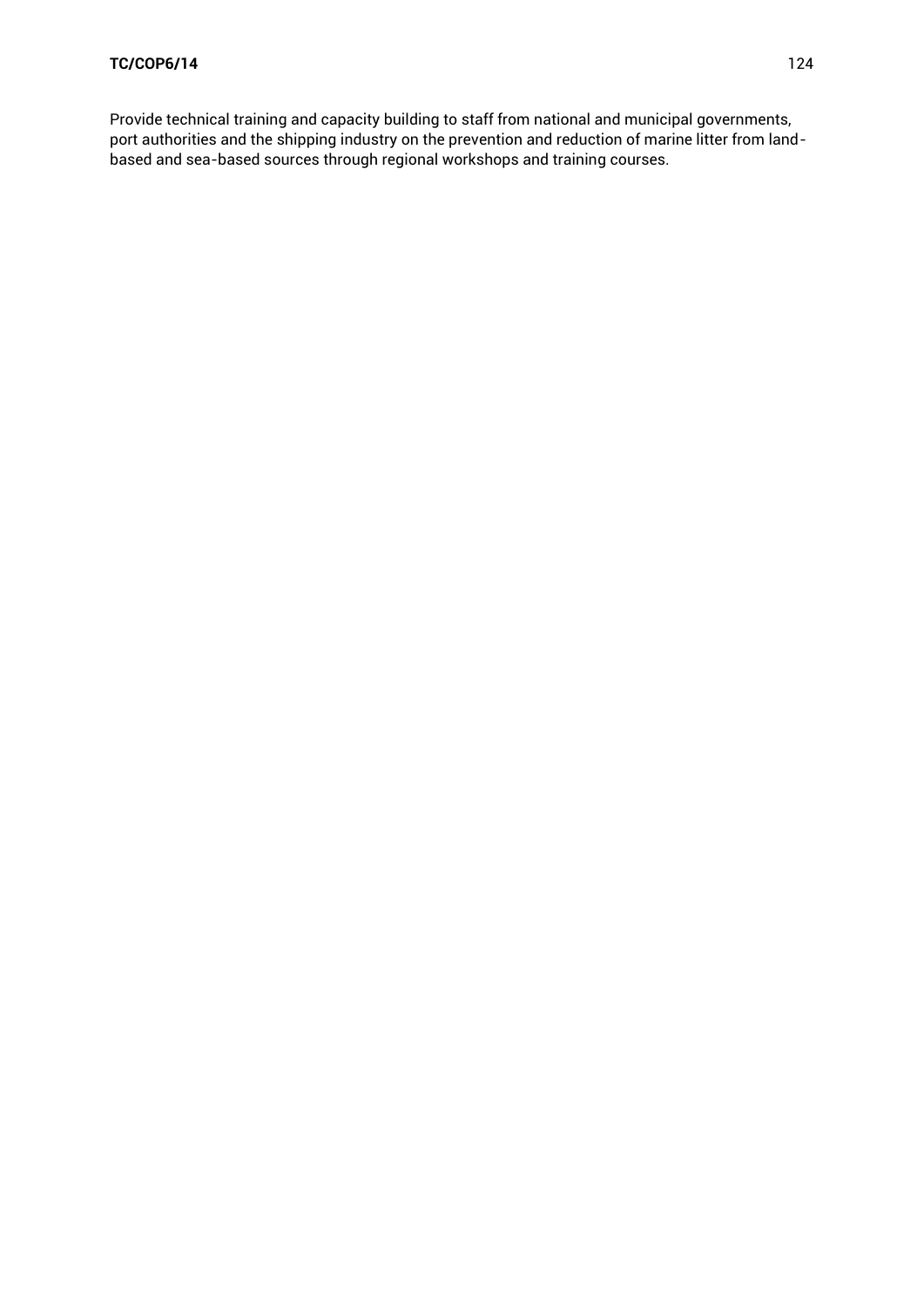Provide technical training and capacity building to staff from national and municipal governments, port authorities and the shipping industry on the prevention and reduction of marine litter from land-based and sea-based sources through regional workshops and training courses.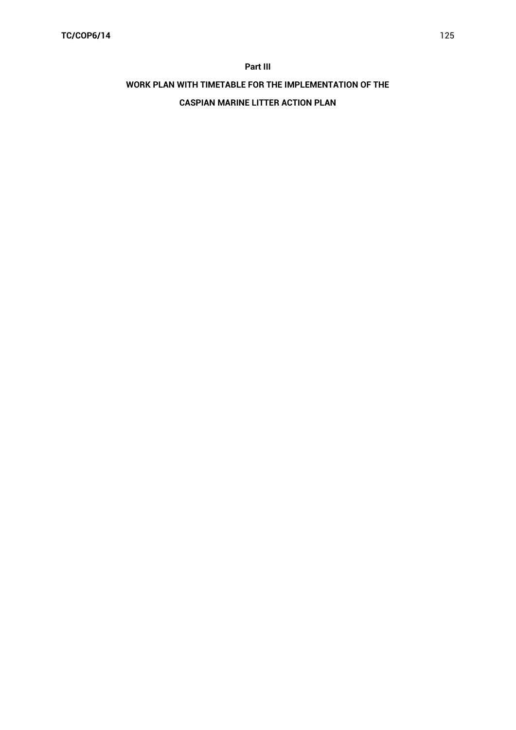## Part III

## WORK PLAN WITH TIMETABLE FOR THE IMPLEMENTATION OF THE CASPIAN MARINE LITTER ACTION PLAN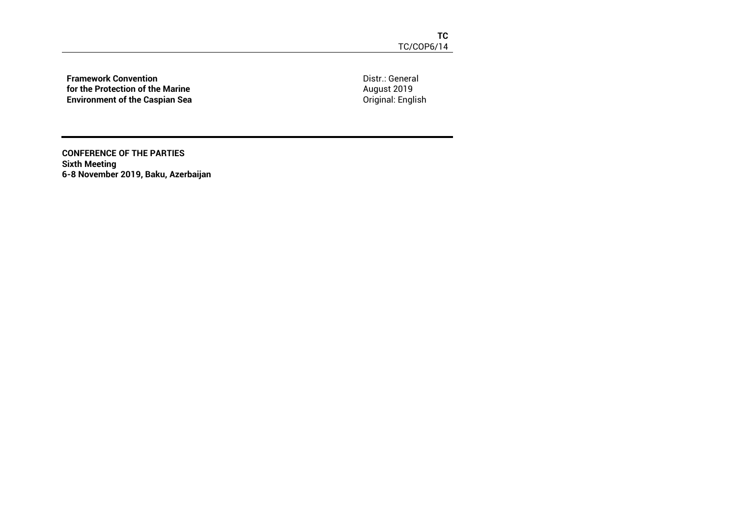**TC**
TC/COP6/14

**Framework Convention**
**for the Protection of the Marine**
**Environment of the Caspian Sea**

Distr.: General
August 2019
Original: English

**CONFERENCE OF THE PARTIES**
**Sixth Meeting**
**6-8 November 2019, Baku, Azerbaijan**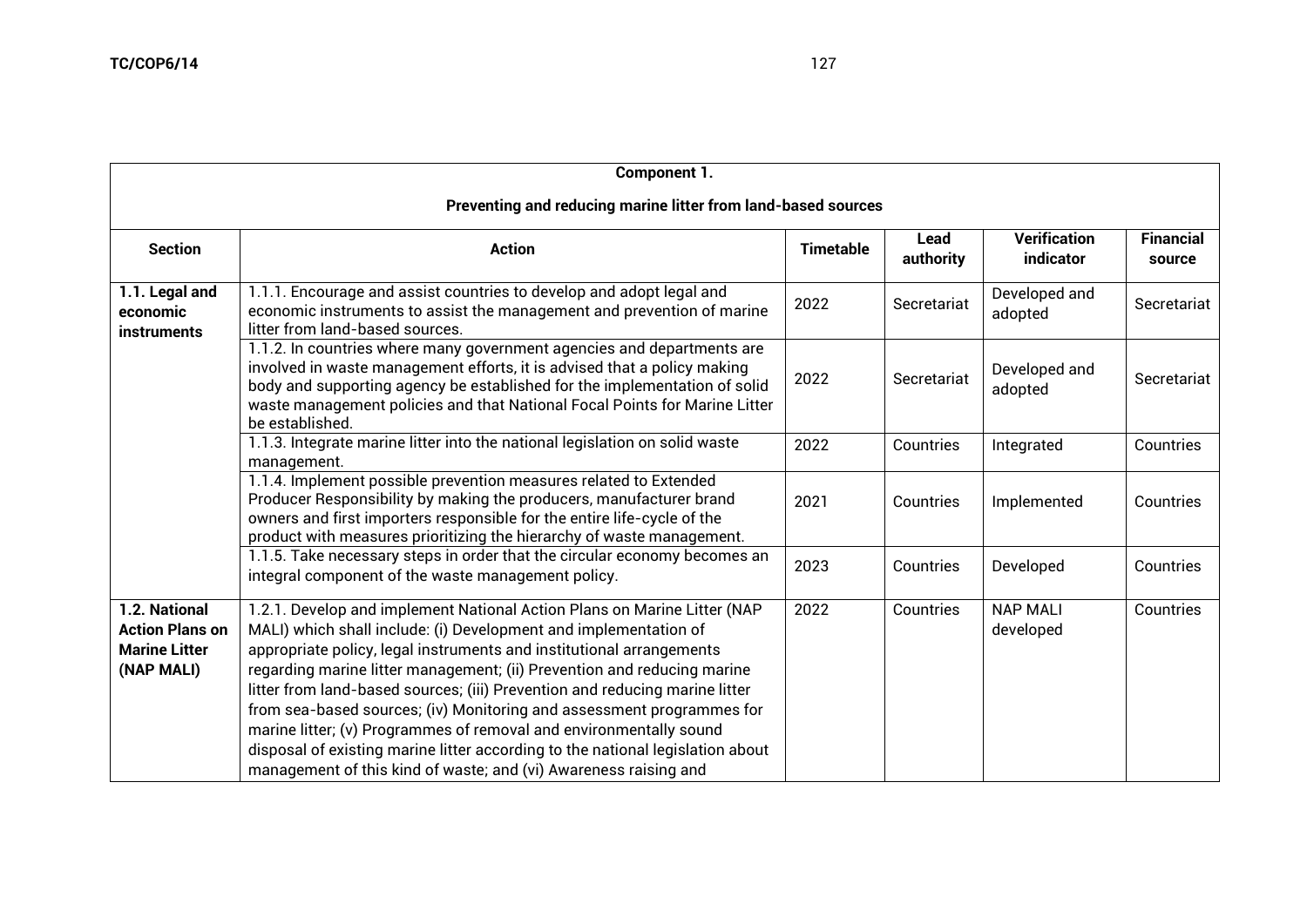| Component 1. Preventing and reducing marine litter from land-based sources | | | | | |
|---|---|---|---|---|---|
| **Section** | **Action** | **Timetable** | **Lead authority** | **Verification indicator** | **Financial source** |
| **1.1. Legal and economic instruments** | 1.1.1. Encourage and assist countries to develop and adopt legal and economic instruments to assist the management and prevention of marine litter from land-based sources. | 2022 | Secretariat | Developed and adopted | Secretariat |
| | 1.1.2. In countries where many government agencies and departments are involved in waste management efforts, it is advised that a policy making body and supporting agency be established for the implementation of solid waste management policies and that National Focal Points for Marine Litter be established. | 2022 | Secretariat | Developed and adopted | Secretariat |
| | 1.1.3. Integrate marine litter into the national legislation on solid waste management. | 2022 | Countries | Integrated | Countries |
| | 1.1.4. Implement possible prevention measures related to Extended Producer Responsibility by making the producers, manufacturer brand owners and first importers responsible for the entire life-cycle of the product with measures prioritizing the hierarchy of waste management. | 2021 | Countries | Implemented | Countries |
| | 1.1.5. Take necessary steps in order that the circular economy becomes an integral component of the waste management policy. | 2023 | Countries | Developed | Countries |
| **1.2. National Action Plans on Marine Litter (NAP MALI)** | 1.2.1. Develop and implement National Action Plans on Marine Litter (NAP MALI) which shall include: (i) Development and implementation of appropriate policy, legal instruments and institutional arrangements regarding marine litter management; (ii) Prevention and reducing marine litter from land-based sources; (iii) Prevention and reducing marine litter from sea-based sources; (iv) Monitoring and assessment programmes for marine litter; (v) Programmes of removal and environmentally sound disposal of existing marine litter according to the national legislation about management of this kind of waste; and (vi) Awareness raising and | 2022 | Countries | NAP MALI developed | Countries |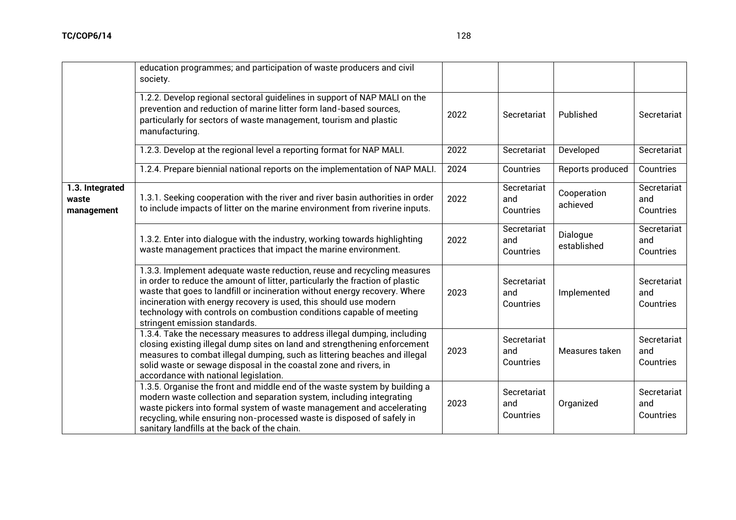| | | | | | |
|---|---|---|---|---|---|
| | education programmes; and participation of waste producers and civil society. | | | | |
| | 1.2.2. Develop regional sectoral guidelines in support of NAP MALI on the prevention and reduction of marine litter form land-based sources, particularly for sectors of waste management, tourism and plastic manufacturing. | 2022 | Secretariat | Published | Secretariat |
| | 1.2.3. Develop at the regional level a reporting format for NAP MALI. | 2022 | Secretariat | Developed | Secretariat |
| | 1.2.4. Prepare biennial national reports on the implementation of NAP MALI. | 2024 | Countries | Reports produced | Countries |
| **1.3. Integrated waste management** | 1.3.1. Seeking cooperation with the river and river basin authorities in order to include impacts of litter on the marine environment from riverine inputs. | 2022 | Secretariat and Countries | Cooperation achieved | Secretariat and Countries |
| | 1.3.2. Enter into dialogue with the industry, working towards highlighting waste management practices that impact the marine environment. | 2022 | Secretariat and Countries | Dialogue established | Secretariat and Countries |
| | 1.3.3. Implement adequate waste reduction, reuse and recycling measures in order to reduce the amount of litter, particularly the fraction of plastic waste that goes to landfill or incineration without energy recovery. Where incineration with energy recovery is used, this should use modern technology with controls on combustion conditions capable of meeting stringent emission standards. | 2023 | Secretariat and Countries | Implemented | Secretariat and Countries |
| | 1.3.4. Take the necessary measures to address illegal dumping, including closing existing illegal dump sites on land and strengthening enforcement measures to combat illegal dumping, such as littering beaches and illegal solid waste or sewage disposal in the coastal zone and rivers, in accordance with national legislation. | 2023 | Secretariat and Countries | Measures taken | Secretariat and Countries |
| | 1.3.5. Organise the front and middle end of the waste system by building a modern waste collection and separation system, including integrating waste pickers into formal system of waste management and accelerating recycling, while ensuring non-processed waste is disposed of safely in sanitary landfills at the back of the chain. | 2023 | Secretariat and Countries | Organized | Secretariat and Countries |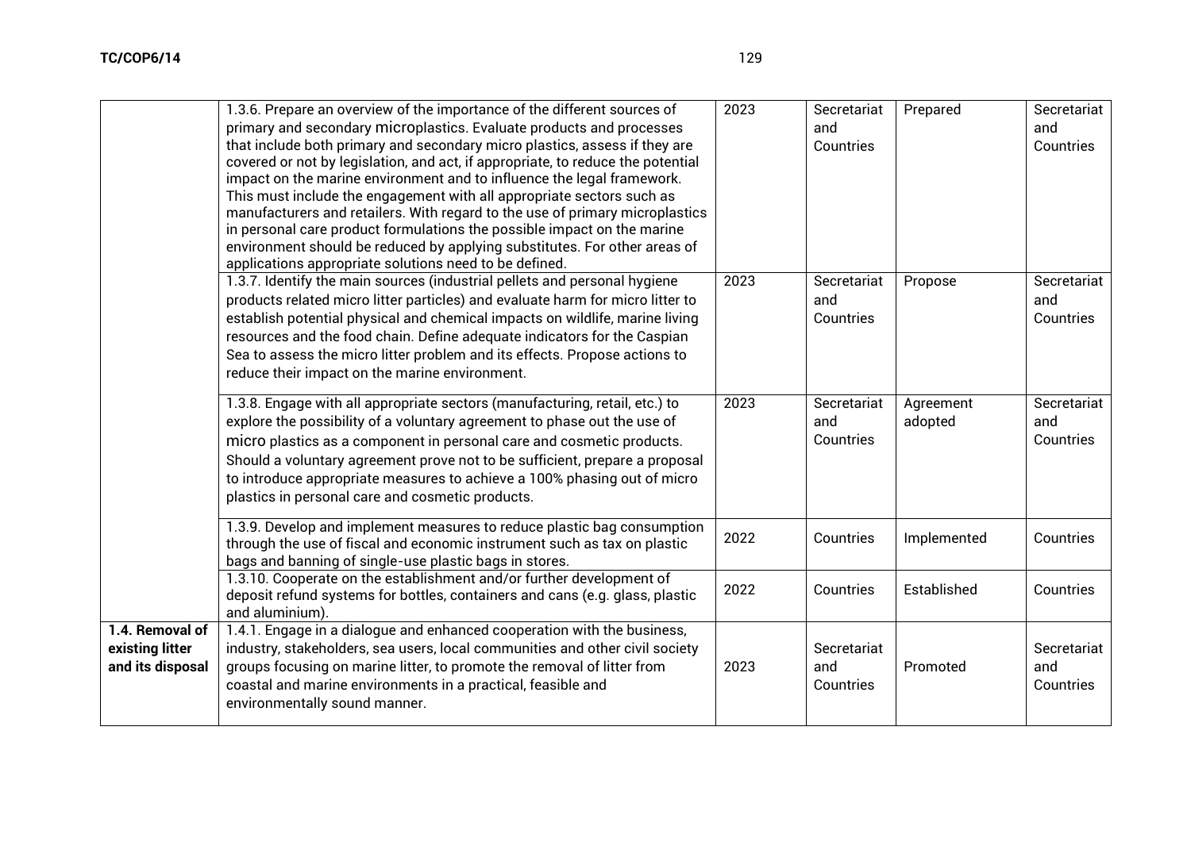|  |  |  |  |  |  |
|---|---|---|---|---|---|
|  | 1.3.6. Prepare an overview of the importance of the different sources of primary and secondary microplastics. Evaluate products and processes that include both primary and secondary micro plastics, assess if they are covered or not by legislation, and act, if appropriate, to reduce the potential impact on the marine environment and to influence the legal framework. This must include the engagement with all appropriate sectors such as manufacturers and retailers. With regard to the use of primary microplastics in personal care product formulations the possible impact on the marine environment should be reduced by applying substitutes. For other areas of applications appropriate solutions need to be defined. | 2023 | Secretariat and Countries | Prepared | Secretariat and Countries |
|  | 1.3.7. Identify the main sources (industrial pellets and personal hygiene products related micro litter particles) and evaluate harm for micro litter to establish potential physical and chemical impacts on wildlife, marine living resources and the food chain. Define adequate indicators for the Caspian Sea to assess the micro litter problem and its effects. Propose actions to reduce their impact on the marine environment. | 2023 | Secretariat and Countries | Propose | Secretariat and Countries |
|  | 1.3.8. Engage with all appropriate sectors (manufacturing, retail, etc.) to explore the possibility of a voluntary agreement to phase out the use of micro plastics as a component in personal care and cosmetic products. Should a voluntary agreement prove not to be sufficient, prepare a proposal to introduce appropriate measures to achieve a 100% phasing out of micro plastics in personal care and cosmetic products. | 2023 | Secretariat and Countries | Agreement adopted | Secretariat and Countries |
|  | 1.3.9. Develop and implement measures to reduce plastic bag consumption through the use of fiscal and economic instrument such as tax on plastic bags and banning of single-use plastic bags in stores. | 2022 | Countries | Implemented | Countries |
|  | 1.3.10. Cooperate on the establishment and/or further development of deposit refund systems for bottles, containers and cans (e.g. glass, plastic and aluminium). | 2022 | Countries | Established | Countries |
| **1.4. Removal of existing litter and its disposal** | 1.4.1. Engage in a dialogue and enhanced cooperation with the business, industry, stakeholders, sea users, local communities and other civil society groups focusing on marine litter, to promote the removal of litter from coastal and marine environments in a practical, feasible and environmentally sound manner. | 2023 | Secretariat and Countries | Promoted | Secretariat and Countries |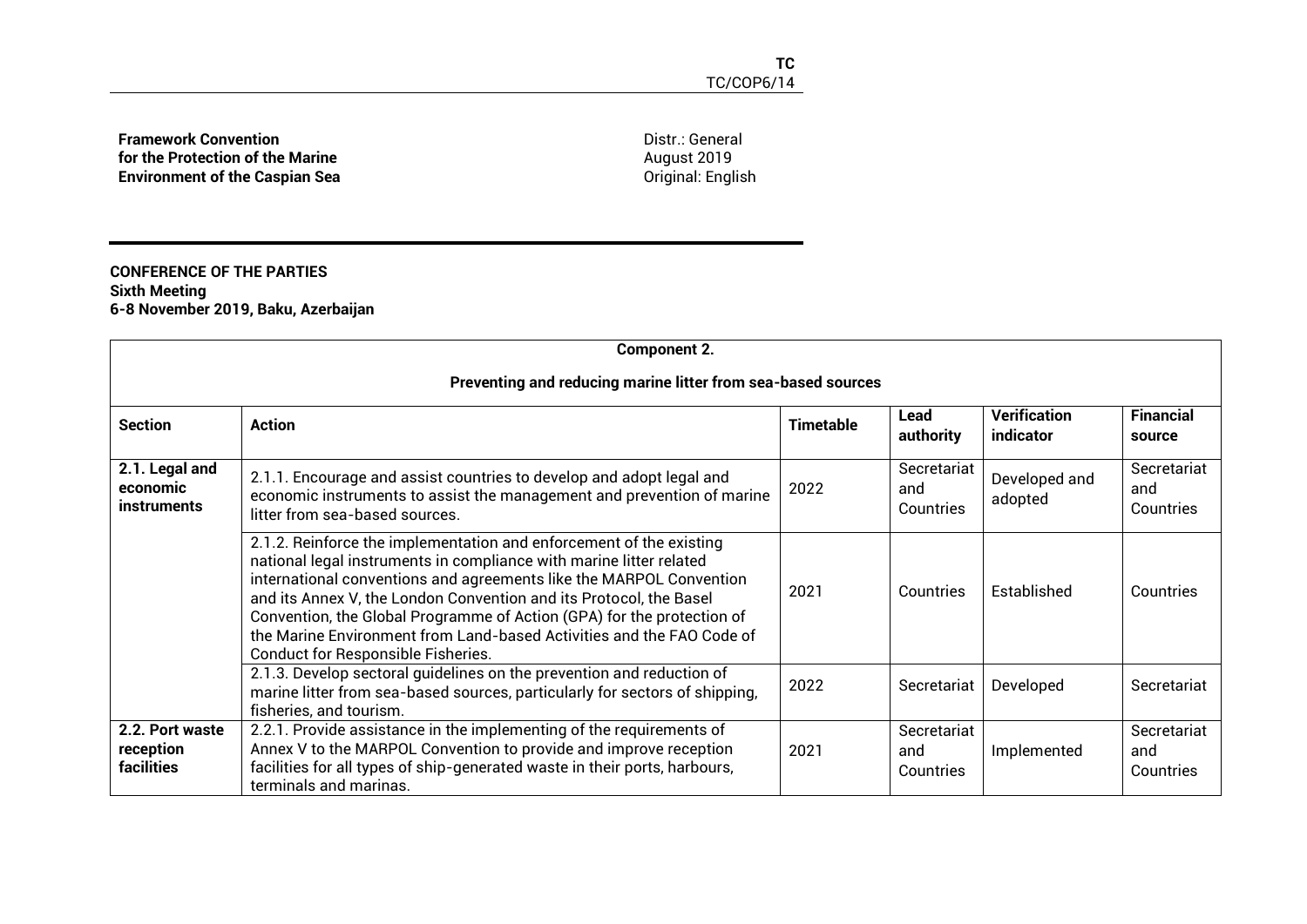**Framework Convention for the Protection of the Marine Environment of the Caspian Sea**

Distr.: General
August 2019
Original: English

**CONFERENCE OF THE PARTIES**
**Sixth Meeting**
**6-8 November 2019, Baku, Azerbaijan**

| **Component 2.**<br><br>**Preventing and reducing marine litter from sea-based sources** | | | | | |
|---|---|---|---|---|---|
| **Section** | **Action** | **Timetable** | **Lead authority** | **Verification indicator** | **Financial source** |
| **2.1. Legal and economic instruments** | 2.1.1. Encourage and assist countries to develop and adopt legal and economic instruments to assist the management and prevention of marine litter from sea-based sources. | 2022 | Secretariat and Countries | Developed and adopted | Secretariat and Countries |
| | 2.1.2. Reinforce the implementation and enforcement of the existing national legal instruments in compliance with marine litter related international conventions and agreements like the MARPOL Convention and its Annex V, the London Convention and its Protocol, the Basel Convention, the Global Programme of Action (GPA) for the protection of the Marine Environment from Land-based Activities and the FAO Code of Conduct for Responsible Fisheries. | 2021 | Countries | Established | Countries |
| | 2.1.3. Develop sectoral guidelines on the prevention and reduction of marine litter from sea-based sources, particularly for sectors of shipping, fisheries, and tourism. | 2022 | Secretariat | Developed | Secretariat |
| **2.2. Port waste reception facilities** | 2.2.1. Provide assistance in the implementing of the requirements of Annex V to the MARPOL Convention to provide and improve reception facilities for all types of ship-generated waste in their ports, harbours, terminals and marinas. | 2021 | Secretariat and Countries | Implemented | Secretariat and Countries |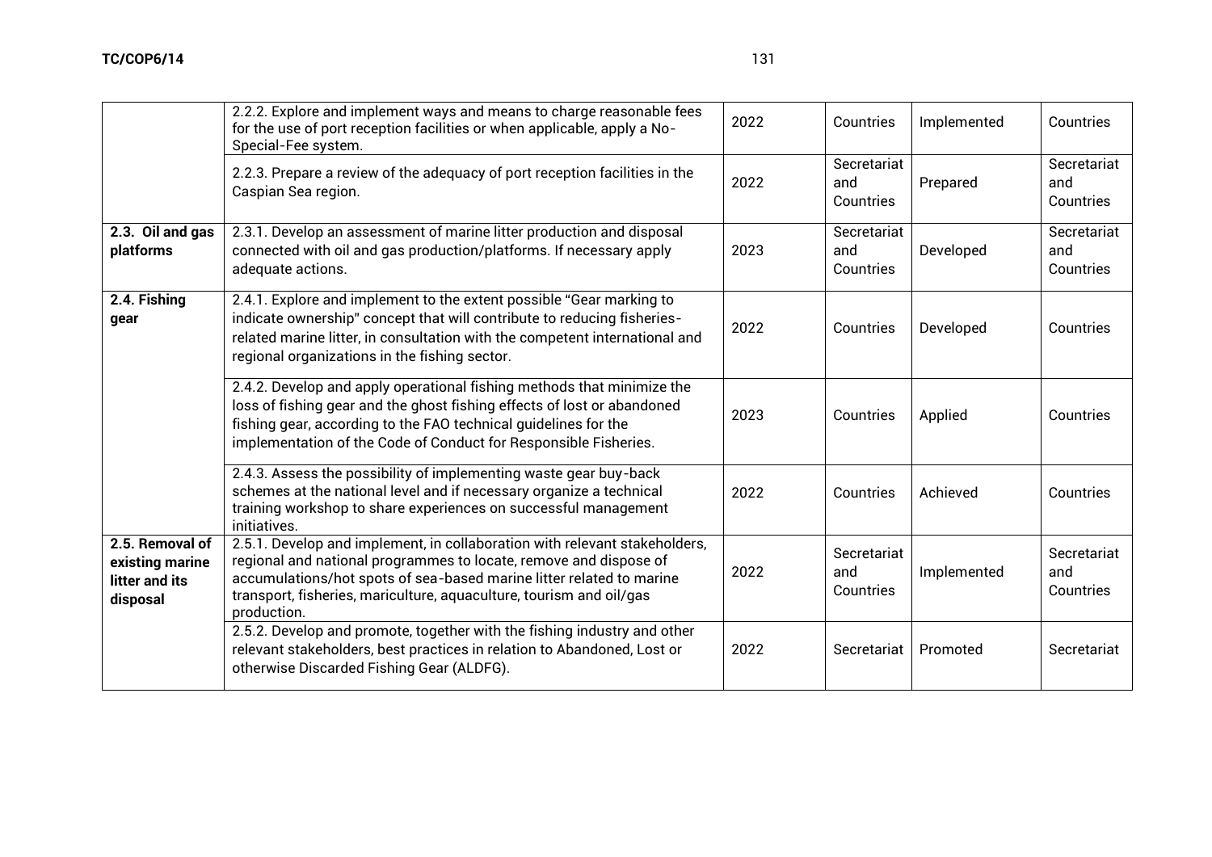| | | | | | |
|---|---|---|---|---|---|
| | 2.2.2. Explore and implement ways and means to charge reasonable fees for the use of port reception facilities or when applicable, apply a No-Special-Fee system. | 2022 | Countries | Implemented | Countries |
| | 2.2.3. Prepare a review of the adequacy of port reception facilities in the Caspian Sea region. | 2022 | Secretariat and Countries | Prepared | Secretariat and Countries |
| **2.3. Oil and gas platforms** | 2.3.1. Develop an assessment of marine litter production and disposal connected with oil and gas production/platforms. If necessary apply adequate actions. | 2023 | Secretariat and Countries | Developed | Secretariat and Countries |
| **2.4. Fishing gear** | 2.4.1. Explore and implement to the extent possible "Gear marking to indicate ownership" concept that will contribute to reducing fisheries-related marine litter, in consultation with the competent international and regional organizations in the fishing sector. | 2022 | Countries | Developed | Countries |
| | 2.4.2. Develop and apply operational fishing methods that minimize the loss of fishing gear and the ghost fishing effects of lost or abandoned fishing gear, according to the FAO technical guidelines for the implementation of the Code of Conduct for Responsible Fisheries. | 2023 | Countries | Applied | Countries |
| | 2.4.3. Assess the possibility of implementing waste gear buy-back schemes at the national level and if necessary organize a technical training workshop to share experiences on successful management initiatives. | 2022 | Countries | Achieved | Countries |
| **2.5. Removal of existing marine litter and its disposal** | 2.5.1. Develop and implement, in collaboration with relevant stakeholders, regional and national programmes to locate, remove and dispose of accumulations/hot spots of sea-based marine litter related to marine transport, fisheries, mariculture, aquaculture, tourism and oil/gas production. | 2022 | Secretariat and Countries | Implemented | Secretariat and Countries |
| | 2.5.2. Develop and promote, together with the fishing industry and other relevant stakeholders, best practices in relation to Abandoned, Lost or otherwise Discarded Fishing Gear (ALDFG). | 2022 | Secretariat | Promoted | Secretariat |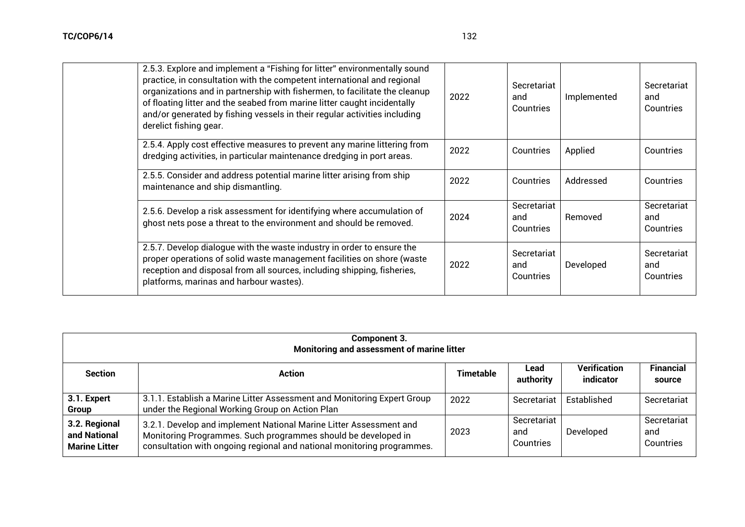| | | | | | |
|---|---|---|---|---|---|
| | 2.5.3. Explore and implement a "Fishing for litter" environmentally sound practice, in consultation with the competent international and regional organizations and in partnership with fishermen, to facilitate the cleanup of floating litter and the seabed from marine litter caught incidentally and/or generated by fishing vessels in their regular activities including derelict fishing gear. | 2022 | Secretariat and Countries | Implemented | Secretariat and Countries |
| | 2.5.4. Apply cost effective measures to prevent any marine littering from dredging activities, in particular maintenance dredging in port areas. | 2022 | Countries | Applied | Countries |
| | 2.5.5. Consider and address potential marine litter arising from ship maintenance and ship dismantling. | 2022 | Countries | Addressed | Countries |
| | 2.5.6. Develop a risk assessment for identifying where accumulation of ghost nets pose a threat to the environment and should be removed. | 2024 | Secretariat and Countries | Removed | Secretariat and Countries |
| | 2.5.7. Develop dialogue with the waste industry in order to ensure the proper operations of solid waste management facilities on shore (waste reception and disposal from all sources, including shipping, fisheries, platforms, marinas and harbour wastes). | 2022 | Secretariat and Countries | Developed | Secretariat and Countries |

**Component 3.**
**Monitoring and assessment of marine litter**

| Section | Action | Timetable | Lead authority | Verification indicator | Financial source |
|---|---|---|---|---|---|
| **3.1. Expert Group** | 3.1.1. Establish a Marine Litter Assessment and Monitoring Expert Group under the Regional Working Group on Action Plan | 2022 | Secretariat | Established | Secretariat |
| **3.2. Regional and National Marine Litter** | 3.2.1. Develop and implement National Marine Litter Assessment and Monitoring Programmes. Such programmes should be developed in consultation with ongoing regional and national monitoring programmes. | 2023 | Secretariat and Countries | Developed | Secretariat and Countries |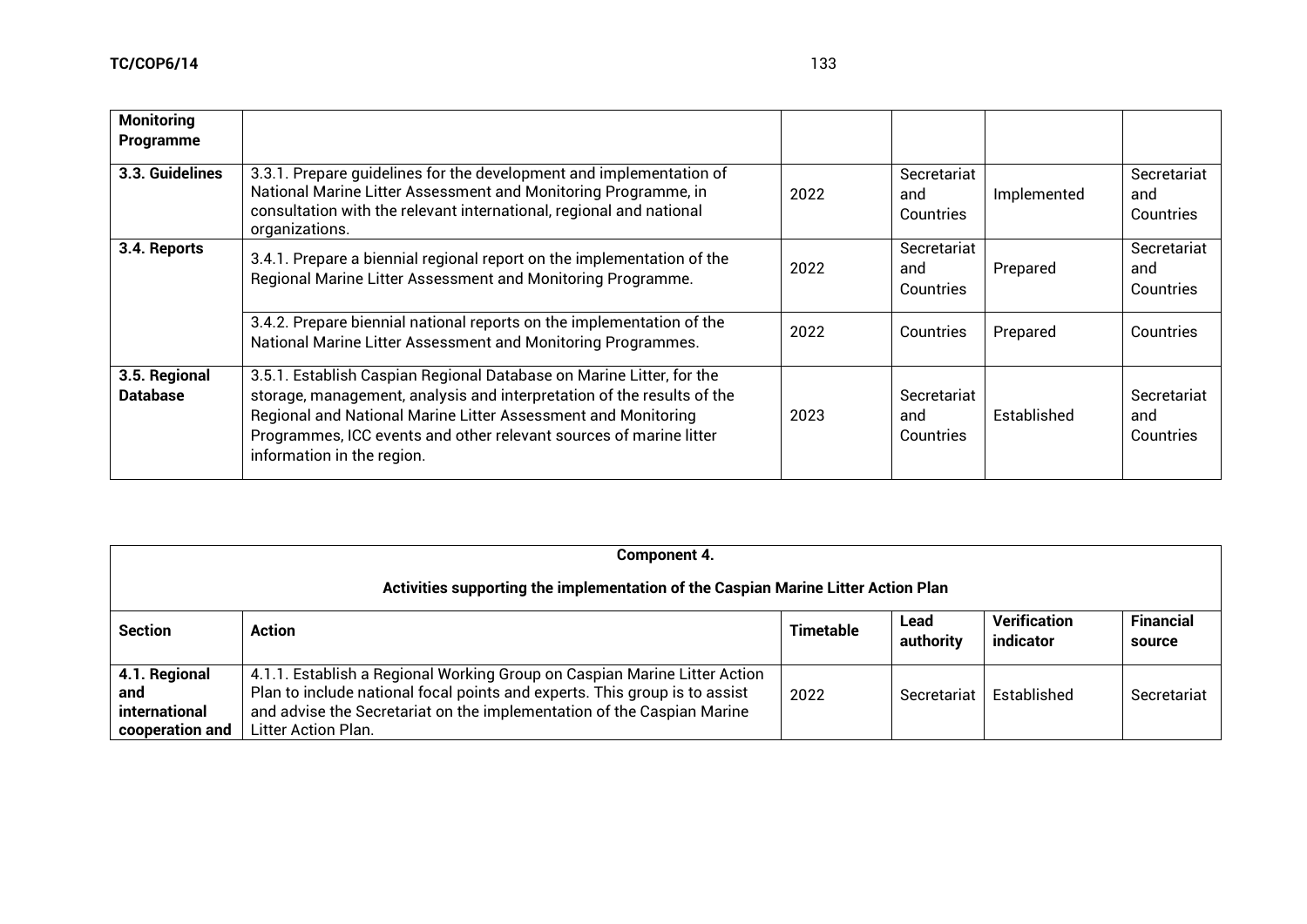| Monitoring Programme | | | | | |
|---|---|---|---|---|---|
| **3.3. Guidelines** | 3.3.1. Prepare guidelines for the development and implementation of National Marine Litter Assessment and Monitoring Programme, in consultation with the relevant international, regional and national organizations. | 2022 | Secretariat and Countries | Implemented | Secretariat and Countries |
| **3.4. Reports** | 3.4.1. Prepare a biennial regional report on the implementation of the Regional Marine Litter Assessment and Monitoring Programme. | 2022 | Secretariat and Countries | Prepared | Secretariat and Countries |
| | 3.4.2. Prepare biennial national reports on the implementation of the National Marine Litter Assessment and Monitoring Programmes. | 2022 | Countries | Prepared | Countries |
| **3.5. Regional Database** | 3.5.1. Establish Caspian Regional Database on Marine Litter, for the storage, management, analysis and interpretation of the results of the Regional and National Marine Litter Assessment and Monitoring Programmes, ICC events and other relevant sources of marine litter information in the region. | 2023 | Secretariat and Countries | Established | Secretariat and Countries |

**Component 4.**

**Activities supporting the implementation of the Caspian Marine Litter Action Plan**

| Section | Action | Timetable | Lead authority | Verification indicator | Financial source |
|---|---|---|---|---|---|
| **4.1. Regional and international cooperation and** | 4.1.1. Establish a Regional Working Group on Caspian Marine Litter Action Plan to include national focal points and experts. This group is to assist and advise the Secretariat on the implementation of the Caspian Marine Litter Action Plan. | 2022 | Secretariat | Established | Secretariat |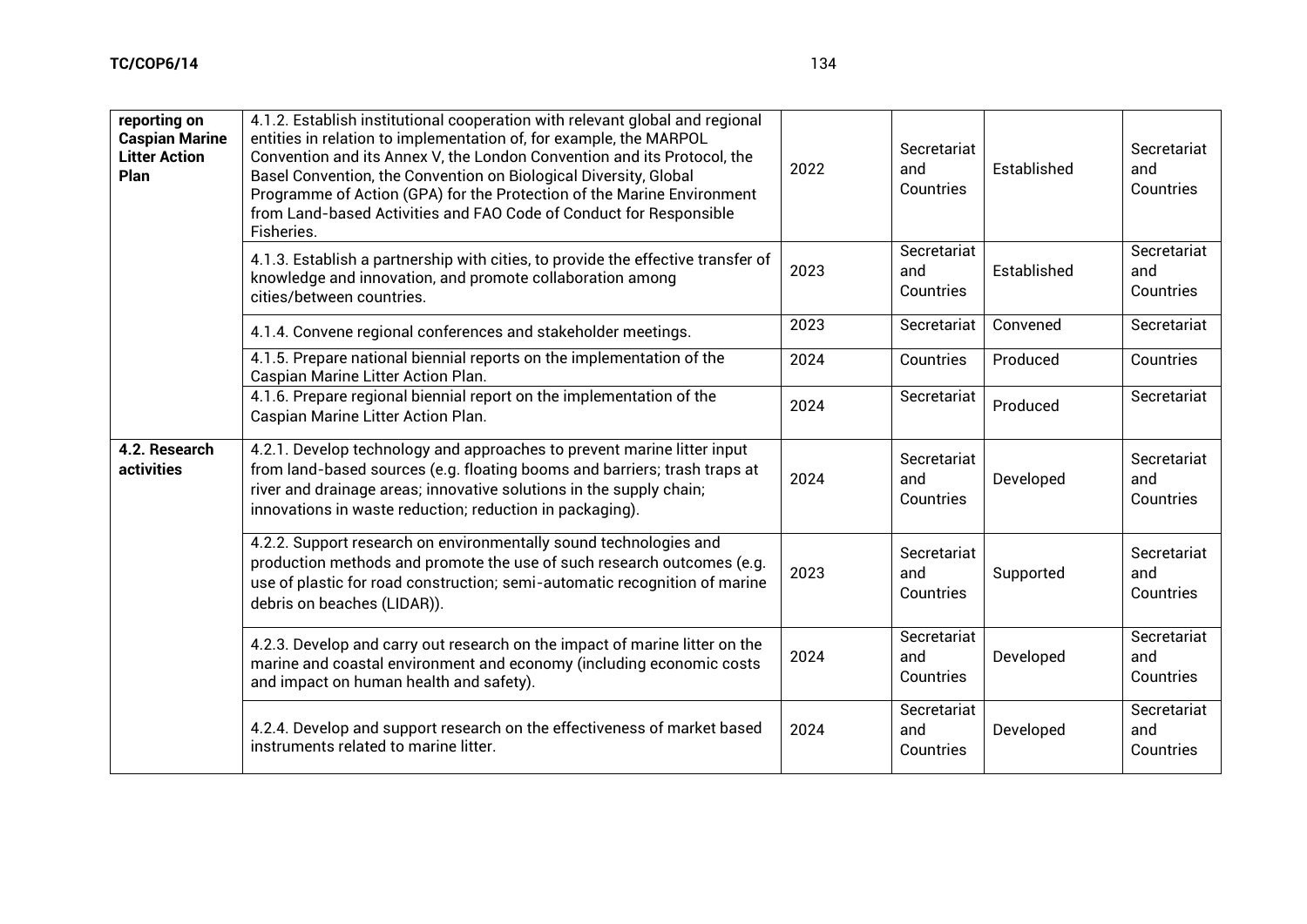| reporting on Caspian Marine Litter Action Plan | 4.1.2. Establish institutional cooperation with relevant global and regional entities in relation to implementation of, for example, the MARPOL Convention and its Annex V, the London Convention and its Protocol, the Basel Convention, the Convention on Biological Diversity, Global Programme of Action (GPA) for the Protection of the Marine Environment from Land-based Activities and FAO Code of Conduct for Responsible Fisheries. | 2022 | Secretariat and Countries | Established | Secretariat and Countries |
|---|---|---|---|---|---|
| | 4.1.3. Establish a partnership with cities, to provide the effective transfer of knowledge and innovation, and promote collaboration among cities/between countries. | 2023 | Secretariat and Countries | Established | Secretariat and Countries |
| | 4.1.4. Convene regional conferences and stakeholder meetings. | 2023 | Secretariat | Convened | Secretariat |
| | 4.1.5. Prepare national biennial reports on the implementation of the Caspian Marine Litter Action Plan. | 2024 | Countries | Produced | Countries |
| | 4.1.6. Prepare regional biennial report on the implementation of the Caspian Marine Litter Action Plan. | 2024 | Secretariat | Produced | Secretariat |
| **4.2. Research activities** | 4.2.1. Develop technology and approaches to prevent marine litter input from land-based sources (e.g. floating booms and barriers; trash traps at river and drainage areas; innovative solutions in the supply chain; innovations in waste reduction; reduction in packaging). | 2024 | Secretariat and Countries | Developed | Secretariat and Countries |
| | 4.2.2. Support research on environmentally sound technologies and production methods and promote the use of such research outcomes (e.g. use of plastic for road construction; semi-automatic recognition of marine debris on beaches (LIDAR)). | 2023 | Secretariat and Countries | Supported | Secretariat and Countries |
| | 4.2.3. Develop and carry out research on the impact of marine litter on the marine and coastal environment and economy (including economic costs and impact on human health and safety). | 2024 | Secretariat and Countries | Developed | Secretariat and Countries |
| | 4.2.4. Develop and support research on the effectiveness of market based instruments related to marine litter. | 2024 | Secretariat and Countries | Developed | Secretariat and Countries |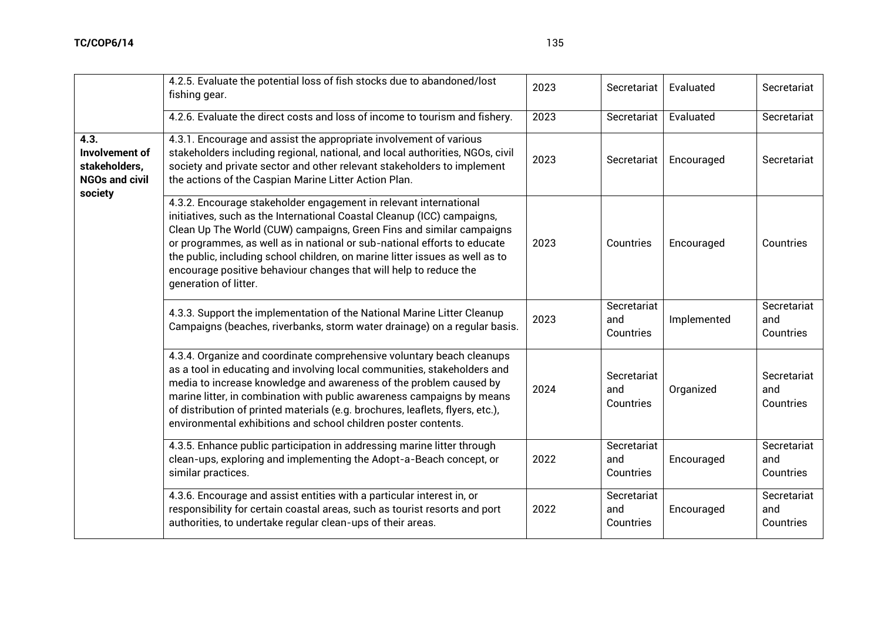| | | | | | |
|---|---|---|---|---|---|
| | 4.2.5. Evaluate the potential loss of fish stocks due to abandoned/lost fishing gear. | 2023 | Secretariat | Evaluated | Secretariat |
| | 4.2.6. Evaluate the direct costs and loss of income to tourism and fishery. | 2023 | Secretariat | Evaluated | Secretariat |
| **4.3. Involvement of stakeholders, NGOs and civil society** | 4.3.1. Encourage and assist the appropriate involvement of various stakeholders including regional, national, and local authorities, NGOs, civil society and private sector and other relevant stakeholders to implement the actions of the Caspian Marine Litter Action Plan. | 2023 | Secretariat | Encouraged | Secretariat |
| | 4.3.2. Encourage stakeholder engagement in relevant international initiatives, such as the International Coastal Cleanup (ICC) campaigns, Clean Up The World (CUW) campaigns, Green Fins and similar campaigns or programmes, as well as in national or sub-national efforts to educate the public, including school children, on marine litter issues as well as to encourage positive behaviour changes that will help to reduce the generation of litter. | 2023 | Countries | Encouraged | Countries |
| | 4.3.3. Support the implementation of the National Marine Litter Cleanup Campaigns (beaches, riverbanks, storm water drainage) on a regular basis. | 2023 | Secretariat and Countries | Implemented | Secretariat and Countries |
| | 4.3.4. Organize and coordinate comprehensive voluntary beach cleanups as a tool in educating and involving local communities, stakeholders and media to increase knowledge and awareness of the problem caused by marine litter, in combination with public awareness campaigns by means of distribution of printed materials (e.g. brochures, leaflets, flyers, etc.), environmental exhibitions and school children poster contents. | 2024 | Secretariat and Countries | Organized | Secretariat and Countries |
| | 4.3.5. Enhance public participation in addressing marine litter through clean-ups, exploring and implementing the Adopt-a-Beach concept, or similar practices. | 2022 | Secretariat and Countries | Encouraged | Secretariat and Countries |
| | 4.3.6. Encourage and assist entities with a particular interest in, or responsibility for certain coastal areas, such as tourist resorts and port authorities, to undertake regular clean-ups of their areas. | 2022 | Secretariat and Countries | Encouraged | Secretariat and Countries |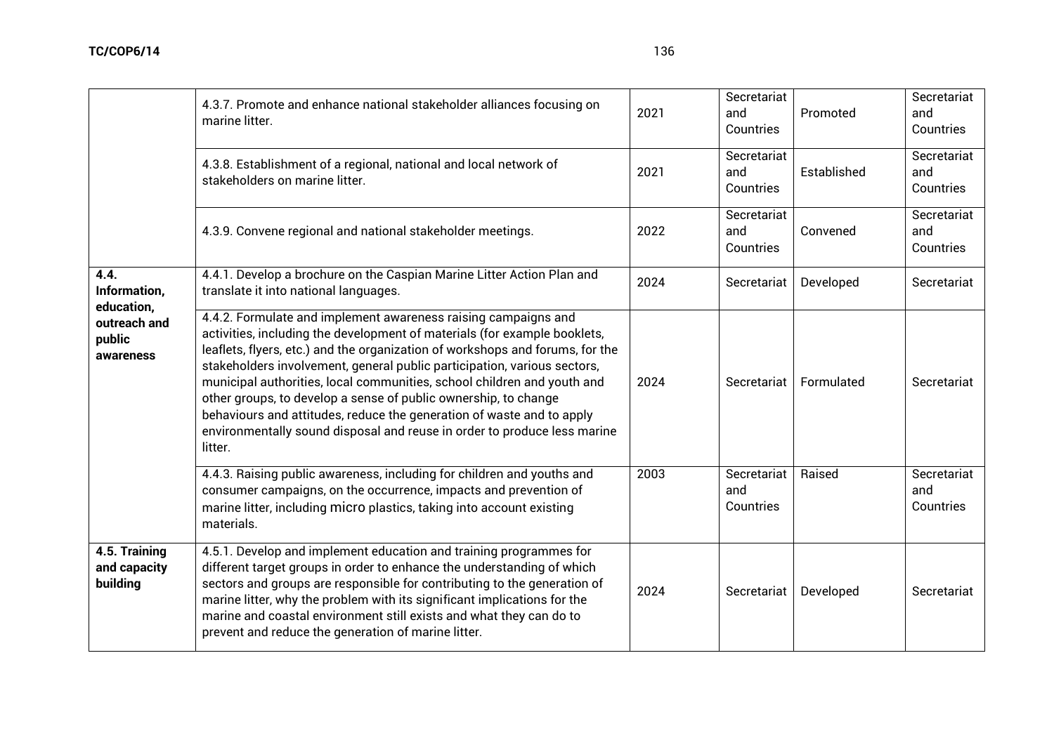| | | | | | |
|---|---|---|---|---|---|
| | 4.3.7. Promote and enhance national stakeholder alliances focusing on marine litter. | 2021 | Secretariat and Countries | Promoted | Secretariat and Countries |
| | 4.3.8. Establishment of a regional, national and local network of stakeholders on marine litter. | 2021 | Secretariat and Countries | Established | Secretariat and Countries |
| | 4.3.9. Convene regional and national stakeholder meetings. | 2022 | Secretariat and Countries | Convened | Secretariat and Countries |
| **4.4. Information, education, outreach and public awareness** | 4.4.1. Develop a brochure on the Caspian Marine Litter Action Plan and translate it into national languages. | 2024 | Secretariat | Developed | Secretariat |
| | 4.4.2. Formulate and implement awareness raising campaigns and activities, including the development of materials (for example booklets, leaflets, flyers, etc.) and the organization of workshops and forums, for the stakeholders involvement, general public participation, various sectors, municipal authorities, local communities, school children and youth and other groups, to develop a sense of public ownership, to change behaviours and attitudes, reduce the generation of waste and to apply environmentally sound disposal and reuse in order to produce less marine litter. | 2024 | Secretariat | Formulated | Secretariat |
| | 4.4.3. Raising public awareness, including for children and youths and consumer campaigns, on the occurrence, impacts and prevention of marine litter, including micro plastics, taking into account existing materials. | 2003 | Secretariat and Countries | Raised | Secretariat and Countries |
| **4.5. Training and capacity building** | 4.5.1. Develop and implement education and training programmes for different target groups in order to enhance the understanding of which sectors and groups are responsible for contributing to the generation of marine litter, why the problem with its significant implications for the marine and coastal environment still exists and what they can do to prevent and reduce the generation of marine litter. | 2024 | Secretariat | Developed | Secretariat |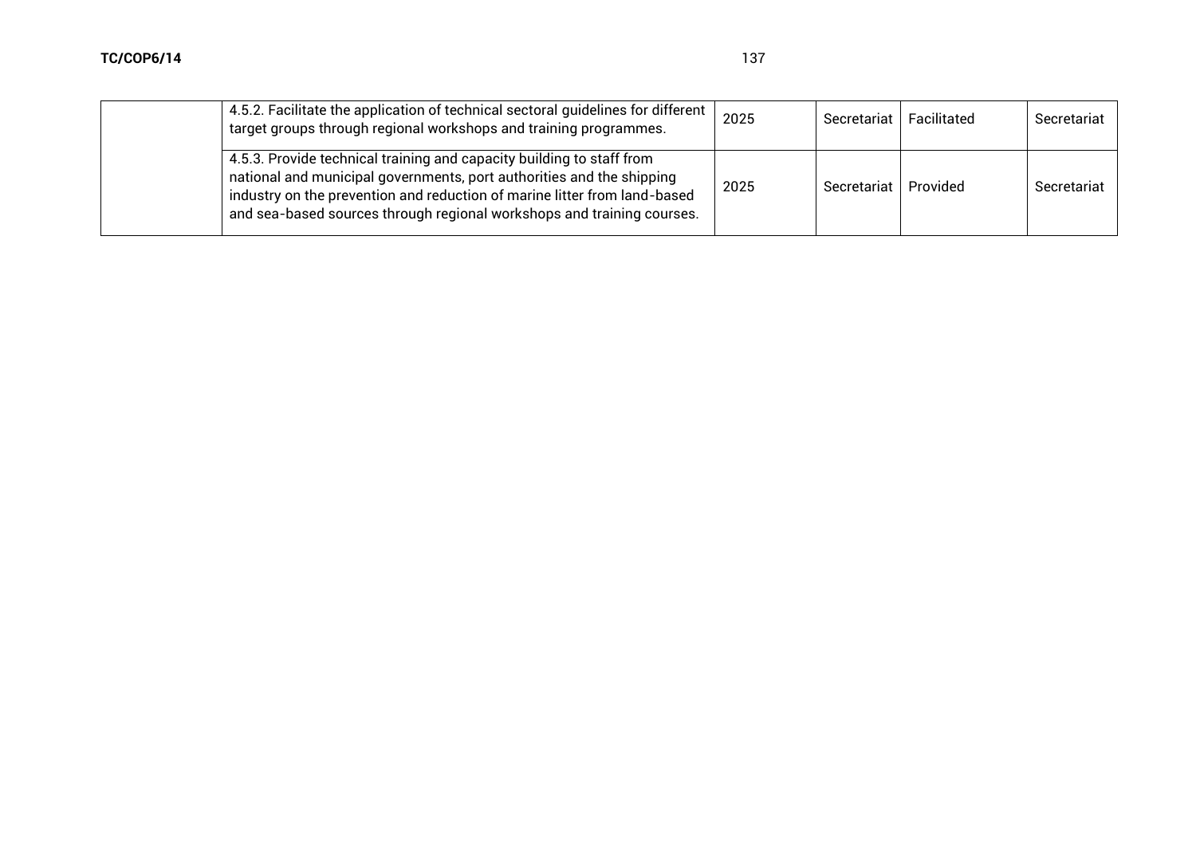| | | | | | |
|---|---|---|---|---|---|
| | 4.5.2. Facilitate the application of technical sectoral guidelines for different target groups through regional workshops and training programmes. | 2025 | Secretariat | Facilitated | Secretariat |
| | 4.5.3. Provide technical training and capacity building to staff from national and municipal governments, port authorities and the shipping industry on the prevention and reduction of marine litter from land-based and sea-based sources through regional workshops and training courses. | 2025 | Secretariat | Provided | Secretariat |